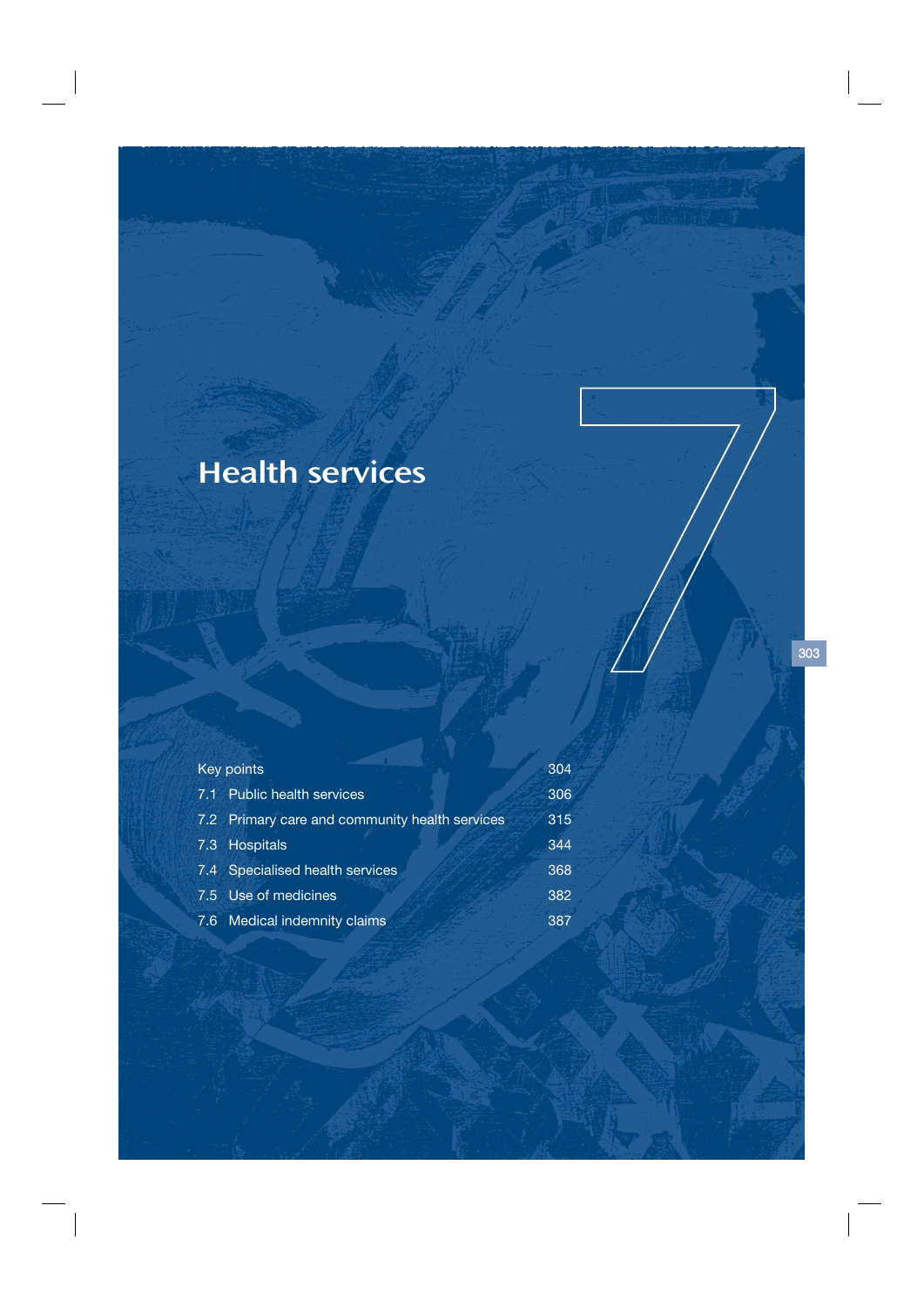# 7 Health services

| Section | Page |
|---|---|
| Key points | 304 |
| 7.1 Public health services | 306 |
| 7.2 Primary care and community health services | 315 |
| 7.3 Hospitals | 344 |
| 7.4 Specialised health services | 368 |
| 7.5 Use of medicines | 382 |
| 7.6 Medical indemnity claims | 387 |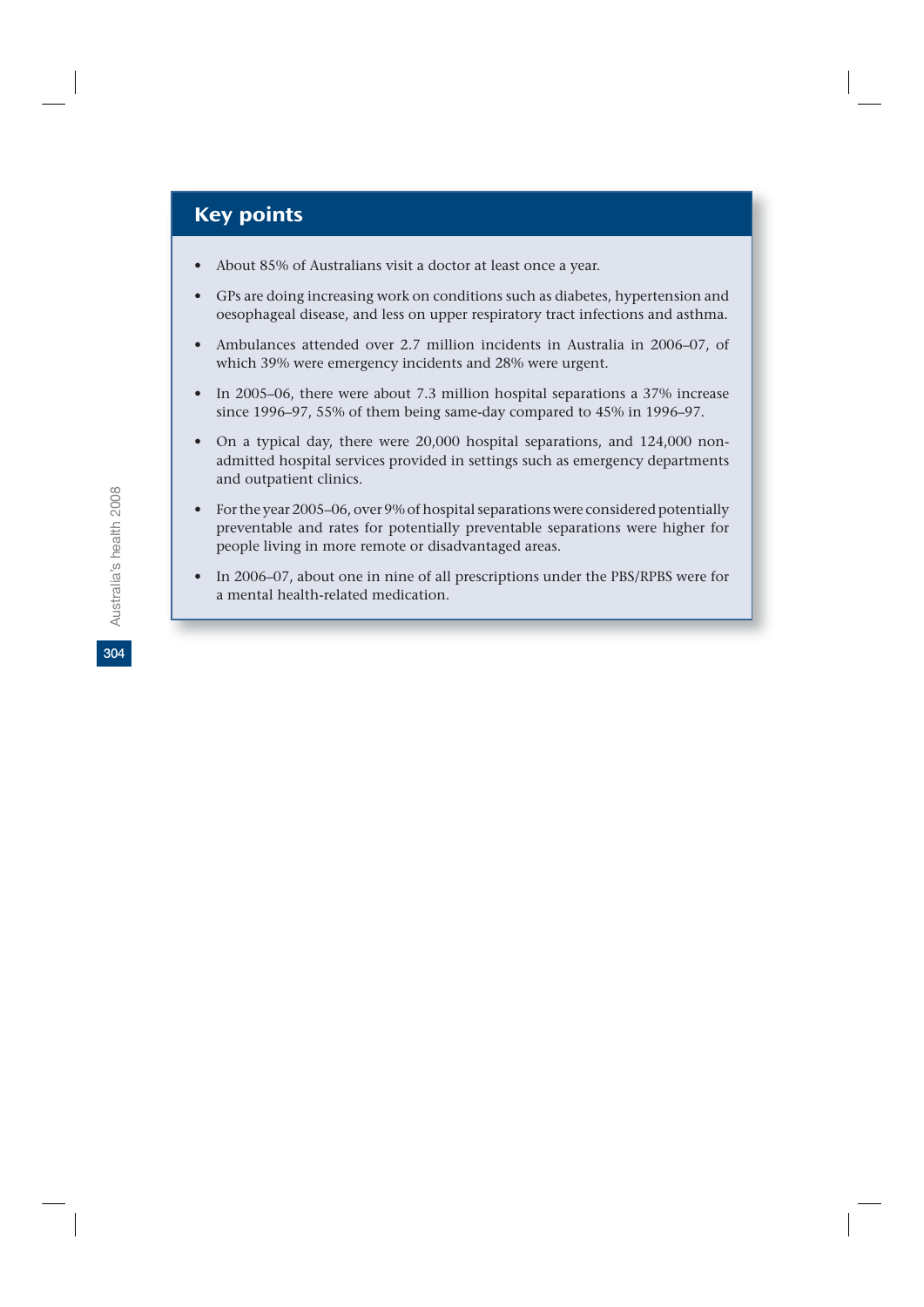## Key points

- About 85% of Australians visit a doctor at least once a year.
- GPs are doing increasing work on conditions such as diabetes, hypertension and oesophageal disease, and less on upper respiratory tract infections and asthma.
- Ambulances attended over 2.7 million incidents in Australia in 2006–07, of which 39% were emergency incidents and 28% were urgent.
- In 2005–06, there were about 7.3 million hospital separations a 37% increase since 1996–97, 55% of them being same-day compared to 45% in 1996–97.
- On a typical day, there were 20,000 hospital separations, and 124,000 non-admitted hospital services provided in settings such as emergency departments and outpatient clinics.
- For the year 2005–06, over 9% of hospital separations were considered potentially preventable and rates for potentially preventable separations were higher for people living in more remote or disadvantaged areas.
- In 2006–07, about one in nine of all prescriptions under the PBS/RPBS were for a mental health-related medication.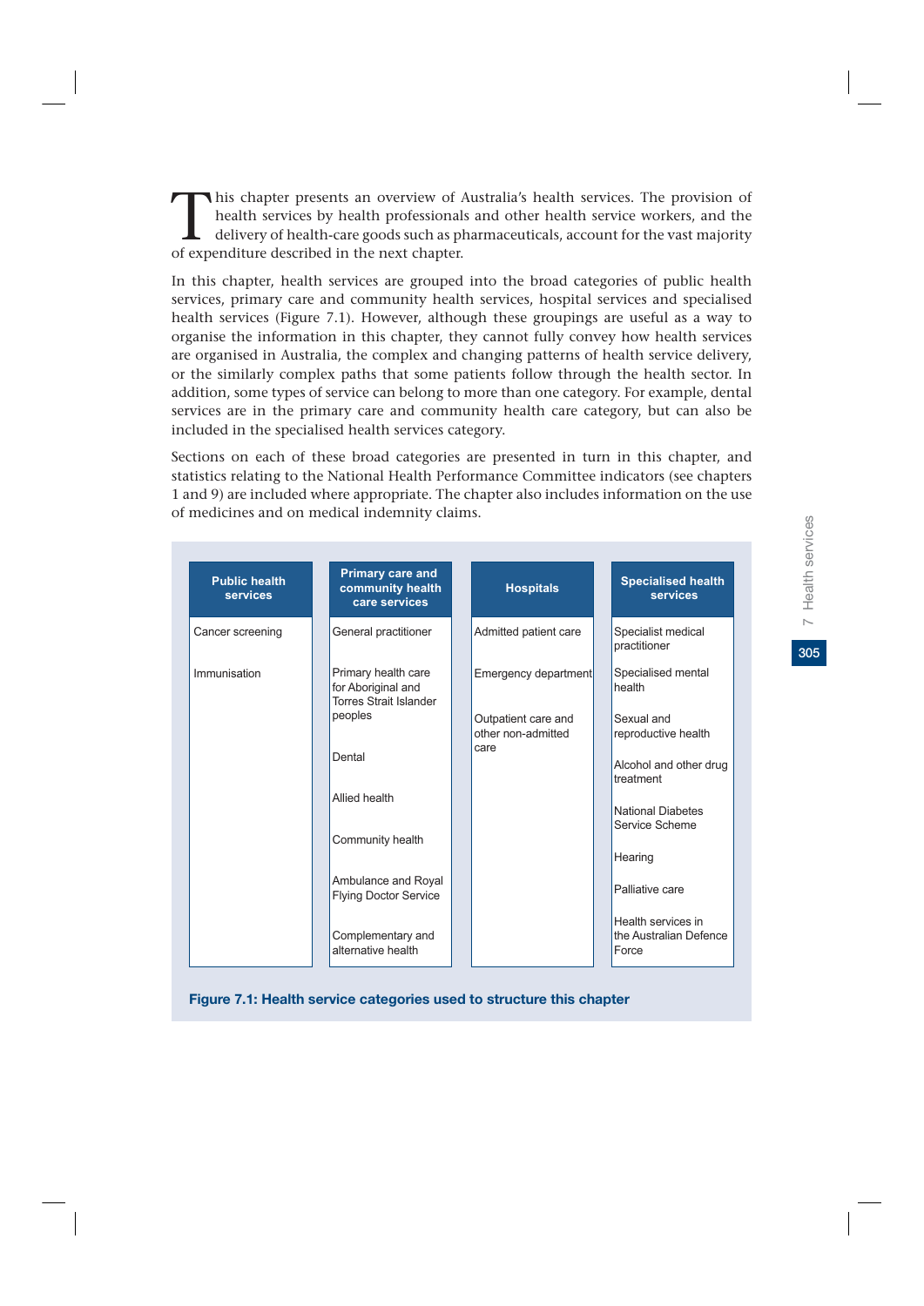This chapter presents an overview of Australia's health services. The provision of health services by health professionals and other health service workers, and the delivery of health-care goods such as pharmaceuticals, account for the vast majority of expenditure described in the next chapter.

In this chapter, health services are grouped into the broad categories of public health services, primary care and community health services, hospital services and specialised health services (Figure 7.1). However, although these groupings are useful as a way to organise the information in this chapter, they cannot fully convey how health services are organised in Australia, the complex and changing patterns of health service delivery, or the similarly complex paths that some patients follow through the health sector. In addition, some types of service can belong to more than one category. For example, dental services are in the primary care and community health care category, but can also be included in the specialised health services category.

Sections on each of these broad categories are presented in turn in this chapter, and statistics relating to the National Health Performance Committee indicators (see chapters 1 and 9) are included where appropriate. The chapter also includes information on the use of medicines and on medical indemnity claims.

| Public health services | Primary care and community health care services | Hospitals | Specialised health services |
|---|---|---|---|
| Cancer screening | General practitioner | Admitted patient care | Specialist medical practitioner |
| Immunisation | Primary health care for Aboriginal and Torres Strait Islander peoples | Emergency department | Specialised mental health |
| | Dental | Outpatient care and other non-admitted care | Sexual and reproductive health |
| | Allied health | | Alcohol and other drug treatment |
| | Community health | | National Diabetes Service Scheme |
| | Ambulance and Royal Flying Doctor Service | | Hearing |
| | Complementary and alternative health | | Palliative care |
| | | | Health services in the Australian Defence Force |

**Figure 7.1: Health service categories used to structure this chapter**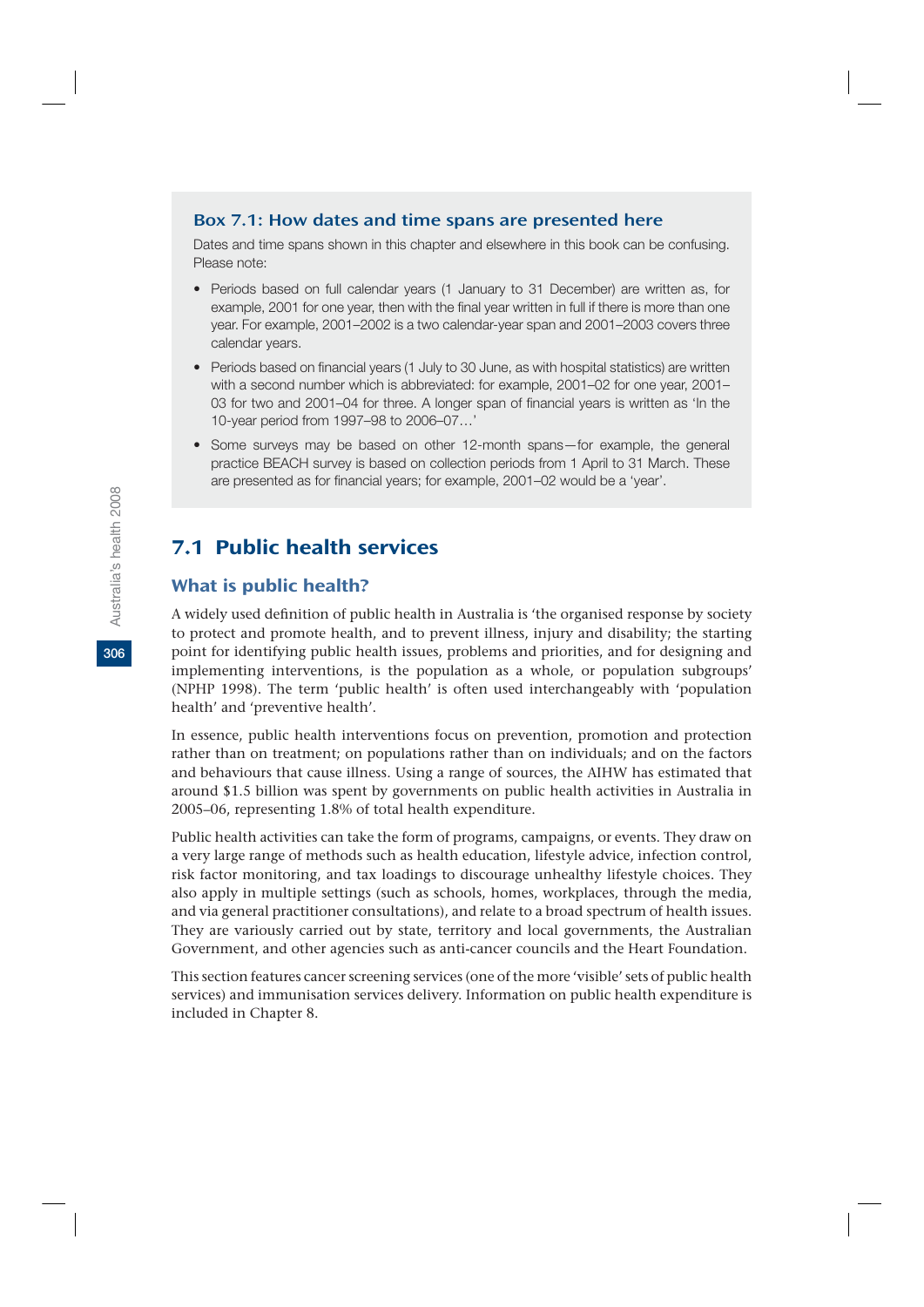### Box 7.1: How dates and time spans are presented here

Dates and time spans shown in this chapter and elsewhere in this book can be confusing. Please note:

- Periods based on full calendar years (1 January to 31 December) are written as, for example, 2001 for one year, then with the final year written in full if there is more than one year. For example, 2001–2002 is a two calendar-year span and 2001–2003 covers three calendar years.
- Periods based on financial years (1 July to 30 June, as with hospital statistics) are written with a second number which is abbreviated: for example, 2001–02 for one year, 2001–03 for two and 2001–04 for three. A longer span of financial years is written as 'In the 10-year period from 1997–98 to 2006–07…'
- Some surveys may be based on other 12-month spans—for example, the general practice BEACH survey is based on collection periods from 1 April to 31 March. These are presented as for financial years; for example, 2001–02 would be a 'year'.

## 7.1 Public health services

### What is public health?

A widely used definition of public health in Australia is 'the organised response by society to protect and promote health, and to prevent illness, injury and disability; the starting point for identifying public health issues, problems and priorities, and for designing and implementing interventions, is the population as a whole, or population subgroups' (NPHP 1998). The term 'public health' is often used interchangeably with 'population health' and 'preventive health'.

In essence, public health interventions focus on prevention, promotion and protection rather than on treatment; on populations rather than on individuals; and on the factors and behaviours that cause illness. Using a range of sources, the AIHW has estimated that around $1.5 billion was spent by governments on public health activities in Australia in 2005–06, representing 1.8% of total health expenditure.

Public health activities can take the form of programs, campaigns, or events. They draw on a very large range of methods such as health education, lifestyle advice, infection control, risk factor monitoring, and tax loadings to discourage unhealthy lifestyle choices. They also apply in multiple settings (such as schools, homes, workplaces, through the media, and via general practitioner consultations), and relate to a broad spectrum of health issues. They are variously carried out by state, territory and local governments, the Australian Government, and other agencies such as anti-cancer councils and the Heart Foundation.

This section features cancer screening services (one of the more 'visible' sets of public health services) and immunisation services delivery. Information on public health expenditure is included in Chapter 8.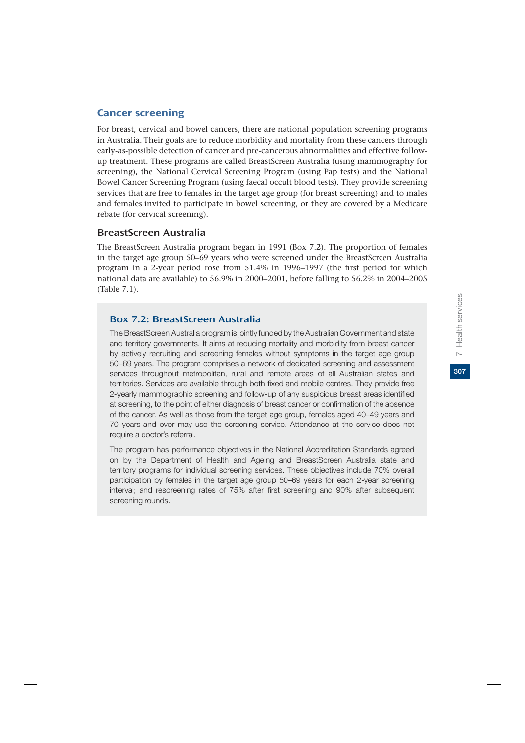## Cancer screening

For breast, cervical and bowel cancers, there are national population screening programs in Australia. Their goals are to reduce morbidity and mortality from these cancers through early-as-possible detection of cancer and pre-cancerous abnormalities and effective follow-up treatment. These programs are called BreastScreen Australia (using mammography for screening), the National Cervical Screening Program (using Pap tests) and the National Bowel Cancer Screening Program (using faecal occult blood tests). They provide screening services that are free to females in the target age group (for breast screening) and to males and females invited to participate in bowel screening, or they are covered by a Medicare rebate (for cervical screening).

### BreastScreen Australia

The BreastScreen Australia program began in 1991 (Box 7.2). The proportion of females in the target age group 50–69 years who were screened under the BreastScreen Australia program in a 2-year period rose from 51.4% in 1996–1997 (the first period for which national data are available) to 56.9% in 2000–2001, before falling to 56.2% in 2004–2005 (Table 7.1).

#### Box 7.2: BreastScreen Australia

The BreastScreen Australia program is jointly funded by the Australian Government and state and territory governments. It aims at reducing mortality and morbidity from breast cancer by actively recruiting and screening females without symptoms in the target age group 50–69 years. The program comprises a network of dedicated screening and assessment services throughout metropolitan, rural and remote areas of all Australian states and territories. Services are available through both fixed and mobile centres. They provide free 2-yearly mammographic screening and follow-up of any suspicious breast areas identified at screening, to the point of either diagnosis of breast cancer or confirmation of the absence of the cancer. As well as those from the target age group, females aged 40–49 years and 70 years and over may use the screening service. Attendance at the service does not require a doctor's referral.

The program has performance objectives in the National Accreditation Standards agreed on by the Department of Health and Ageing and BreastScreen Australia state and territory programs for individual screening services. These objectives include 70% overall participation by females in the target age group 50–69 years for each 2-year screening interval; and rescreening rates of 75% after first screening and 90% after subsequent screening rounds.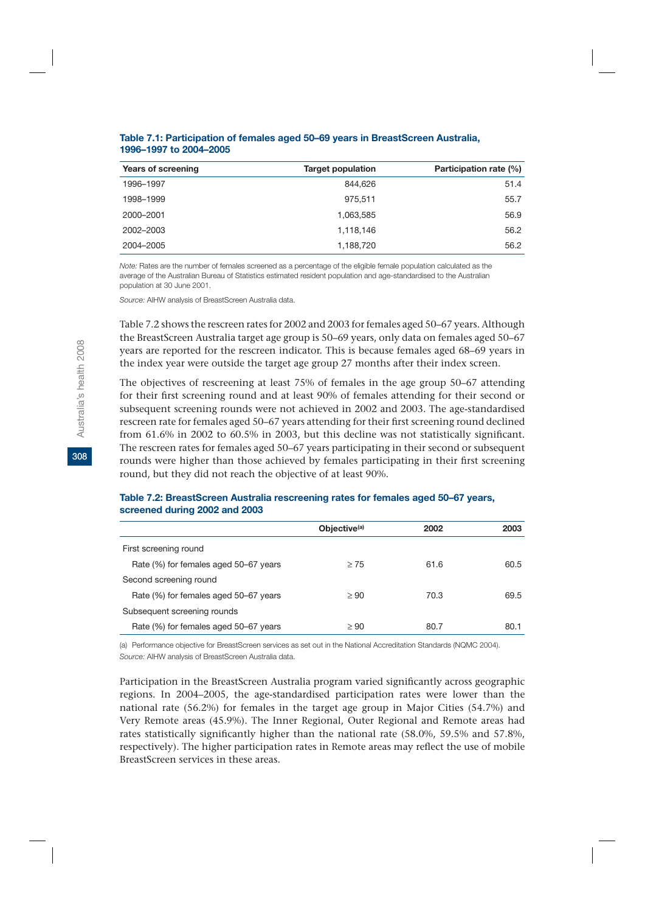**Table 7.1: Participation of females aged 50–69 years in BreastScreen Australia, 1996–1997 to 2004–2005**

| Years of screening | Target population | Participation rate (%) |
|---|---|---|
| 1996–1997 | 844,626 | 51.4 |
| 1998–1999 | 975,511 | 55.7 |
| 2000–2001 | 1,063,585 | 56.9 |
| 2002–2003 | 1,118,146 | 56.2 |
| 2004–2005 | 1,188,720 | 56.2 |

*Note:* Rates are the number of females screened as a percentage of the eligible female population calculated as the average of the Australian Bureau of Statistics estimated resident population and age-standardised to the Australian population at 30 June 2001.

*Source:* AIHW analysis of BreastScreen Australia data.

Table 7.2 shows the rescreen rates for 2002 and 2003 for females aged 50–67 years. Although the BreastScreen Australia target age group is 50–69 years, only data on females aged 50–67 years are reported for the rescreen indicator. This is because females aged 68–69 years in the index year were outside the target age group 27 months after their index screen.

The objectives of rescreening at least 75% of females in the age group 50–67 attending for their first screening round and at least 90% of females attending for their second or subsequent screening rounds were not achieved in 2002 and 2003. The age-standardised rescreen rate for females aged 50–67 years attending for their first screening round declined from 61.6% in 2002 to 60.5% in 2003, but this decline was not statistically significant. The rescreen rates for females aged 50–67 years participating in their second or subsequent rounds were higher than those achieved by females participating in their first screening round, but they did not reach the objective of at least 90%.

**Table 7.2: BreastScreen Australia rescreening rates for females aged 50–67 years, screened during 2002 and 2003**

| | Objective[(a)] | 2002 | 2003 |
|---|---|---|---|
| First screening round | | | |
| Rate (%) for females aged 50–67 years | ≥ 75 | 61.6 | 60.5 |
| Second screening round | | | |
| Rate (%) for females aged 50–67 years | ≥ 90 | 70.3 | 69.5 |
| Subsequent screening rounds | | | |
| Rate (%) for females aged 50–67 years | ≥ 90 | 80.7 | 80.1 |

(a) Performance objective for BreastScreen services as set out in the National Accreditation Standards (NQMC 2004).

*Source:* AIHW analysis of BreastScreen Australia data.

Participation in the BreastScreen Australia program varied significantly across geographic regions. In 2004–2005, the age-standardised participation rates were lower than the national rate (56.2%) for females in the target age group in Major Cities (54.7%) and Very Remote areas (45.9%). The Inner Regional, Outer Regional and Remote areas had rates statistically significantly higher than the national rate (58.0%, 59.5% and 57.8%, respectively). The higher participation rates in Remote areas may reflect the use of mobile BreastScreen services in these areas.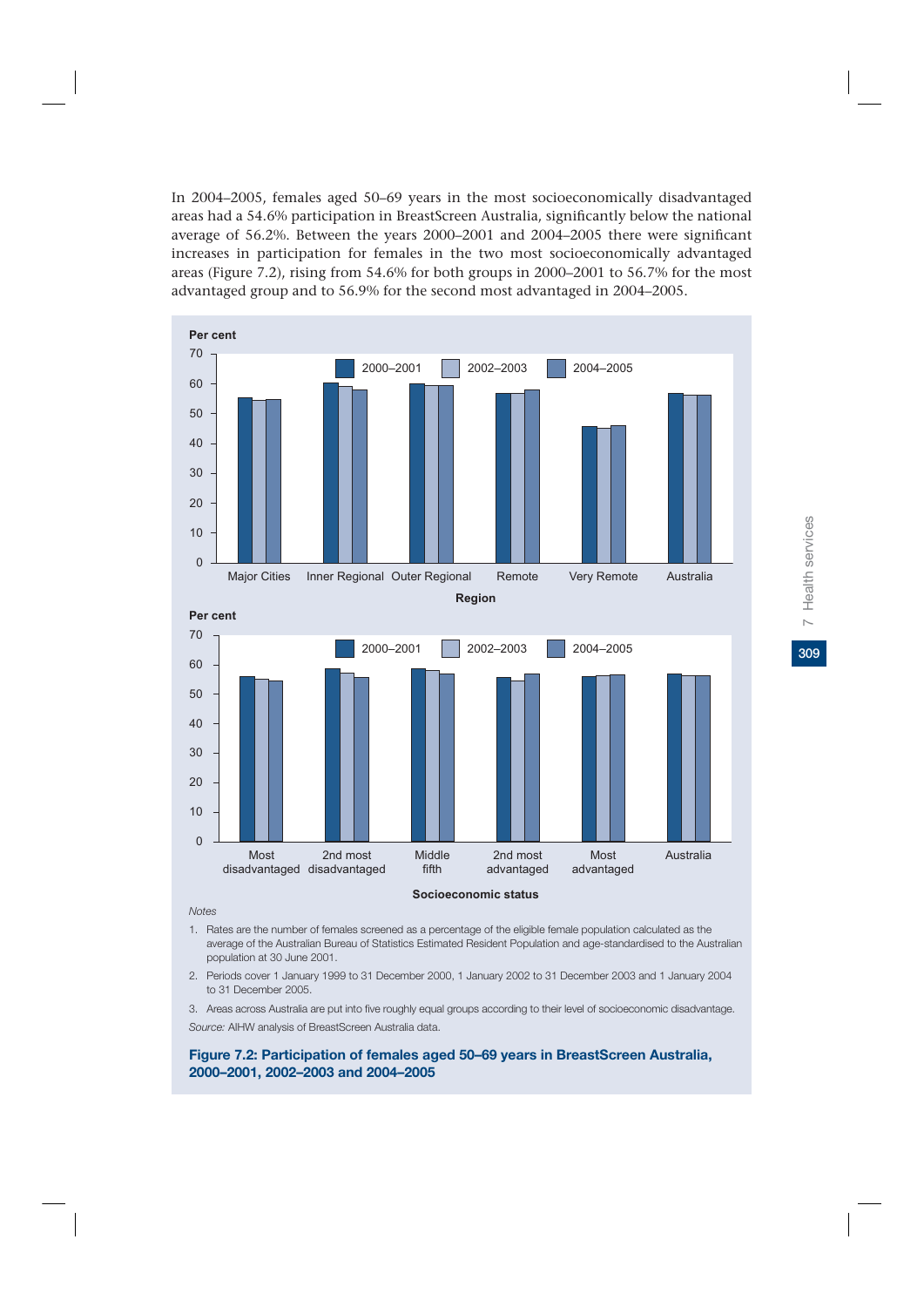In 2004–2005, females aged 50–69 years in the most socioeconomically disadvantaged areas had a 54.6% participation in BreastScreen Australia, significantly below the national average of 56.2%. Between the years 2000–2001 and 2004–2005 there were significant increases in participation for females in the two most socioeconomically advantaged areas (Figure 7.2), rising from 54.6% for both groups in 2000–2001 to 56.7% for the most advantaged group and to 56.9% for the second most advantaged in 2004–2005.

*Notes*

1. Rates are the number of females screened as a percentage of the eligible female population calculated as the average of the Australian Bureau of Statistics Estimated Resident Population and age-standardised to the Australian population at 30 June 2001.
2. Periods cover 1 January 1999 to 31 December 2000, 1 January 2002 to 31 December 2003 and 1 January 2004 to 31 December 2005.
3. Areas across Australia are put into five roughly equal groups according to their level of socioeconomic disadvantage.

*Source:* AIHW analysis of BreastScreen Australia data.

**Figure 7.2: Participation of females aged 50–69 years in BreastScreen Australia, 2000–2001, 2002–2003 and 2004–2005**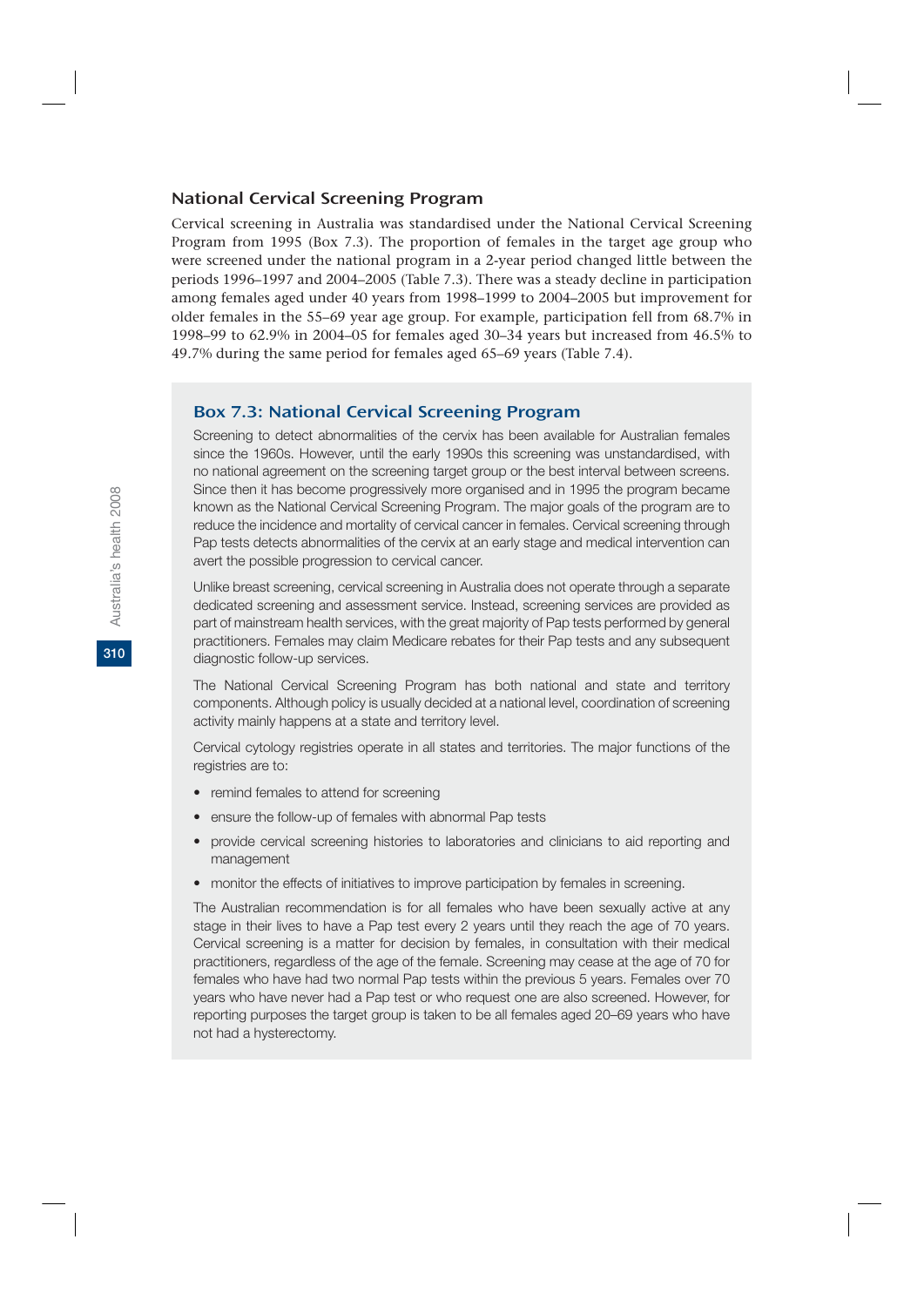## National Cervical Screening Program

Cervical screening in Australia was standardised under the National Cervical Screening Program from 1995 (Box 7.3). The proportion of females in the target age group who were screened under the national program in a 2-year period changed little between the periods 1996–1997 and 2004–2005 (Table 7.3). There was a steady decline in participation among females aged under 40 years from 1998–1999 to 2004–2005 but improvement for older females in the 55–69 year age group. For example, participation fell from 68.7% in 1998–99 to 62.9% in 2004–05 for females aged 30–34 years but increased from 46.5% to 49.7% during the same period for females aged 65–69 years (Table 7.4).

### Box 7.3: National Cervical Screening Program

Screening to detect abnormalities of the cervix has been available for Australian females since the 1960s. However, until the early 1990s this screening was unstandardised, with no national agreement on the screening target group or the best interval between screens. Since then it has become progressively more organised and in 1995 the program became known as the National Cervical Screening Program. The major goals of the program are to reduce the incidence and mortality of cervical cancer in females. Cervical screening through Pap tests detects abnormalities of the cervix at an early stage and medical intervention can avert the possible progression to cervical cancer.

Unlike breast screening, cervical screening in Australia does not operate through a separate dedicated screening and assessment service. Instead, screening services are provided as part of mainstream health services, with the great majority of Pap tests performed by general practitioners. Females may claim Medicare rebates for their Pap tests and any subsequent diagnostic follow-up services.

The National Cervical Screening Program has both national and state and territory components. Although policy is usually decided at a national level, coordination of screening activity mainly happens at a state and territory level.

Cervical cytology registries operate in all states and territories. The major functions of the registries are to:

- remind females to attend for screening
- ensure the follow-up of females with abnormal Pap tests
- provide cervical screening histories to laboratories and clinicians to aid reporting and management
- monitor the effects of initiatives to improve participation by females in screening.

The Australian recommendation is for all females who have been sexually active at any stage in their lives to have a Pap test every 2 years until they reach the age of 70 years. Cervical screening is a matter for decision by females, in consultation with their medical practitioners, regardless of the age of the female. Screening may cease at the age of 70 for females who have had two normal Pap tests within the previous 5 years. Females over 70 years who have never had a Pap test or who request one are also screened. However, for reporting purposes the target group is taken to be all females aged 20–69 years who have not had a hysterectomy.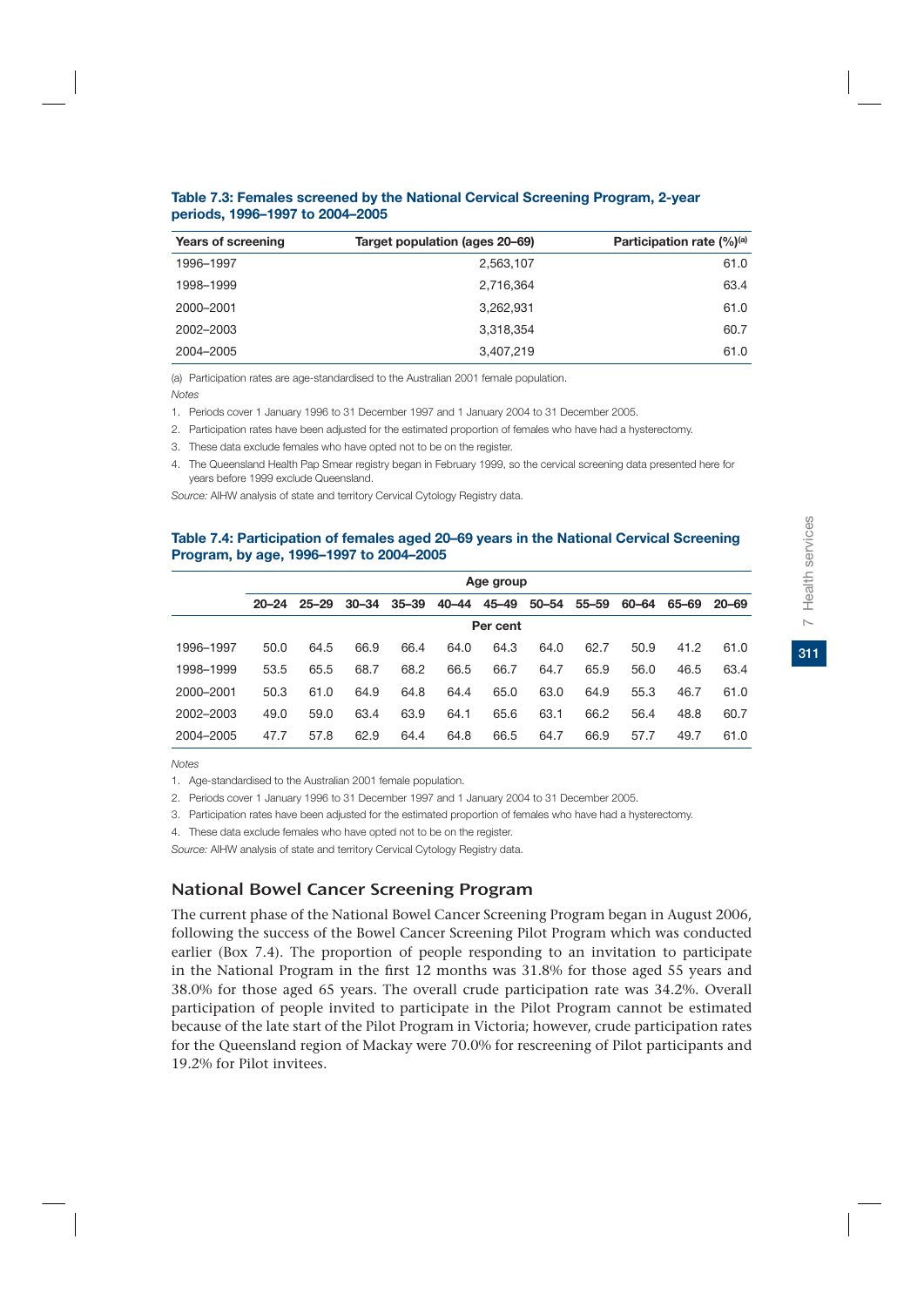**Table 7.3: Females screened by the National Cervical Screening Program, 2-year periods, 1996–1997 to 2004–2005**

| Years of screening | Target population (ages 20–69) | Participation rate (%)[(a)] |
|---|---|---|
| 1996–1997 | 2,563,107 | 61.0 |
| 1998–1999 | 2,716,364 | 63.4 |
| 2000–2001 | 3,262,931 | 61.0 |
| 2002–2003 | 3,318,354 | 60.7 |
| 2004–2005 | 3,407,219 | 61.0 |

(a) Participation rates are age-standardised to the Australian 2001 female population.

*Notes*

1. Periods cover 1 January 1996 to 31 December 1997 and 1 January 2004 to 31 December 2005.
2. Participation rates have been adjusted for the estimated proportion of females who have had a hysterectomy.
3. These data exclude females who have opted not to be on the register.
4. The Queensland Health Pap Smear registry began in February 1999, so the cervical screening data presented here for years before 1999 exclude Queensland.

*Source:* AIHW analysis of state and territory Cervical Cytology Registry data.

**Table 7.4: Participation of females aged 20–69 years in the National Cervical Screening Program, by age, 1996–1997 to 2004–2005**

| | Age group | | | | | | | | | | |
|---|---|---|---|---|---|---|---|---|---|---|---|
| | 20–24 | 25–29 | 30–34 | 35–39 | 40–44 | 45–49 | 50–54 | 55–59 | 60–64 | 65–69 | 20–69 |
| | Per cent | | | | | | | | | | |
| 1996–1997 | 50.0 | 64.5 | 66.9 | 66.4 | 64.0 | 64.3 | 64.0 | 62.7 | 50.9 | 41.2 | 61.0 |
| 1998–1999 | 53.5 | 65.5 | 68.7 | 68.2 | 66.5 | 66.7 | 64.7 | 65.9 | 56.0 | 46.5 | 63.4 |
| 2000–2001 | 50.3 | 61.0 | 64.9 | 64.8 | 64.4 | 65.0 | 63.0 | 64.9 | 55.3 | 46.7 | 61.0 |
| 2002–2003 | 49.0 | 59.0 | 63.4 | 63.9 | 64.1 | 65.6 | 63.1 | 66.2 | 56.4 | 48.8 | 60.7 |
| 2004–2005 | 47.7 | 57.8 | 62.9 | 64.4 | 64.8 | 66.5 | 64.7 | 66.9 | 57.7 | 49.7 | 61.0 |

*Notes*

1. Age-standardised to the Australian 2001 female population.
2. Periods cover 1 January 1996 to 31 December 1997 and 1 January 2004 to 31 December 2005.
3. Participation rates have been adjusted for the estimated proportion of females who have had a hysterectomy.
4. These data exclude females who have opted not to be on the register.

*Source:* AIHW analysis of state and territory Cervical Cytology Registry data.

## National Bowel Cancer Screening Program

The current phase of the National Bowel Cancer Screening Program began in August 2006, following the success of the Bowel Cancer Screening Pilot Program which was conducted earlier (Box 7.4). The proportion of people responding to an invitation to participate in the National Program in the first 12 months was 31.8% for those aged 55 years and 38.0% for those aged 65 years. The overall crude participation rate was 34.2%. Overall participation of people invited to participate in the Pilot Program cannot be estimated because of the late start of the Pilot Program in Victoria; however, crude participation rates for the Queensland region of Mackay were 70.0% for rescreening of Pilot participants and 19.2% for Pilot invitees.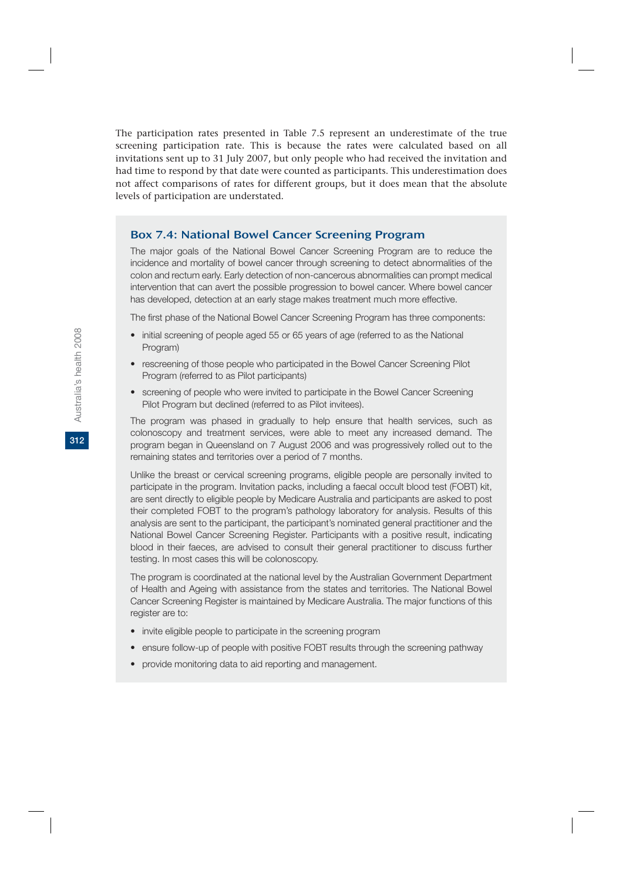The participation rates presented in Table 7.5 represent an underestimate of the true screening participation rate. This is because the rates were calculated based on all invitations sent up to 31 July 2007, but only people who had received the invitation and had time to respond by that date were counted as participants. This underestimation does not affect comparisons of rates for different groups, but it does mean that the absolute levels of participation are understated.

### Box 7.4: National Bowel Cancer Screening Program

The major goals of the National Bowel Cancer Screening Program are to reduce the incidence and mortality of bowel cancer through screening to detect abnormalities of the colon and rectum early. Early detection of non-cancerous abnormalities can prompt medical intervention that can avert the possible progression to bowel cancer. Where bowel cancer has developed, detection at an early stage makes treatment much more effective.

The first phase of the National Bowel Cancer Screening Program has three components:

- initial screening of people aged 55 or 65 years of age (referred to as the National Program)
- rescreening of those people who participated in the Bowel Cancer Screening Pilot Program (referred to as Pilot participants)
- screening of people who were invited to participate in the Bowel Cancer Screening Pilot Program but declined (referred to as Pilot invitees).

The program was phased in gradually to help ensure that health services, such as colonoscopy and treatment services, were able to meet any increased demand. The program began in Queensland on 7 August 2006 and was progressively rolled out to the remaining states and territories over a period of 7 months.

Unlike the breast or cervical screening programs, eligible people are personally invited to participate in the program. Invitation packs, including a faecal occult blood test (FOBT) kit, are sent directly to eligible people by Medicare Australia and participants are asked to post their completed FOBT to the program's pathology laboratory for analysis. Results of this analysis are sent to the participant, the participant's nominated general practitioner and the National Bowel Cancer Screening Register. Participants with a positive result, indicating blood in their faeces, are advised to consult their general practitioner to discuss further testing. In most cases this will be colonoscopy.

The program is coordinated at the national level by the Australian Government Department of Health and Ageing with assistance from the states and territories. The National Bowel Cancer Screening Register is maintained by Medicare Australia. The major functions of this register are to:

- invite eligible people to participate in the screening program
- ensure follow-up of people with positive FOBT results through the screening pathway
- provide monitoring data to aid reporting and management.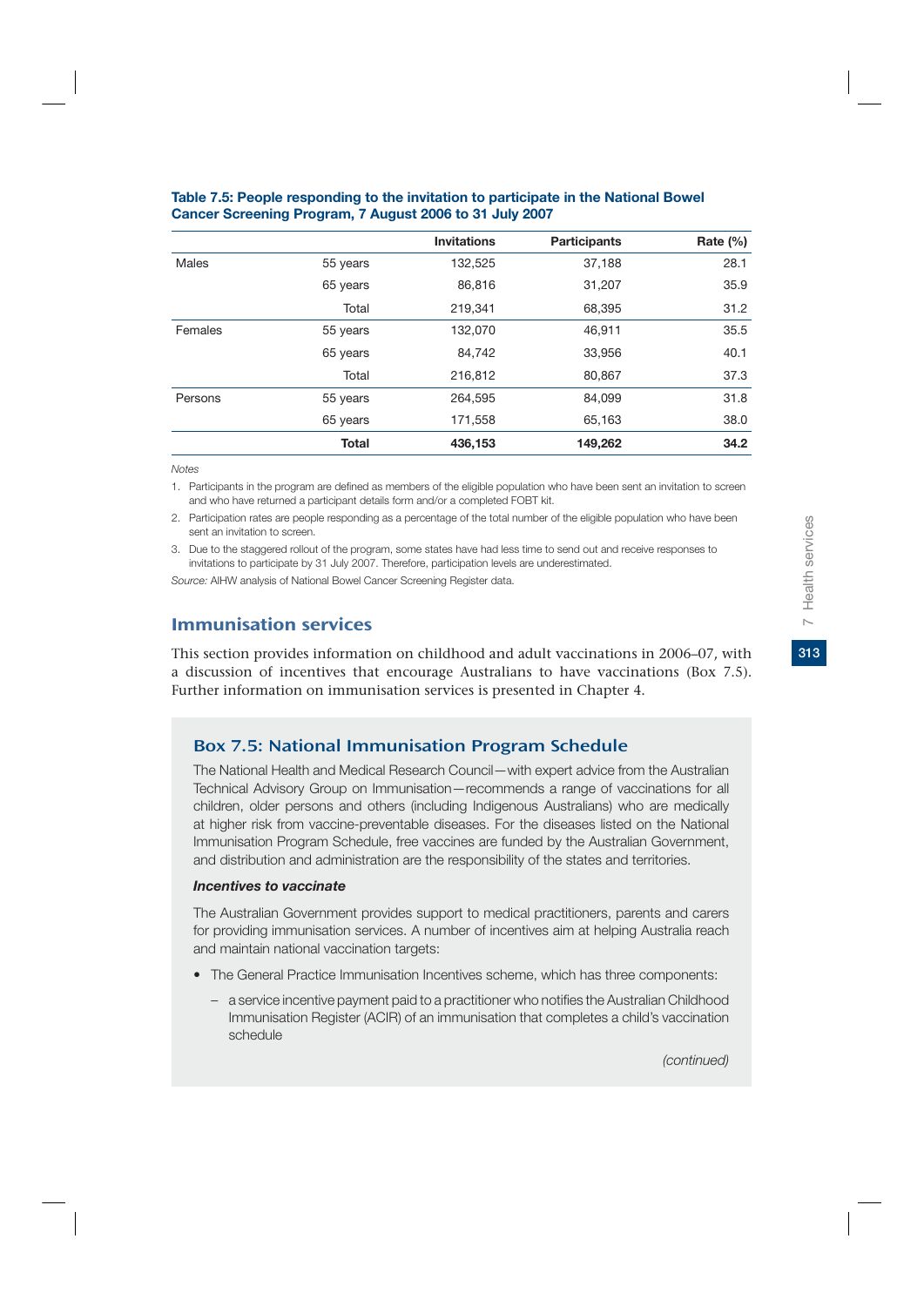**Table 7.5: People responding to the invitation to participate in the National Bowel Cancer Screening Program, 7 August 2006 to 31 July 2007**

| | | Invitations | Participants | Rate (%) |
|---|---|---|---|---|
| Males | 55 years | 132,525 | 37,188 | 28.1 |
| | 65 years | 86,816 | 31,207 | 35.9 |
| | Total | 219,341 | 68,395 | 31.2 |
| Females | 55 years | 132,070 | 46,911 | 35.5 |
| | 65 years | 84,742 | 33,956 | 40.1 |
| | Total | 216,812 | 80,867 | 37.3 |
| Persons | 55 years | 264,595 | 84,099 | 31.8 |
| | 65 years | 171,558 | 65,163 | 38.0 |
| | **Total** | **436,153** | **149,262** | **34.2** |

*Notes*

1. Participants in the program are defined as members of the eligible population who have been sent an invitation to screen and who have returned a participant details form and/or a completed FOBT kit.
2. Participation rates are people responding as a percentage of the total number of the eligible population who have been sent an invitation to screen.
3. Due to the staggered rollout of the program, some states have had less time to send out and receive responses to invitations to participate by 31 July 2007. Therefore, participation levels are underestimated.

*Source:* AIHW analysis of National Bowel Cancer Screening Register data.

## Immunisation services

This section provides information on childhood and adult vaccinations in 2006–07, with a discussion of incentives that encourage Australians to have vaccinations (Box 7.5). Further information on immunisation services is presented in Chapter 4.

### Box 7.5: National Immunisation Program Schedule

The National Health and Medical Research Council—with expert advice from the Australian Technical Advisory Group on Immunisation—recommends a range of vaccinations for all children, older persons and others (including Indigenous Australians) who are medically at higher risk from vaccine-preventable diseases. For the diseases listed on the National Immunisation Program Schedule, free vaccines are funded by the Australian Government, and distribution and administration are the responsibility of the states and territories.

***Incentives to vaccinate***

The Australian Government provides support to medical practitioners, parents and carers for providing immunisation services. A number of incentives aim at helping Australia reach and maintain national vaccination targets:

- The General Practice Immunisation Incentives scheme, which has three components:
  - a service incentive payment paid to a practitioner who notifies the Australian Childhood Immunisation Register (ACIR) of an immunisation that completes a child's vaccination schedule

*(continued)*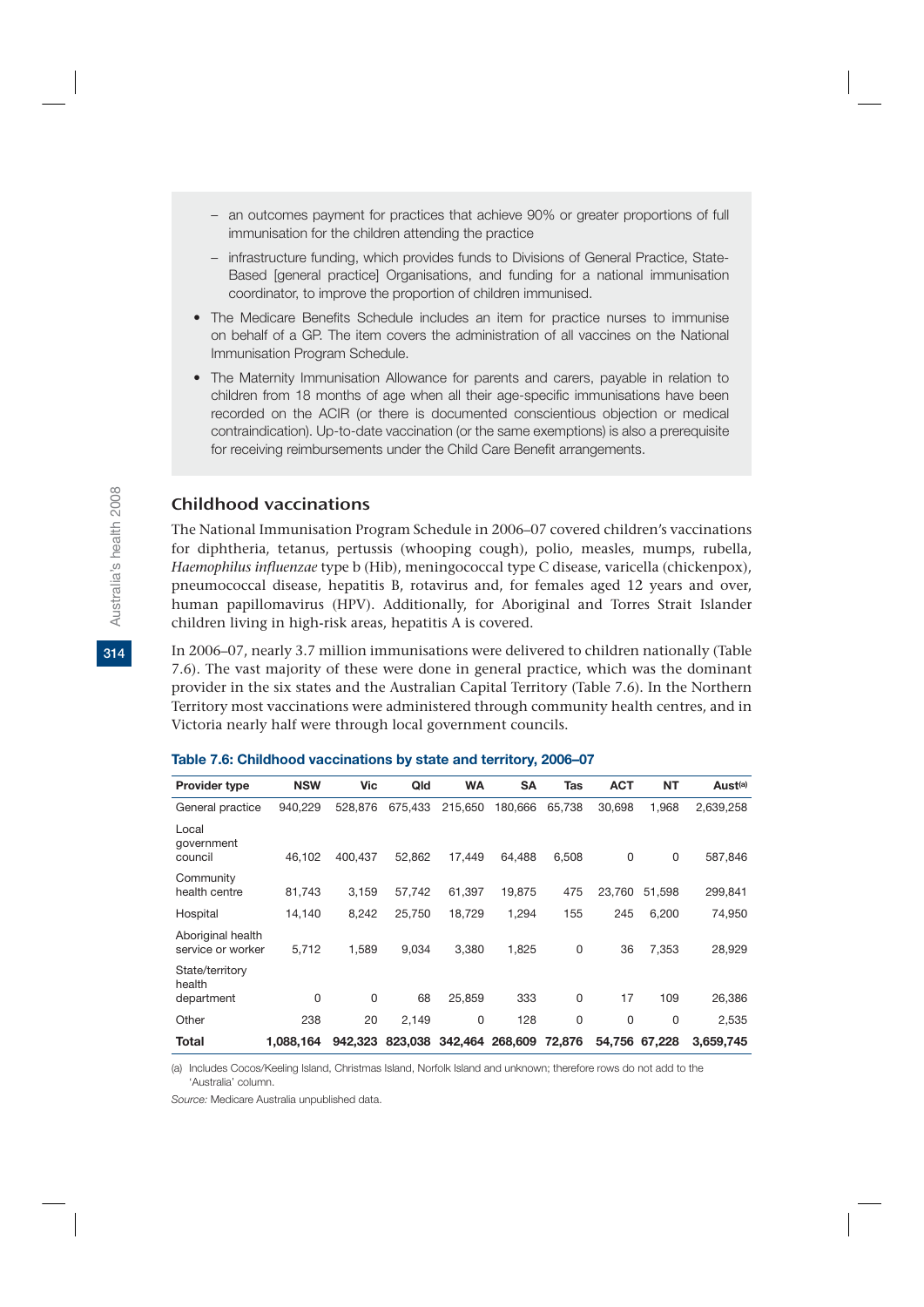– an outcomes payment for practices that achieve 90% or greater proportions of full immunisation for the children attending the practice

– infrastructure funding, which provides funds to Divisions of General Practice, State-Based [general practice] Organisations, and funding for a national immunisation coordinator, to improve the proportion of children immunised.

- The Medicare Benefits Schedule includes an item for practice nurses to immunise on behalf of a GP. The item covers the administration of all vaccines on the National Immunisation Program Schedule.
- The Maternity Immunisation Allowance for parents and carers, payable in relation to children from 18 months of age when all their age-specific immunisations have been recorded on the ACIR (or there is documented conscientious objection or medical contraindication). Up-to-date vaccination (or the same exemptions) is also a prerequisite for receiving reimbursements under the Child Care Benefit arrangements.

## Childhood vaccinations

The National Immunisation Program Schedule in 2006–07 covered children's vaccinations for diphtheria, tetanus, pertussis (whooping cough), polio, measles, mumps, rubella, *Haemophilus influenzae* type b (Hib), meningococcal type C disease, varicella (chickenpox), pneumococcal disease, hepatitis B, rotavirus and, for females aged 12 years and over, human papillomavirus (HPV). Additionally, for Aboriginal and Torres Strait Islander children living in high-risk areas, hepatitis A is covered.

In 2006–07, nearly 3.7 million immunisations were delivered to children nationally (Table 7.6). The vast majority of these were done in general practice, which was the dominant provider in the six states and the Australian Capital Territory (Table 7.6). In the Northern Territory most vaccinations were administered through community health centres, and in Victoria nearly half were through local government councils.

**Table 7.6: Childhood vaccinations by state and territory, 2006–07**

| Provider type | NSW | Vic | Qld | WA | SA | Tas | ACT | NT | Aust[(a)] |
|---|---|---|---|---|---|---|---|---|---|
| General practice | 940,229 | 528,876 | 675,433 | 215,650 | 180,666 | 65,738 | 30,698 | 1,968 | 2,639,258 |
| Local government council | 46,102 | 400,437 | 52,862 | 17,449 | 64,488 | 6,508 | 0 | 0 | 587,846 |
| Community health centre | 81,743 | 3,159 | 57,742 | 61,397 | 19,875 | 475 | 23,760 | 51,598 | 299,841 |
| Hospital | 14,140 | 8,242 | 25,750 | 18,729 | 1,294 | 155 | 245 | 6,200 | 74,950 |
| Aboriginal health service or worker | 5,712 | 1,589 | 9,034 | 3,380 | 1,825 | 0 | 36 | 7,353 | 28,929 |
| State/territory health department | 0 | 0 | 68 | 25,859 | 333 | 0 | 17 | 109 | 26,386 |
| Other | 238 | 20 | 2,149 | 0 | 128 | 0 | 0 | 0 | 2,535 |
| **Total** | **1,088,164** | **942,323** | **823,038** | **342,464** | **268,609** | **72,876** | **54,756** | **67,228** | **3,659,745** |

(a) Includes Cocos/Keeling Island, Christmas Island, Norfolk Island and unknown; therefore rows do not add to the 'Australia' column.

*Source:* Medicare Australia unpublished data.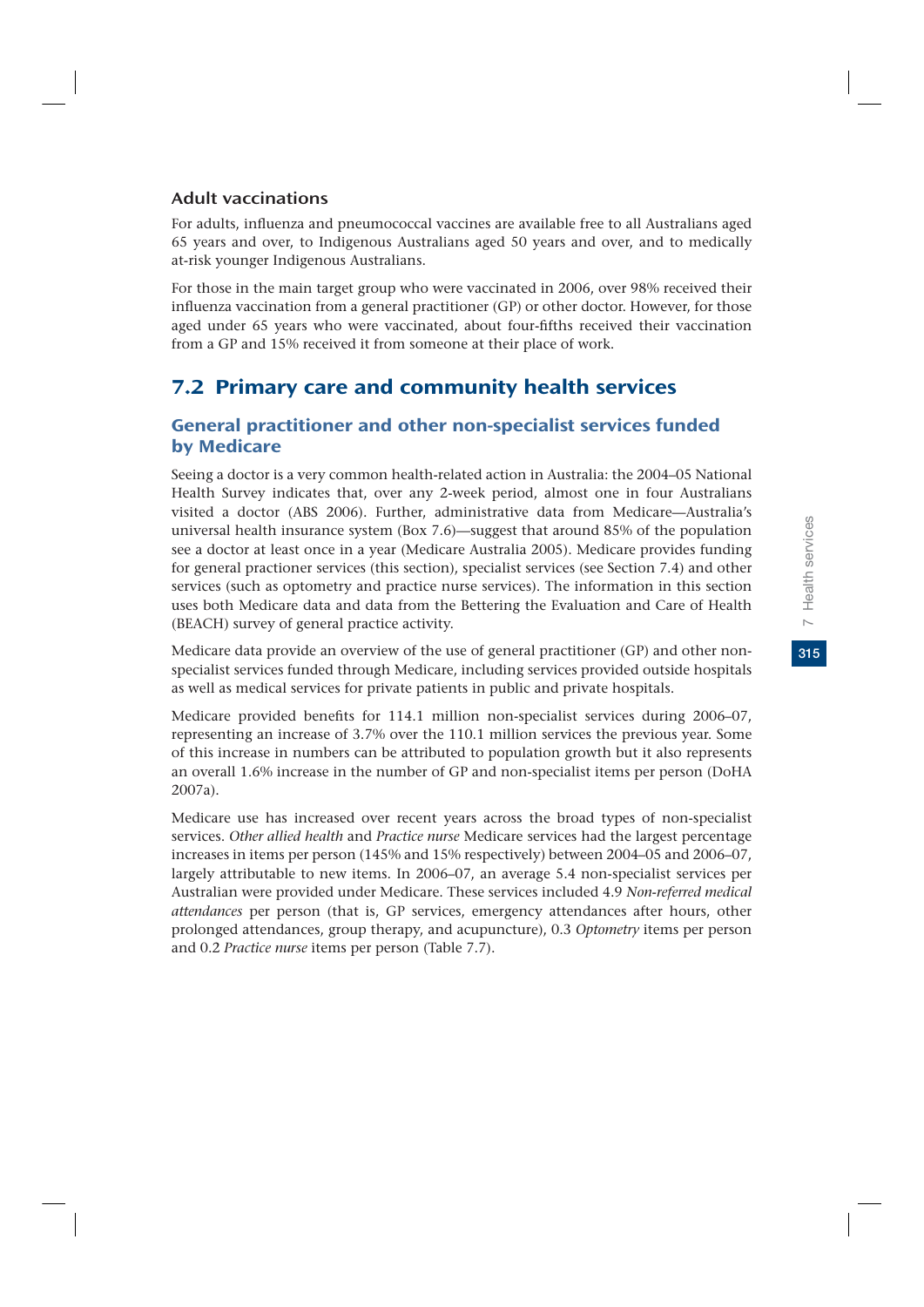### Adult vaccinations

For adults, influenza and pneumococcal vaccines are available free to all Australians aged 65 years and over, to Indigenous Australians aged 50 years and over, and to medically at-risk younger Indigenous Australians.

For those in the main target group who were vaccinated in 2006, over 98% received their influenza vaccination from a general practitioner (GP) or other doctor. However, for those aged under 65 years who were vaccinated, about four-fifths received their vaccination from a GP and 15% received it from someone at their place of work.

## 7.2 Primary care and community health services

### General practitioner and other non-specialist services funded by Medicare

Seeing a doctor is a very common health-related action in Australia: the 2004–05 National Health Survey indicates that, over any 2-week period, almost one in four Australians visited a doctor (ABS 2006). Further, administrative data from Medicare—Australia's universal health insurance system (Box 7.6)—suggest that around 85% of the population see a doctor at least once in a year (Medicare Australia 2005). Medicare provides funding for general practioner services (this section), specialist services (see Section 7.4) and other services (such as optometry and practice nurse services). The information in this section uses both Medicare data and data from the Bettering the Evaluation and Care of Health (BEACH) survey of general practice activity.

Medicare data provide an overview of the use of general practitioner (GP) and other non-specialist services funded through Medicare, including services provided outside hospitals as well as medical services for private patients in public and private hospitals.

Medicare provided benefits for 114.1 million non-specialist services during 2006–07, representing an increase of 3.7% over the 110.1 million services the previous year. Some of this increase in numbers can be attributed to population growth but it also represents an overall 1.6% increase in the number of GP and non-specialist items per person (DoHA 2007a).

Medicare use has increased over recent years across the broad types of non-specialist services. *Other allied health* and *Practice nurse* Medicare services had the largest percentage increases in items per person (145% and 15% respectively) between 2004–05 and 2006–07, largely attributable to new items. In 2006–07, an average 5.4 non-specialist services per Australian were provided under Medicare. These services included 4.9 *Non-referred medical attendances* per person (that is, GP services, emergency attendances after hours, other prolonged attendances, group therapy, and acupuncture), 0.3 *Optometry* items per person and 0.2 *Practice nurse* items per person (Table 7.7).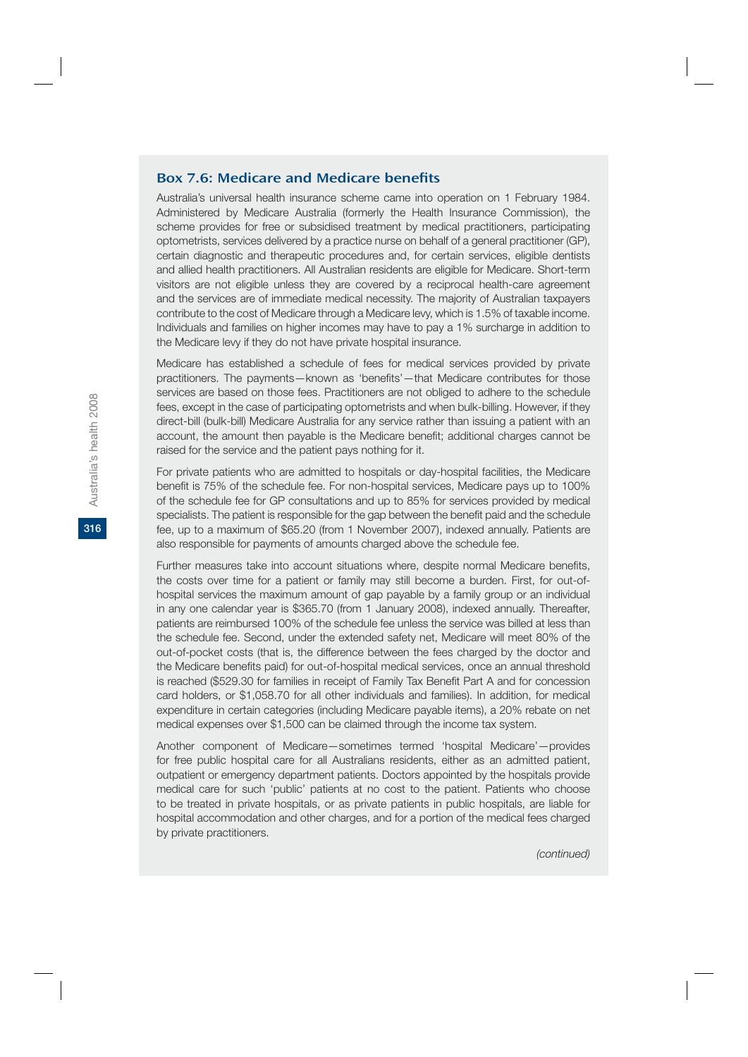### Box 7.6: Medicare and Medicare benefits

Australia's universal health insurance scheme came into operation on 1 February 1984. Administered by Medicare Australia (formerly the Health Insurance Commission), the scheme provides for free or subsidised treatment by medical practitioners, participating optometrists, services delivered by a practice nurse on behalf of a general practitioner (GP), certain diagnostic and therapeutic procedures and, for certain services, eligible dentists and allied health practitioners. All Australian residents are eligible for Medicare. Short-term visitors are not eligible unless they are covered by a reciprocal health-care agreement and the services are of immediate medical necessity. The majority of Australian taxpayers contribute to the cost of Medicare through a Medicare levy, which is 1.5% of taxable income. Individuals and families on higher incomes may have to pay a 1% surcharge in addition to the Medicare levy if they do not have private hospital insurance.

Medicare has established a schedule of fees for medical services provided by private practitioners. The payments—known as 'benefits'—that Medicare contributes for those services are based on those fees. Practitioners are not obliged to adhere to the schedule fees, except in the case of participating optometrists and when bulk-billing. However, if they direct-bill (bulk-bill) Medicare Australia for any service rather than issuing a patient with an account, the amount then payable is the Medicare benefit; additional charges cannot be raised for the service and the patient pays nothing for it.

For private patients who are admitted to hospitals or day-hospital facilities, the Medicare benefit is 75% of the schedule fee. For non-hospital services, Medicare pays up to 100% of the schedule fee for GP consultations and up to 85% for services provided by medical specialists. The patient is responsible for the gap between the benefit paid and the schedule fee, up to a maximum of $65.20 (from 1 November 2007), indexed annually. Patients are also responsible for payments of amounts charged above the schedule fee.

Further measures take into account situations where, despite normal Medicare benefits, the costs over time for a patient or family may still become a burden. First, for out-of-hospital services the maximum amount of gap payable by a family group or an individual in any one calendar year is $365.70 (from 1 January 2008), indexed annually. Thereafter, patients are reimbursed 100% of the schedule fee unless the service was billed at less than the schedule fee. Second, under the extended safety net, Medicare will meet 80% of the out-of-pocket costs (that is, the difference between the fees charged by the doctor and the Medicare benefits paid) for out-of-hospital medical services, once an annual threshold is reached ($529.30 for families in receipt of Family Tax Benefit Part A and for concession card holders, or $1,058.70 for all other individuals and families). In addition, for medical expenditure in certain categories (including Medicare payable items), a 20% rebate on net medical expenses over $1,500 can be claimed through the income tax system.

Another component of Medicare—sometimes termed 'hospital Medicare'—provides for free public hospital care for all Australians residents, either as an admitted patient, outpatient or emergency department patients. Doctors appointed by the hospitals provide medical care for such 'public' patients at no cost to the patient. Patients who choose to be treated in private hospitals, or as private patients in public hospitals, are liable for hospital accommodation and other charges, and for a portion of the medical fees charged by private practitioners.

*(continued)*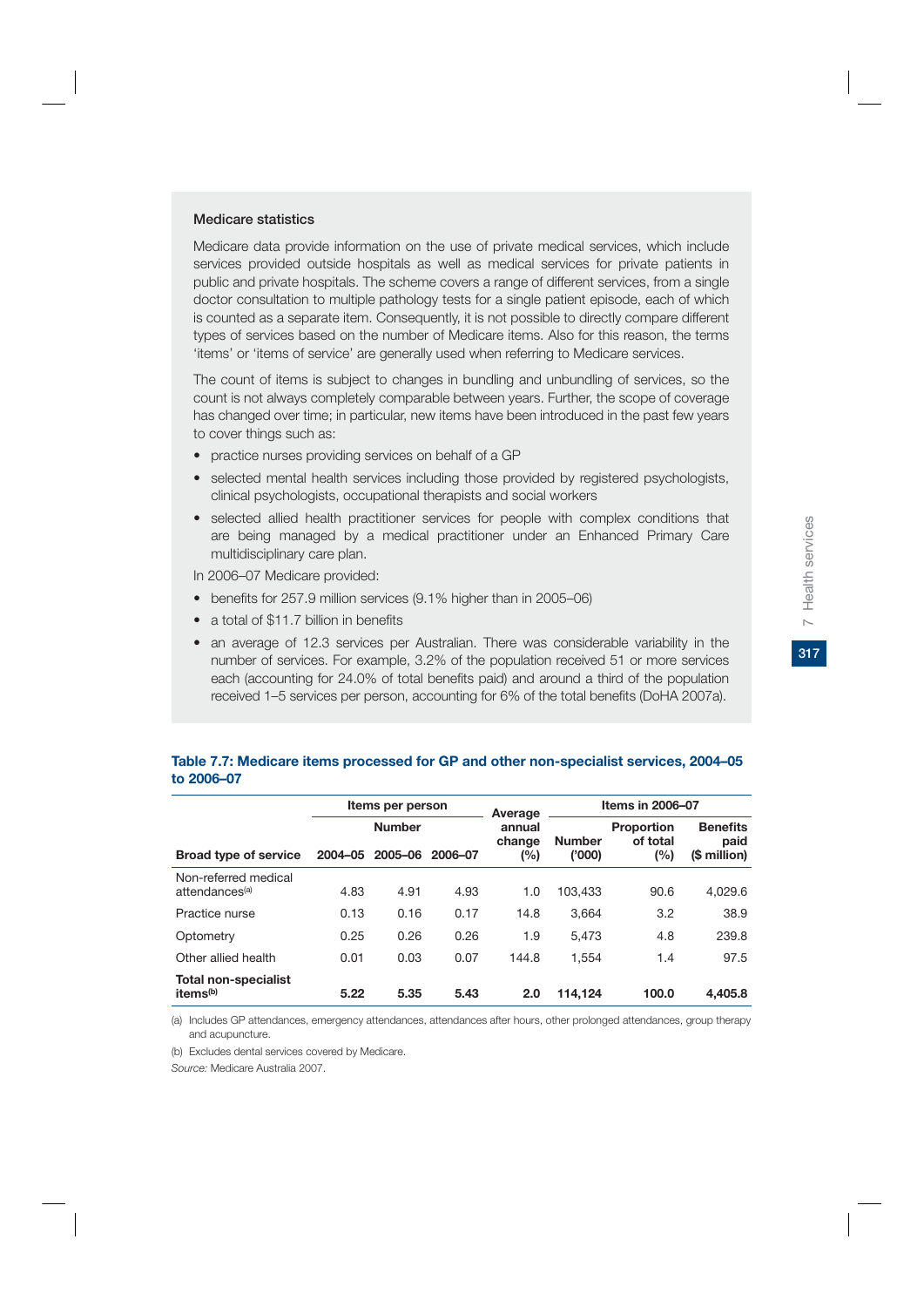### Medicare statistics

Medicare data provide information on the use of private medical services, which include services provided outside hospitals as well as medical services for private patients in public and private hospitals. The scheme covers a range of different services, from a single doctor consultation to multiple pathology tests for a single patient episode, each of which is counted as a separate item. Consequently, it is not possible to directly compare different types of services based on the number of Medicare items. Also for this reason, the terms 'items' or 'items of service' are generally used when referring to Medicare services.

The count of items is subject to changes in bundling and unbundling of services, so the count is not always completely comparable between years. Further, the scope of coverage has changed over time; in particular, new items have been introduced in the past few years to cover things such as:

- practice nurses providing services on behalf of a GP
- selected mental health services including those provided by registered psychologists, clinical psychologists, occupational therapists and social workers
- selected allied health practitioner services for people with complex conditions that are being managed by a medical practitioner under an Enhanced Primary Care multidisciplinary care plan.

In 2006–07 Medicare provided:

- benefits for 257.9 million services (9.1% higher than in 2005–06)
- a total of $11.7 billion in benefits
- an average of 12.3 services per Australian. There was considerable variability in the number of services. For example, 3.2% of the population received 51 or more services each (accounting for 24.0% of total benefits paid) and around a third of the population received 1–5 services per person, accounting for 6% of the total benefits (DoHA 2007a).

**Table 7.7: Medicare items processed for GP and other non-specialist services, 2004–05 to 2006–07**

| | Items per person | | | Average annual change | Items in 2006–07 | | |
|---|---|---|---|---|---|---|---|
| | Number | | | | | | |
| Broad type of service | 2004–05 | 2005–06 | 2006–07 | (%) | Number ('000) | Proportion of total (%) | Benefits paid ($ million) |
| Non-referred medical attendances[(a)] | 4.83 | 4.91 | 4.93 | 1.0 | 103,433 | 90.6 | 4,029.6 |
| Practice nurse | 0.13 | 0.16 | 0.17 | 14.8 | 3,664 | 3.2 | 38.9 |
| Optometry | 0.25 | 0.26 | 0.26 | 1.9 | 5,473 | 4.8 | 239.8 |
| Other allied health | 0.01 | 0.03 | 0.07 | 144.8 | 1,554 | 1.4 | 97.5 |
| **Total non-specialist items[(b)]** | **5.22** | **5.35** | **5.43** | **2.0** | **114,124** | **100.0** | **4,405.8** |

(a) Includes GP attendances, emergency attendances, attendances after hours, other prolonged attendances, group therapy and acupuncture.

(b) Excludes dental services covered by Medicare.

*Source:* Medicare Australia 2007.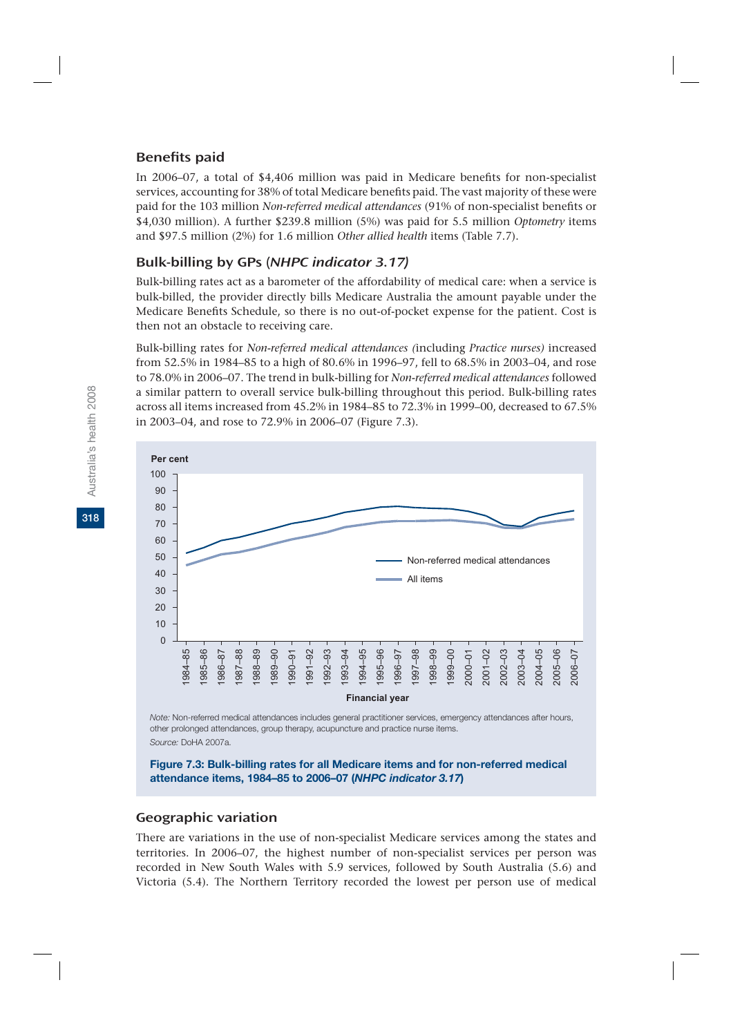### Benefits paid

In 2006–07, a total of $4,406 million was paid in Medicare benefits for non-specialist services, accounting for 38% of total Medicare benefits paid. The vast majority of these were paid for the 103 million *Non-referred medical attendances* (91% of non-specialist benefits or $4,030 million). A further $239.8 million (5%) was paid for 5.5 million *Optometry* items and $97.5 million (2%) for 1.6 million *Other allied health* items (Table 7.7).

### Bulk-billing by GPs (*NHPC indicator 3.17)*

Bulk-billing rates act as a barometer of the affordability of medical care: when a service is bulk-billed, the provider directly bills Medicare Australia the amount payable under the Medicare Benefits Schedule, so there is no out-of-pocket expense for the patient. Cost is then not an obstacle to receiving care.

Bulk-billing rates for *Non-referred medical attendances (*including *Practice nurses)* increased from 52.5% in 1984–85 to a high of 80.6% in 1996–97, fell to 68.5% in 2003–04, and rose to 78.0% in 2006–07. The trend in bulk-billing for *Non-referred medical attendances* followed a similar pattern to overall service bulk-billing throughout this period. Bulk-billing rates across all items increased from 45.2% in 1984–85 to 72.3% in 1999–00, decreased to 67.5% in 2003–04, and rose to 72.9% in 2006–07 (Figure 7.3).

*Note:* Non-referred medical attendances includes general practitioner services, emergency attendances after hours, other prolonged attendances, group therapy, acupuncture and practice nurse items.

*Source:* DoHA 2007a.

**Figure 7.3: Bulk-billing rates for all Medicare items and for non-referred medical attendance items, 1984–85 to 2006–07 (*NHPC indicator 3.17*)**

### Geographic variation

There are variations in the use of non-specialist Medicare services among the states and territories. In 2006–07, the highest number of non-specialist services per person was recorded in New South Wales with 5.9 services, followed by South Australia (5.6) and Victoria (5.4). The Northern Territory recorded the lowest per person use of medical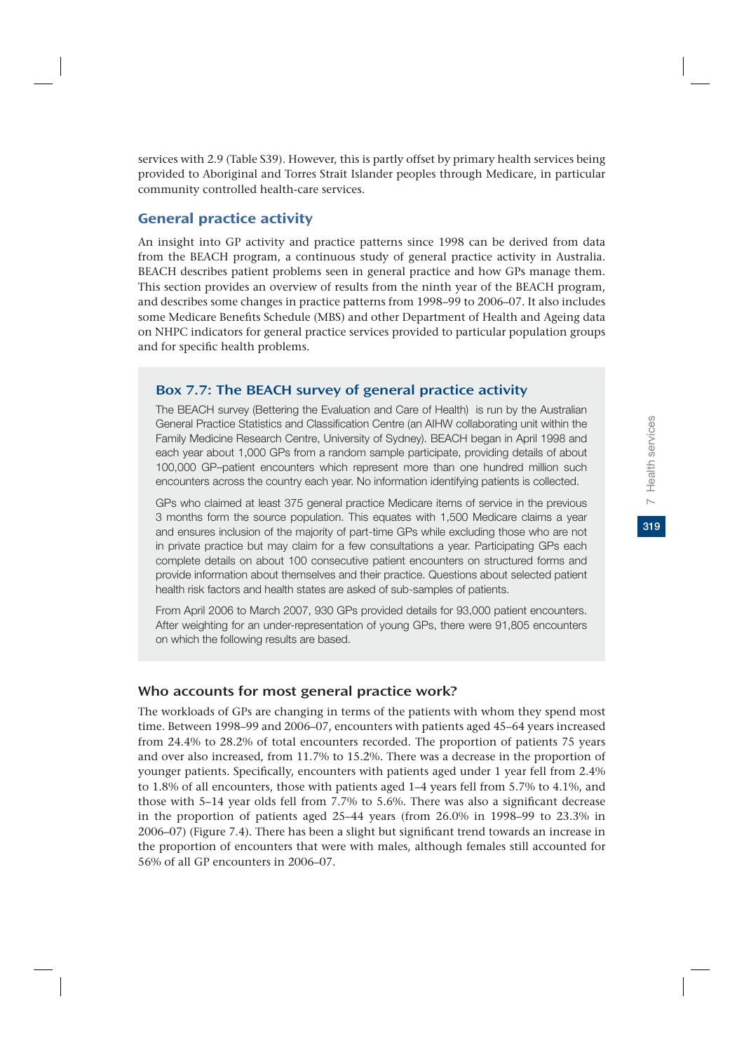services with 2.9 (Table S39). However, this is partly offset by primary health services being provided to Aboriginal and Torres Strait Islander peoples through Medicare, in particular community controlled health-care services.

## General practice activity

An insight into GP activity and practice patterns since 1998 can be derived from data from the BEACH program, a continuous study of general practice activity in Australia. BEACH describes patient problems seen in general practice and how GPs manage them. This section provides an overview of results from the ninth year of the BEACH program, and describes some changes in practice patterns from 1998–99 to 2006–07. It also includes some Medicare Benefits Schedule (MBS) and other Department of Health and Ageing data on NHPC indicators for general practice services provided to particular population groups and for specific health problems.

> ### Box 7.7: The BEACH survey of general practice activity
>
> The BEACH survey (Bettering the Evaluation and Care of Health) is run by the Australian General Practice Statistics and Classification Centre (an AIHW collaborating unit within the Family Medicine Research Centre, University of Sydney). BEACH began in April 1998 and each year about 1,000 GPs from a random sample participate, providing details of about 100,000 GP–patient encounters which represent more than one hundred million such encounters across the country each year. No information identifying patients is collected.
>
> GPs who claimed at least 375 general practice Medicare items of service in the previous 3 months form the source population. This equates with 1,500 Medicare claims a year and ensures inclusion of the majority of part-time GPs while excluding those who are not in private practice but may claim for a few consultations a year. Participating GPs each complete details on about 100 consecutive patient encounters on structured forms and provide information about themselves and their practice. Questions about selected patient health risk factors and health states are asked of sub-samples of patients.
>
> From April 2006 to March 2007, 930 GPs provided details for 93,000 patient encounters. After weighting for an under-representation of young GPs, there were 91,805 encounters on which the following results are based.

### Who accounts for most general practice work?

The workloads of GPs are changing in terms of the patients with whom they spend most time. Between 1998–99 and 2006–07, encounters with patients aged 45–64 years increased from 24.4% to 28.2% of total encounters recorded. The proportion of patients 75 years and over also increased, from 11.7% to 15.2%. There was a decrease in the proportion of younger patients. Specifically, encounters with patients aged under 1 year fell from 2.4% to 1.8% of all encounters, those with patients aged 1–4 years fell from 5.7% to 4.1%, and those with 5–14 year olds fell from 7.7% to 5.6%. There was also a significant decrease in the proportion of patients aged 25–44 years (from 26.0% in 1998–99 to 23.3% in 2006–07) (Figure 7.4). There has been a slight but significant trend towards an increase in the proportion of encounters that were with males, although females still accounted for 56% of all GP encounters in 2006–07.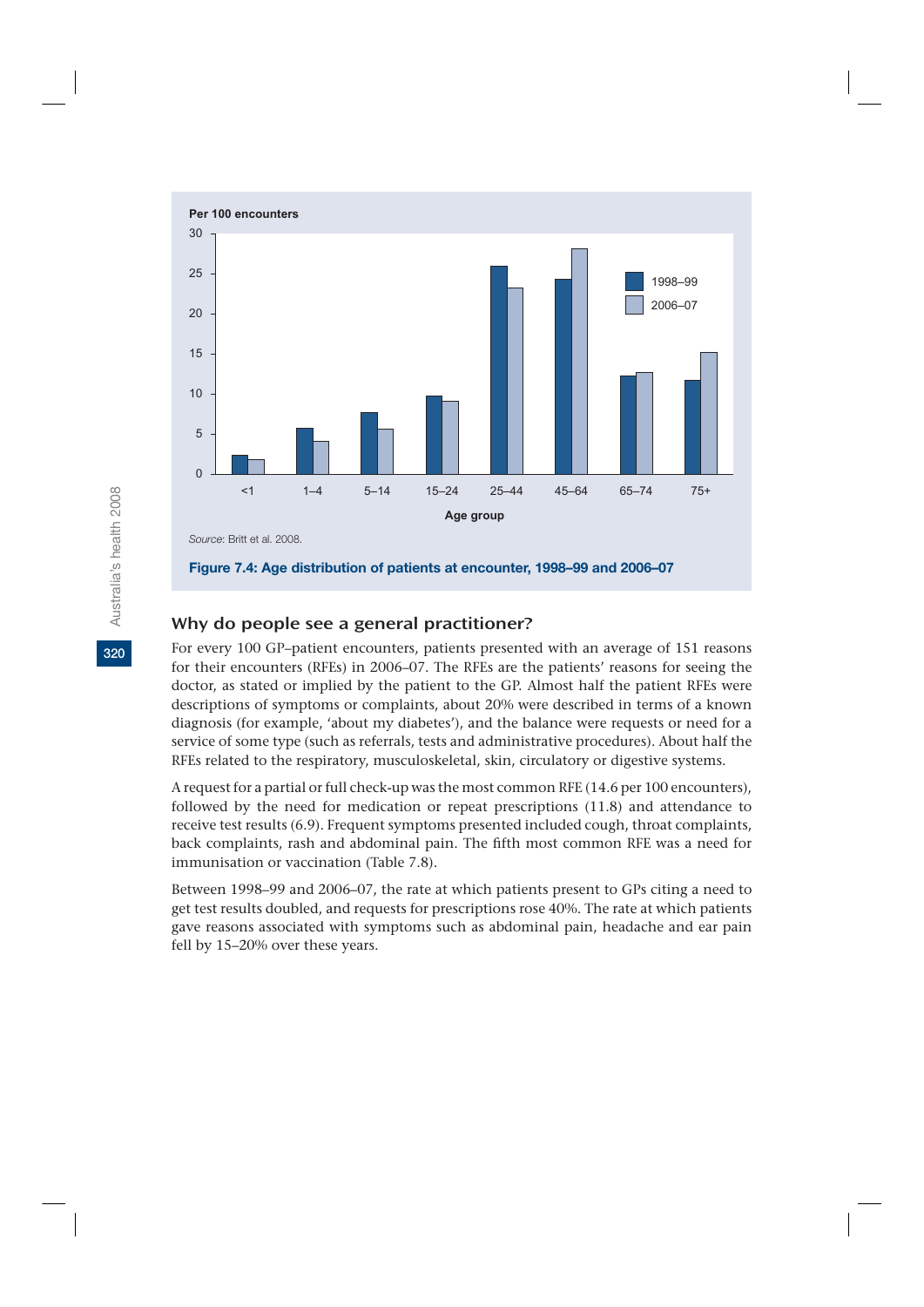Per 100 encounters

| Age group | 1998–99 | 2006–07 |
|---|---|---|
| <1 | | |
| 1–4 | | |
| 5–14 | | |
| 15–24 | | |
| 25–44 | | |
| 45–64 | | |
| 65–74 | | |
| 75+ | | |

*Source*: Britt et al. 2008.

**Figure 7.4: Age distribution of patients at encounter, 1998–99 and 2006–07**

### Why do people see a general practitioner?

For every 100 GP–patient encounters, patients presented with an average of 151 reasons for their encounters (RFEs) in 2006–07. The RFEs are the patients' reasons for seeing the doctor, as stated or implied by the patient to the GP. Almost half the patient RFEs were descriptions of symptoms or complaints, about 20% were described in terms of a known diagnosis (for example, 'about my diabetes'), and the balance were requests or need for a service of some type (such as referrals, tests and administrative procedures). About half the RFEs related to the respiratory, musculoskeletal, skin, circulatory or digestive systems.

A request for a partial or full check-up was the most common RFE (14.6 per 100 encounters), followed by the need for medication or repeat prescriptions (11.8) and attendance to receive test results (6.9). Frequent symptoms presented included cough, throat complaints, back complaints, rash and abdominal pain. The fifth most common RFE was a need for immunisation or vaccination (Table 7.8).

Between 1998–99 and 2006–07, the rate at which patients present to GPs citing a need to get test results doubled, and requests for prescriptions rose 40%. The rate at which patients gave reasons associated with symptoms such as abdominal pain, headache and ear pain fell by 15–20% over these years.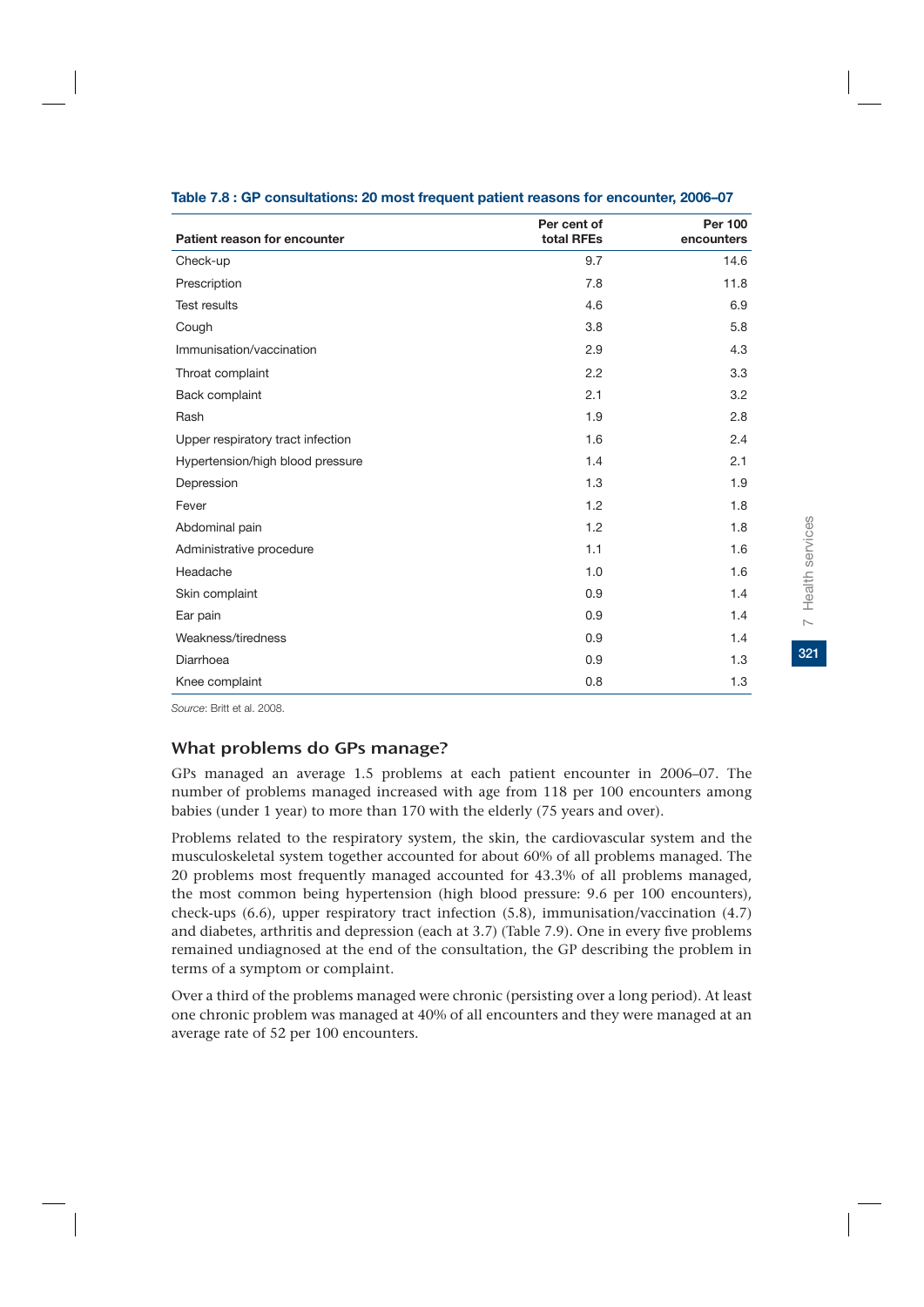**Table 7.8 : GP consultations: 20 most frequent patient reasons for encounter, 2006–07**

| Patient reason for encounter | Per cent of total RFEs | Per 100 encounters |
|---|---|---|
| Check-up | 9.7 | 14.6 |
| Prescription | 7.8 | 11.8 |
| Test results | 4.6 | 6.9 |
| Cough | 3.8 | 5.8 |
| Immunisation/vaccination | 2.9 | 4.3 |
| Throat complaint | 2.2 | 3.3 |
| Back complaint | 2.1 | 3.2 |
| Rash | 1.9 | 2.8 |
| Upper respiratory tract infection | 1.6 | 2.4 |
| Hypertension/high blood pressure | 1.4 | 2.1 |
| Depression | 1.3 | 1.9 |
| Fever | 1.2 | 1.8 |
| Abdominal pain | 1.2 | 1.8 |
| Administrative procedure | 1.1 | 1.6 |
| Headache | 1.0 | 1.6 |
| Skin complaint | 0.9 | 1.4 |
| Ear pain | 0.9 | 1.4 |
| Weakness/tiredness | 0.9 | 1.4 |
| Diarrhoea | 0.9 | 1.3 |
| Knee complaint | 0.8 | 1.3 |

*Source*: Britt et al. 2008.

## What problems do GPs manage?

GPs managed an average 1.5 problems at each patient encounter in 2006–07. The number of problems managed increased with age from 118 per 100 encounters among babies (under 1 year) to more than 170 with the elderly (75 years and over).

Problems related to the respiratory system, the skin, the cardiovascular system and the musculoskeletal system together accounted for about 60% of all problems managed. The 20 problems most frequently managed accounted for 43.3% of all problems managed, the most common being hypertension (high blood pressure: 9.6 per 100 encounters), check-ups (6.6), upper respiratory tract infection (5.8), immunisation/vaccination (4.7) and diabetes, arthritis and depression (each at 3.7) (Table 7.9). One in every five problems remained undiagnosed at the end of the consultation, the GP describing the problem in terms of a symptom or complaint.

Over a third of the problems managed were chronic (persisting over a long period). At least one chronic problem was managed at 40% of all encounters and they were managed at an average rate of 52 per 100 encounters.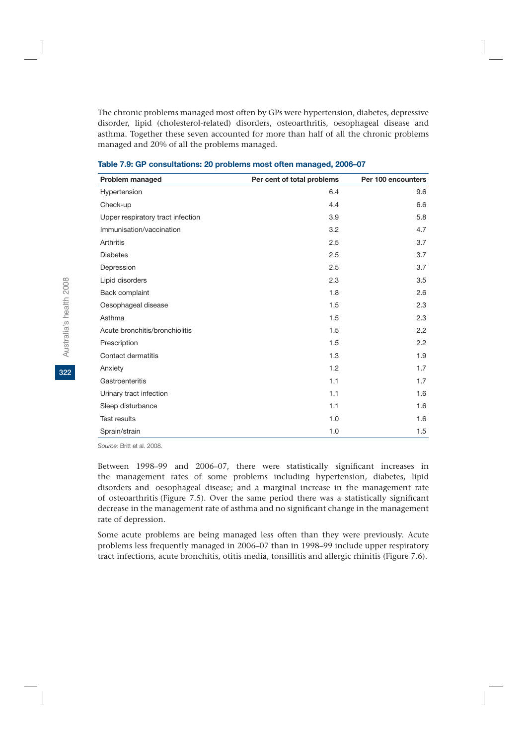The chronic problems managed most often by GPs were hypertension, diabetes, depressive disorder, lipid (cholesterol-related) disorders, osteoarthritis, oesophageal disease and asthma. Together these seven accounted for more than half of all the chronic problems managed and 20% of all the problems managed.

**Table 7.9: GP consultations: 20 problems most often managed, 2006–07**

| Problem managed | Per cent of total problems | Per 100 encounters |
|---|---|---|
| Hypertension | 6.4 | 9.6 |
| Check-up | 4.4 | 6.6 |
| Upper respiratory tract infection | 3.9 | 5.8 |
| Immunisation/vaccination | 3.2 | 4.7 |
| Arthritis | 2.5 | 3.7 |
| Diabetes | 2.5 | 3.7 |
| Depression | 2.5 | 3.7 |
| Lipid disorders | 2.3 | 3.5 |
| Back complaint | 1.8 | 2.6 |
| Oesophageal disease | 1.5 | 2.3 |
| Asthma | 1.5 | 2.3 |
| Acute bronchitis/bronchiolitis | 1.5 | 2.2 |
| Prescription | 1.5 | 2.2 |
| Contact dermatitis | 1.3 | 1.9 |
| Anxiety | 1.2 | 1.7 |
| Gastroenteritis | 1.1 | 1.7 |
| Urinary tract infection | 1.1 | 1.6 |
| Sleep disturbance | 1.1 | 1.6 |
| Test results | 1.0 | 1.6 |
| Sprain/strain | 1.0 | 1.5 |

*Source:* Britt et al. 2008.

Between 1998–99 and 2006–07, there were statistically significant increases in the management rates of some problems including hypertension, diabetes, lipid disorders and oesophageal disease; and a marginal increase in the management rate of osteoarthritis (Figure 7.5). Over the same period there was a statistically significant decrease in the management rate of asthma and no significant change in the management rate of depression.

Some acute problems are being managed less often than they were previously. Acute problems less frequently managed in 2006–07 than in 1998–99 include upper respiratory tract infections, acute bronchitis, otitis media, tonsillitis and allergic rhinitis (Figure 7.6).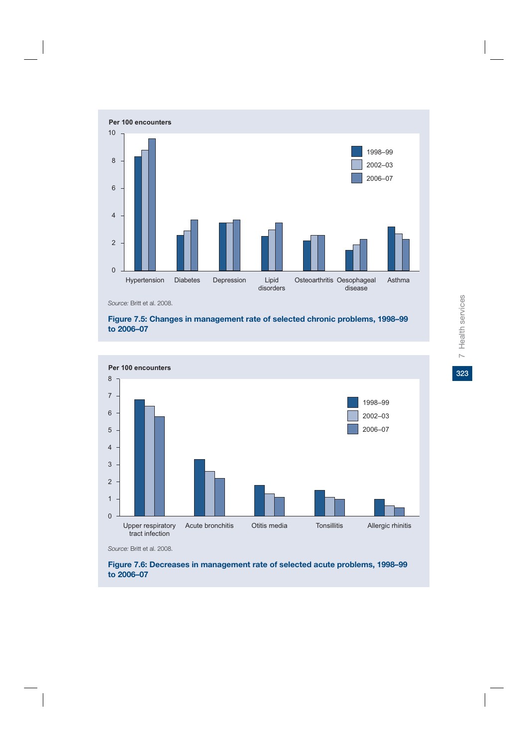Per 100 encounters

Source: Britt et al. 2008.

**Figure 7.5: Changes in management rate of selected chronic problems, 1998–99 to 2006–07**

Per 100 encounters

Source: Britt et al. 2008.

**Figure 7.6: Decreases in management rate of selected acute problems, 1998–99 to 2006–07**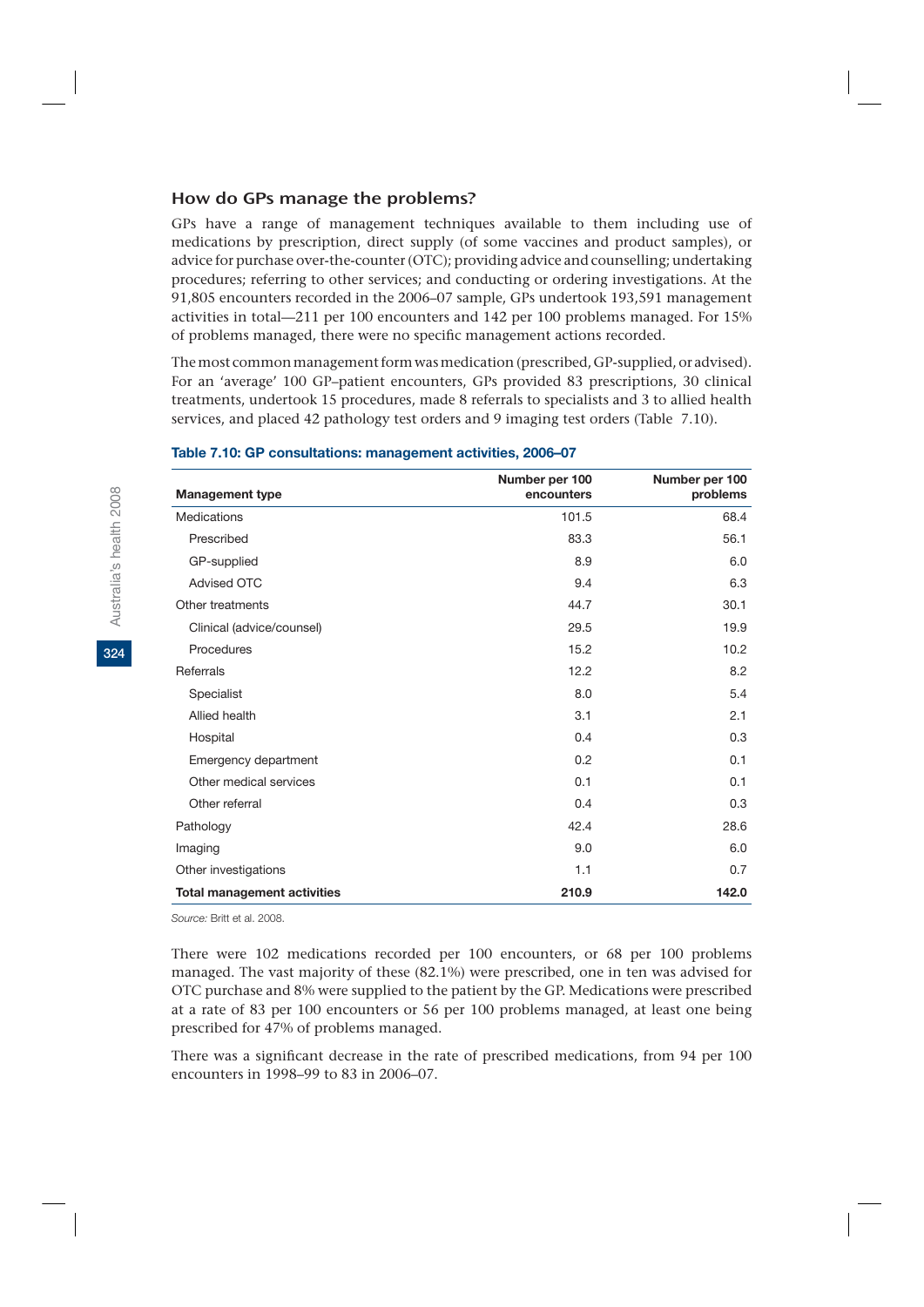## How do GPs manage the problems?

GPs have a range of management techniques available to them including use of medications by prescription, direct supply (of some vaccines and product samples), or advice for purchase over-the-counter (OTC); providing advice and counselling; undertaking procedures; referring to other services; and conducting or ordering investigations. At the 91,805 encounters recorded in the 2006–07 sample, GPs undertook 193,591 management activities in total—211 per 100 encounters and 142 per 100 problems managed. For 15% of problems managed, there were no specific management actions recorded.

The most common management form was medication (prescribed, GP-supplied, or advised). For an 'average' 100 GP–patient encounters, GPs provided 83 prescriptions, 30 clinical treatments, undertook 15 procedures, made 8 referrals to specialists and 3 to allied health services, and placed 42 pathology test orders and 9 imaging test orders (Table 7.10).

**Table 7.10: GP consultations: management activities, 2006–07**

| Management type | Number per 100 encounters | Number per 100 problems |
|---|---|---|
| Medications | 101.5 | 68.4 |
| Prescribed | 83.3 | 56.1 |
| GP-supplied | 8.9 | 6.0 |
| Advised OTC | 9.4 | 6.3 |
| Other treatments | 44.7 | 30.1 |
| Clinical (advice/counsel) | 29.5 | 19.9 |
| Procedures | 15.2 | 10.2 |
| Referrals | 12.2 | 8.2 |
| Specialist | 8.0 | 5.4 |
| Allied health | 3.1 | 2.1 |
| Hospital | 0.4 | 0.3 |
| Emergency department | 0.2 | 0.1 |
| Other medical services | 0.1 | 0.1 |
| Other referral | 0.4 | 0.3 |
| Pathology | 42.4 | 28.6 |
| Imaging | 9.0 | 6.0 |
| Other investigations | 1.1 | 0.7 |
| **Total management activities** | **210.9** | **142.0** |

*Source:* Britt et al. 2008.

There were 102 medications recorded per 100 encounters, or 68 per 100 problems managed. The vast majority of these (82.1%) were prescribed, one in ten was advised for OTC purchase and 8% were supplied to the patient by the GP. Medications were prescribed at a rate of 83 per 100 encounters or 56 per 100 problems managed, at least one being prescribed for 47% of problems managed.

There was a significant decrease in the rate of prescribed medications, from 94 per 100 encounters in 1998–99 to 83 in 2006–07.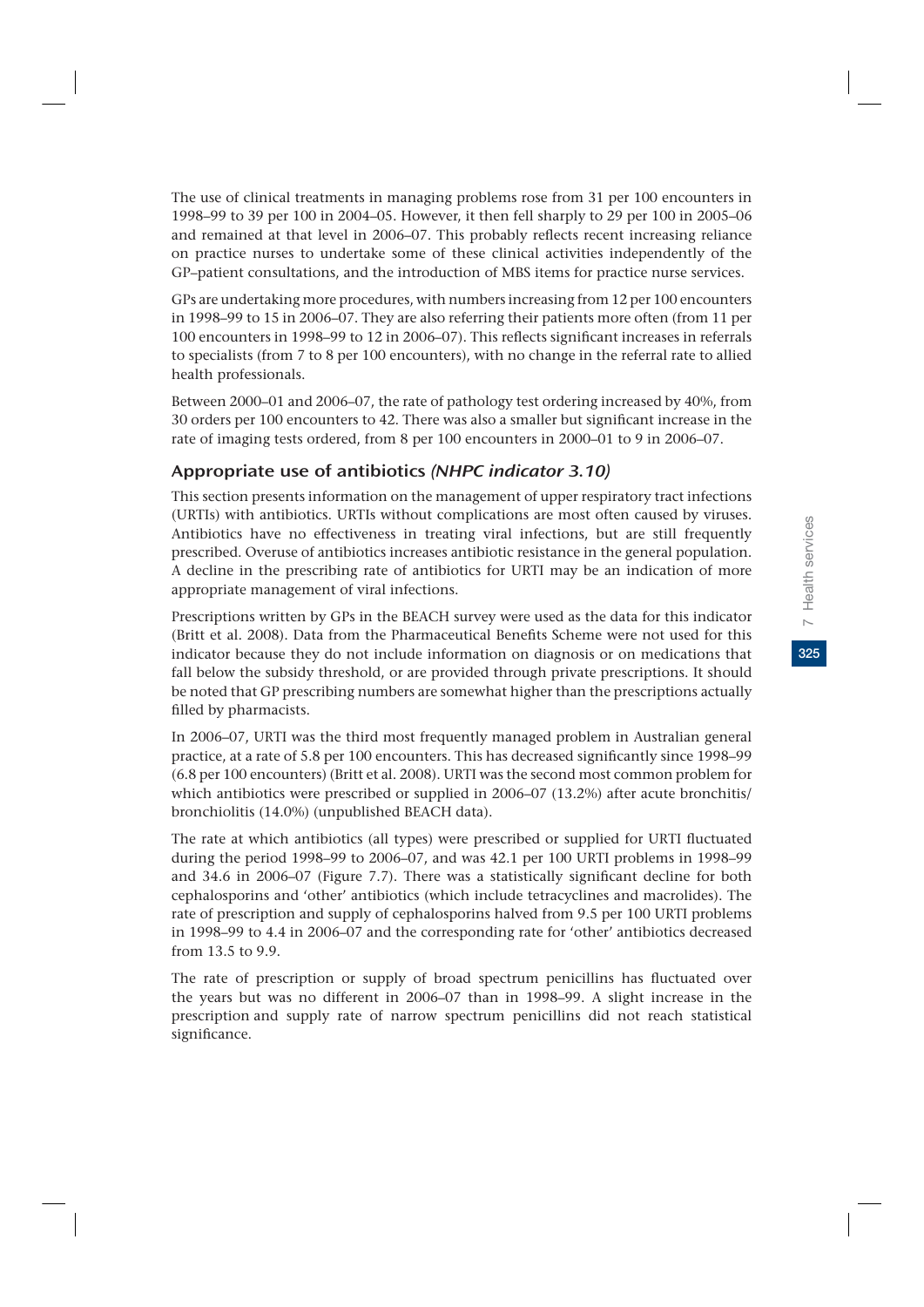The use of clinical treatments in managing problems rose from 31 per 100 encounters in 1998–99 to 39 per 100 in 2004–05. However, it then fell sharply to 29 per 100 in 2005–06 and remained at that level in 2006–07. This probably reflects recent increasing reliance on practice nurses to undertake some of these clinical activities independently of the GP–patient consultations, and the introduction of MBS items for practice nurse services.

GPs are undertaking more procedures, with numbers increasing from 12 per 100 encounters in 1998–99 to 15 in 2006–07. They are also referring their patients more often (from 11 per 100 encounters in 1998–99 to 12 in 2006–07). This reflects significant increases in referrals to specialists (from 7 to 8 per 100 encounters), with no change in the referral rate to allied health professionals.

Between 2000–01 and 2006–07, the rate of pathology test ordering increased by 40%, from 30 orders per 100 encounters to 42. There was also a smaller but significant increase in the rate of imaging tests ordered, from 8 per 100 encounters in 2000–01 to 9 in 2006–07.

### Appropriate use of antibiotics *(NHPC indicator 3.10)*

This section presents information on the management of upper respiratory tract infections (URTIs) with antibiotics. URTIs without complications are most often caused by viruses. Antibiotics have no effectiveness in treating viral infections, but are still frequently prescribed. Overuse of antibiotics increases antibiotic resistance in the general population. A decline in the prescribing rate of antibiotics for URTI may be an indication of more appropriate management of viral infections.

Prescriptions written by GPs in the BEACH survey were used as the data for this indicator (Britt et al. 2008). Data from the Pharmaceutical Benefits Scheme were not used for this indicator because they do not include information on diagnosis or on medications that fall below the subsidy threshold, or are provided through private prescriptions. It should be noted that GP prescribing numbers are somewhat higher than the prescriptions actually filled by pharmacists.

In 2006–07, URTI was the third most frequently managed problem in Australian general practice, at a rate of 5.8 per 100 encounters. This has decreased significantly since 1998–99 (6.8 per 100 encounters) (Britt et al. 2008). URTI was the second most common problem for which antibiotics were prescribed or supplied in 2006–07 (13.2%) after acute bronchitis/bronchiolitis (14.0%) (unpublished BEACH data).

The rate at which antibiotics (all types) were prescribed or supplied for URTI fluctuated during the period 1998–99 to 2006–07, and was 42.1 per 100 URTI problems in 1998–99 and 34.6 in 2006–07 (Figure 7.7). There was a statistically significant decline for both cephalosporins and 'other' antibiotics (which include tetracyclines and macrolides). The rate of prescription and supply of cephalosporins halved from 9.5 per 100 URTI problems in 1998–99 to 4.4 in 2006–07 and the corresponding rate for 'other' antibiotics decreased from 13.5 to 9.9.

The rate of prescription or supply of broad spectrum penicillins has fluctuated over the years but was no different in 2006–07 than in 1998–99. A slight increase in the prescription and supply rate of narrow spectrum penicillins did not reach statistical significance.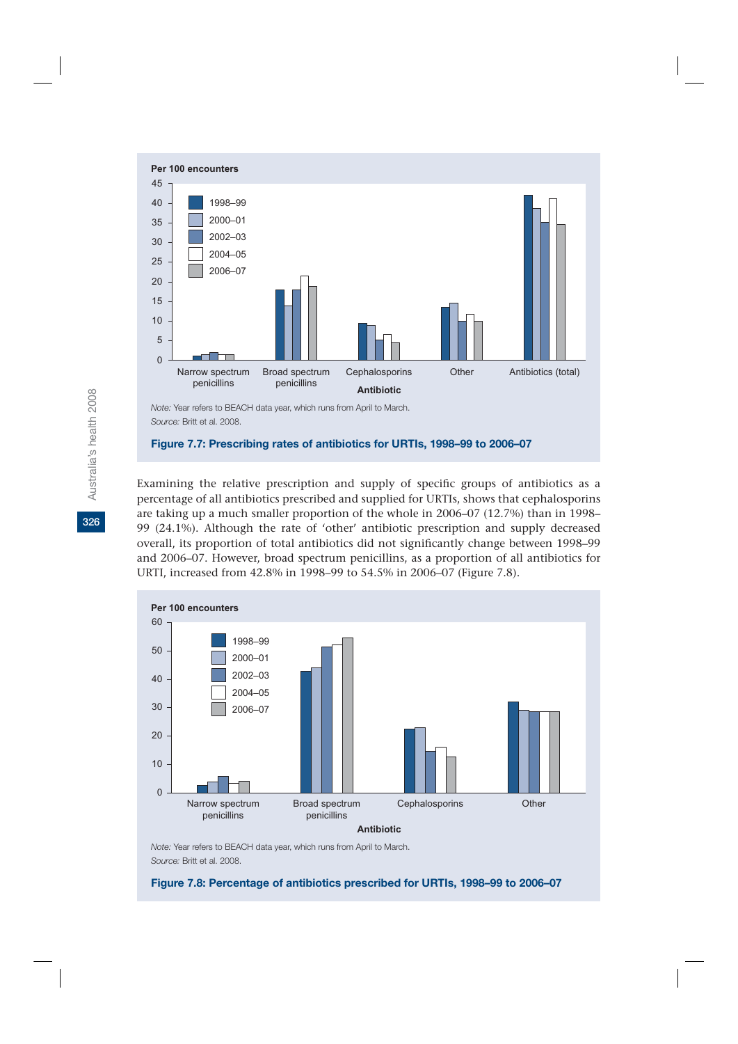Per 100 encounters

Note: Year refers to BEACH data year, which runs from April to March.
*Source:* Britt et al. 2008.

**Figure 7.7: Prescribing rates of antibiotics for URTIs, 1998–99 to 2006–07**

Examining the relative prescription and supply of specific groups of antibiotics as a percentage of all antibiotics prescribed and supplied for URTIs, shows that cephalosporins are taking up a much smaller proportion of the whole in 2006–07 (12.7%) than in 1998–99 (24.1%). Although the rate of 'other' antibiotic prescription and supply decreased overall, its proportion of total antibiotics did not significantly change between 1998–99 and 2006–07. However, broad spectrum penicillins, as a proportion of all antibiotics for URTI, increased from 42.8% in 1998–99 to 54.5% in 2006–07 (Figure 7.8).

Per 100 encounters

Note: Year refers to BEACH data year, which runs from April to March.
*Source:* Britt et al. 2008.

**Figure 7.8: Percentage of antibiotics prescribed for URTIs, 1998–99 to 2006–07**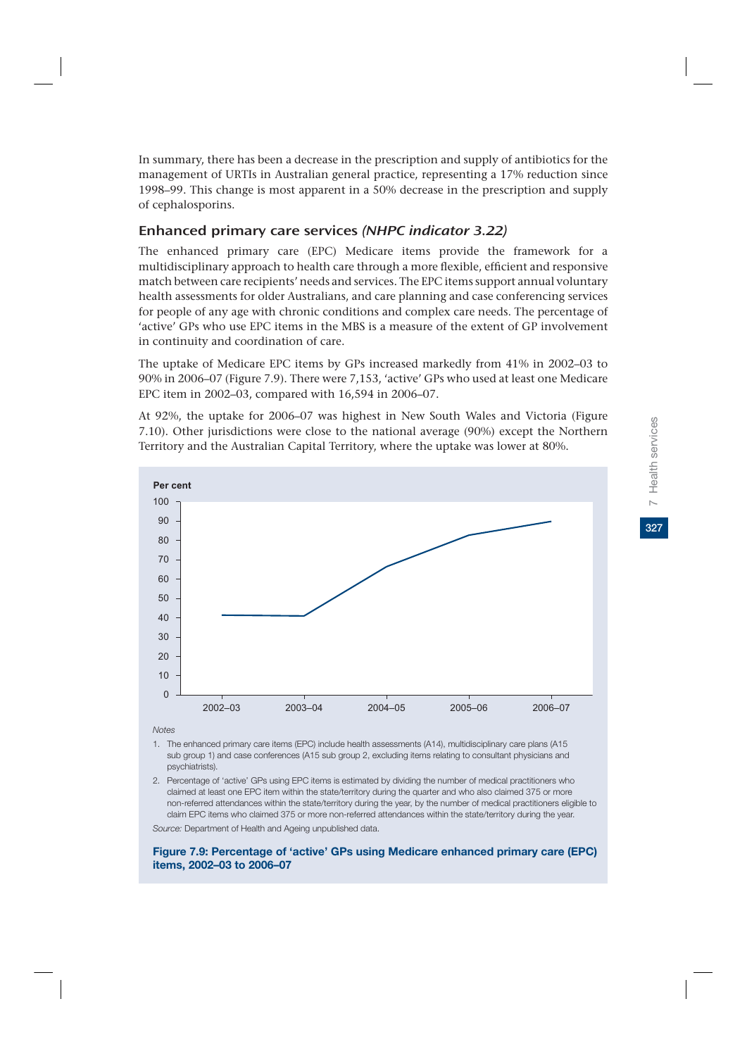In summary, there has been a decrease in the prescription and supply of antibiotics for the management of URTIs in Australian general practice, representing a 17% reduction since 1998–99. This change is most apparent in a 50% decrease in the prescription and supply of cephalosporins.

## Enhanced primary care services *(NHPC indicator 3.22)*

The enhanced primary care (EPC) Medicare items provide the framework for a multidisciplinary approach to health care through a more flexible, efficient and responsive match between care recipients' needs and services. The EPC items support annual voluntary health assessments for older Australians, and care planning and case conferencing services for people of any age with chronic conditions and complex care needs. The percentage of 'active' GPs who use EPC items in the MBS is a measure of the extent of GP involvement in continuity and coordination of care.

The uptake of Medicare EPC items by GPs increased markedly from 41% in 2002–03 to 90% in 2006–07 (Figure 7.9). There were 7,153, 'active' GPs who used at least one Medicare EPC item in 2002–03, compared with 16,594 in 2006–07.

At 92%, the uptake for 2006–07 was highest in New South Wales and Victoria (Figure 7.10). Other jurisdictions were close to the national average (90%) except the Northern Territory and the Australian Capital Territory, where the uptake was lower at 80%.

*Notes*

1. The enhanced primary care items (EPC) include health assessments (A14), multidisciplinary care plans (A15 sub group 1) and case conferences (A15 sub group 2, excluding items relating to consultant physicians and psychiatrists).
2. Percentage of 'active' GPs using EPC items is estimated by dividing the number of medical practitioners who claimed at least one EPC item within the state/territory during the quarter and who also claimed 375 or more non-referred attendances within the state/territory during the year, by the number of medical practitioners eligible to claim EPC items who claimed 375 or more non-referred attendances within the state/territory during the year.

*Source:* Department of Health and Ageing unpublished data.

**Figure 7.9: Percentage of 'active' GPs using Medicare enhanced primary care (EPC) items, 2002–03 to 2006–07**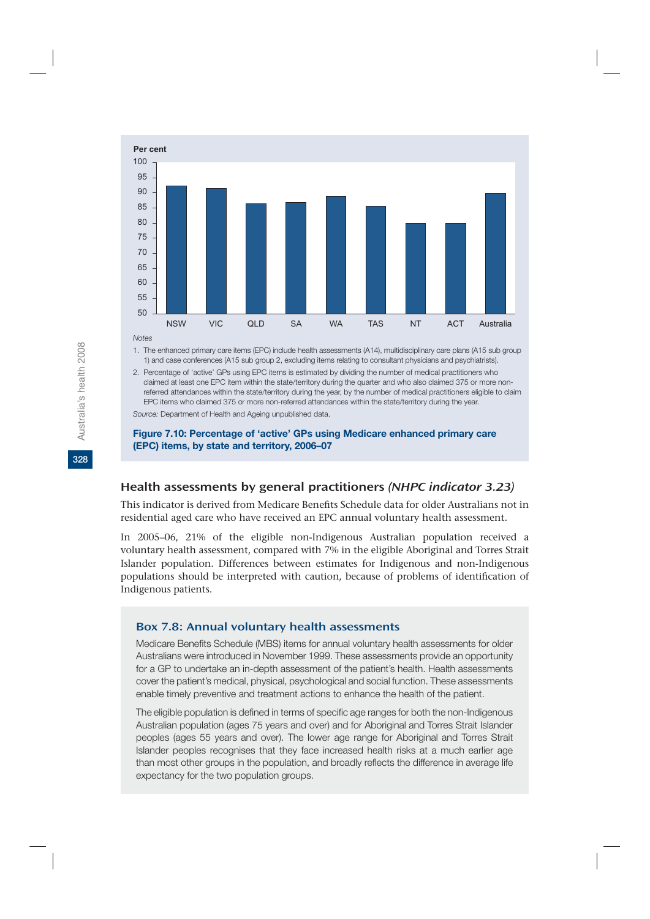Per cent

| | NSW | VIC | QLD | SA | WA | TAS | NT | ACT | Australia |
|---|---|---|---|---|---|---|---|---|---|
| Per cent | ~92 | ~91 | ~86 | ~87 | ~89 | ~86 | ~80 | ~80 | ~90 |

*Notes*

1. The enhanced primary care items (EPC) include health assessments (A14), multidisciplinary care plans (A15 sub group 1) and case conferences (A15 sub group 2, excluding items relating to consultant physicians and psychiatrists).
2. Percentage of 'active' GPs using EPC items is estimated by dividing the number of medical practitioners who claimed at least one EPC item within the state/territory during the quarter and who also claimed 375 or more non-referred attendances within the state/territory during the year, by the number of medical practitioners eligible to claim EPC items who claimed 375 or more non-referred attendances within the state/territory during the year.

*Source:* Department of Health and Ageing unpublished data.

**Figure 7.10: Percentage of 'active' GPs using Medicare enhanced primary care (EPC) items, by state and territory, 2006–07**

## Health assessments by general practitioners *(NHPC indicator 3.23)*

This indicator is derived from Medicare Benefits Schedule data for older Australians not in residential aged care who have received an EPC annual voluntary health assessment.

In 2005–06, 21% of the eligible non-Indigenous Australian population received a voluntary health assessment, compared with 7% in the eligible Aboriginal and Torres Strait Islander population. Differences between estimates for Indigenous and non-Indigenous populations should be interpreted with caution, because of problems of identification of Indigenous patients.

### Box 7.8: Annual voluntary health assessments

Medicare Benefits Schedule (MBS) items for annual voluntary health assessments for older Australians were introduced in November 1999. These assessments provide an opportunity for a GP to undertake an in-depth assessment of the patient's health. Health assessments cover the patient's medical, physical, psychological and social function. These assessments enable timely preventive and treatment actions to enhance the health of the patient.

The eligible population is defined in terms of specific age ranges for both the non-Indigenous Australian population (ages 75 years and over) and for Aboriginal and Torres Strait Islander peoples (ages 55 years and over). The lower age range for Aboriginal and Torres Strait Islander peoples recognises that they face increased health risks at a much earlier age than most other groups in the population, and broadly reflects the difference in average life expectancy for the two population groups.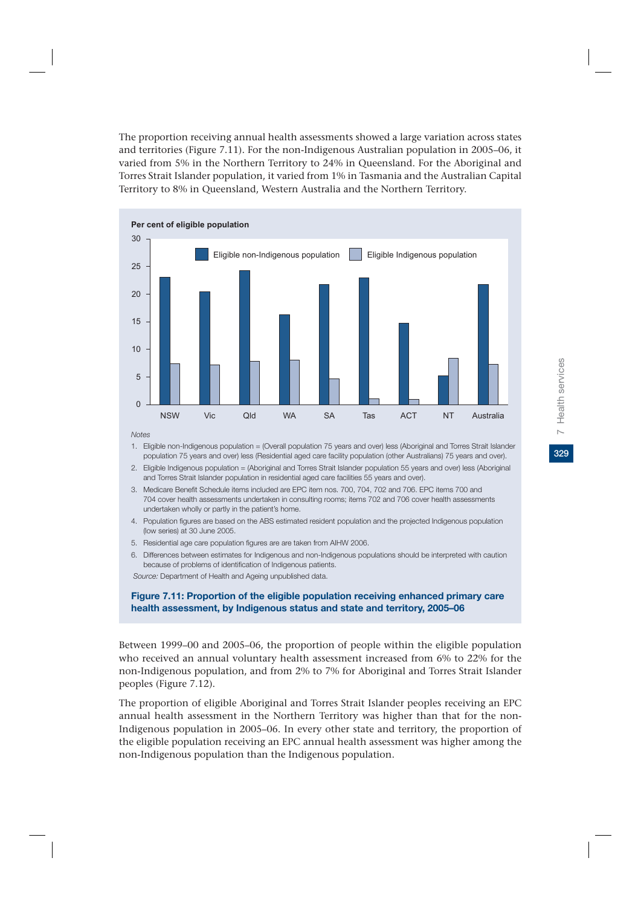The proportion receiving annual health assessments showed a large variation across states and territories (Figure 7.11). For the non-Indigenous Australian population in 2005–06, it varied from 5% in the Northern Territory to 24% in Queensland. For the Aboriginal and Torres Strait Islander population, it varied from 1% in Tasmania and the Australian Capital Territory to 8% in Queensland, Western Australia and the Northern Territory.

*Notes*

1. Eligible non-Indigenous population = (Overall population 75 years and over) less (Aboriginal and Torres Strait Islander population 75 years and over) less (Residential aged care facility population (other Australians) 75 years and over).
2. Eligible Indigenous population = (Aboriginal and Torres Strait Islander population 55 years and over) less (Aboriginal and Torres Strait Islander population in residential aged care facilities 55 years and over).
3. Medicare Benefit Schedule items included are EPC item nos. 700, 704, 702 and 706. EPC items 700 and 704 cover health assessments undertaken in consulting rooms; items 702 and 706 cover health assessments undertaken wholly or partly in the patient's home.
4. Population figures are based on the ABS estimated resident population and the projected Indigenous population (low series) at 30 June 2005.
5. Residential age care population figures are are taken from AIHW 2006.
6. Differences between estimates for Indigenous and non-Indigenous populations should be interpreted with caution because of problems of identification of Indigenous patients.

*Source:* Department of Health and Ageing unpublished data.

**Figure 7.11: Proportion of the eligible population receiving enhanced primary care health assessment, by Indigenous status and state and territory, 2005–06**

Between 1999–00 and 2005–06, the proportion of people within the eligible population who received an annual voluntary health assessment increased from 6% to 22% for the non-Indigenous population, and from 2% to 7% for Aboriginal and Torres Strait Islander peoples (Figure 7.12).

The proportion of eligible Aboriginal and Torres Strait Islander peoples receiving an EPC annual health assessment in the Northern Territory was higher than that for the non-Indigenous population in 2005–06. In every other state and territory, the proportion of the eligible population receiving an EPC annual health assessment was higher among the non-Indigenous population than the Indigenous population.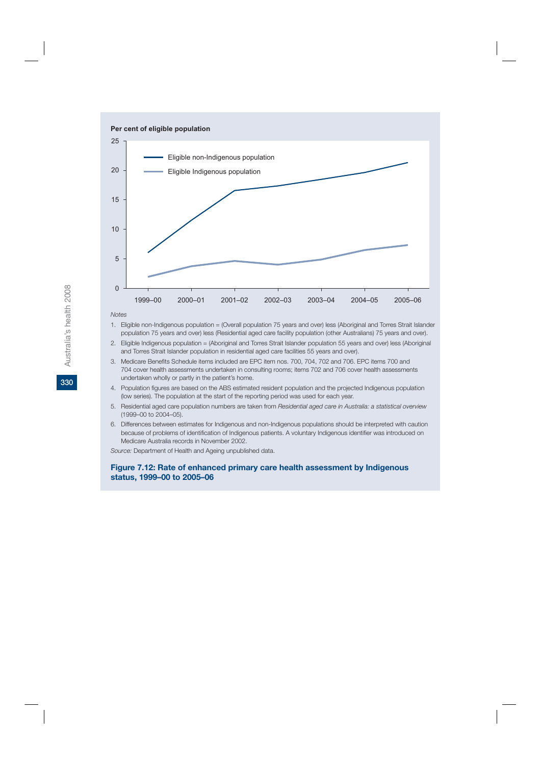Per cent of eligible population

Notes

1. Eligible non-Indigenous population = (Overall population 75 years and over) less (Aboriginal and Torres Strait Islander population 75 years and over) less (Residential aged care facility population (other Australians) 75 years and over).
2. Eligible Indigenous population = (Aboriginal and Torres Strait Islander population 55 years and over) less (Aboriginal and Torres Strait Islander population in residential aged care facilities 55 years and over).
3. Medicare Benefits Schedule items included are EPC item nos. 700, 704, 702 and 706. EPC items 700 and 704 cover health assessments undertaken in consulting rooms; items 702 and 706 cover health assessments undertaken wholly or partly in the patient's home.
4. Population figures are based on the ABS estimated resident population and the projected Indigenous population (low series). The population at the start of the reporting period was used for each year.
5. Residential aged care population numbers are taken from *Residential aged care in Australia: a statistical overview* (1999–00 to 2004–05).
6. Differences between estimates for Indigenous and non-Indigenous populations should be interpreted with caution because of problems of identification of Indigenous patients. A voluntary Indigenous identifier was introduced on Medicare Australia records in November 2002.

*Source:* Department of Health and Ageing unpublished data.

**Figure 7.12: Rate of enhanced primary care health assessment by Indigenous status, 1999–00 to 2005–06**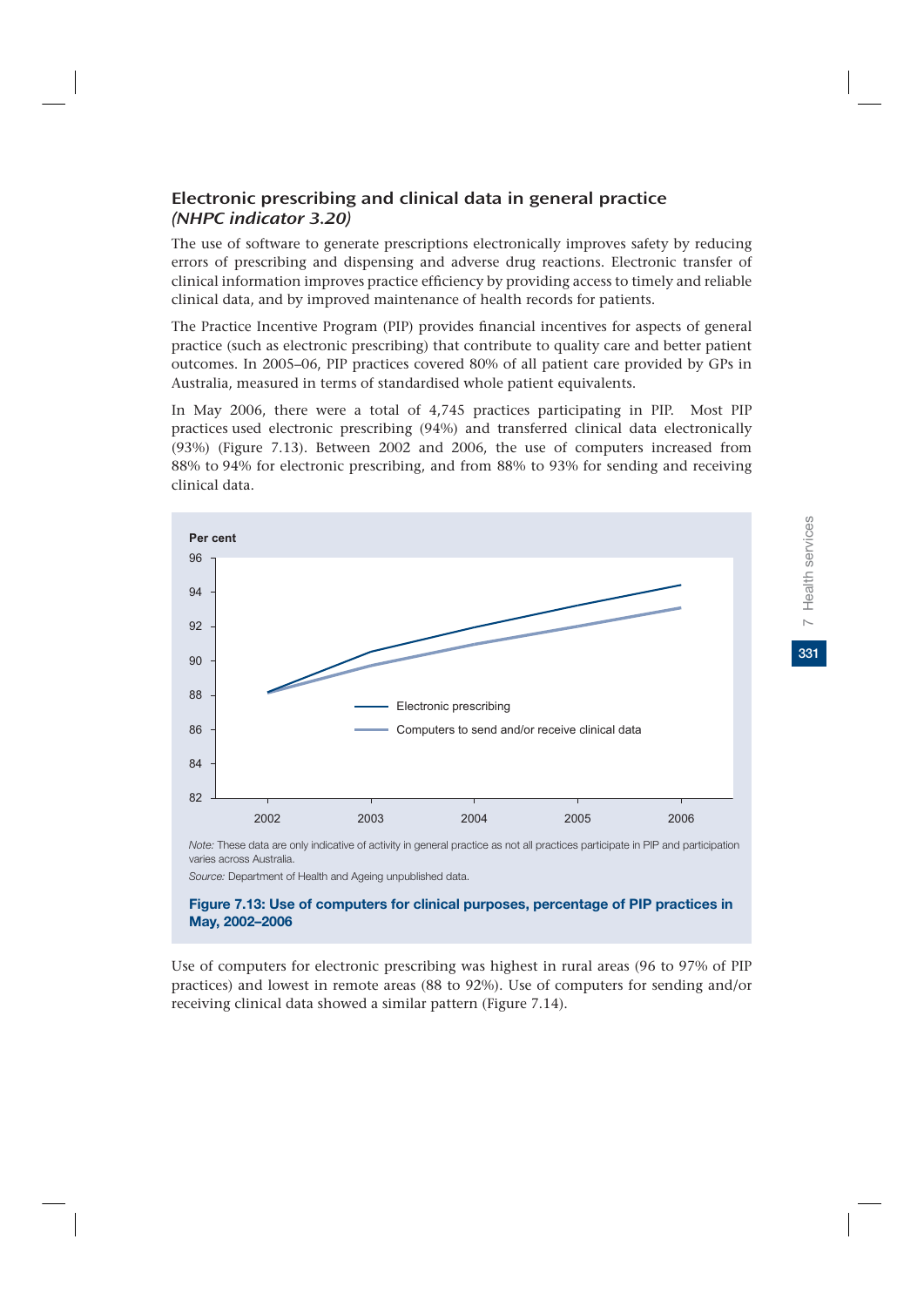## Electronic prescribing and clinical data in general practice *(NHPC indicator 3.20)*

The use of software to generate prescriptions electronically improves safety by reducing errors of prescribing and dispensing and adverse drug reactions. Electronic transfer of clinical information improves practice efficiency by providing access to timely and reliable clinical data, and by improved maintenance of health records for patients.

The Practice Incentive Program (PIP) provides financial incentives for aspects of general practice (such as electronic prescribing) that contribute to quality care and better patient outcomes. In 2005–06, PIP practices covered 80% of all patient care provided by GPs in Australia, measured in terms of standardised whole patient equivalents.

In May 2006, there were a total of 4,745 practices participating in PIP. Most PIP practices used electronic prescribing (94%) and transferred clinical data electronically (93%) (Figure 7.13). Between 2002 and 2006, the use of computers increased from 88% to 94% for electronic prescribing, and from 88% to 93% for sending and receiving clinical data.

*Note:* These data are only indicative of activity in general practice as not all practices participate in PIP and participation varies across Australia.

*Source:* Department of Health and Ageing unpublished data.

**Figure 7.13: Use of computers for clinical purposes, percentage of PIP practices in May, 2002–2006**

Use of computers for electronic prescribing was highest in rural areas (96 to 97% of PIP practices) and lowest in remote areas (88 to 92%). Use of computers for sending and/or receiving clinical data showed a similar pattern (Figure 7.14).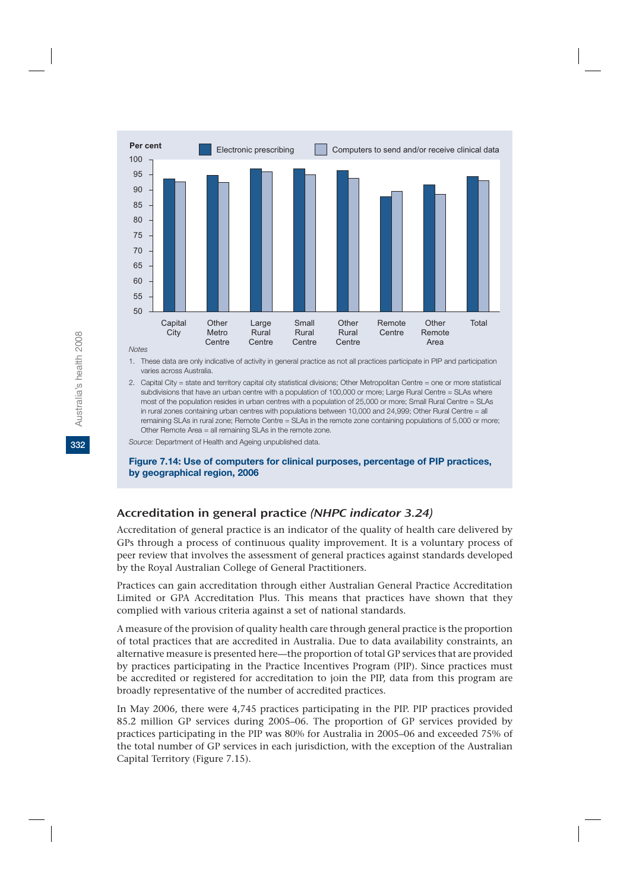Per cent

Electronic prescribing | Computers to send and/or receive clinical data

*Notes*

1. These data are only indicative of activity in general practice as not all practices participate in PIP and participation varies across Australia.
2. Capital City = state and territory capital city statistical divisions; Other Metropolitan Centre = one or more statistical subdivisions that have an urban centre with a population of 100,000 or more; Large Rural Centre = SLAs where most of the population resides in urban centres with a population of 25,000 or more; Small Rural Centre = SLAs in rural zones containing urban centres with populations between 10,000 and 24,999; Other Rural Centre = all remaining SLAs in rural zone; Remote Centre = SLAs in the remote zone containing populations of 5,000 or more; Other Remote Area = all remaining SLAs in the remote zone.

*Source:* Department of Health and Ageing unpublished data.

**Figure 7.14: Use of computers for clinical purposes, percentage of PIP practices, by geographical region, 2006**

## Accreditation in general practice *(NHPC indicator 3.24)*

Accreditation of general practice is an indicator of the quality of health care delivered by GPs through a process of continuous quality improvement. It is a voluntary process of peer review that involves the assessment of general practices against standards developed by the Royal Australian College of General Practitioners.

Practices can gain accreditation through either Australian General Practice Accreditation Limited or GPA Accreditation Plus. This means that practices have shown that they complied with various criteria against a set of national standards.

A measure of the provision of quality health care through general practice is the proportion of total practices that are accredited in Australia. Due to data availability constraints, an alternative measure is presented here—the proportion of total GP services that are provided by practices participating in the Practice Incentives Program (PIP). Since practices must be accredited or registered for accreditation to join the PIP, data from this program are broadly representative of the number of accredited practices.

In May 2006, there were 4,745 practices participating in the PIP. PIP practices provided 85.2 million GP services during 2005–06. The proportion of GP services provided by practices participating in the PIP was 80% for Australia in 2005–06 and exceeded 75% of the total number of GP services in each jurisdiction, with the exception of the Australian Capital Territory (Figure 7.15).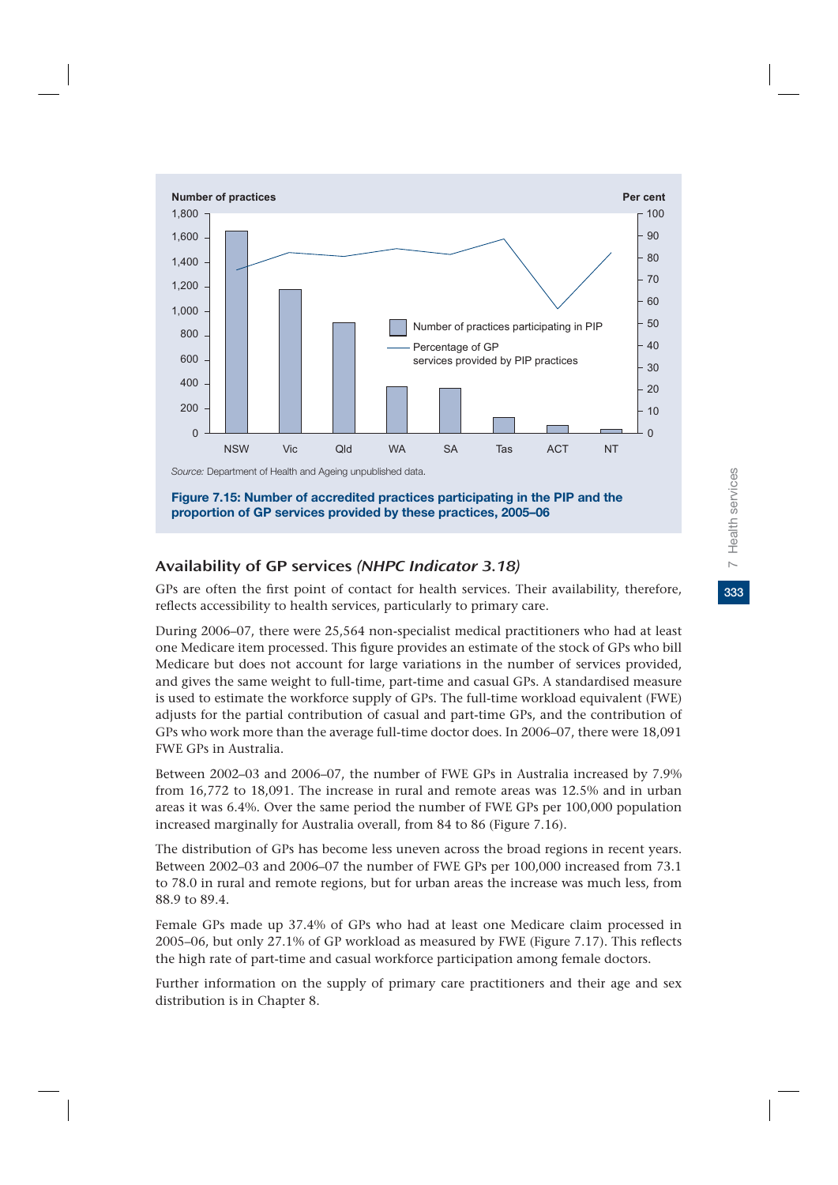Source: Department of Health and Ageing unpublished data.

**Figure 7.15: Number of accredited practices participating in the PIP and the proportion of GP services provided by these practices, 2005–06**

## Availability of GP services *(NHPC Indicator 3.18)*

GPs are often the first point of contact for health services. Their availability, therefore, reflects accessibility to health services, particularly to primary care.

During 2006–07, there were 25,564 non-specialist medical practitioners who had at least one Medicare item processed. This figure provides an estimate of the stock of GPs who bill Medicare but does not account for large variations in the number of services provided, and gives the same weight to full-time, part-time and casual GPs. A standardised measure is used to estimate the workforce supply of GPs. The full-time workload equivalent (FWE) adjusts for the partial contribution of casual and part-time GPs, and the contribution of GPs who work more than the average full-time doctor does. In 2006–07, there were 18,091 FWE GPs in Australia.

Between 2002–03 and 2006–07, the number of FWE GPs in Australia increased by 7.9% from 16,772 to 18,091. The increase in rural and remote areas was 12.5% and in urban areas it was 6.4%. Over the same period the number of FWE GPs per 100,000 population increased marginally for Australia overall, from 84 to 86 (Figure 7.16).

The distribution of GPs has become less uneven across the broad regions in recent years. Between 2002–03 and 2006–07 the number of FWE GPs per 100,000 increased from 73.1 to 78.0 in rural and remote regions, but for urban areas the increase was much less, from 88.9 to 89.4.

Female GPs made up 37.4% of GPs who had at least one Medicare claim processed in 2005–06, but only 27.1% of GP workload as measured by FWE (Figure 7.17). This reflects the high rate of part-time and casual workforce participation among female doctors.

Further information on the supply of primary care practitioners and their age and sex distribution is in Chapter 8.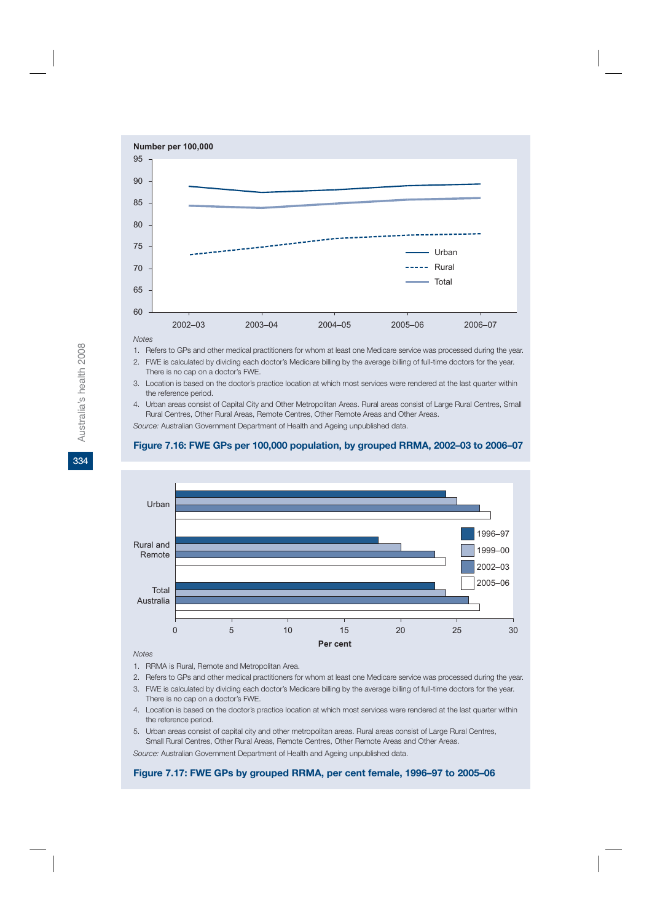Number per 100,000

| Year | Urban | Rural | Total |
|---|---|---|---|
| 2002–03 | 88.9 | 73.3 | 84.4 |
| 2003–04 | 87.5 | 75.0 | 84.0 |
| 2004–05 | 88.1 | 76.9 | 85.0 |
| 2005–06 | 89.0 | 77.7 | 85.8 |
| 2006–07 | 89.4 | 78.0 | 86.2 |

*Notes*

1. Refers to GPs and other medical practitioners for whom at least one Medicare service was processed during the year.
2. FWE is calculated by dividing each doctor's Medicare billing by the average billing of full-time doctors for the year. There is no cap on a doctor's FWE.
3. Location is based on the doctor's practice location at which most services were rendered at the last quarter within the reference period.
4. Urban areas consist of Capital City and Other Metropolitan Areas. Rural areas consist of Large Rural Centres, Small Rural Centres, Other Rural Areas, Remote Centres, Other Remote Areas and Other Areas.

*Source:* Australian Government Department of Health and Ageing unpublished data.

**Figure 7.16: FWE GPs per 100,000 population, by grouped RRMA, 2002–03 to 2006–07**

Per cent

| | 1996–97 | 1999–00 | 2002–03 | 2005–06 |
|---|---|---|---|---|
| Urban | 24 | 25 | 27 | 28 |
| Rural and Remote | 18 | 20 | 23 | 24 |
| Total Australia | 23 | 24 | 26 | 27 |

*Notes*

1. RRMA is Rural, Remote and Metropolitan Area.
2. Refers to GPs and other medical practitioners for whom at least one Medicare service was processed during the year.
3. FWE is calculated by dividing each doctor's Medicare billing by the average billing of full-time doctors for the year. There is no cap on a doctor's FWE.
4. Location is based on the doctor's practice location at which most services were rendered at the last quarter within the reference period.
5. Urban areas consist of capital city and other metropolitan areas. Rural areas consist of Large Rural Centres, Small Rural Centres, Other Rural Areas, Remote Centres, Other Remote Areas and Other Areas.

*Source:* Australian Government Department of Health and Ageing unpublished data.

**Figure 7.17: FWE GPs by grouped RRMA, per cent female, 1996–97 to 2005–06**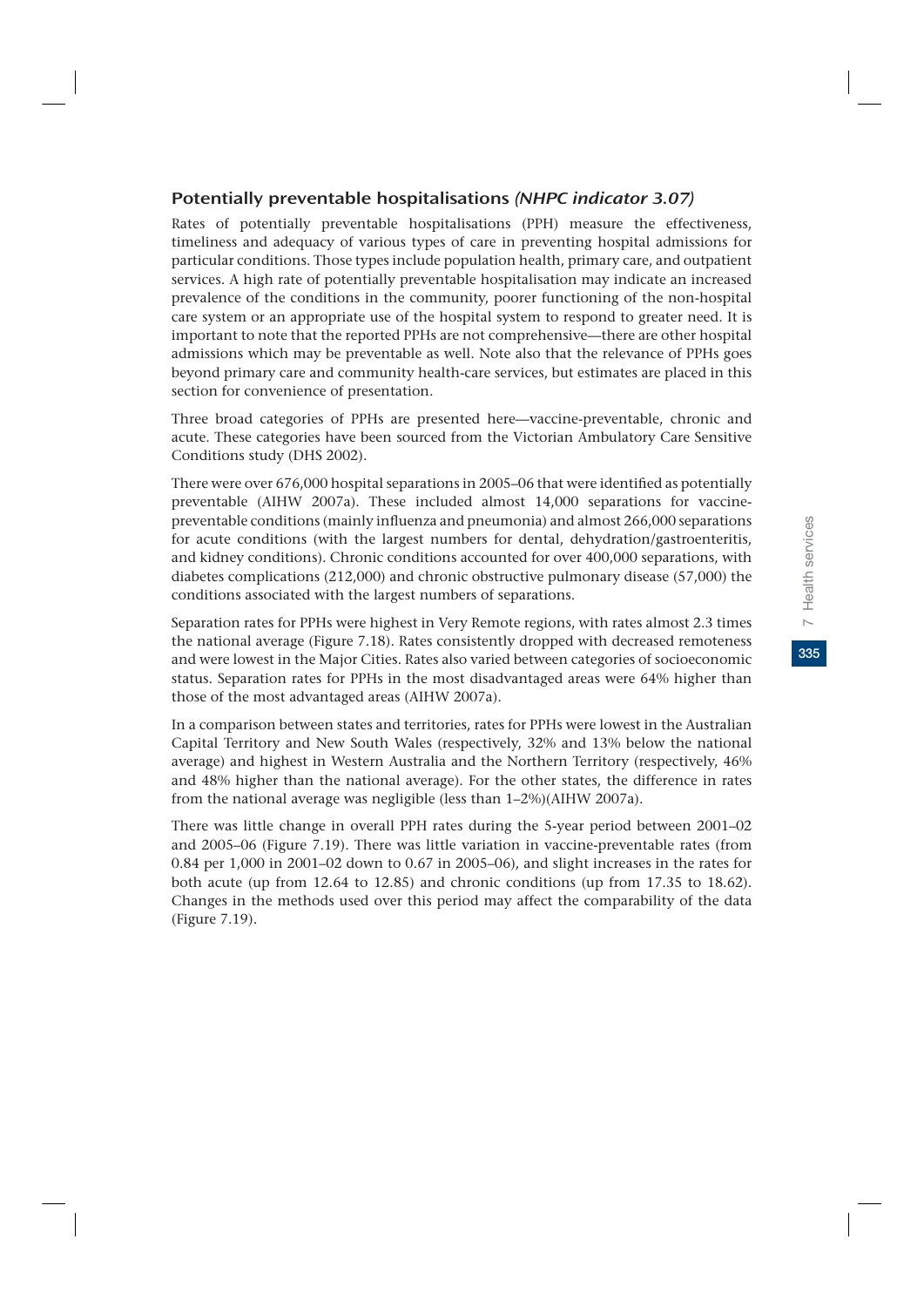### Potentially preventable hospitalisations *(NHPC indicator 3.07)*

Rates of potentially preventable hospitalisations (PPH) measure the effectiveness, timeliness and adequacy of various types of care in preventing hospital admissions for particular conditions. Those types include population health, primary care, and outpatient services. A high rate of potentially preventable hospitalisation may indicate an increased prevalence of the conditions in the community, poorer functioning of the non-hospital care system or an appropriate use of the hospital system to respond to greater need. It is important to note that the reported PPHs are not comprehensive—there are other hospital admissions which may be preventable as well. Note also that the relevance of PPHs goes beyond primary care and community health-care services, but estimates are placed in this section for convenience of presentation.

Three broad categories of PPHs are presented here—vaccine-preventable, chronic and acute. These categories have been sourced from the Victorian Ambulatory Care Sensitive Conditions study (DHS 2002).

There were over 676,000 hospital separations in 2005–06 that were identified as potentially preventable (AIHW 2007a). These included almost 14,000 separations for vaccine-preventable conditions (mainly influenza and pneumonia) and almost 266,000 separations for acute conditions (with the largest numbers for dental, dehydration/gastroenteritis, and kidney conditions). Chronic conditions accounted for over 400,000 separations, with diabetes complications (212,000) and chronic obstructive pulmonary disease (57,000) the conditions associated with the largest numbers of separations.

Separation rates for PPHs were highest in Very Remote regions, with rates almost 2.3 times the national average (Figure 7.18). Rates consistently dropped with decreased remoteness and were lowest in the Major Cities. Rates also varied between categories of socioeconomic status. Separation rates for PPHs in the most disadvantaged areas were 64% higher than those of the most advantaged areas (AIHW 2007a).

In a comparison between states and territories, rates for PPHs were lowest in the Australian Capital Territory and New South Wales (respectively, 32% and 13% below the national average) and highest in Western Australia and the Northern Territory (respectively, 46% and 48% higher than the national average). For the other states, the difference in rates from the national average was negligible (less than 1–2%)(AIHW 2007a).

There was little change in overall PPH rates during the 5-year period between 2001–02 and 2005–06 (Figure 7.19). There was little variation in vaccine-preventable rates (from 0.84 per 1,000 in 2001–02 down to 0.67 in 2005–06), and slight increases in the rates for both acute (up from 12.64 to 12.85) and chronic conditions (up from 17.35 to 18.62). Changes in the methods used over this period may affect the comparability of the data (Figure 7.19).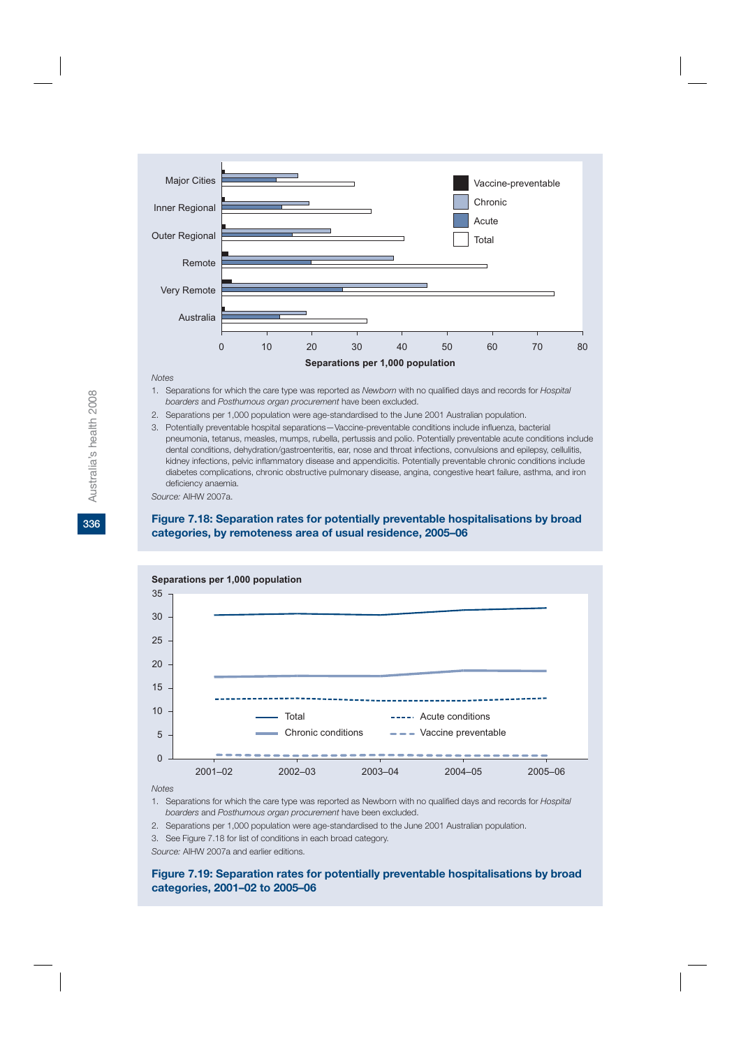Major Cities

Inner Regional

Outer Regional

Remote

Very Remote

Australia

Vaccine-preventable

Chronic

Acute

Total

0 10 20 30 40 50 60 70 80

**Separations per 1,000 population**

*Notes*

1. Separations for which the care type was reported as *Newborn* with no qualified days and records for *Hospital boarders* and *Posthumous organ procurement* have been excluded.
2. Separations per 1,000 population were age-standardised to the June 2001 Australian population.
3. Potentially preventable hospital separations—Vaccine-preventable conditions include influenza, bacterial pneumonia, tetanus, measles, mumps, rubella, pertussis and polio. Potentially preventable acute conditions include dental conditions, dehydration/gastroenteritis, ear, nose and throat infections, convulsions and epilepsy, cellulitis, kidney infections, pelvic inflammatory disease and appendicitis. Potentially preventable chronic conditions include diabetes complications, chronic obstructive pulmonary disease, angina, congestive heart failure, asthma, and iron deficiency anaemia.

*Source:* AIHW 2007a.

**Figure 7.18: Separation rates for potentially preventable hospitalisations by broad categories, by remoteness area of usual residence, 2005–06**

**Separations per 1,000 population**

35 30 25 20 15 10 5 0

Total

Acute conditions

Chronic conditions

Vaccine preventable

2001–02 2002–03 2003–04 2004–05 2005–06

*Notes*

1. Separations for which the care type was reported as Newborn with no qualified days and records for *Hospital boarders* and *Posthumous organ procurement* have been excluded.
2. Separations per 1,000 population were age-standardised to the June 2001 Australian population.
3. See Figure 7.18 for list of conditions in each broad category.

*Source:* AIHW 2007a and earlier editions.

**Figure 7.19: Separation rates for potentially preventable hospitalisations by broad categories, 2001–02 to 2005–06**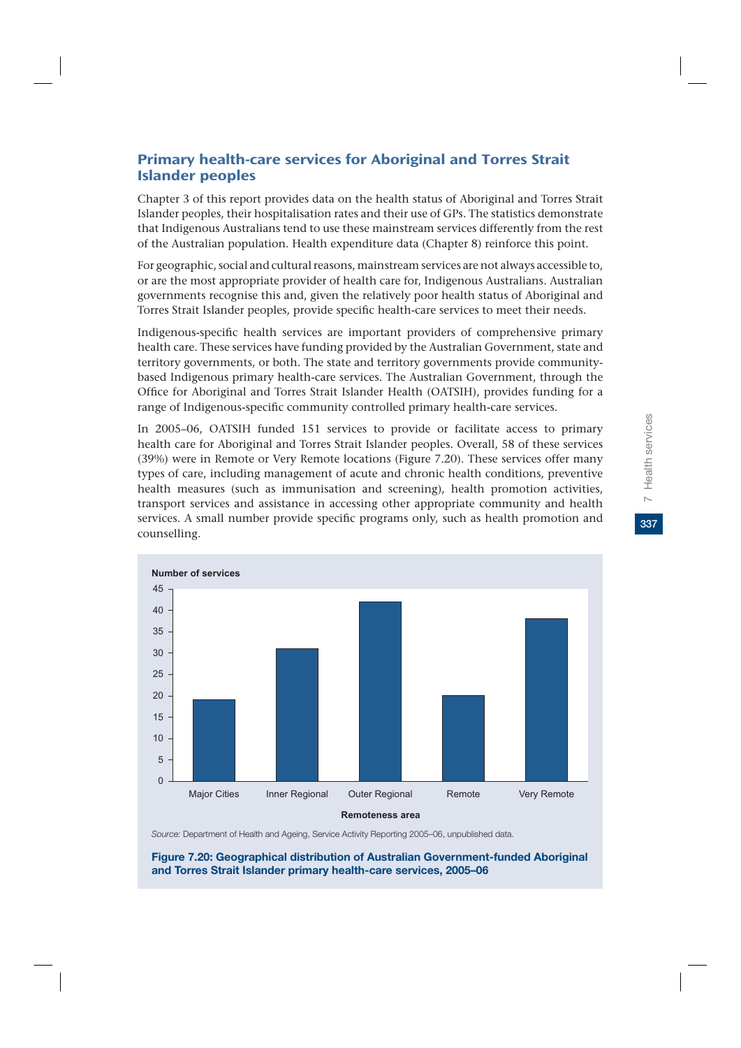## Primary health-care services for Aboriginal and Torres Strait Islander peoples

Chapter 3 of this report provides data on the health status of Aboriginal and Torres Strait Islander peoples, their hospitalisation rates and their use of GPs. The statistics demonstrate that Indigenous Australians tend to use these mainstream services differently from the rest of the Australian population. Health expenditure data (Chapter 8) reinforce this point.

For geographic, social and cultural reasons, mainstream services are not always accessible to, or are the most appropriate provider of health care for, Indigenous Australians. Australian governments recognise this and, given the relatively poor health status of Aboriginal and Torres Strait Islander peoples, provide specific health-care services to meet their needs.

Indigenous-specific health services are important providers of comprehensive primary health care. These services have funding provided by the Australian Government, state and territory governments, or both. The state and territory governments provide community-based Indigenous primary health-care services. The Australian Government, through the Office for Aboriginal and Torres Strait Islander Health (OATSIH), provides funding for a range of Indigenous-specific community controlled primary health-care services.

In 2005–06, OATSIH funded 151 services to provide or facilitate access to primary health care for Aboriginal and Torres Strait Islander peoples. Overall, 58 of these services (39%) were in Remote or Very Remote locations (Figure 7.20). These services offer many types of care, including management of acute and chronic health conditions, preventive health measures (such as immunisation and screening), health promotion activities, transport services and assistance in accessing other appropriate community and health services. A small number provide specific programs only, such as health promotion and counselling.

| Remoteness area | Number of services |
|---|---|
| Major Cities | 19 |
| Inner Regional | 31 |
| Outer Regional | 42 |
| Remote | 20 |
| Very Remote | 38 |

*Source:* Department of Health and Ageing, Service Activity Reporting 2005–06, unpublished data.

**Figure 7.20: Geographical distribution of Australian Government-funded Aboriginal and Torres Strait Islander primary health-care services, 2005–06**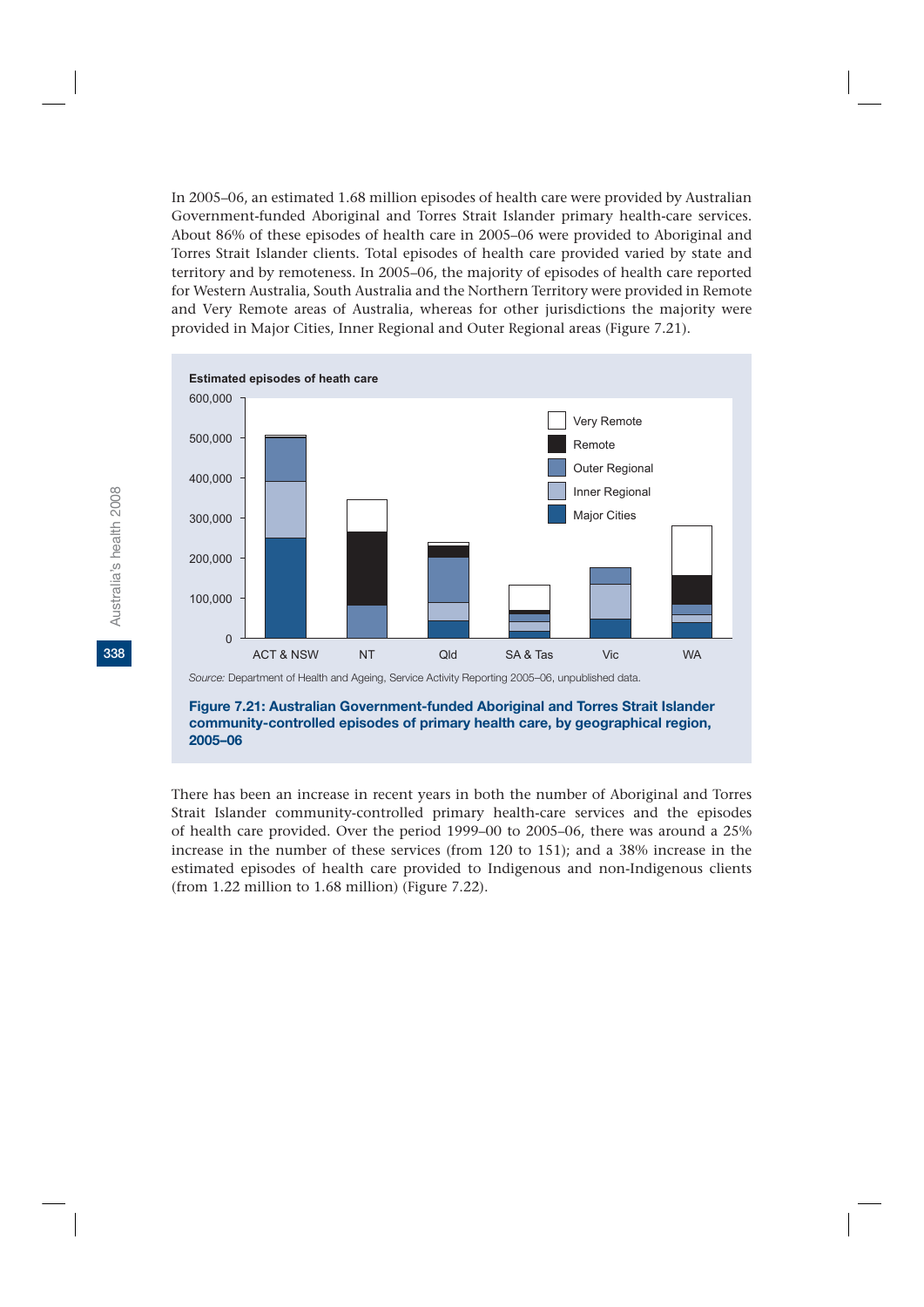In 2005–06, an estimated 1.68 million episodes of health care were provided by Australian Government-funded Aboriginal and Torres Strait Islander primary health-care services. About 86% of these episodes of health care in 2005–06 were provided to Aboriginal and Torres Strait Islander clients. Total episodes of health care provided varied by state and territory and by remoteness. In 2005–06, the majority of episodes of health care reported for Western Australia, South Australia and the Northern Territory were provided in Remote and Very Remote areas of Australia, whereas for other jurisdictions the majority were provided in Major Cities, Inner Regional and Outer Regional areas (Figure 7.21).

*Source:* Department of Health and Ageing, Service Activity Reporting 2005–06, unpublished data.

**Figure 7.21: Australian Government-funded Aboriginal and Torres Strait Islander community-controlled episodes of primary health care, by geographical region, 2005–06**

There has been an increase in recent years in both the number of Aboriginal and Torres Strait Islander community-controlled primary health-care services and the episodes of health care provided. Over the period 1999–00 to 2005–06, there was around a 25% increase in the number of these services (from 120 to 151); and a 38% increase in the estimated episodes of health care provided to Indigenous and non-Indigenous clients (from 1.22 million to 1.68 million) (Figure 7.22).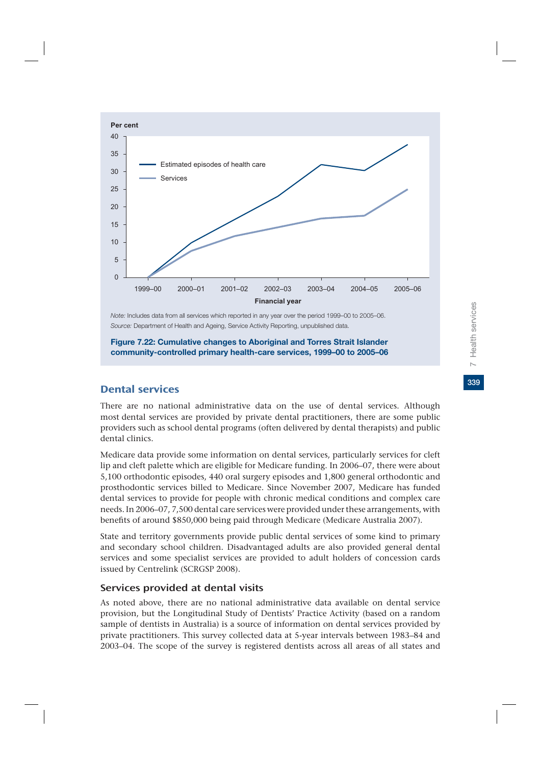Note: Includes data from all services which reported in any year over the period 1999–00 to 2005–06.
Source: Department of Health and Ageing, Service Activity Reporting, unpublished data.

**Figure 7.22: Cumulative changes to Aboriginal and Torres Strait Islander community-controlled primary health-care services, 1999–00 to 2005–06**

## Dental services

There are no national administrative data on the use of dental services. Although most dental services are provided by private dental practitioners, there are some public providers such as school dental programs (often delivered by dental therapists) and public dental clinics.

Medicare data provide some information on dental services, particularly services for cleft lip and cleft palette which are eligible for Medicare funding. In 2006–07, there were about 5,100 orthodontic episodes, 440 oral surgery episodes and 1,800 general orthodontic and prosthodontic services billed to Medicare. Since November 2007, Medicare has funded dental services to provide for people with chronic medical conditions and complex care needs. In 2006–07, 7,500 dental care services were provided under these arrangements, with benefits of around $850,000 being paid through Medicare (Medicare Australia 2007).

State and territory governments provide public dental services of some kind to primary and secondary school children. Disadvantaged adults are also provided general dental services and some specialist services are provided to adult holders of concession cards issued by Centrelink (SCRGSP 2008).

### Services provided at dental visits

As noted above, there are no national administrative data available on dental service provision, but the Longitudinal Study of Dentists' Practice Activity (based on a random sample of dentists in Australia) is a source of information on dental services provided by private practitioners. This survey collected data at 5-year intervals between 1983–84 and 2003–04. The scope of the survey is registered dentists across all areas of all states and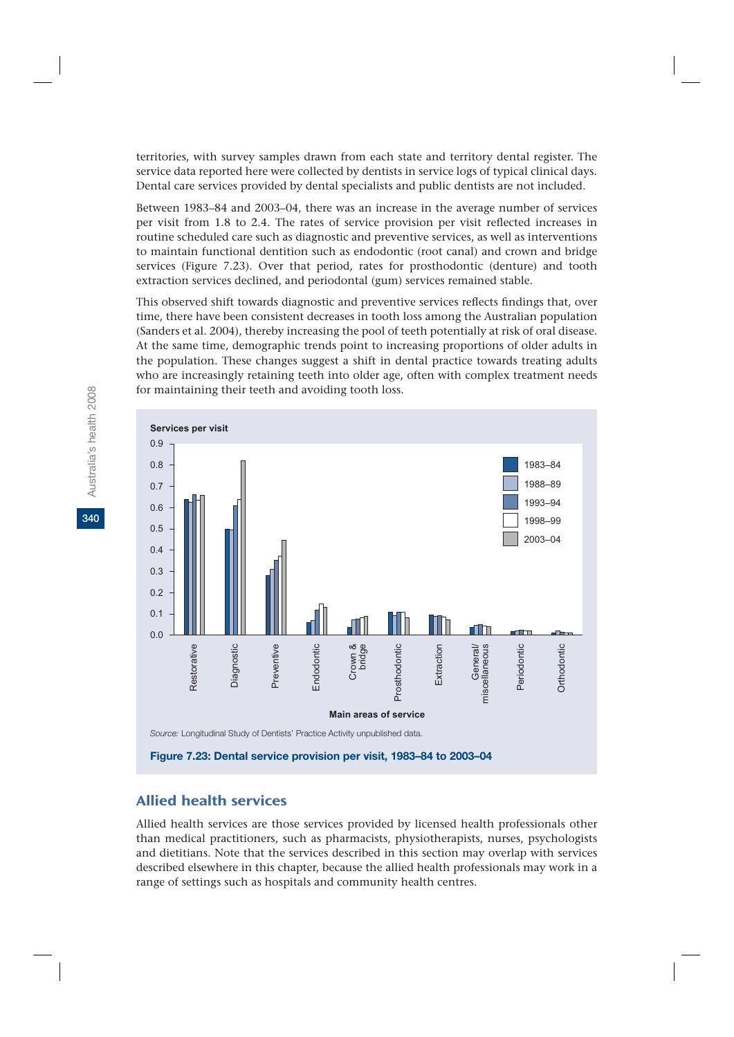territories, with survey samples drawn from each state and territory dental register. The service data reported here were collected by dentists in service logs of typical clinical days. Dental care services provided by dental specialists and public dentists are not included.

Between 1983–84 and 2003–04, there was an increase in the average number of services per visit from 1.8 to 2.4. The rates of service provision per visit reflected increases in routine scheduled care such as diagnostic and preventive services, as well as interventions to maintain functional dentition such as endodontic (root canal) and crown and bridge services (Figure 7.23). Over that period, rates for prosthodontic (denture) and tooth extraction services declined, and periodontal (gum) services remained stable.

This observed shift towards diagnostic and preventive services reflects findings that, over time, there have been consistent decreases in tooth loss among the Australian population (Sanders et al. 2004), thereby increasing the pool of teeth potentially at risk of oral disease. At the same time, demographic trends point to increasing proportions of older adults in the population. These changes suggest a shift in dental practice towards treating adults who are increasingly retaining teeth into older age, often with complex treatment needs for maintaining their teeth and avoiding tooth loss.

*Source:* Longitudinal Study of Dentists' Practice Activity unpublished data.

**Figure 7.23: Dental service provision per visit, 1983–84 to 2003–04**

## Allied health services

Allied health services are those services provided by licensed health professionals other than medical practitioners, such as pharmacists, physiotherapists, nurses, psychologists and dietitians. Note that the services described in this section may overlap with services described elsewhere in this chapter, because the allied health professionals may work in a range of settings such as hospitals and community health centres.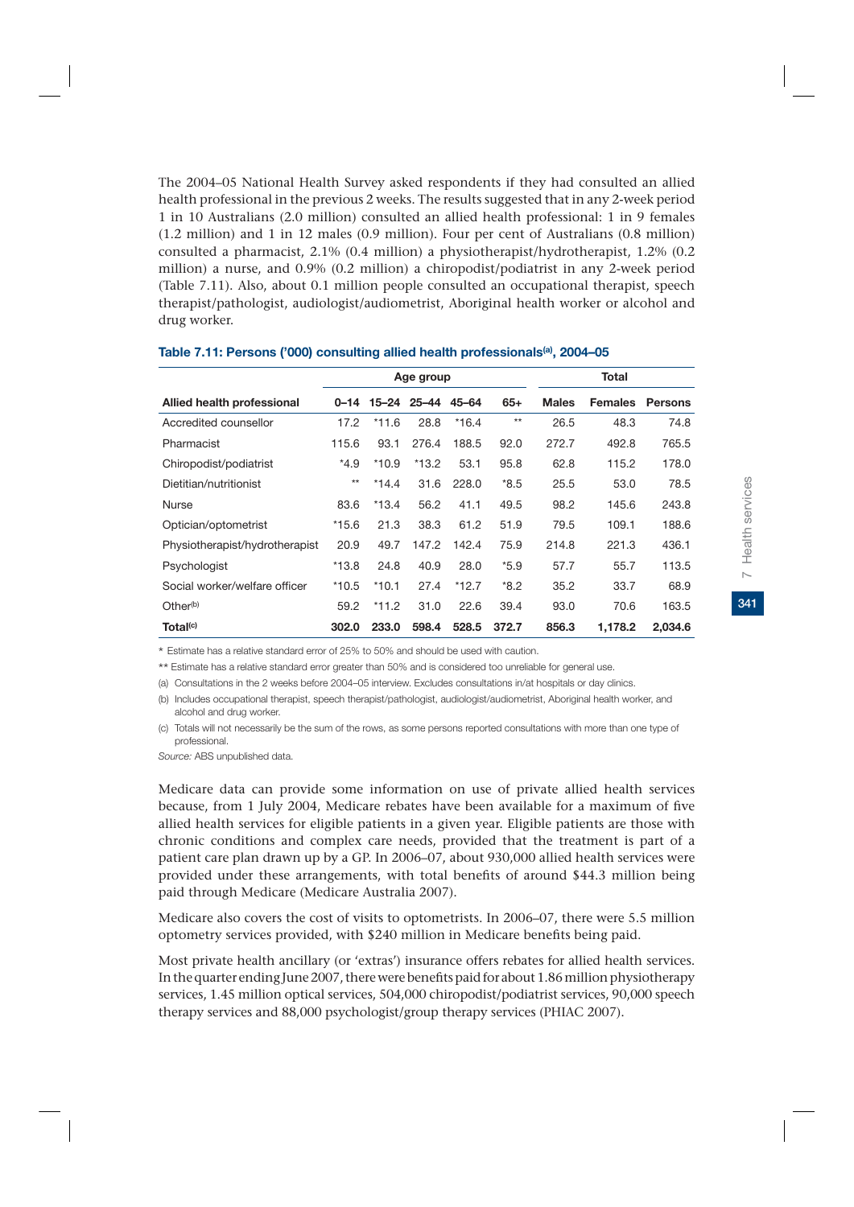The 2004–05 National Health Survey asked respondents if they had consulted an allied health professional in the previous 2 weeks. The results suggested that in any 2-week period 1 in 10 Australians (2.0 million) consulted an allied health professional: 1 in 9 females (1.2 million) and 1 in 12 males (0.9 million). Four per cent of Australians (0.8 million) consulted a pharmacist, 2.1% (0.4 million) a physiotherapist/hydrotherapist, 1.2% (0.2 million) a nurse, and 0.9% (0.2 million) a chiropodist/podiatrist in any 2-week period (Table 7.11). Also, about 0.1 million people consulted an occupational therapist, speech therapist/pathologist, audiologist/audiometrist, Aboriginal health worker or alcohol and drug worker.

**Table 7.11: Persons ('000) consulting allied health professionals[(a)], 2004–05**

| | Age group | | | | | Total | | |
|---|---|---|---|---|---|---|---|---|
| **Allied health professional** | **0–14** | **15–24** | **25–44** | **45–64** | **65+** | **Males** | **Females** | **Persons** |
| Accredited counsellor | 17.2 | *11.6 | 28.8 | *16.4 | ** | 26.5 | 48.3 | 74.8 |
| Pharmacist | 115.6 | 93.1 | 276.4 | 188.5 | 92.0 | 272.7 | 492.8 | 765.5 |
| Chiropodist/podiatrist | *4.9 | *10.9 | *13.2 | 53.1 | 95.8 | 62.8 | 115.2 | 178.0 |
| Dietitian/nutritionist | ** | *14.4 | 31.6 | 228.0 | *8.5 | 25.5 | 53.0 | 78.5 |
| Nurse | 83.6 | *13.4 | 56.2 | 41.1 | 49.5 | 98.2 | 145.6 | 243.8 |
| Optician/optometrist | *15.6 | 21.3 | 38.3 | 61.2 | 51.9 | 79.5 | 109.1 | 188.6 |
| Physiotherapist/hydrotherapist | 20.9 | 49.7 | 147.2 | 142.4 | 75.9 | 214.8 | 221.3 | 436.1 |
| Psychologist | *13.8 | 24.8 | 40.9 | 28.0 | *5.9 | 57.7 | 55.7 | 113.5 |
| Social worker/welfare officer | *10.5 | *10.1 | 27.4 | *12.7 | *8.2 | 35.2 | 33.7 | 68.9 |
| Other[(b)] | 59.2 | *11.2 | 31.0 | 22.6 | 39.4 | 93.0 | 70.6 | 163.5 |
| **Total[(c)]** | **302.0** | **233.0** | **598.4** | **528.5** | **372.7** | **856.3** | **1,178.2** | **2,034.6** |

\* Estimate has a relative standard error of 25% to 50% and should be used with caution.

** Estimate has a relative standard error greater than 50% and is considered too unreliable for general use.

(a) Consultations in the 2 weeks before 2004–05 interview. Excludes consultations in/at hospitals or day clinics.

(b) Includes occupational therapist, speech therapist/pathologist, audiologist/audiometrist, Aboriginal health worker, and alcohol and drug worker.

(c) Totals will not necessarily be the sum of the rows, as some persons reported consultations with more than one type of professional.

*Source:* ABS unpublished data.

Medicare data can provide some information on use of private allied health services because, from 1 July 2004, Medicare rebates have been available for a maximum of five allied health services for eligible patients in a given year. Eligible patients are those with chronic conditions and complex care needs, provided that the treatment is part of a patient care plan drawn up by a GP. In 2006–07, about 930,000 allied health services were provided under these arrangements, with total benefits of around $44.3 million being paid through Medicare (Medicare Australia 2007).

Medicare also covers the cost of visits to optometrists. In 2006–07, there were 5.5 million optometry services provided, with $240 million in Medicare benefits being paid.

Most private health ancillary (or 'extras') insurance offers rebates for allied health services. In the quarter ending June 2007, there were benefits paid for about 1.86 million physiotherapy services, 1.45 million optical services, 504,000 chiropodist/podiatrist services, 90,000 speech therapy services and 88,000 psychologist/group therapy services (PHIAC 2007).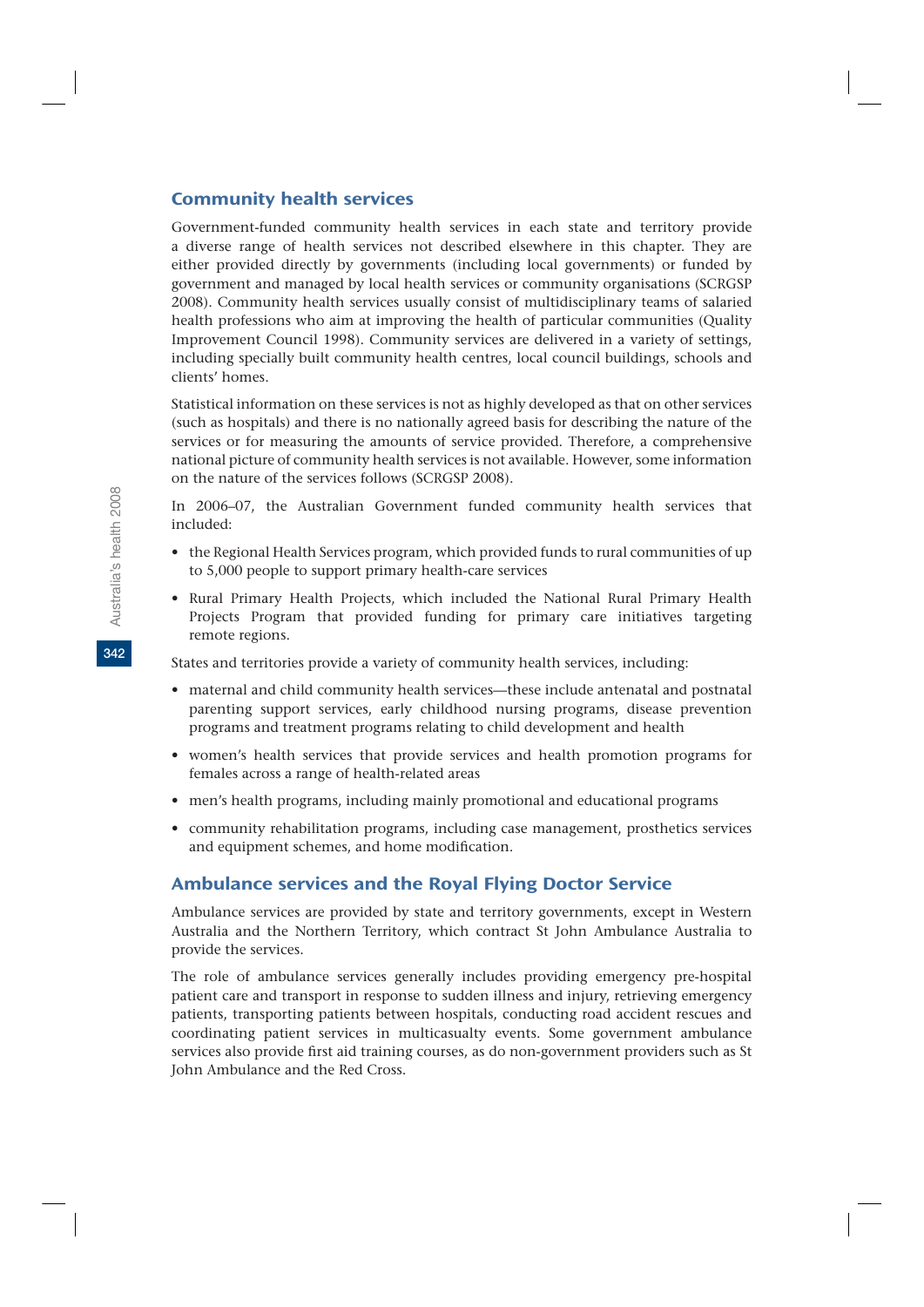## Community health services

Government-funded community health services in each state and territory provide a diverse range of health services not described elsewhere in this chapter. They are either provided directly by governments (including local governments) or funded by government and managed by local health services or community organisations (SCRGSP 2008). Community health services usually consist of multidisciplinary teams of salaried health professions who aim at improving the health of particular communities (Quality Improvement Council 1998). Community services are delivered in a variety of settings, including specially built community health centres, local council buildings, schools and clients' homes.

Statistical information on these services is not as highly developed as that on other services (such as hospitals) and there is no nationally agreed basis for describing the nature of the services or for measuring the amounts of service provided. Therefore, a comprehensive national picture of community health services is not available. However, some information on the nature of the services follows (SCRGSP 2008).

In 2006–07, the Australian Government funded community health services that included:

- the Regional Health Services program, which provided funds to rural communities of up to 5,000 people to support primary health-care services
- Rural Primary Health Projects, which included the National Rural Primary Health Projects Program that provided funding for primary care initiatives targeting remote regions.

States and territories provide a variety of community health services, including:

- maternal and child community health services—these include antenatal and postnatal parenting support services, early childhood nursing programs, disease prevention programs and treatment programs relating to child development and health
- women's health services that provide services and health promotion programs for females across a range of health-related areas
- men's health programs, including mainly promotional and educational programs
- community rehabilitation programs, including case management, prosthetics services and equipment schemes, and home modification.

## Ambulance services and the Royal Flying Doctor Service

Ambulance services are provided by state and territory governments, except in Western Australia and the Northern Territory, which contract St John Ambulance Australia to provide the services.

The role of ambulance services generally includes providing emergency pre-hospital patient care and transport in response to sudden illness and injury, retrieving emergency patients, transporting patients between hospitals, conducting road accident rescues and coordinating patient services in multicasualty events. Some government ambulance services also provide first aid training courses, as do non-government providers such as St John Ambulance and the Red Cross.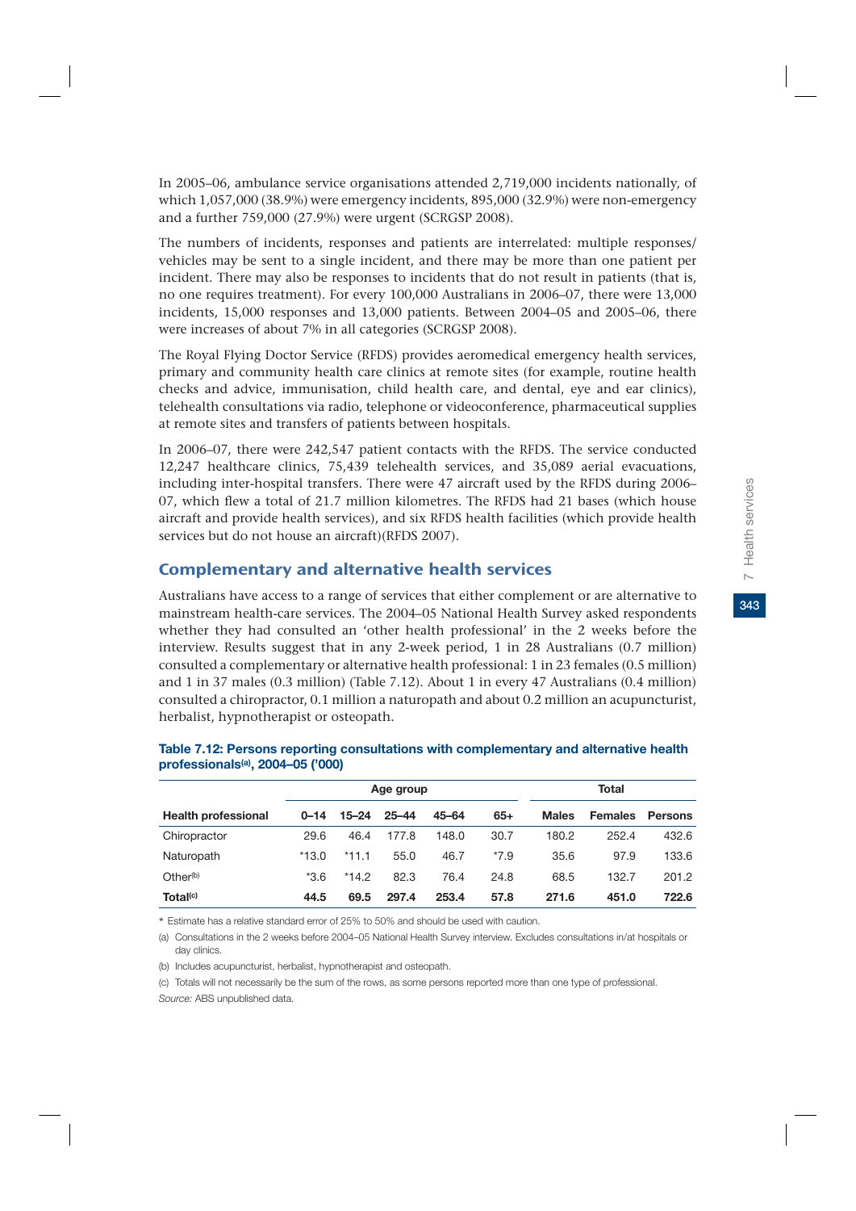In 2005–06, ambulance service organisations attended 2,719,000 incidents nationally, of which 1,057,000 (38.9%) were emergency incidents, 895,000 (32.9%) were non-emergency and a further 759,000 (27.9%) were urgent (SCRGSP 2008).

The numbers of incidents, responses and patients are interrelated: multiple responses/vehicles may be sent to a single incident, and there may be more than one patient per incident. There may also be responses to incidents that do not result in patients (that is, no one requires treatment). For every 100,000 Australians in 2006–07, there were 13,000 incidents, 15,000 responses and 13,000 patients. Between 2004–05 and 2005–06, there were increases of about 7% in all categories (SCRGSP 2008).

The Royal Flying Doctor Service (RFDS) provides aeromedical emergency health services, primary and community health care clinics at remote sites (for example, routine health checks and advice, immunisation, child health care, and dental, eye and ear clinics), telehealth consultations via radio, telephone or videoconference, pharmaceutical supplies at remote sites and transfers of patients between hospitals.

In 2006–07, there were 242,547 patient contacts with the RFDS. The service conducted 12,247 healthcare clinics, 75,439 telehealth services, and 35,089 aerial evacuations, including inter-hospital transfers. There were 47 aircraft used by the RFDS during 2006–07, which flew a total of 21.7 million kilometres. The RFDS had 21 bases (which house aircraft and provide health services), and six RFDS health facilities (which provide health services but do not house an aircraft)(RFDS 2007).

## Complementary and alternative health services

Australians have access to a range of services that either complement or are alternative to mainstream health-care services. The 2004–05 National Health Survey asked respondents whether they had consulted an 'other health professional' in the 2 weeks before the interview. Results suggest that in any 2-week period, 1 in 28 Australians (0.7 million) consulted a complementary or alternative health professional: 1 in 23 females (0.5 million) and 1 in 37 males (0.3 million) (Table 7.12). About 1 in every 47 Australians (0.4 million) consulted a chiropractor, 0.1 million a naturopath and about 0.2 million an acupuncturist, herbalist, hypnotherapist or osteopath.

**Table 7.12: Persons reporting consultations with complementary and alternative health professionals[(a)], 2004–05 ('000)**

| | Age group | | | | | Total | | |
|---|---|---|---|---|---|---|---|---|
| **Health professional** | **0–14** | **15–24** | **25–44** | **45–64** | **65+** | **Males** | **Females** | **Persons** |
| Chiropractor | 29.6 | 46.4 | 177.8 | 148.0 | 30.7 | 180.2 | 252.4 | 432.6 |
| Naturopath | *13.0 | *11.1 | 55.0 | 46.7 | *7.9 | 35.6 | 97.9 | 133.6 |
| Other[(b)] | *3.6 | *14.2 | 82.3 | 76.4 | 24.8 | 68.5 | 132.7 | 201.2 |
| **Total[(c)]** | **44.5** | **69.5** | **297.4** | **253.4** | **57.8** | **271.6** | **451.0** | **722.6** |

\* Estimate has a relative standard error of 25% to 50% and should be used with caution.

(a) Consultations in the 2 weeks before 2004–05 National Health Survey interview. Excludes consultations in/at hospitals or day clinics.

(b) Includes acupuncturist, herbalist, hypnotherapist and osteopath.

(c) Totals will not necessarily be the sum of the rows, as some persons reported more than one type of professional.

*Source:* ABS unpublished data.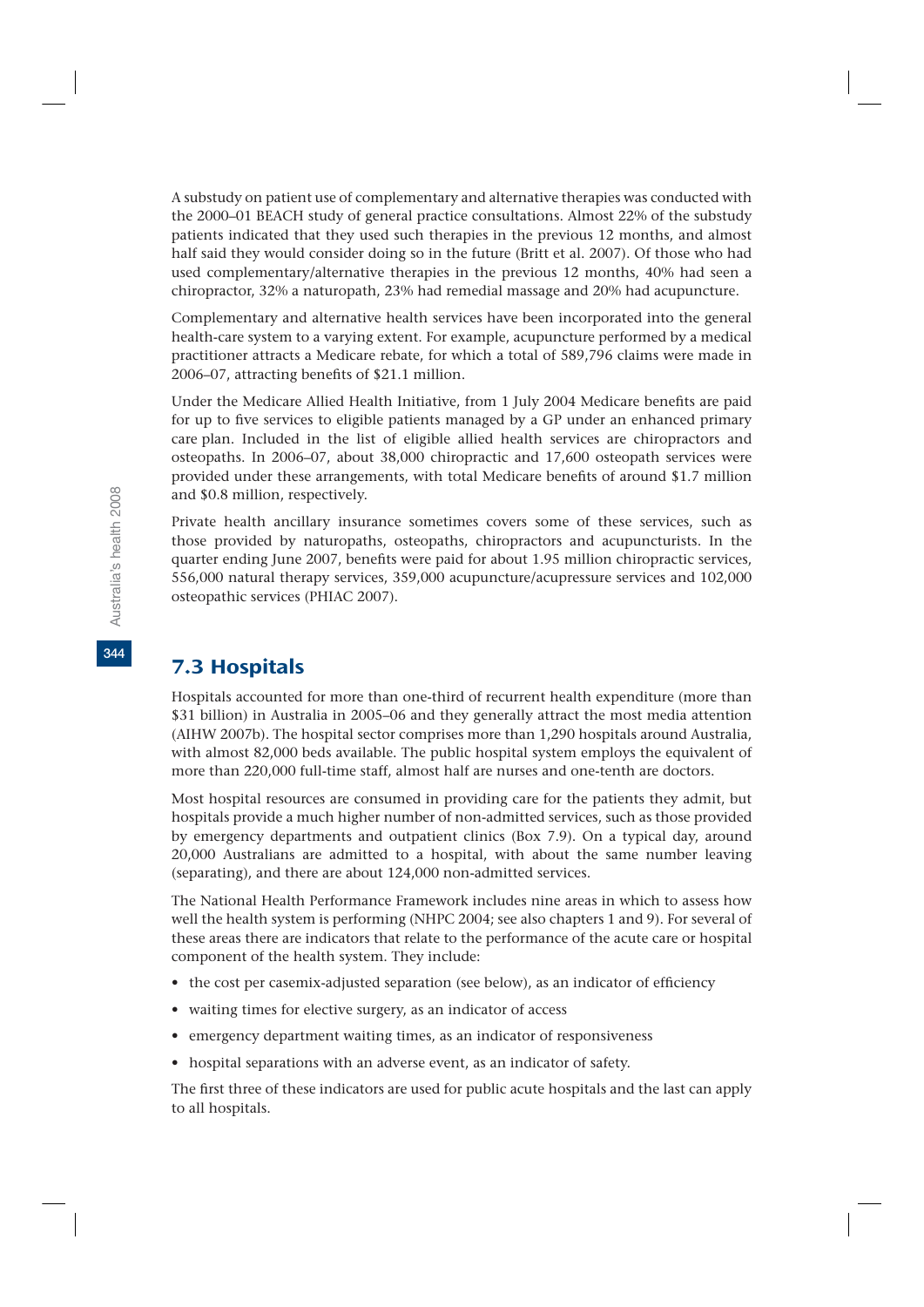A substudy on patient use of complementary and alternative therapies was conducted with the 2000–01 BEACH study of general practice consultations. Almost 22% of the substudy patients indicated that they used such therapies in the previous 12 months, and almost half said they would consider doing so in the future (Britt et al. 2007). Of those who had used complementary/alternative therapies in the previous 12 months, 40% had seen a chiropractor, 32% a naturopath, 23% had remedial massage and 20% had acupuncture.

Complementary and alternative health services have been incorporated into the general health-care system to a varying extent. For example, acupuncture performed by a medical practitioner attracts a Medicare rebate, for which a total of 589,796 claims were made in 2006–07, attracting benefits of $21.1 million.

Under the Medicare Allied Health Initiative, from 1 July 2004 Medicare benefits are paid for up to five services to eligible patients managed by a GP under an enhanced primary care plan. Included in the list of eligible allied health services are chiropractors and osteopaths. In 2006–07, about 38,000 chiropractic and 17,600 osteopath services were provided under these arrangements, with total Medicare benefits of around $1.7 million and $0.8 million, respectively.

Private health ancillary insurance sometimes covers some of these services, such as those provided by naturopaths, osteopaths, chiropractors and acupuncturists. In the quarter ending June 2007, benefits were paid for about 1.95 million chiropractic services, 556,000 natural therapy services, 359,000 acupuncture/acupressure services and 102,000 osteopathic services (PHIAC 2007).

## 7.3 Hospitals

Hospitals accounted for more than one-third of recurrent health expenditure (more than $31 billion) in Australia in 2005–06 and they generally attract the most media attention (AIHW 2007b). The hospital sector comprises more than 1,290 hospitals around Australia, with almost 82,000 beds available. The public hospital system employs the equivalent of more than 220,000 full-time staff, almost half are nurses and one-tenth are doctors.

Most hospital resources are consumed in providing care for the patients they admit, but hospitals provide a much higher number of non-admitted services, such as those provided by emergency departments and outpatient clinics (Box 7.9). On a typical day, around 20,000 Australians are admitted to a hospital, with about the same number leaving (separating), and there are about 124,000 non-admitted services.

The National Health Performance Framework includes nine areas in which to assess how well the health system is performing (NHPC 2004; see also chapters 1 and 9). For several of these areas there are indicators that relate to the performance of the acute care or hospital component of the health system. They include:

- the cost per casemix-adjusted separation (see below), as an indicator of efficiency
- waiting times for elective surgery, as an indicator of access
- emergency department waiting times, as an indicator of responsiveness
- hospital separations with an adverse event, as an indicator of safety.

The first three of these indicators are used for public acute hospitals and the last can apply to all hospitals.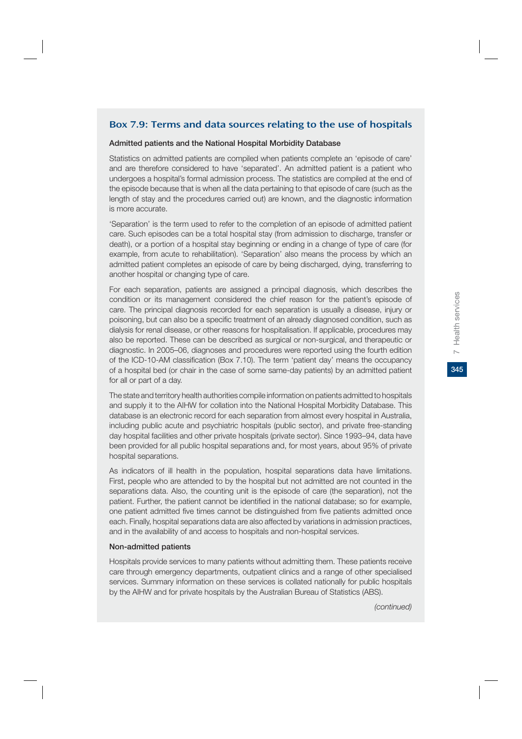## Box 7.9: Terms and data sources relating to the use of hospitals

**Admitted patients and the National Hospital Morbidity Database**

Statistics on admitted patients are compiled when patients complete an 'episode of care' and are therefore considered to have 'separated'. An admitted patient is a patient who undergoes a hospital's formal admission process. The statistics are compiled at the end of the episode because that is when all the data pertaining to that episode of care (such as the length of stay and the procedures carried out) are known, and the diagnostic information is more accurate.

'Separation' is the term used to refer to the completion of an episode of admitted patient care. Such episodes can be a total hospital stay (from admission to discharge, transfer or death), or a portion of a hospital stay beginning or ending in a change of type of care (for example, from acute to rehabilitation). 'Separation' also means the process by which an admitted patient completes an episode of care by being discharged, dying, transferring to another hospital or changing type of care.

For each separation, patients are assigned a principal diagnosis, which describes the condition or its management considered the chief reason for the patient's episode of care. The principal diagnosis recorded for each separation is usually a disease, injury or poisoning, but can also be a specific treatment of an already diagnosed condition, such as dialysis for renal disease, or other reasons for hospitalisation. If applicable, procedures may also be reported. These can be described as surgical or non-surgical, and therapeutic or diagnostic. In 2005–06, diagnoses and procedures were reported using the fourth edition of the ICD-10-AM classification (Box 7.10). The term 'patient day' means the occupancy of a hospital bed (or chair in the case of some same-day patients) by an admitted patient for all or part of a day.

The state and territory health authorities compile information on patients admitted to hospitals and supply it to the AIHW for collation into the National Hospital Morbidity Database. This database is an electronic record for each separation from almost every hospital in Australia, including public acute and psychiatric hospitals (public sector), and private free-standing day hospital facilities and other private hospitals (private sector). Since 1993–94, data have been provided for all public hospital separations and, for most years, about 95% of private hospital separations.

As indicators of ill health in the population, hospital separations data have limitations. First, people who are attended to by the hospital but not admitted are not counted in the separations data. Also, the counting unit is the episode of care (the separation), not the patient. Further, the patient cannot be identified in the national database; so for example, one patient admitted five times cannot be distinguished from five patients admitted once each. Finally, hospital separations data are also affected by variations in admission practices, and in the availability of and access to hospitals and non-hospital services.

**Non-admitted patients**

Hospitals provide services to many patients without admitting them. These patients receive care through emergency departments, outpatient clinics and a range of other specialised services. Summary information on these services is collated nationally for public hospitals by the AIHW and for private hospitals by the Australian Bureau of Statistics (ABS).

*(continued)*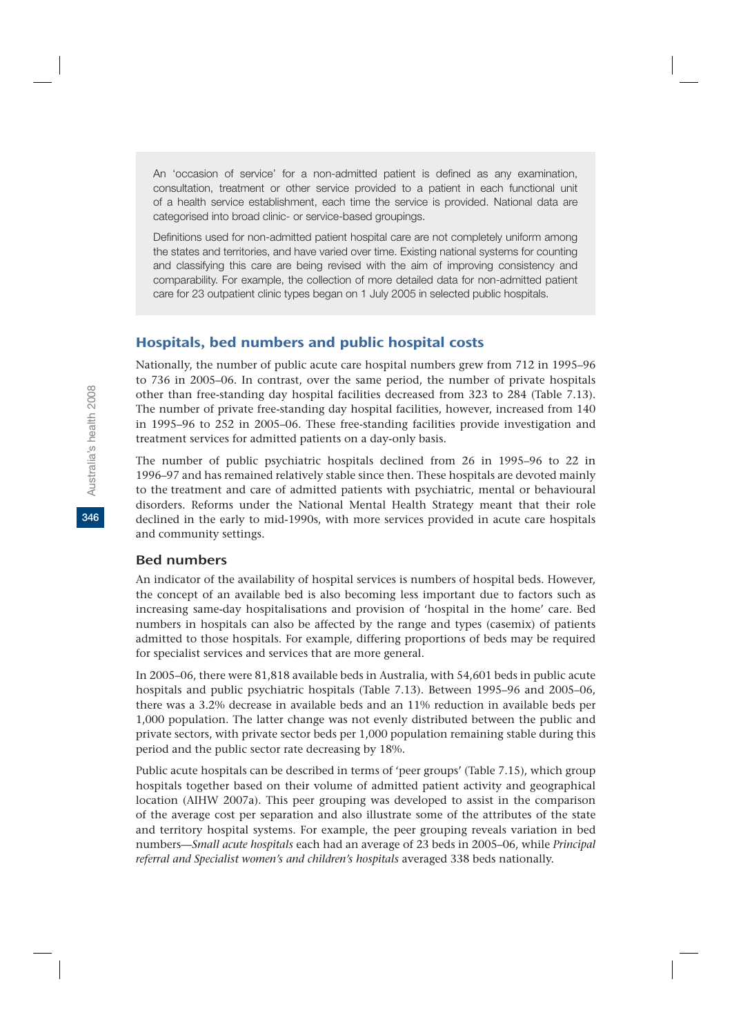An 'occasion of service' for a non-admitted patient is defined as any examination, consultation, treatment or other service provided to a patient in each functional unit of a health service establishment, each time the service is provided. National data are categorised into broad clinic- or service-based groupings.

Definitions used for non-admitted patient hospital care are not completely uniform among the states and territories, and have varied over time. Existing national systems for counting and classifying this care are being revised with the aim of improving consistency and comparability. For example, the collection of more detailed data for non-admitted patient care for 23 outpatient clinic types began on 1 July 2005 in selected public hospitals.

## Hospitals, bed numbers and public hospital costs

Nationally, the number of public acute care hospital numbers grew from 712 in 1995–96 to 736 in 2005–06. In contrast, over the same period, the number of private hospitals other than free-standing day hospital facilities decreased from 323 to 284 (Table 7.13). The number of private free-standing day hospital facilities, however, increased from 140 in 1995–96 to 252 in 2005–06. These free-standing facilities provide investigation and treatment services for admitted patients on a day-only basis.

The number of public psychiatric hospitals declined from 26 in 1995–96 to 22 in 1996–97 and has remained relatively stable since then. These hospitals are devoted mainly to the treatment and care of admitted patients with psychiatric, mental or behavioural disorders. Reforms under the National Mental Health Strategy meant that their role declined in the early to mid-1990s, with more services provided in acute care hospitals and community settings.

### Bed numbers

An indicator of the availability of hospital services is numbers of hospital beds. However, the concept of an available bed is also becoming less important due to factors such as increasing same-day hospitalisations and provision of 'hospital in the home' care. Bed numbers in hospitals can also be affected by the range and types (casemix) of patients admitted to those hospitals. For example, differing proportions of beds may be required for specialist services and services that are more general.

In 2005–06, there were 81,818 available beds in Australia, with 54,601 beds in public acute hospitals and public psychiatric hospitals (Table 7.13). Between 1995–96 and 2005–06, there was a 3.2% decrease in available beds and an 11% reduction in available beds per 1,000 population. The latter change was not evenly distributed between the public and private sectors, with private sector beds per 1,000 population remaining stable during this period and the public sector rate decreasing by 18%.

Public acute hospitals can be described in terms of 'peer groups' (Table 7.15), which group hospitals together based on their volume of admitted patient activity and geographical location (AIHW 2007a). This peer grouping was developed to assist in the comparison of the average cost per separation and also illustrate some of the attributes of the state and territory hospital systems. For example, the peer grouping reveals variation in bed numbers—*Small acute hospitals* each had an average of 23 beds in 2005–06, while *Principal referral and Specialist women's and children's hospitals* averaged 338 beds nationally.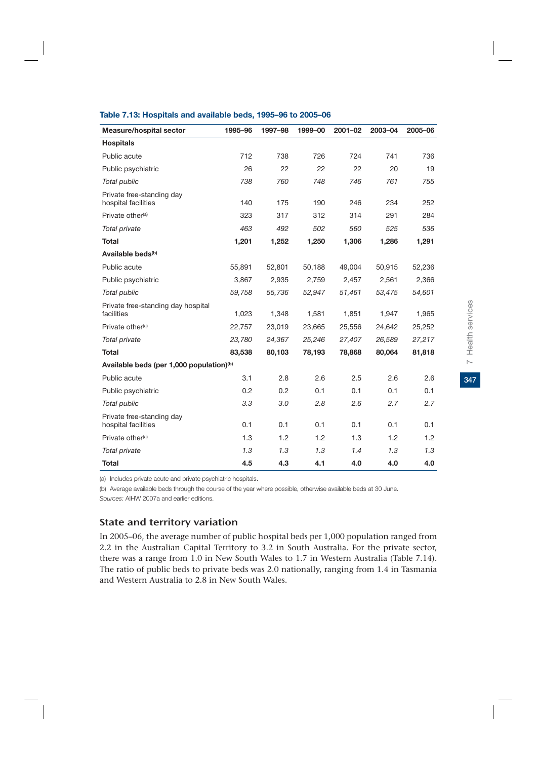**Table 7.13: Hospitals and available beds, 1995–96 to 2005–06**

| Measure/hospital sector | 1995–96 | 1997–98 | 1999–00 | 2001–02 | 2003–04 | 2005–06 |
|---|---|---|---|---|---|---|
| **Hospitals** | | | | | | |
| Public acute | 712 | 738 | 726 | 724 | 741 | 736 |
| Public psychiatric | 26 | 22 | 22 | 22 | 20 | 19 |
| *Total public* | *738* | *760* | *748* | *746* | *761* | *755* |
| Private free-standing day hospital facilities | 140 | 175 | 190 | 246 | 234 | 252 |
| Private other[(a)] | 323 | 317 | 312 | 314 | 291 | 284 |
| *Total private* | *463* | *492* | *502* | *560* | *525* | *536* |
| **Total** | **1,201** | **1,252** | **1,250** | **1,306** | **1,286** | **1,291** |
| **Available beds[(b)]** | | | | | | |
| Public acute | 55,891 | 52,801 | 50,188 | 49,004 | 50,915 | 52,236 |
| Public psychiatric | 3,867 | 2,935 | 2,759 | 2,457 | 2,561 | 2,366 |
| *Total public* | *59,758* | *55,736* | *52,947* | *51,461* | *53,475* | *54,601* |
| Private free-standing day hospital facilities | 1,023 | 1,348 | 1,581 | 1,851 | 1,947 | 1,965 |
| Private other[(a)] | 22,757 | 23,019 | 23,665 | 25,556 | 24,642 | 25,252 |
| *Total private* | *23,780* | *24,367* | *25,246* | *27,407* | *26,589* | *27,217* |
| **Total** | **83,538** | **80,103** | **78,193** | **78,868** | **80,064** | **81,818** |
| **Available beds (per 1,000 population)[(b)]** | | | | | | |
| Public acute | 3.1 | 2.8 | 2.6 | 2.5 | 2.6 | 2.6 |
| Public psychiatric | 0.2 | 0.2 | 0.1 | 0.1 | 0.1 | 0.1 |
| *Total public* | *3.3* | *3.0* | *2.8* | *2.6* | *2.7* | *2.7* |
| Private free-standing day hospital facilities | 0.1 | 0.1 | 0.1 | 0.1 | 0.1 | 0.1 |
| Private other[(a)] | 1.3 | 1.2 | 1.2 | 1.3 | 1.2 | 1.2 |
| *Total private* | *1.3* | *1.3* | *1.3* | *1.4* | *1.3* | *1.3* |
| **Total** | **4.5** | **4.3** | **4.1** | **4.0** | **4.0** | **4.0** |

(a) Includes private acute and private psychiatric hospitals.

(b) Average available beds through the course of the year where possible, otherwise available beds at 30 June.

*Sources:* AIHW 2007a and earlier editions.

## State and territory variation

In 2005–06, the average number of public hospital beds per 1,000 population ranged from 2.2 in the Australian Capital Territory to 3.2 in South Australia. For the private sector, there was a range from 1.0 in New South Wales to 1.7 in Western Australia (Table 7.14). The ratio of public beds to private beds was 2.0 nationally, ranging from 1.4 in Tasmania and Western Australia to 2.8 in New South Wales.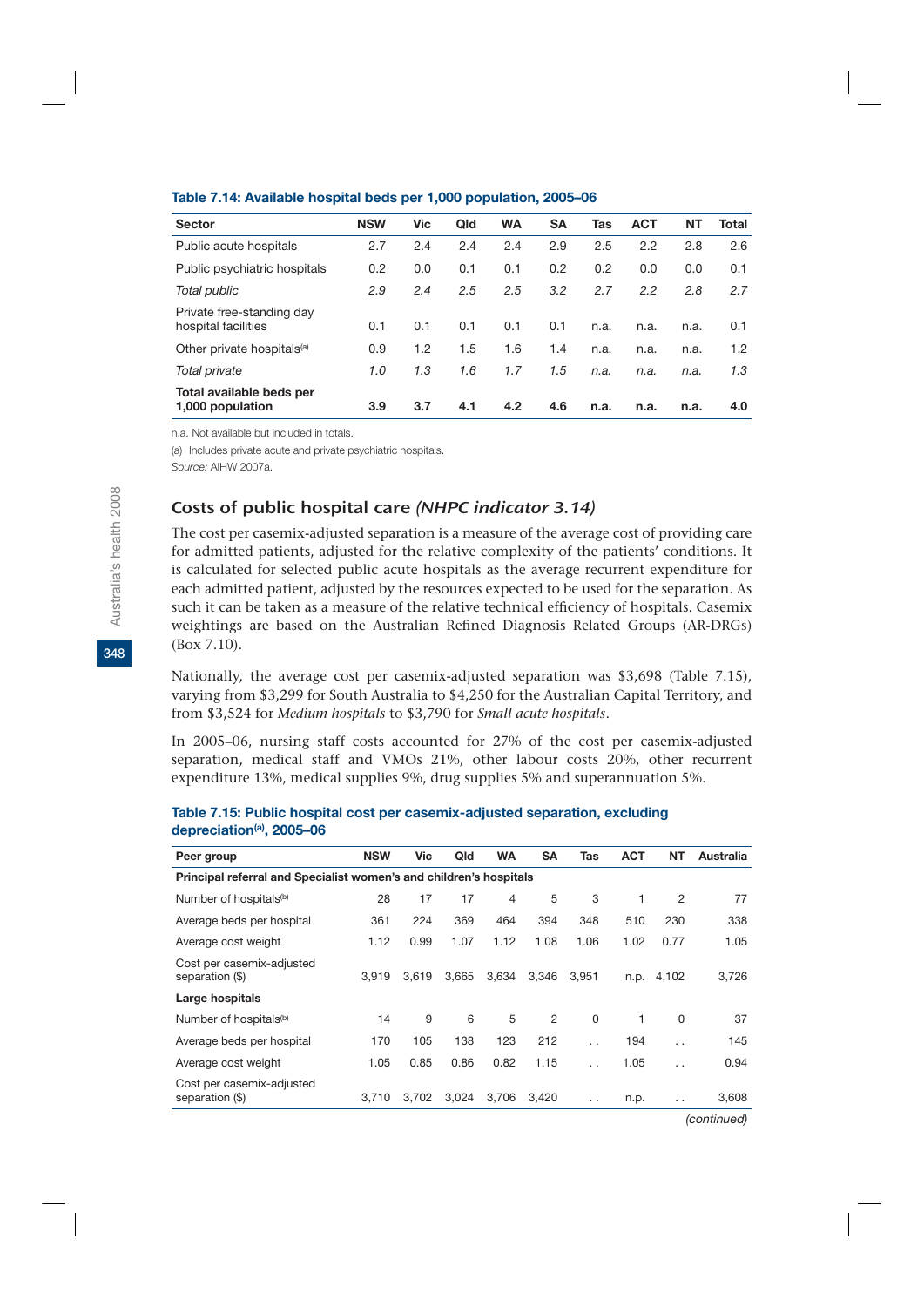**Table 7.14: Available hospital beds per 1,000 population, 2005–06**

| Sector | NSW | Vic | Qld | WA | SA | Tas | ACT | NT | Total |
|---|---|---|---|---|---|---|---|---|---|
| Public acute hospitals | 2.7 | 2.4 | 2.4 | 2.4 | 2.9 | 2.5 | 2.2 | 2.8 | 2.6 |
| Public psychiatric hospitals | 0.2 | 0.0 | 0.1 | 0.1 | 0.2 | 0.2 | 0.0 | 0.0 | 0.1 |
| *Total public* | *2.9* | *2.4* | *2.5* | *2.5* | *3.2* | *2.7* | *2.2* | *2.8* | *2.7* |
| Private free-standing day hospital facilities | 0.1 | 0.1 | 0.1 | 0.1 | 0.1 | n.a. | n.a. | n.a. | 0.1 |
| Other private hospitals[(a)] | 0.9 | 1.2 | 1.5 | 1.6 | 1.4 | n.a. | n.a. | n.a. | 1.2 |
| *Total private* | *1.0* | *1.3* | *1.6* | *1.7* | *1.5* | *n.a.* | *n.a.* | *n.a.* | *1.3* |
| **Total available beds per 1,000 population** | **3.9** | **3.7** | **4.1** | **4.2** | **4.6** | **n.a.** | **n.a.** | **n.a.** | **4.0** |

n.a. Not available but included in totals.

(a) Includes private acute and private psychiatric hospitals.

*Source:* AIHW 2007a.

## Costs of public hospital care *(NHPC indicator 3.14)*

The cost per casemix-adjusted separation is a measure of the average cost of providing care for admitted patients, adjusted for the relative complexity of the patients' conditions. It is calculated for selected public acute hospitals as the average recurrent expenditure for each admitted patient, adjusted by the resources expected to be used for the separation. As such it can be taken as a measure of the relative technical efficiency of hospitals. Casemix weightings are based on the Australian Refined Diagnosis Related Groups (AR-DRGs) (Box 7.10).

Nationally, the average cost per casemix-adjusted separation was $3,698 (Table 7.15), varying from $3,299 for South Australia to $4,250 for the Australian Capital Territory, and from $3,524 for *Medium hospitals* to $3,790 for *Small acute hospitals*.

In 2005–06, nursing staff costs accounted for 27% of the cost per casemix-adjusted separation, medical staff and VMOs 21%, other labour costs 20%, other recurrent expenditure 13%, medical supplies 9%, drug supplies 5% and superannuation 5%.

**Table 7.15: Public hospital cost per casemix-adjusted separation, excluding depreciation[(a)], 2005–06**

| Peer group | NSW | Vic | Qld | WA | SA | Tas | ACT | NT | Australia |
|---|---|---|---|---|---|---|---|---|---|
| **Principal referral and Specialist women's and children's hospitals** | | | | | | | | | |
| Number of hospitals[(b)] | 28 | 17 | 17 | 4 | 5 | 3 | 1 | 2 | 77 |
| Average beds per hospital | 361 | 224 | 369 | 464 | 394 | 348 | 510 | 230 | 338 |
| Average cost weight | 1.12 | 0.99 | 1.07 | 1.12 | 1.08 | 1.06 | 1.02 | 0.77 | 1.05 |
| Cost per casemix-adjusted separation ($) | 3,919 | 3,619 | 3,665 | 3,634 | 3,346 | 3,951 | n.p. | 4,102 | 3,726 |
| **Large hospitals** | | | | | | | | | |
| Number of hospitals[(b)] | 14 | 9 | 6 | 5 | 2 | 0 | 1 | 0 | 37 |
| Average beds per hospital | 170 | 105 | 138 | 123 | 212 | . . | 194 | . . | 145 |
| Average cost weight | 1.05 | 0.85 | 0.86 | 0.82 | 1.15 | . . | 1.05 | . . | 0.94 |
| Cost per casemix-adjusted separation ($) | 3,710 | 3,702 | 3,024 | 3,706 | 3,420 | . . | n.p. | . . | 3,608 |

*(continued)*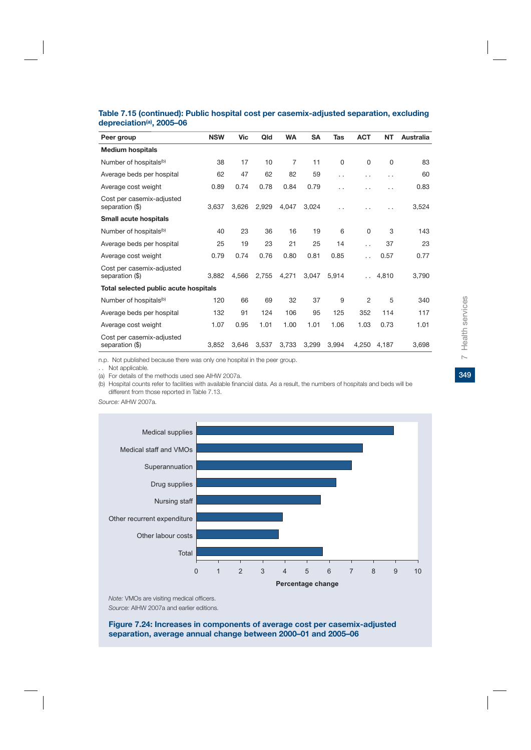### Table 7.15 (continued): Public hospital cost per casemix-adjusted separation, excluding depreciation[(a)], 2005–06

| Peer group | NSW | Vic | Qld | WA | SA | Tas | ACT | NT | Australia |
|---|---|---|---|---|---|---|---|---|---|
| **Medium hospitals** | | | | | | | | | |
| Number of hospitals[(b)] | 38 | 17 | 10 | 7 | 11 | 0 | 0 | 0 | 83 |
| Average beds per hospital | 62 | 47 | 62 | 82 | 59 | . . | . . | . . | 60 |
| Average cost weight | 0.89 | 0.74 | 0.78 | 0.84 | 0.79 | . . | . . | . . | 0.83 |
| Cost per casemix-adjusted separation ($) | 3,637 | 3,626 | 2,929 | 4,047 | 3,024 | . . | . . | . . | 3,524 |
| **Small acute hospitals** | | | | | | | | | |
| Number of hospitals[(b)] | 40 | 23 | 36 | 16 | 19 | 6 | 0 | 3 | 143 |
| Average beds per hospital | 25 | 19 | 23 | 21 | 25 | 14 | . . | 37 | 23 |
| Average cost weight | 0.79 | 0.74 | 0.76 | 0.80 | 0.81 | 0.85 | . . | 0.57 | 0.77 |
| Cost per casemix-adjusted separation ($) | 3,882 | 4,566 | 2,755 | 4,271 | 3,047 | 5,914 | . . | 4,810 | 3,790 |
| **Total selected public acute hospitals** | | | | | | | | | |
| Number of hospitals[(b)] | 120 | 66 | 69 | 32 | 37 | 9 | 2 | 5 | 340 |
| Average beds per hospital | 132 | 91 | 124 | 106 | 95 | 125 | 352 | 114 | 117 |
| Average cost weight | 1.07 | 0.95 | 1.01 | 1.00 | 1.01 | 1.06 | 1.03 | 0.73 | 1.01 |
| Cost per casemix-adjusted separation ($) | 3,852 | 3,646 | 3,537 | 3,733 | 3,299 | 3,994 | 4,250 | 4,187 | 3,698 |

n.p. Not published because there was only one hospital in the peer group.

. . Not applicable.

(a) For details of the methods used see AIHW 2007a.

(b) Hospital counts refer to facilities with available financial data. As a result, the numbers of hospitals and beds will be different from those reported in Table 7.13.

*Source:* AIHW 2007a.

| Component | Percentage change |
|---|---|
| Medical supplies | 8.9 |
| Medical staff and VMOs | 7.5 |
| Superannuation | 7.0 |
| Drug supplies | 6.3 |
| Nursing staff | 5.6 |
| Other recurrent expenditure | 3.9 |
| Other labour costs | 3.7 |
| Total | 5.7 |

*Note:* VMOs are visiting medical officers.

*Source:* AIHW 2007a and earlier editions.

**Figure 7.24: Increases in components of average cost per casemix-adjusted separation, average annual change between 2000–01 and 2005–06**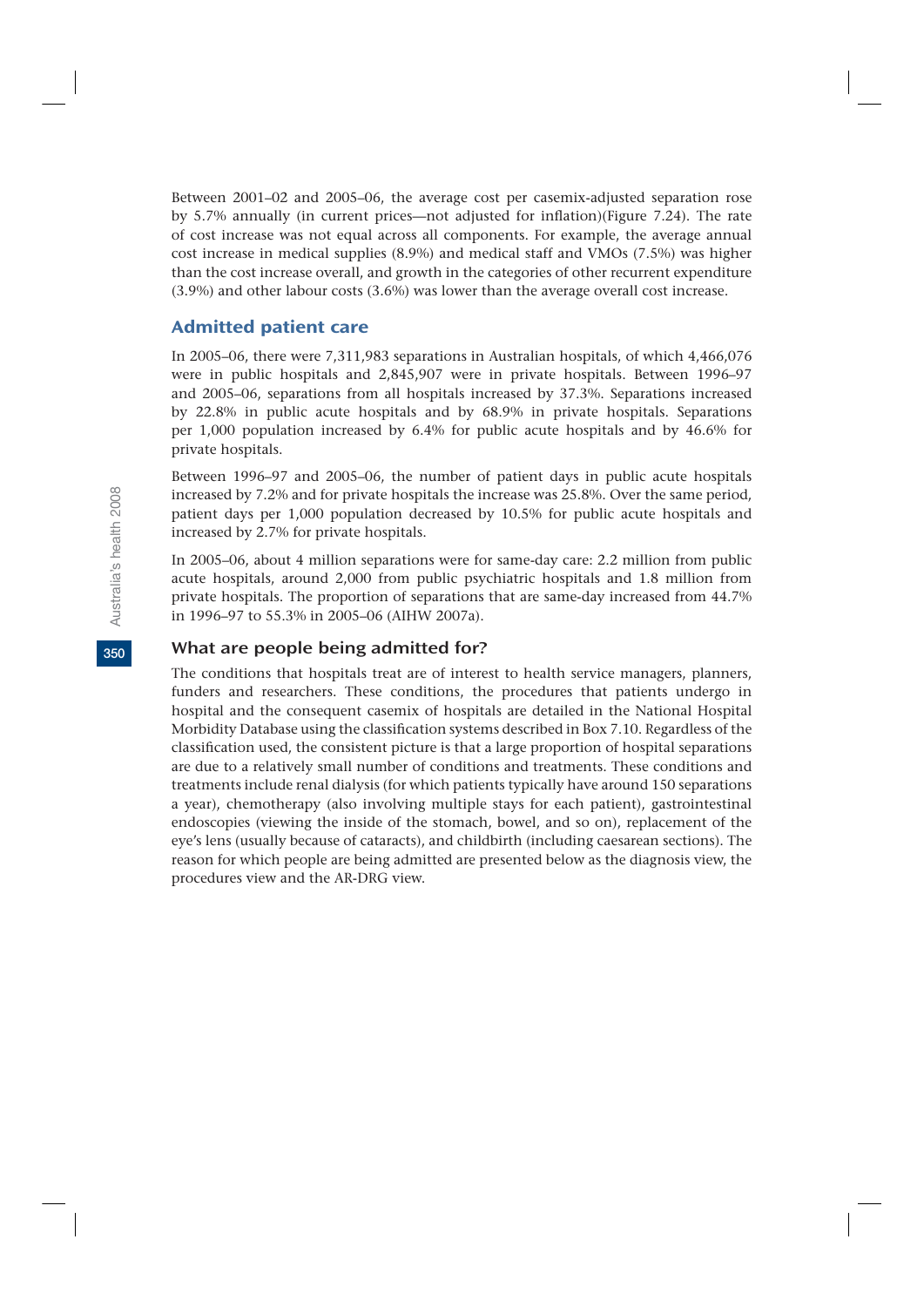Between 2001–02 and 2005–06, the average cost per casemix-adjusted separation rose by 5.7% annually (in current prices—not adjusted for inflation)(Figure 7.24). The rate of cost increase was not equal across all components. For example, the average annual cost increase in medical supplies (8.9%) and medical staff and VMOs (7.5%) was higher than the cost increase overall, and growth in the categories of other recurrent expenditure (3.9%) and other labour costs (3.6%) was lower than the average overall cost increase.

## Admitted patient care

In 2005–06, there were 7,311,983 separations in Australian hospitals, of which 4,466,076 were in public hospitals and 2,845,907 were in private hospitals. Between 1996–97 and 2005–06, separations from all hospitals increased by 37.3%. Separations increased by 22.8% in public acute hospitals and by 68.9% in private hospitals. Separations per 1,000 population increased by 6.4% for public acute hospitals and by 46.6% for private hospitals.

Between 1996–97 and 2005–06, the number of patient days in public acute hospitals increased by 7.2% and for private hospitals the increase was 25.8%. Over the same period, patient days per 1,000 population decreased by 10.5% for public acute hospitals and increased by 2.7% for private hospitals.

In 2005–06, about 4 million separations were for same-day care: 2.2 million from public acute hospitals, around 2,000 from public psychiatric hospitals and 1.8 million from private hospitals. The proportion of separations that are same-day increased from 44.7% in 1996–97 to 55.3% in 2005–06 (AIHW 2007a).

### What are people being admitted for?

The conditions that hospitals treat are of interest to health service managers, planners, funders and researchers. These conditions, the procedures that patients undergo in hospital and the consequent casemix of hospitals are detailed in the National Hospital Morbidity Database using the classification systems described in Box 7.10. Regardless of the classification used, the consistent picture is that a large proportion of hospital separations are due to a relatively small number of conditions and treatments. These conditions and treatments include renal dialysis (for which patients typically have around 150 separations a year), chemotherapy (also involving multiple stays for each patient), gastrointestinal endoscopies (viewing the inside of the stomach, bowel, and so on), replacement of the eye's lens (usually because of cataracts), and childbirth (including caesarean sections). The reason for which people are being admitted are presented below as the diagnosis view, the procedures view and the AR-DRG view.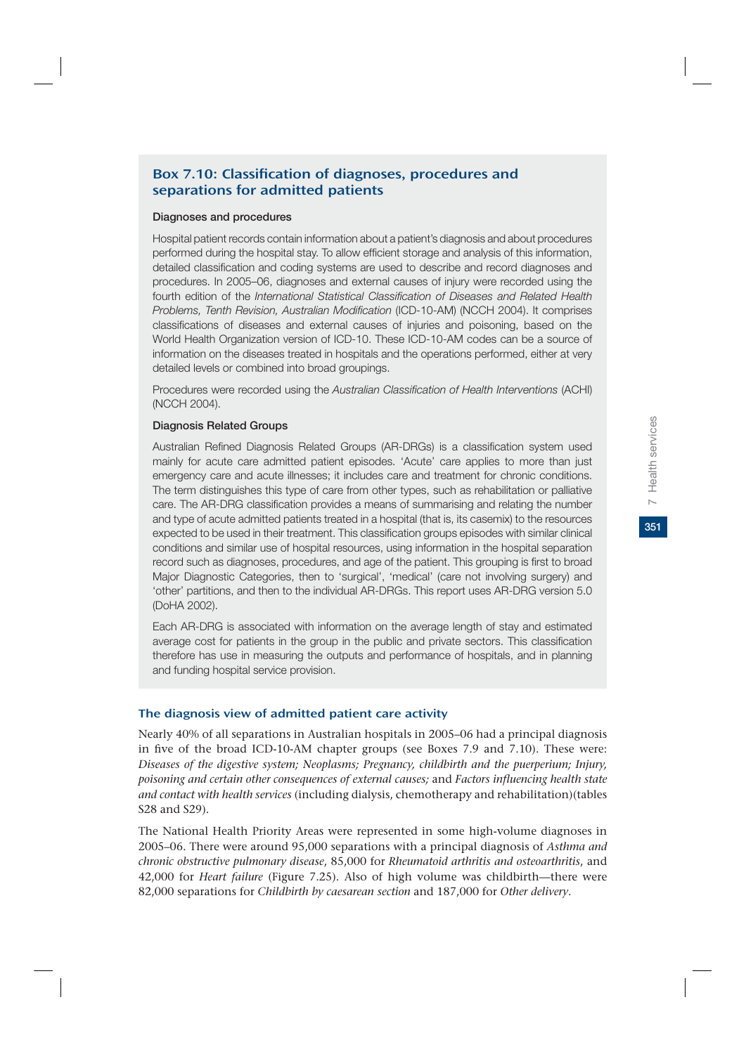## Box 7.10: Classification of diagnoses, procedures and separations for admitted patients

**Diagnoses and procedures**

Hospital patient records contain information about a patient's diagnosis and about procedures performed during the hospital stay. To allow efficient storage and analysis of this information, detailed classification and coding systems are used to describe and record diagnoses and procedures. In 2005–06, diagnoses and external causes of injury were recorded using the fourth edition of the *International Statistical Classification of Diseases and Related Health Problems, Tenth Revision, Australian Modification* (ICD-10-AM) (NCCH 2004). It comprises classifications of diseases and external causes of injuries and poisoning, based on the World Health Organization version of ICD-10. These ICD-10-AM codes can be a source of information on the diseases treated in hospitals and the operations performed, either at very detailed levels or combined into broad groupings.

Procedures were recorded using the *Australian Classification of Health Interventions* (ACHI) (NCCH 2004).

**Diagnosis Related Groups**

Australian Refined Diagnosis Related Groups (AR-DRGs) is a classification system used mainly for acute care admitted patient episodes. 'Acute' care applies to more than just emergency care and acute illnesses; it includes care and treatment for chronic conditions. The term distinguishes this type of care from other types, such as rehabilitation or palliative care. The AR-DRG classification provides a means of summarising and relating the number and type of acute admitted patients treated in a hospital (that is, its casemix) to the resources expected to be used in their treatment. This classification groups episodes with similar clinical conditions and similar use of hospital resources, using information in the hospital separation record such as diagnoses, procedures, and age of the patient. This grouping is first to broad Major Diagnostic Categories, then to 'surgical', 'medical' (care not involving surgery) and 'other' partitions, and then to the individual AR-DRGs. This report uses AR-DRG version 5.0 (DoHA 2002).

Each AR-DRG is associated with information on the average length of stay and estimated average cost for patients in the group in the public and private sectors. This classification therefore has use in measuring the outputs and performance of hospitals, and in planning and funding hospital service provision.

### The diagnosis view of admitted patient care activity

Nearly 40% of all separations in Australian hospitals in 2005–06 had a principal diagnosis in five of the broad ICD-10-AM chapter groups (see Boxes 7.9 and 7.10). These were: *Diseases of the digestive system; Neoplasms; Pregnancy, childbirth and the puerperium; Injury, poisoning and certain other consequences of external causes;* and *Factors influencing health state and contact with health services* (including dialysis, chemotherapy and rehabilitation)(tables S28 and S29).

The National Health Priority Areas were represented in some high-volume diagnoses in 2005–06. There were around 95,000 separations with a principal diagnosis of *Asthma and chronic obstructive pulmonary disease*, 85,000 for *Rheumatoid arthritis and osteoarthritis*, and 42,000 for *Heart failure* (Figure 7.25). Also of high volume was childbirth—there were 82,000 separations for *Childbirth by caesarean section* and 187,000 for *Other delivery*.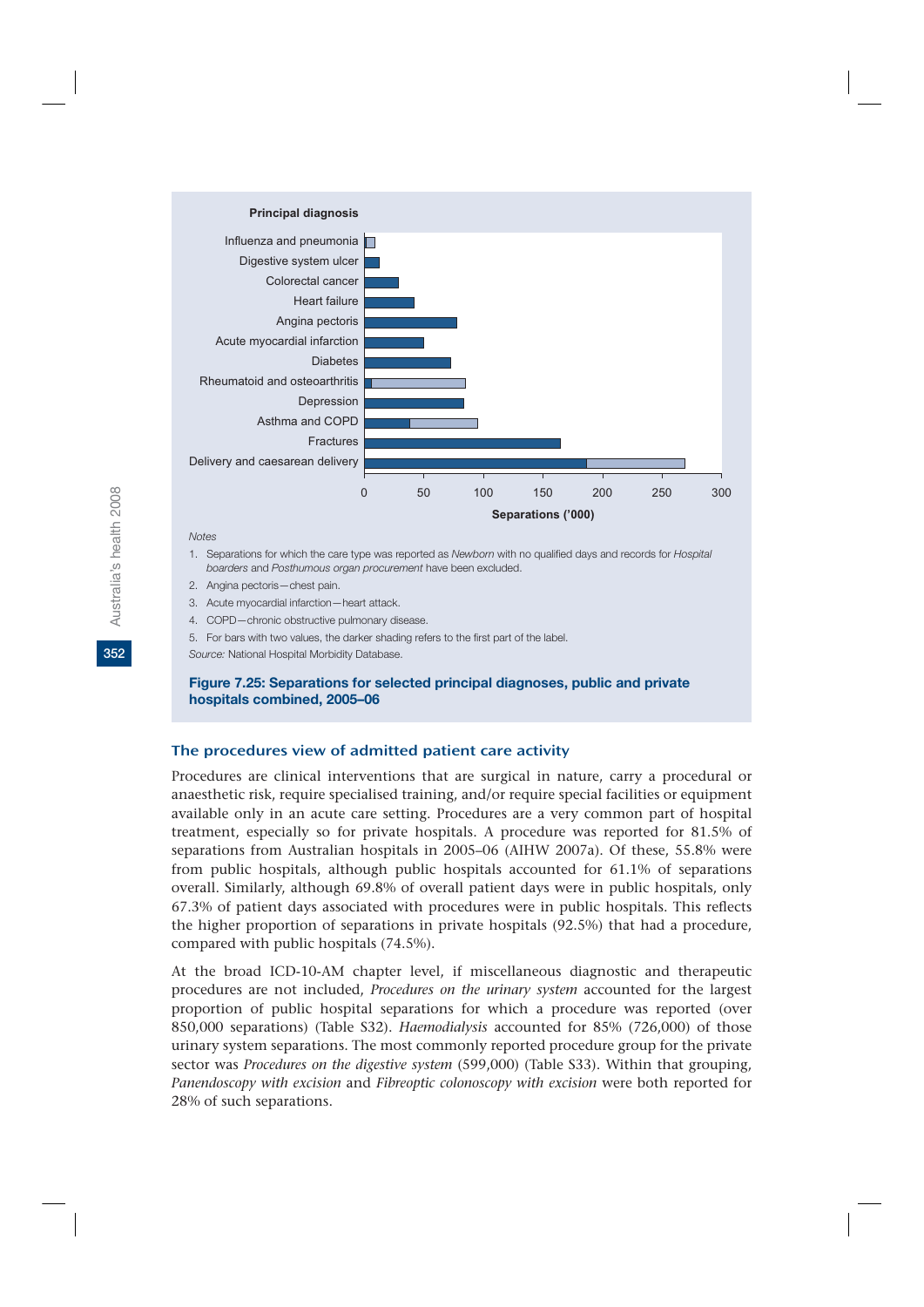**Principal diagnosis**

| Principal diagnosis | Separations ('000) |
|---|---|
| Influenza and pneumonia | |
| Digestive system ulcer | |
| Colorectal cancer | |
| Heart failure | |
| Angina pectoris | |
| Acute myocardial infarction | |
| Diabetes | |
| Rheumatoid and osteoarthritis | |
| Depression | |
| Asthma and COPD | |
| Fractures | |
| Delivery and caesarean delivery | |

Separations ('000): 0, 50, 100, 150, 200, 250, 300

*Notes*

1. Separations for which the care type was reported as *Newborn* with no qualified days and records for *Hospital boarders* and *Posthumous organ procurement* have been excluded.
2. Angina pectoris—chest pain.
3. Acute myocardial infarction—heart attack.
4. COPD—chronic obstructive pulmonary disease.
5. For bars with two values, the darker shading refers to the first part of the label.

*Source:* National Hospital Morbidity Database.

**Figure 7.25: Separations for selected principal diagnoses, public and private hospitals combined, 2005–06**

### The procedures view of admitted patient care activity

Procedures are clinical interventions that are surgical in nature, carry a procedural or anaesthetic risk, require specialised training, and/or require special facilities or equipment available only in an acute care setting. Procedures are a very common part of hospital treatment, especially so for private hospitals. A procedure was reported for 81.5% of separations from Australian hospitals in 2005–06 (AIHW 2007a). Of these, 55.8% were from public hospitals, although public hospitals accounted for 61.1% of separations overall. Similarly, although 69.8% of overall patient days were in public hospitals, only 67.3% of patient days associated with procedures were in public hospitals. This reflects the higher proportion of separations in private hospitals (92.5%) that had a procedure, compared with public hospitals (74.5%).

At the broad ICD-10-AM chapter level, if miscellaneous diagnostic and therapeutic procedures are not included, *Procedures on the urinary system* accounted for the largest proportion of public hospital separations for which a procedure was reported (over 850,000 separations) (Table S32). *Haemodialysis* accounted for 85% (726,000) of those urinary system separations. The most commonly reported procedure group for the private sector was *Procedures on the digestive system* (599,000) (Table S33). Within that grouping, *Panendoscopy with excision* and *Fibreoptic colonoscopy with excision* were both reported for 28% of such separations.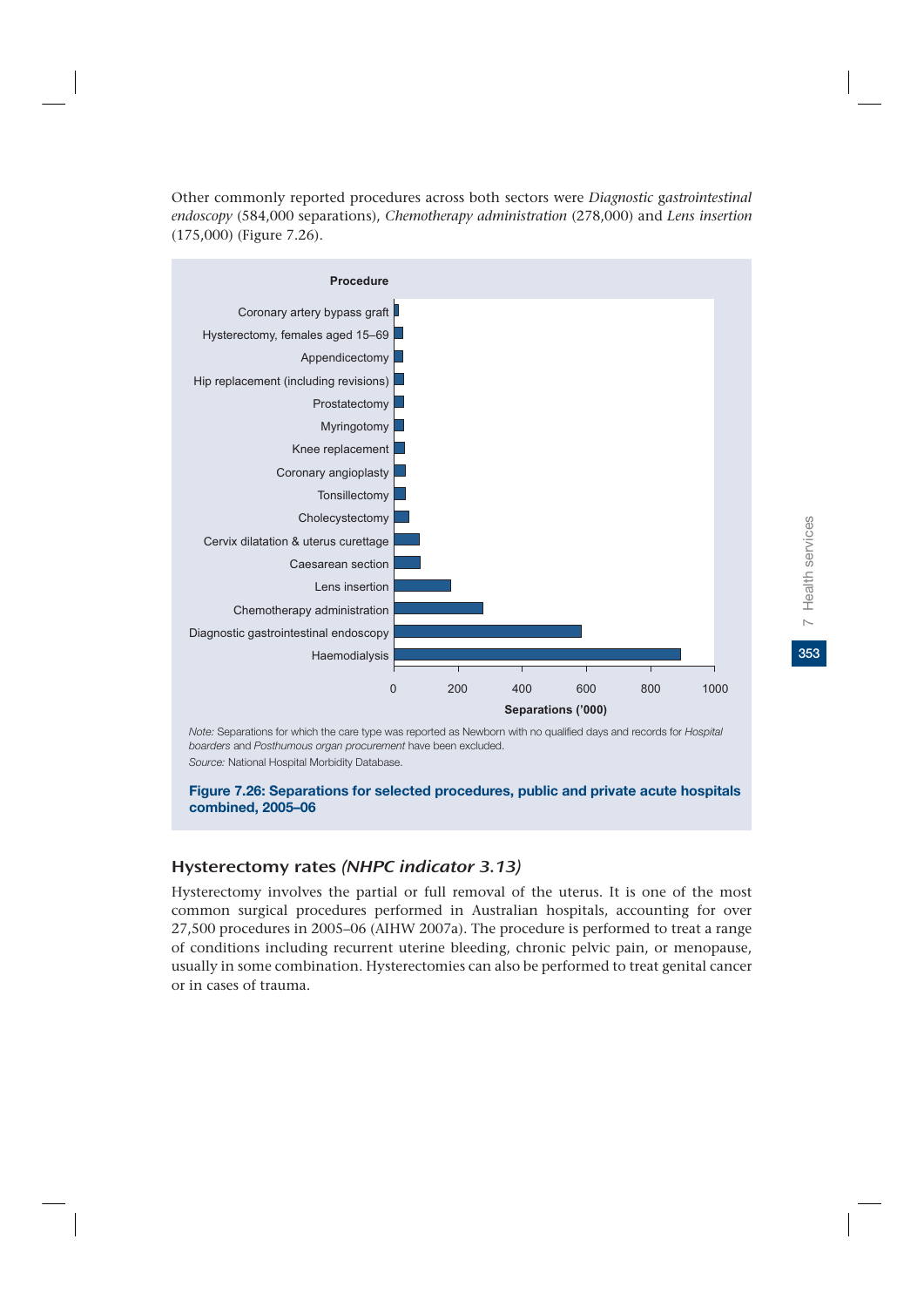Other commonly reported procedures across both sectors were *Diagnostic gastrointestinal endoscopy* (584,000 separations), *Chemotherapy administration* (278,000) and *Lens insertion* (175,000) (Figure 7.26).

| Procedure |
| --- |
| Coronary artery bypass graft |
| Hysterectomy, females aged 15–69 |
| Appendicectomy |
| Hip replacement (including revisions) |
| Prostatectomy |
| Myringotomy |
| Knee replacement |
| Coronary angioplasty |
| Tonsillectomy |
| Cholecystectomy |
| Cervix dilatation & uterus curettage |
| Caesarean section |
| Lens insertion |
| Chemotherapy administration |
| Diagnostic gastrointestinal endoscopy |
| Haemodialysis |

Separations ('000): 0, 200, 400, 600, 800, 1000

*Note:* Separations for which the care type was reported as Newborn with no qualified days and records for *Hospital boarders* and *Posthumous organ procurement* have been excluded.

*Source:* National Hospital Morbidity Database.

**Figure 7.26: Separations for selected procedures, public and private acute hospitals combined, 2005–06**

## Hysterectomy rates *(NHPC indicator 3.13)*

Hysterectomy involves the partial or full removal of the uterus. It is one of the most common surgical procedures performed in Australian hospitals, accounting for over 27,500 procedures in 2005–06 (AIHW 2007a). The procedure is performed to treat a range of conditions including recurrent uterine bleeding, chronic pelvic pain, or menopause, usually in some combination. Hysterectomies can also be performed to treat genital cancer or in cases of trauma.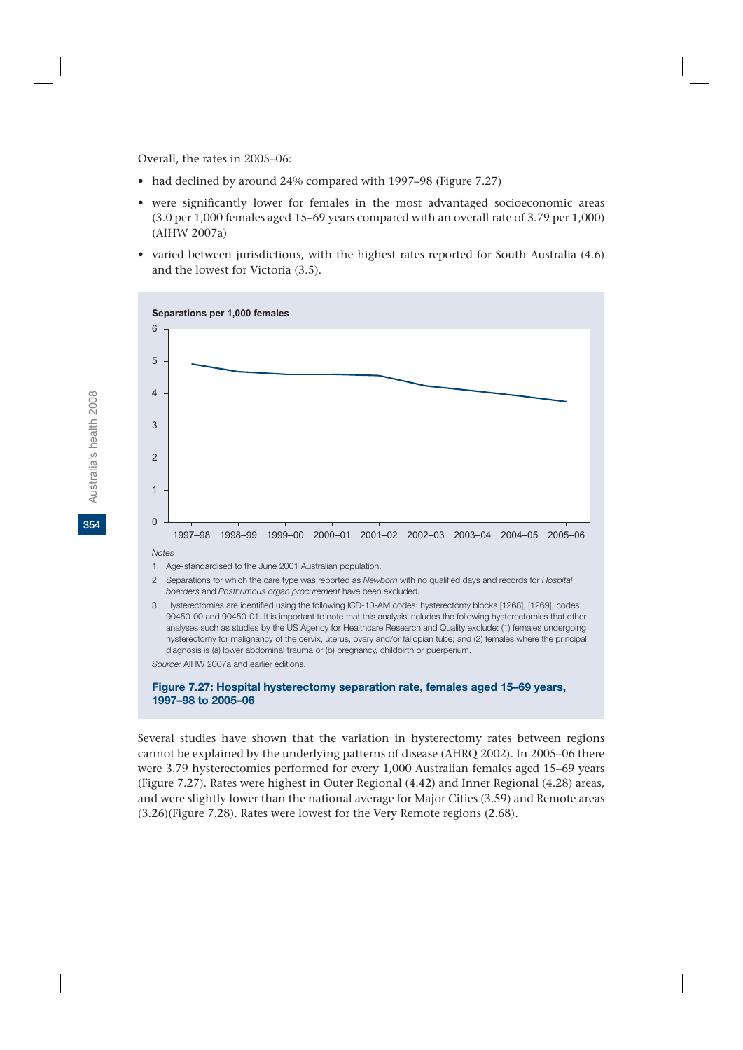Overall, the rates in 2005–06:

- had declined by around 24% compared with 1997–98 (Figure 7.27)
- were significantly lower for females in the most advantaged socioeconomic areas (3.0 per 1,000 females aged 15–69 years compared with an overall rate of 3.79 per 1,000) (AIHW 2007a)
- varied between jurisdictions, with the highest rates reported for South Australia (4.6) and the lowest for Victoria (3.5).

*Notes*

1. Age-standardised to the June 2001 Australian population.
2. Separations for which the care type was reported as *Newborn* with no qualified days and records for *Hospital boarders* and *Posthumous organ procurement* have been excluded.
3. Hysterectomies are identified using the following ICD-10-AM codes: hysterectomy blocks [1268], [1269], codes 90450-00 and 90450-01. It is important to note that this analysis includes the following hysterectomies that other analyses such as studies by the US Agency for Healthcare Research and Quality exclude: (1) females undergoing hysterectomy for malignancy of the cervix, uterus, ovary and/or fallopian tube; and (2) females where the principal diagnosis is (a) lower abdominal trauma or (b) pregnancy, childbirth or puerperium.

*Source:* AIHW 2007a and earlier editions.

**Figure 7.27: Hospital hysterectomy separation rate, females aged 15–69 years, 1997–98 to 2005–06**

Several studies have shown that the variation in hysterectomy rates between regions cannot be explained by the underlying patterns of disease (AHRQ 2002). In 2005–06 there were 3.79 hysterectomies performed for every 1,000 Australian females aged 15–69 years (Figure 7.27). Rates were highest in Outer Regional (4.42) and Inner Regional (4.28) areas, and were slightly lower than the national average for Major Cities (3.59) and Remote areas (3.26)(Figure 7.28). Rates were lowest for the Very Remote regions (2.68).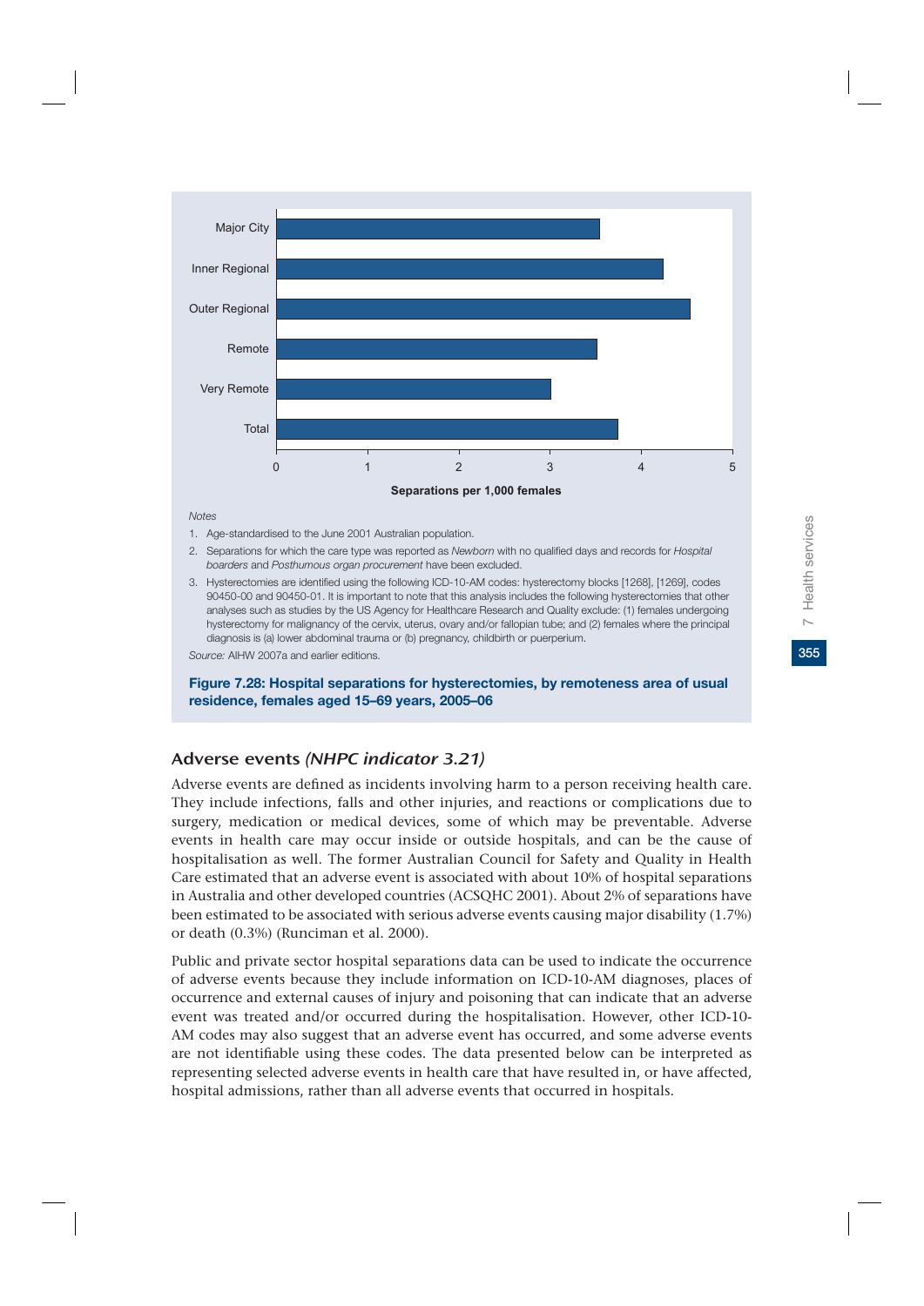Notes

1. Age-standardised to the June 2001 Australian population.
2. Separations for which the care type was reported as *Newborn* with no qualified days and records for *Hospital boarders* and *Posthumous organ procurement* have been excluded.
3. Hysterectomies are identified using the following ICD-10-AM codes: hysterectomy blocks [1268], [1269], codes 90450-00 and 90450-01. It is important to note that this analysis includes the following hysterectomies that other analyses such as studies by the US Agency for Healthcare Research and Quality exclude: (1) females undergoing hysterectomy for malignancy of the cervix, uterus, ovary and/or fallopian tube; and (2) females where the principal diagnosis is (a) lower abdominal trauma or (b) pregnancy, childbirth or puerperium.

*Source:* AIHW 2007a and earlier editions.

**Figure 7.28: Hospital separations for hysterectomies, by remoteness area of usual residence, females aged 15–69 years, 2005–06**

## Adverse events *(NHPC indicator 3.21)*

Adverse events are defined as incidents involving harm to a person receiving health care. They include infections, falls and other injuries, and reactions or complications due to surgery, medication or medical devices, some of which may be preventable. Adverse events in health care may occur inside or outside hospitals, and can be the cause of hospitalisation as well. The former Australian Council for Safety and Quality in Health Care estimated that an adverse event is associated with about 10% of hospital separations in Australia and other developed countries (ACSQHC 2001). About 2% of separations have been estimated to be associated with serious adverse events causing major disability (1.7%) or death (0.3%) (Runciman et al. 2000).

Public and private sector hospital separations data can be used to indicate the occurrence of adverse events because they include information on ICD-10-AM diagnoses, places of occurrence and external causes of injury and poisoning that can indicate that an adverse event was treated and/or occurred during the hospitalisation. However, other ICD-10-AM codes may also suggest that an adverse event has occurred, and some adverse events are not identifiable using these codes. The data presented below can be interpreted as representing selected adverse events in health care that have resulted in, or have affected, hospital admissions, rather than all adverse events that occurred in hospitals.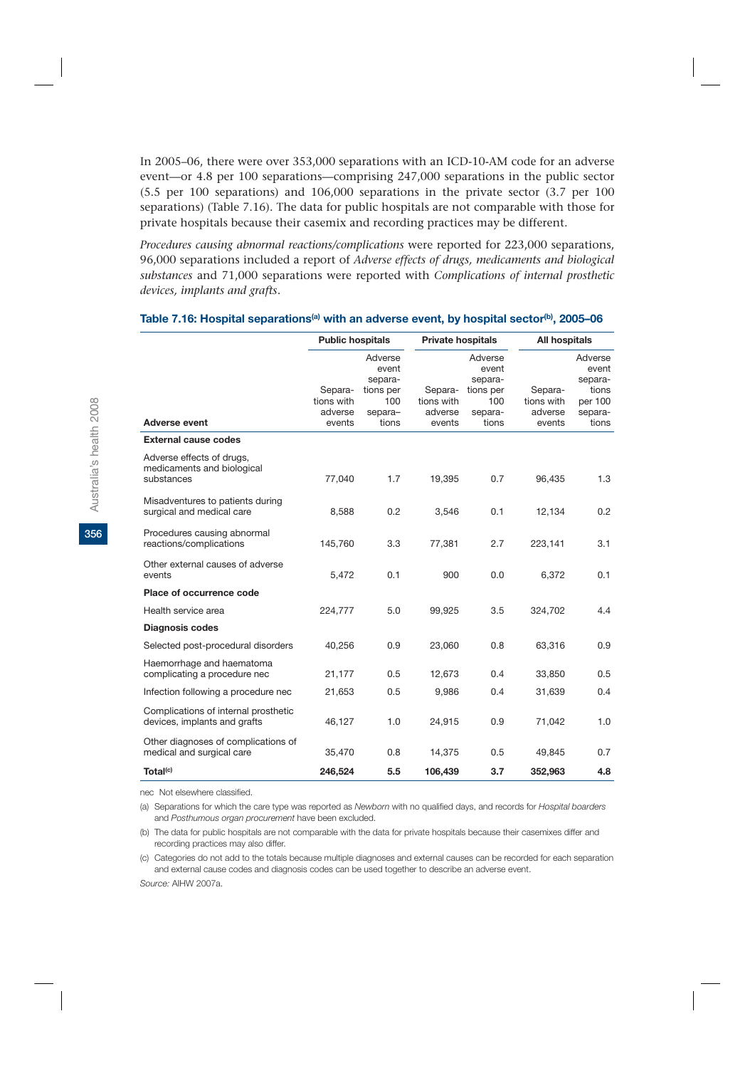In 2005–06, there were over 353,000 separations with an ICD-10-AM code for an adverse event—or 4.8 per 100 separations—comprising 247,000 separations in the public sector (5.5 per 100 separations) and 106,000 separations in the private sector (3.7 per 100 separations) (Table 7.16). The data for public hospitals are not comparable with those for private hospitals because their casemix and recording practices may be different.

*Procedures causing abnormal reactions/complications* were reported for 223,000 separations, 96,000 separations included a report of *Adverse effects of drugs, medicaments and biological substances* and 71,000 separations were reported with *Complications of internal prosthetic devices, implants and grafts*.

**Table 7.16: Hospital separations[(a)] with an adverse event, by hospital sector[(b)], 2005–06**

| | Public hospitals | | Private hospitals | | All hospitals | |
|---|---|---|---|---|---|---|
| **Adverse event** | Separations with adverse events | Adverse event separations per 100 separations | Separations with adverse events | Adverse event separations per 100 separations | Separations with adverse events | Adverse event separations per 100 separations |
| **External cause codes** | | | | | | |
| Adverse effects of drugs, medicaments and biological substances | 77,040 | 1.7 | 19,395 | 0.7 | 96,435 | 1.3 |
| Misadventures to patients during surgical and medical care | 8,588 | 0.2 | 3,546 | 0.1 | 12,134 | 0.2 |
| Procedures causing abnormal reactions/complications | 145,760 | 3.3 | 77,381 | 2.7 | 223,141 | 3.1 |
| Other external causes of adverse events | 5,472 | 0.1 | 900 | 0.0 | 6,372 | 0.1 |
| **Place of occurrence code** | | | | | | |
| Health service area | 224,777 | 5.0 | 99,925 | 3.5 | 324,702 | 4.4 |
| **Diagnosis codes** | | | | | | |
| Selected post-procedural disorders | 40,256 | 0.9 | 23,060 | 0.8 | 63,316 | 0.9 |
| Haemorrhage and haematoma complicating a procedure nec | 21,177 | 0.5 | 12,673 | 0.4 | 33,850 | 0.5 |
| Infection following a procedure nec | 21,653 | 0.5 | 9,986 | 0.4 | 31,639 | 0.4 |
| Complications of internal prosthetic devices, implants and grafts | 46,127 | 1.0 | 24,915 | 0.9 | 71,042 | 1.0 |
| Other diagnoses of complications of medical and surgical care | 35,470 | 0.8 | 14,375 | 0.5 | 49,845 | 0.7 |
| **Total[(c)]** | **246,524** | **5.5** | **106,439** | **3.7** | **352,963** | **4.8** |

nec Not elsewhere classified.

(a) Separations for which the care type was reported as *Newborn* with no qualified days, and records for *Hospital boarders* and *Posthumous organ procurement* have been excluded.

(b) The data for public hospitals are not comparable with the data for private hospitals because their casemixes differ and recording practices may also differ.

(c) Categories do not add to the totals because multiple diagnoses and external causes can be recorded for each separation and external cause codes and diagnosis codes can be used together to describe an adverse event.

*Source:* AIHW 2007a.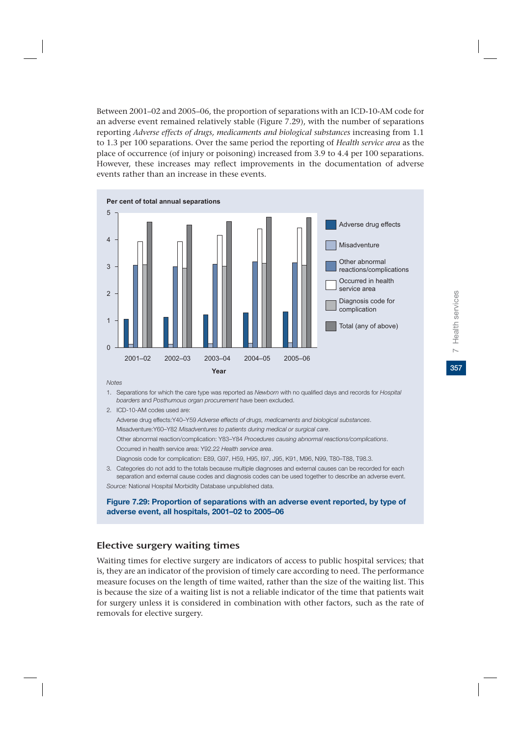Between 2001–02 and 2005–06, the proportion of separations with an ICD-10-AM code for an adverse event remained relatively stable (Figure 7.29), with the number of separations reporting *Adverse effects of drugs, medicaments and biological substances* increasing from 1.1 to 1.3 per 100 separations. Over the same period the reporting of *Health service area* as the place of occurrence (of injury or poisoning) increased from 3.9 to 4.4 per 100 separations. However, these increases may reflect improvements in the documentation of adverse events rather than an increase in these events.

*Notes*

1. Separations for which the care type was reported as *Newborn* with no qualified days and records for *Hospital boarders* and *Posthumous organ procurement* have been excluded.
2. ICD-10-AM codes used are:

   Adverse drug effects:Y40–Y59 *Adverse effects of drugs, medicaments and biological substances*.

   Misadventure:Y60–Y82 *Misadventures to patients during medical or surgical care*.

   Other abnormal reaction/complication: Y83–Y84 *Procedures causing abnormal reactions/complications*.

   Occurred in health service area: Y92.22 *Health service area*.

   Diagnosis code for complication: E89, G97, H59, H95, I97, J95, K91, M96, N99, T80–T88, T98.3.
3. Categories do not add to the totals because multiple diagnoses and external causes can be recorded for each separation and external cause codes and diagnosis codes can be used together to describe an adverse event.

*Source:* National Hospital Morbidity Database unpublished data.

**Figure 7.29: Proportion of separations with an adverse event reported, by type of adverse event, all hospitals, 2001–02 to 2005–06**

## Elective surgery waiting times

Waiting times for elective surgery are indicators of access to public hospital services; that is, they are an indicator of the provision of timely care according to need. The performance measure focuses on the length of time waited, rather than the size of the waiting list. This is because the size of a waiting list is not a reliable indicator of the time that patients wait for surgery unless it is considered in combination with other factors, such as the rate of removals for elective surgery.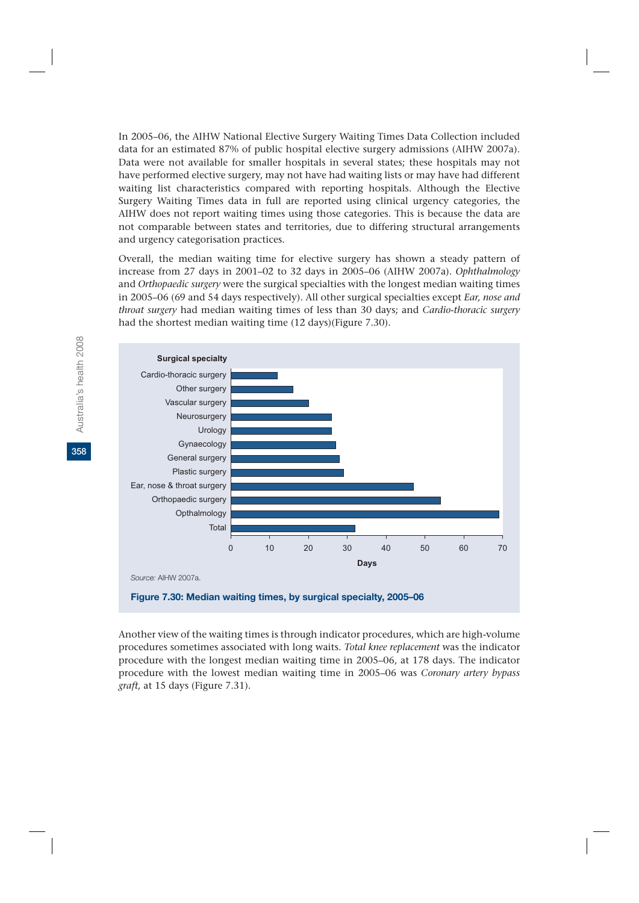In 2005–06, the AIHW National Elective Surgery Waiting Times Data Collection included data for an estimated 87% of public hospital elective surgery admissions (AIHW 2007a). Data were not available for smaller hospitals in several states; these hospitals may not have performed elective surgery, may not have had waiting lists or may have had different waiting list characteristics compared with reporting hospitals. Although the Elective Surgery Waiting Times data in full are reported using clinical urgency categories, the AIHW does not report waiting times using those categories. This is because the data are not comparable between states and territories, due to differing structural arrangements and urgency categorisation practices.

Overall, the median waiting time for elective surgery has shown a steady pattern of increase from 27 days in 2001–02 to 32 days in 2005–06 (AIHW 2007a). *Ophthalmology* and *Orthopaedic surgery* were the surgical specialties with the longest median waiting times in 2005–06 (69 and 54 days respectively). All other surgical specialties except *Ear, nose and throat surgery* had median waiting times of less than 30 days; and *Cardio-thoracic surgery* had the shortest median waiting time (12 days)(Figure 7.30).

*Source:* AIHW 2007a.

**Figure 7.30: Median waiting times, by surgical specialty, 2005–06**

Another view of the waiting times is through indicator procedures, which are high-volume procedures sometimes associated with long waits. *Total knee replacement* was the indicator procedure with the longest median waiting time in 2005–06, at 178 days. The indicator procedure with the lowest median waiting time in 2005–06 was *Coronary artery bypass graft*, at 15 days (Figure 7.31).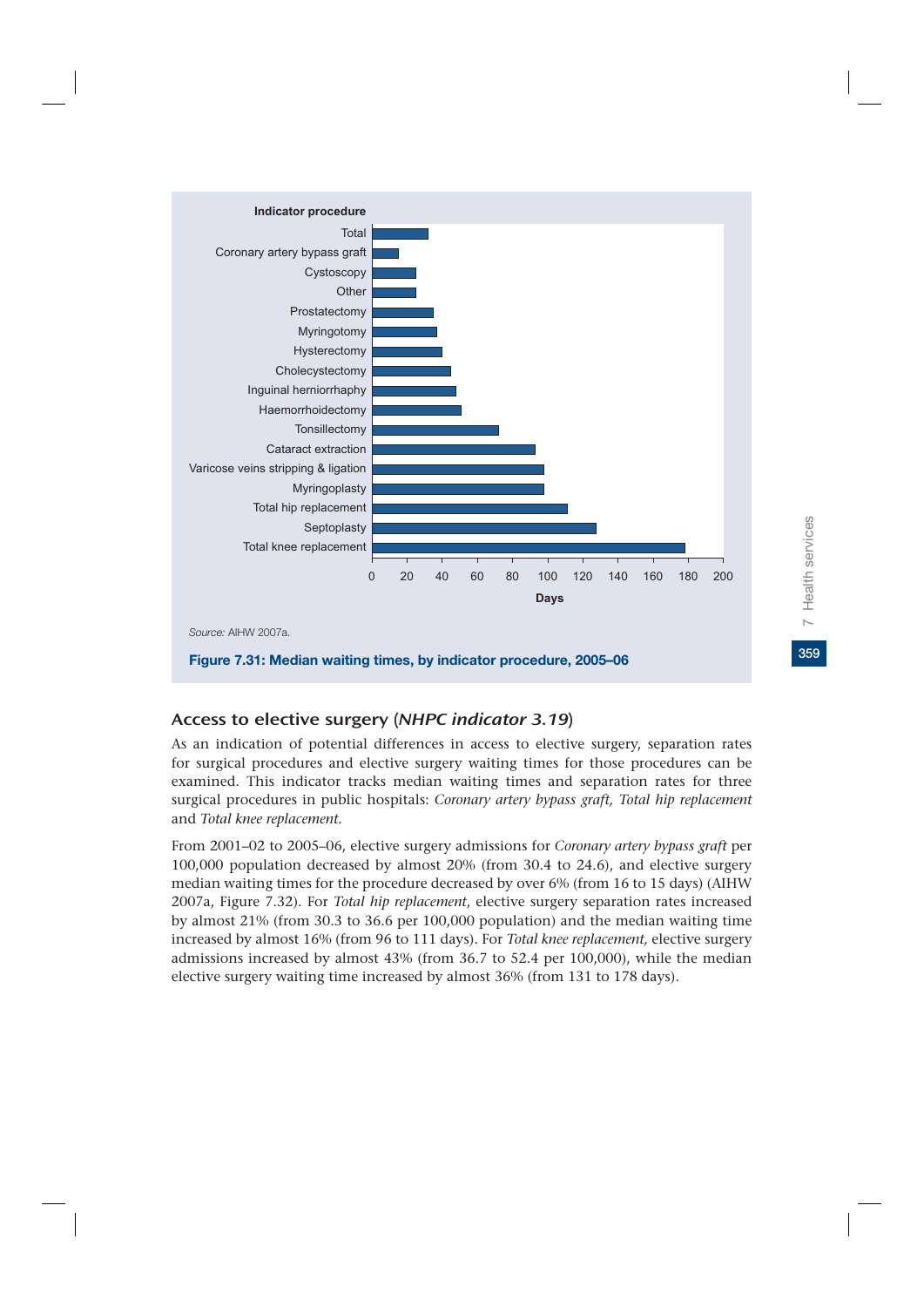Indicator procedure

| Indicator procedure | Days (approx.) |
|---|---|
| Total | 32 |
| Coronary artery bypass graft | 15 |
| Cystoscopy | 25 |
| Other | 25 |
| Prostatectomy | 35 |
| Myringotomy | 37 |
| Hysterectomy | 40 |
| Cholecystectomy | 45 |
| Inguinal herniorrhaphy | 48 |
| Haemorrhoidectomy | 51 |
| Tonsillectomy | 72 |
| Cataract extraction | 93 |
| Varicose veins stripping & ligation | 98 |
| Myringoplasty | 98 |
| Total hip replacement | 111 |
| Septoplasty | 128 |
| Total knee replacement | 178 |

*Source:* AIHW 2007a.

**Figure 7.31: Median waiting times, by indicator procedure, 2005–06**

## Access to elective surgery (*NHPC indicator 3.19*)

As an indication of potential differences in access to elective surgery, separation rates for surgical procedures and elective surgery waiting times for those procedures can be examined. This indicator tracks median waiting times and separation rates for three surgical procedures in public hospitals: *Coronary artery bypass graft, Total hip replacement* and *Total knee replacement*.

From 2001–02 to 2005–06, elective surgery admissions for *Coronary artery bypass graft* per 100,000 population decreased by almost 20% (from 30.4 to 24.6), and elective surgery median waiting times for the procedure decreased by over 6% (from 16 to 15 days) (AIHW 2007a, Figure 7.32). For *Total hip replacement*, elective surgery separation rates increased by almost 21% (from 30.3 to 36.6 per 100,000 population) and the median waiting time increased by almost 16% (from 96 to 111 days). For *Total knee replacement,* elective surgery admissions increased by almost 43% (from 36.7 to 52.4 per 100,000), while the median elective surgery waiting time increased by almost 36% (from 131 to 178 days).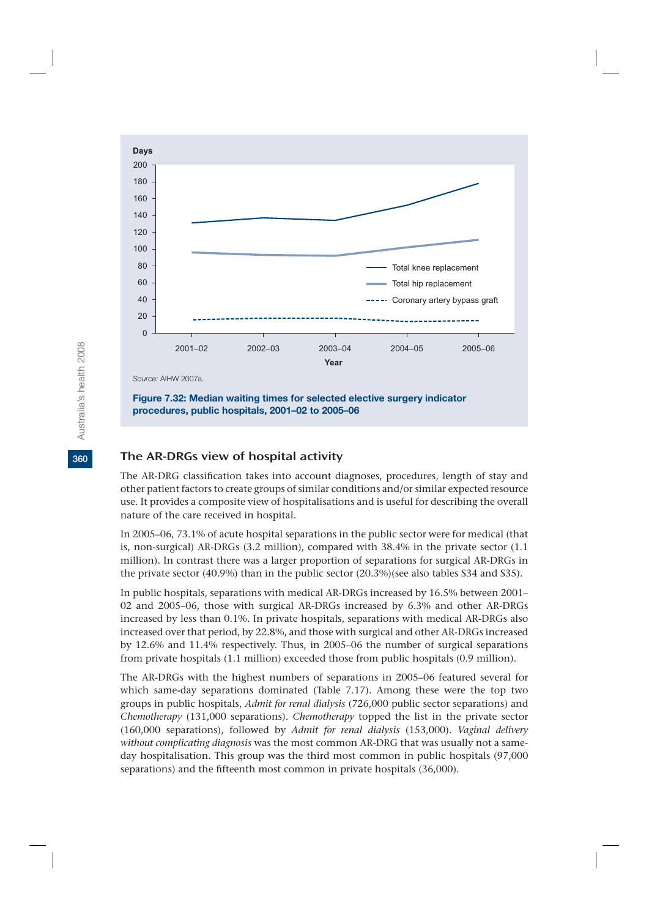Source: AIHW 2007a.

**Figure 7.32: Median waiting times for selected elective surgery indicator procedures, public hospitals, 2001–02 to 2005–06**

## The AR-DRGs view of hospital activity

The AR-DRG classification takes into account diagnoses, procedures, length of stay and other patient factors to create groups of similar conditions and/or similar expected resource use. It provides a composite view of hospitalisations and is useful for describing the overall nature of the care received in hospital.

In 2005–06, 73.1% of acute hospital separations in the public sector were for medical (that is, non-surgical) AR-DRGs (3.2 million), compared with 38.4% in the private sector (1.1 million). In contrast there was a larger proportion of separations for surgical AR-DRGs in the private sector (40.9%) than in the public sector (20.3%)(see also tables S34 and S35).

In public hospitals, separations with medical AR-DRGs increased by 16.5% between 2001–02 and 2005–06, those with surgical AR-DRGs increased by 6.3% and other AR-DRGs increased by less than 0.1%. In private hospitals, separations with medical AR-DRGs also increased over that period, by 22.8%, and those with surgical and other AR-DRGs increased by 12.6% and 11.4% respectively. Thus, in 2005–06 the number of surgical separations from private hospitals (1.1 million) exceeded those from public hospitals (0.9 million).

The AR-DRGs with the highest numbers of separations in 2005–06 featured several for which same-day separations dominated (Table 7.17). Among these were the top two groups in public hospitals, *Admit for renal dialysis* (726,000 public sector separations) and *Chemotherapy* (131,000 separations). *Chemotherapy* topped the list in the private sector (160,000 separations), followed by *Admit for renal dialysis* (153,000). *Vaginal delivery without complicating diagnosis* was the most common AR-DRG that was usually not a same-day hospitalisation. This group was the third most common in public hospitals (97,000 separations) and the fifteenth most common in private hospitals (36,000).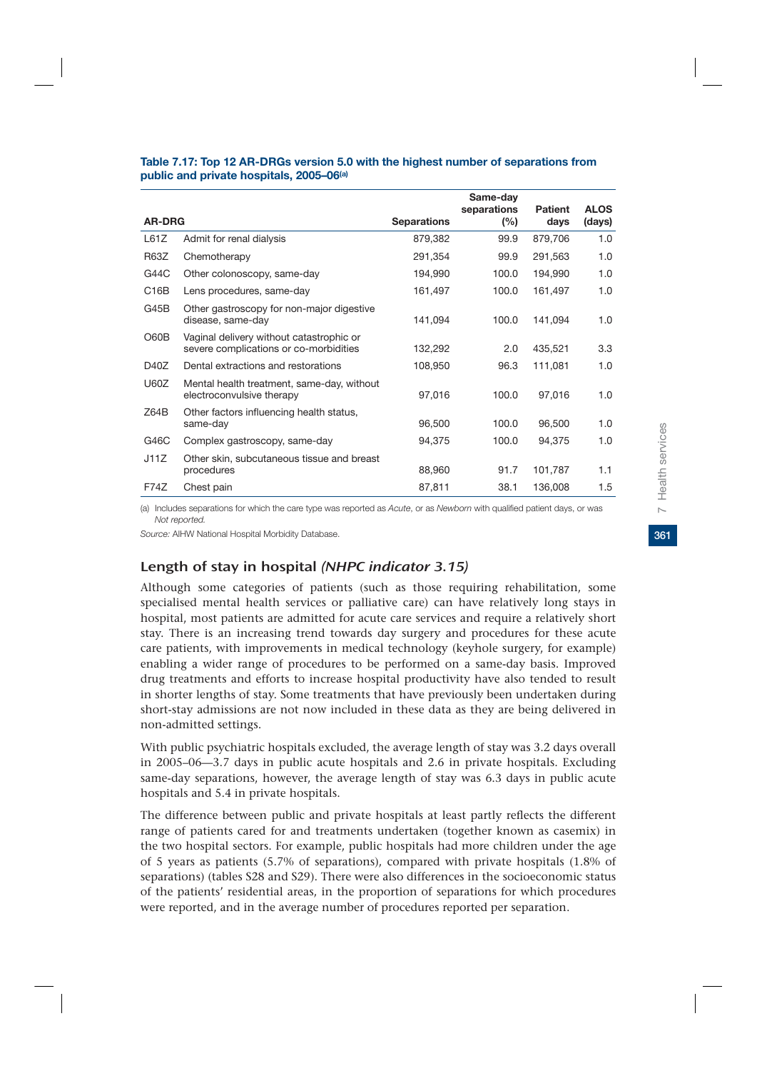**Table 7.17: Top 12 AR-DRGs version 5.0 with the highest number of separations from public and private hospitals, 2005–06[(a)]**

| AR-DRG | | Separations | Same-day separations (%) | Patient days | ALOS (days) |
|---|---|---|---|---|---|
| L61Z | Admit for renal dialysis | 879,382 | 99.9 | 879,706 | 1.0 |
| R63Z | Chemotherapy | 291,354 | 99.9 | 291,563 | 1.0 |
| G44C | Other colonoscopy, same-day | 194,990 | 100.0 | 194,990 | 1.0 |
| C16B | Lens procedures, same-day | 161,497 | 100.0 | 161,497 | 1.0 |
| G45B | Other gastroscopy for non-major digestive disease, same-day | 141,094 | 100.0 | 141,094 | 1.0 |
| O60B | Vaginal delivery without catastrophic or severe complications or co-morbidities | 132,292 | 2.0 | 435,521 | 3.3 |
| D40Z | Dental extractions and restorations | 108,950 | 96.3 | 111,081 | 1.0 |
| U60Z | Mental health treatment, same-day, without electroconvulsive therapy | 97,016 | 100.0 | 97,016 | 1.0 |
| Z64B | Other factors influencing health status, same-day | 96,500 | 100.0 | 96,500 | 1.0 |
| G46C | Complex gastroscopy, same-day | 94,375 | 100.0 | 94,375 | 1.0 |
| J11Z | Other skin, subcutaneous tissue and breast procedures | 88,960 | 91.7 | 101,787 | 1.1 |
| F74Z | Chest pain | 87,811 | 38.1 | 136,008 | 1.5 |

(a) Includes separations for which the care type was reported as *Acute*, or as *Newborn* with qualified patient days, or was *Not reported*.

*Source:* AIHW National Hospital Morbidity Database.

## Length of stay in hospital *(NHPC indicator 3.15)*

Although some categories of patients (such as those requiring rehabilitation, some specialised mental health services or palliative care) can have relatively long stays in hospital, most patients are admitted for acute care services and require a relatively short stay. There is an increasing trend towards day surgery and procedures for these acute care patients, with improvements in medical technology (keyhole surgery, for example) enabling a wider range of procedures to be performed on a same-day basis. Improved drug treatments and efforts to increase hospital productivity have also tended to result in shorter lengths of stay. Some treatments that have previously been undertaken during short-stay admissions are not now included in these data as they are being delivered in non-admitted settings.

With public psychiatric hospitals excluded, the average length of stay was 3.2 days overall in 2005–06—3.7 days in public acute hospitals and 2.6 in private hospitals. Excluding same-day separations, however, the average length of stay was 6.3 days in public acute hospitals and 5.4 in private hospitals.

The difference between public and private hospitals at least partly reflects the different range of patients cared for and treatments undertaken (together known as casemix) in the two hospital sectors. For example, public hospitals had more children under the age of 5 years as patients (5.7% of separations), compared with private hospitals (1.8% of separations) (tables S28 and S29). There were also differences in the socioeconomic status of the patients' residential areas, in the proportion of separations for which procedures were reported, and in the average number of procedures reported per separation.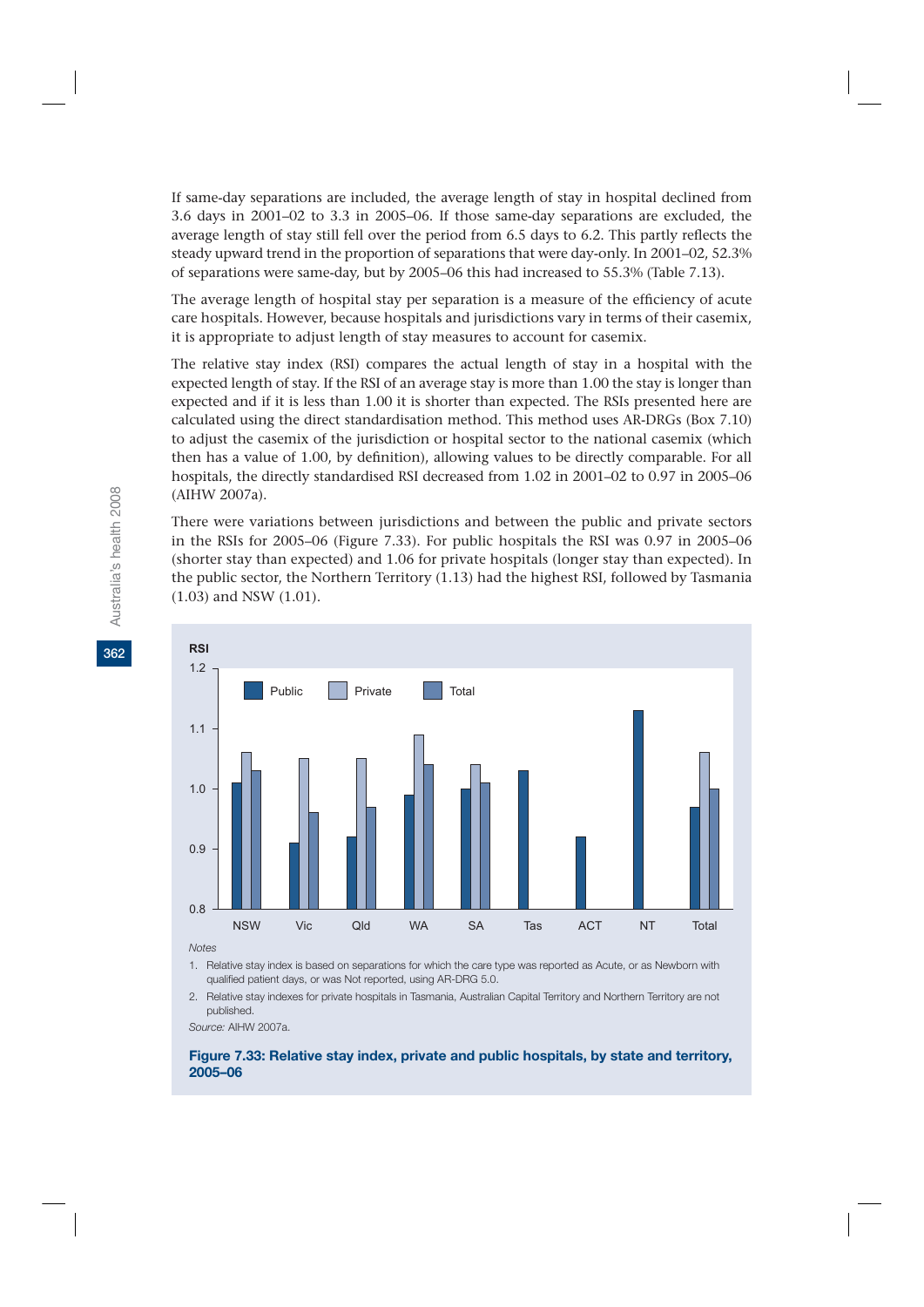If same-day separations are included, the average length of stay in hospital declined from 3.6 days in 2001–02 to 3.3 in 2005–06. If those same-day separations are excluded, the average length of stay still fell over the period from 6.5 days to 6.2. This partly reflects the steady upward trend in the proportion of separations that were day-only. In 2001–02, 52.3% of separations were same-day, but by 2005–06 this had increased to 55.3% (Table 7.13).

The average length of hospital stay per separation is a measure of the efficiency of acute care hospitals. However, because hospitals and jurisdictions vary in terms of their casemix, it is appropriate to adjust length of stay measures to account for casemix.

The relative stay index (RSI) compares the actual length of stay in a hospital with the expected length of stay. If the RSI of an average stay is more than 1.00 the stay is longer than expected and if it is less than 1.00 it is shorter than expected. The RSIs presented here are calculated using the direct standardisation method. This method uses AR-DRGs (Box 7.10) to adjust the casemix of the jurisdiction or hospital sector to the national casemix (which then has a value of 1.00, by definition), allowing values to be directly comparable. For all hospitals, the directly standardised RSI decreased from 1.02 in 2001–02 to 0.97 in 2005–06 (AIHW 2007a).

There were variations between jurisdictions and between the public and private sectors in the RSIs for 2005–06 (Figure 7.33). For public hospitals the RSI was 0.97 in 2005–06 (shorter stay than expected) and 1.06 for private hospitals (longer stay than expected). In the public sector, the Northern Territory (1.13) had the highest RSI, followed by Tasmania (1.03) and NSW (1.01).

| RSI | NSW | Vic | Qld | WA | SA | Tas | ACT | NT | Total |
|---|---|---|---|---|---|---|---|---|---|
| Public | 1.01 | 0.91 | 0.92 | 0.99 | 1.00 | 1.03 | 0.92 | 1.13 | 0.97 |
| Private | 1.06 | 1.05 | 1.05 | 1.09 | 1.04 | | | | 1.06 |
| Total | 1.03 | 0.96 | 0.97 | 1.04 | 1.01 | | | | 1.00 |

*Notes*

1. Relative stay index is based on separations for which the care type was reported as Acute, or as Newborn with qualified patient days, or was Not reported, using AR-DRG 5.0.
2. Relative stay indexes for private hospitals in Tasmania, Australian Capital Territory and Northern Territory are not published.

*Source:* AIHW 2007a.

**Figure 7.33: Relative stay index, private and public hospitals, by state and territory, 2005–06**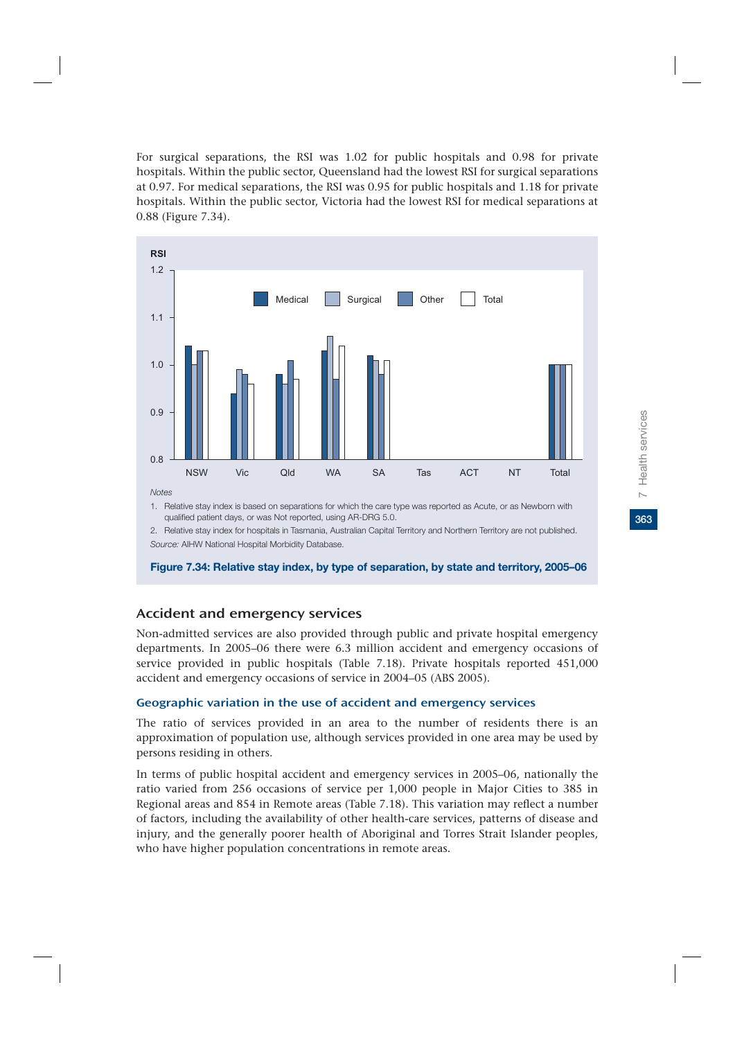For surgical separations, the RSI was 1.02 for public hospitals and 0.98 for private hospitals. Within the public sector, Queensland had the lowest RSI for surgical separations at 0.97. For medical separations, the RSI was 0.95 for public hospitals and 1.18 for private hospitals. Within the public sector, Victoria had the lowest RSI for medical separations at 0.88 (Figure 7.34).

*Notes*

1. Relative stay index is based on separations for which the care type was reported as Acute, or as Newborn with qualified patient days, or was Not reported, using AR-DRG 5.0.
2. Relative stay index for hospitals in Tasmania, Australian Capital Territory and Northern Territory are not published.

*Source:* AIHW National Hospital Morbidity Database.

**Figure 7.34: Relative stay index, by type of separation, by state and territory, 2005–06**

## Accident and emergency services

Non-admitted services are also provided through public and private hospital emergency departments. In 2005–06 there were 6.3 million accident and emergency occasions of service provided in public hospitals (Table 7.18). Private hospitals reported 451,000 accident and emergency occasions of service in 2004–05 (ABS 2005).

### Geographic variation in the use of accident and emergency services

The ratio of services provided in an area to the number of residents there is an approximation of population use, although services provided in one area may be used by persons residing in others.

In terms of public hospital accident and emergency services in 2005–06, nationally the ratio varied from 256 occasions of service per 1,000 people in Major Cities to 385 in Regional areas and 854 in Remote areas (Table 7.18). This variation may reflect a number of factors, including the availability of other health-care services, patterns of disease and injury, and the generally poorer health of Aboriginal and Torres Strait Islander peoples, who have higher population concentrations in remote areas.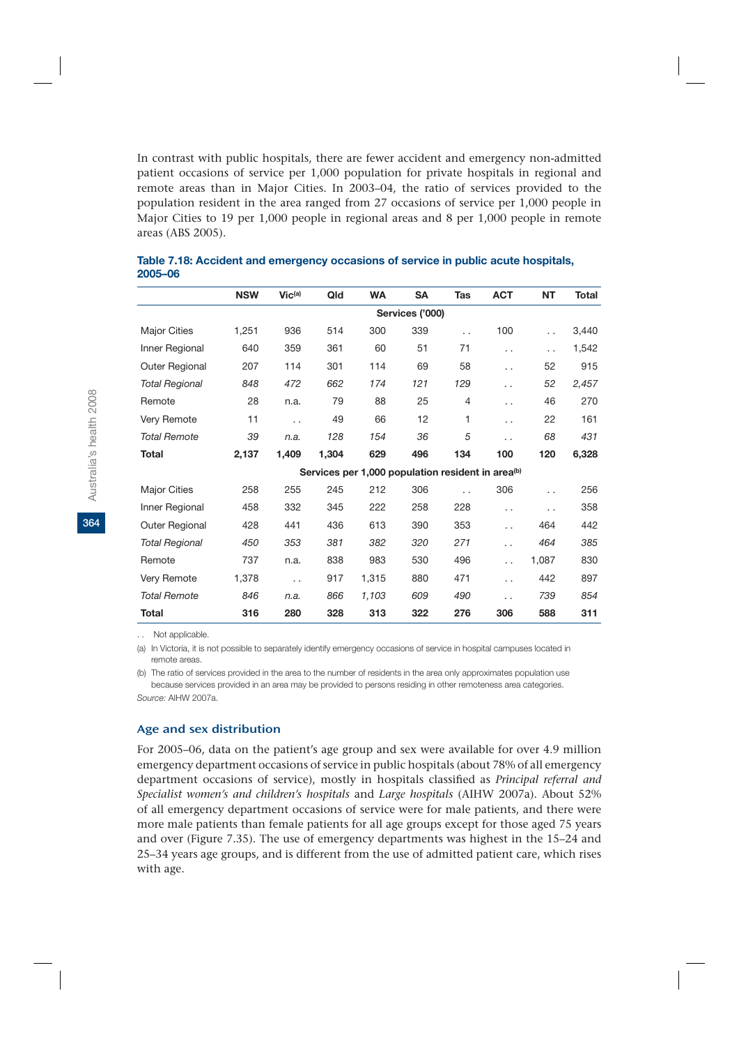In contrast with public hospitals, there are fewer accident and emergency non-admitted patient occasions of service per 1,000 population for private hospitals in regional and remote areas than in Major Cities. In 2003–04, the ratio of services provided to the population resident in the area ranged from 27 occasions of service per 1,000 people in Major Cities to 19 per 1,000 people in regional areas and 8 per 1,000 people in remote areas (ABS 2005).

**Table 7.18: Accident and emergency occasions of service in public acute hospitals, 2005–06**

| | NSW | Vic[(a)] | Qld | WA | SA | Tas | ACT | NT | Total |
|---|---|---|---|---|---|---|---|---|---|
| | | | | | **Services ('000)** | | | | |
| Major Cities | 1,251 | 936 | 514 | 300 | 339 | . . | 100 | . . | 3,440 |
| Inner Regional | 640 | 359 | 361 | 60 | 51 | 71 | . . | . . | 1,542 |
| Outer Regional | 207 | 114 | 301 | 114 | 69 | 58 | . . | 52 | 915 |
| *Total Regional* | *848* | *472* | *662* | *174* | *121* | *129* | . . | *52* | *2,457* |
| Remote | 28 | n.a. | 79 | 88 | 25 | 4 | . . | 46 | 270 |
| Very Remote | 11 | . . | 49 | 66 | 12 | 1 | . . | 22 | 161 |
| *Total Remote* | *39* | *n.a.* | *128* | *154* | *36* | *5* | . . | *68* | *431* |
| **Total** | **2,137** | **1,409** | **1,304** | **629** | **496** | **134** | **100** | **120** | **6,328** |
| | | | | | **Services per 1,000 population resident in area[(b)]** | | | | |
| Major Cities | 258 | 255 | 245 | 212 | 306 | . . | 306 | . . | 256 |
| Inner Regional | 458 | 332 | 345 | 222 | 258 | 228 | . . | . . | 358 |
| Outer Regional | 428 | 441 | 436 | 613 | 390 | 353 | . . | 464 | 442 |
| *Total Regional* | *450* | *353* | *381* | *382* | *320* | *271* | . . | *464* | *385* |
| Remote | 737 | n.a. | 838 | 983 | 530 | 496 | . . | 1,087 | 830 |
| Very Remote | 1,378 | . . | 917 | 1,315 | 880 | 471 | . . | 442 | 897 |
| *Total Remote* | *846* | *n.a.* | *866* | *1,103* | *609* | *490* | . . | *739* | *854* |
| **Total** | **316** | **280** | **328** | **313** | **322** | **276** | **306** | **588** | **311** |

. . Not applicable.

(a) In Victoria, it is not possible to separately identify emergency occasions of service in hospital campuses located in remote areas.

(b) The ratio of services provided in the area to the number of residents in the area only approximates population use because services provided in an area may be provided to persons residing in other remoteness area categories.

*Source:* AIHW 2007a.

### Age and sex distribution

For 2005–06, data on the patient's age group and sex were available for over 4.9 million emergency department occasions of service in public hospitals (about 78% of all emergency department occasions of service), mostly in hospitals classified as *Principal referral and Specialist women's and children's hospitals* and *Large hospitals* (AIHW 2007a). About 52% of all emergency department occasions of service were for male patients, and there were more male patients than female patients for all age groups except for those aged 75 years and over (Figure 7.35). The use of emergency departments was highest in the 15–24 and 25–34 years age groups, and is different from the use of admitted patient care, which rises with age.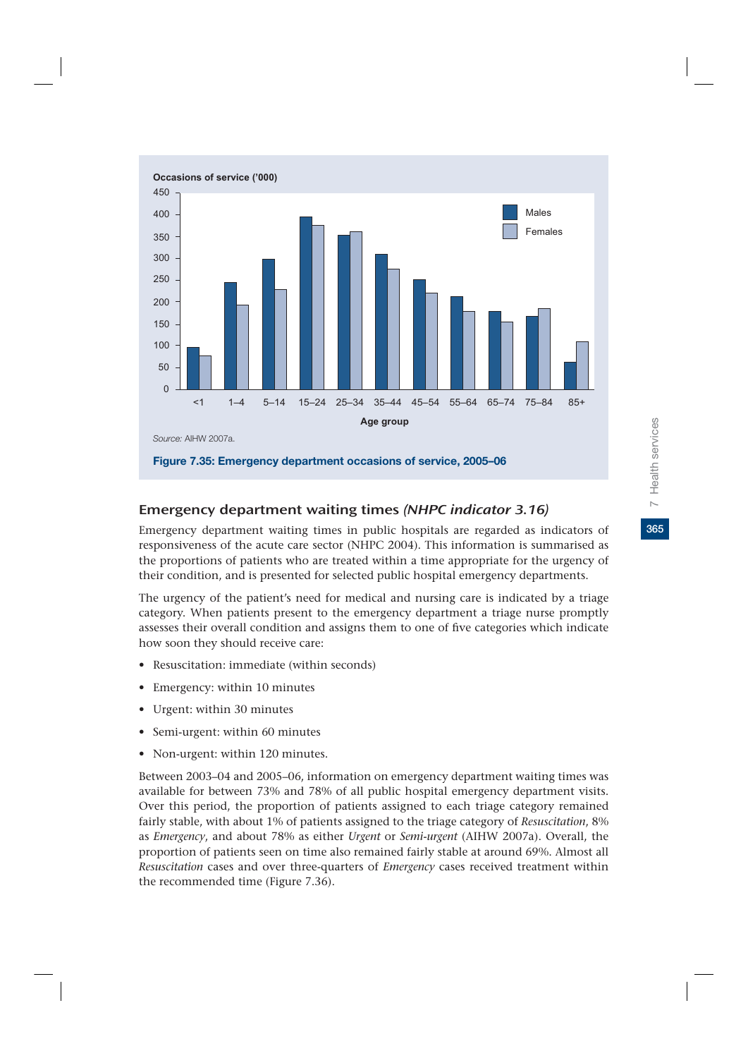Occasions of service ('000)

| Age group | Males | Females |
|---|---|---|
| <1 | ~97 | ~77 |
| 1–4 | ~245 | ~194 |
| 5–14 | ~299 | ~230 |
| 15–24 | ~396 | ~376 |
| 25–34 | ~354 | ~362 |
| 35–44 | ~310 | ~276 |
| 45–54 | ~252 | ~221 |
| 55–64 | ~213 | ~180 |
| 65–74 | ~180 | ~155 |
| 75–84 | ~168 | ~186 |
| 85+ | ~62 | ~110 |

*Source:* AIHW 2007a.

**Figure 7.35: Emergency department occasions of service, 2005–06**

## Emergency department waiting times *(NHPC indicator 3.16)*

Emergency department waiting times in public hospitals are regarded as indicators of responsiveness of the acute care sector (NHPC 2004). This information is summarised as the proportions of patients who are treated within a time appropriate for the urgency of their condition, and is presented for selected public hospital emergency departments.

The urgency of the patient's need for medical and nursing care is indicated by a triage category. When patients present to the emergency department a triage nurse promptly assesses their overall condition and assigns them to one of five categories which indicate how soon they should receive care:

- Resuscitation: immediate (within seconds)
- Emergency: within 10 minutes
- Urgent: within 30 minutes
- Semi-urgent: within 60 minutes
- Non-urgent: within 120 minutes.

Between 2003–04 and 2005–06, information on emergency department waiting times was available for between 73% and 78% of all public hospital emergency department visits. Over this period, the proportion of patients assigned to each triage category remained fairly stable, with about 1% of patients assigned to the triage category of *Resuscitation*, 8% as *Emergency*, and about 78% as either *Urgent* or *Semi-urgent* (AIHW 2007a). Overall, the proportion of patients seen on time also remained fairly stable at around 69%. Almost all *Resuscitation* cases and over three-quarters of *Emergency* cases received treatment within the recommended time (Figure 7.36).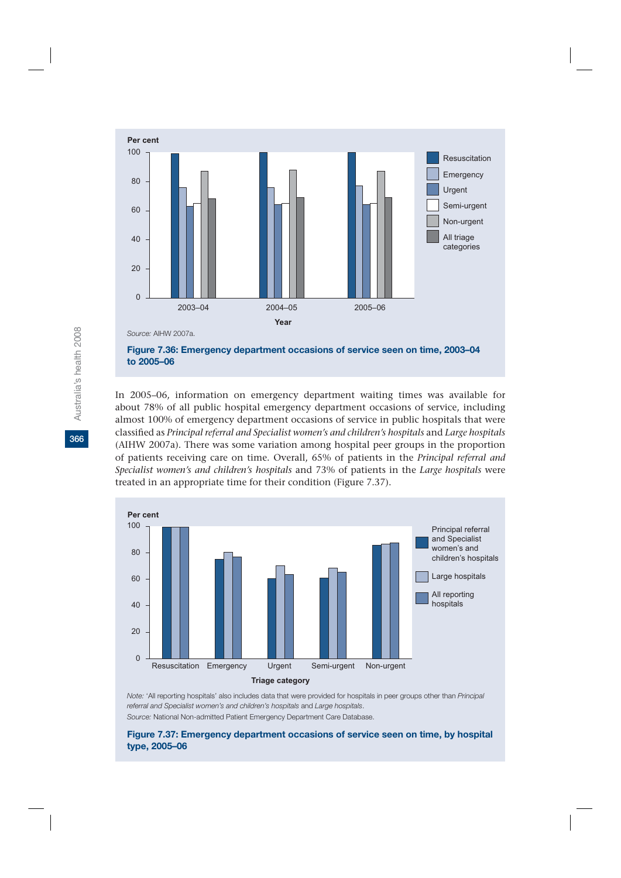Source: AIHW 2007a.

**Figure 7.36: Emergency department occasions of service seen on time, 2003–04 to 2005–06**

In 2005–06, information on emergency department waiting times was available for about 78% of all public hospital emergency department occasions of service, including almost 100% of emergency department occasions of service in public hospitals that were classified as *Principal referral and Specialist women's and children's hospitals* and *Large hospitals* (AIHW 2007a). There was some variation among hospital peer groups in the proportion of patients receiving care on time. Overall, 65% of patients in the *Principal referral and Specialist women's and children's hospitals* and 73% of patients in the *Large hospitals* were treated in an appropriate time for their condition (Figure 7.37).

*Note:* 'All reporting hospitals' also includes data that were provided for hospitals in peer groups other than *Principal referral and Specialist women's and children's hospitals* and *Large hospitals*.

*Source:* National Non-admitted Patient Emergency Department Care Database.

**Figure 7.37: Emergency department occasions of service seen on time, by hospital type, 2005–06**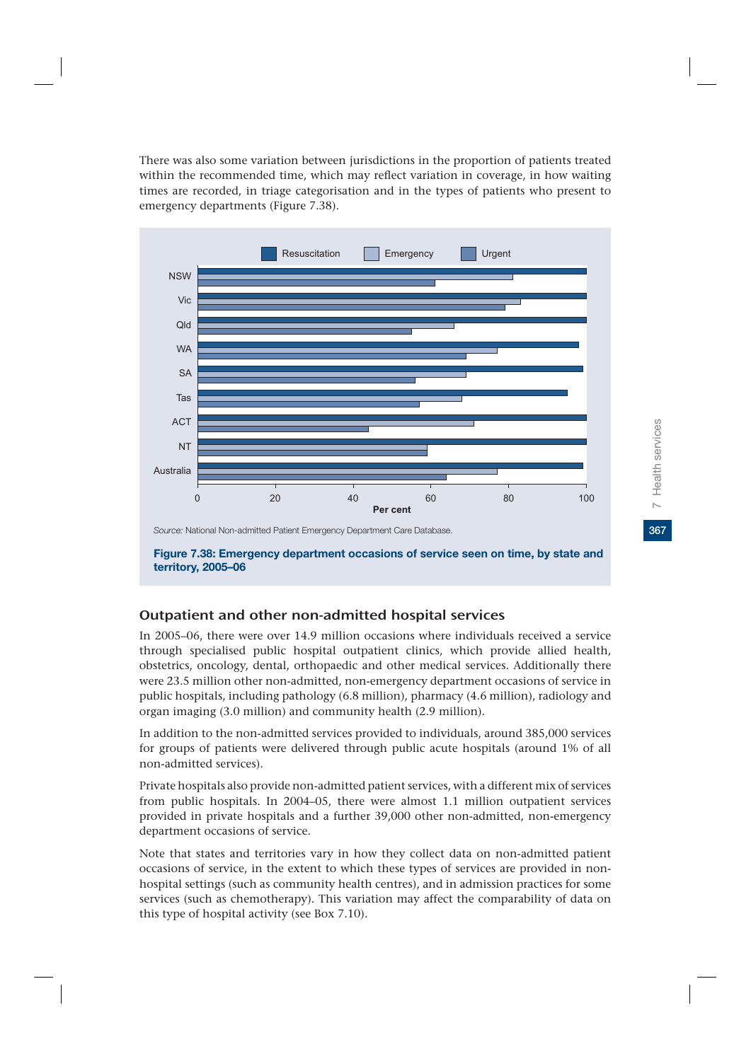There was also some variation between jurisdictions in the proportion of patients treated within the recommended time, which may reflect variation in coverage, in how waiting times are recorded, in triage categorisation and in the types of patients who present to emergency departments (Figure 7.38).

*Source:* National Non-admitted Patient Emergency Department Care Database.

**Figure 7.38: Emergency department occasions of service seen on time, by state and territory, 2005–06**

## Outpatient and other non-admitted hospital services

In 2005–06, there were over 14.9 million occasions where individuals received a service through specialised public hospital outpatient clinics, which provide allied health, obstetrics, oncology, dental, orthopaedic and other medical services. Additionally there were 23.5 million other non-admitted, non-emergency department occasions of service in public hospitals, including pathology (6.8 million), pharmacy (4.6 million), radiology and organ imaging (3.0 million) and community health (2.9 million).

In addition to the non-admitted services provided to individuals, around 385,000 services for groups of patients were delivered through public acute hospitals (around 1% of all non-admitted services).

Private hospitals also provide non-admitted patient services, with a different mix of services from public hospitals. In 2004–05, there were almost 1.1 million outpatient services provided in private hospitals and a further 39,000 other non-admitted, non-emergency department occasions of service.

Note that states and territories vary in how they collect data on non-admitted patient occasions of service, in the extent to which these types of services are provided in non-hospital settings (such as community health centres), and in admission practices for some services (such as chemotherapy). This variation may affect the comparability of data on this type of hospital activity (see Box 7.10).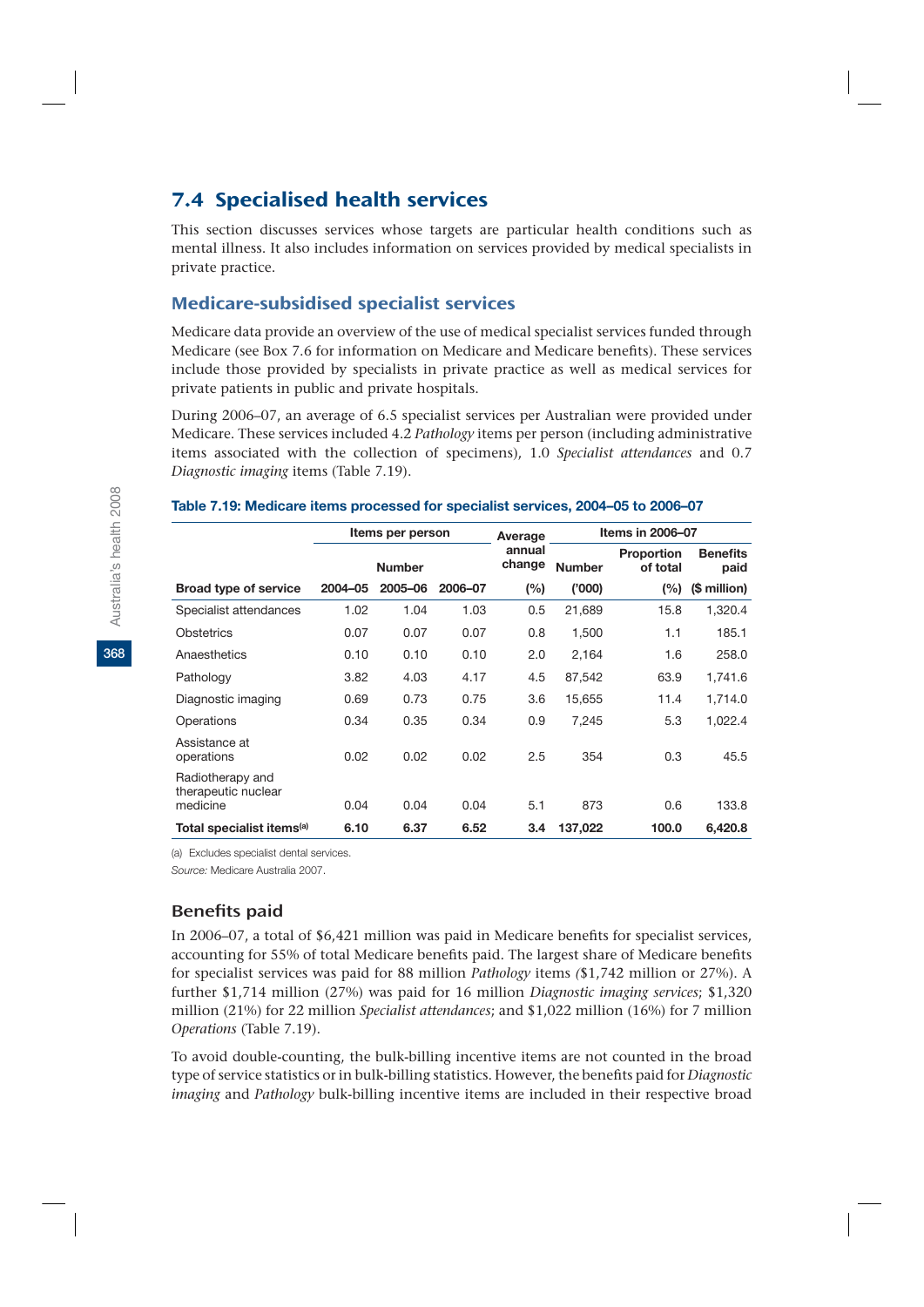## 7.4 Specialised health services

This section discusses services whose targets are particular health conditions such as mental illness. It also includes information on services provided by medical specialists in private practice.

### Medicare-subsidised specialist services

Medicare data provide an overview of the use of medical specialist services funded through Medicare (see Box 7.6 for information on Medicare and Medicare benefits). These services include those provided by specialists in private practice as well as medical services for private patients in public and private hospitals.

During 2006–07, an average of 6.5 specialist services per Australian were provided under Medicare. These services included 4.2 *Pathology* items per person (including administrative items associated with the collection of specimens), 1.0 *Specialist attendances* and 0.7 *Diagnostic imaging* items (Table 7.19).

**Table 7.19: Medicare items processed for specialist services, 2004–05 to 2006–07**

| | Items per person | | | Average annual change | Items in 2006–07 | | |
|---|---|---|---|---|---|---|---|
| | Number | | | | Number | Proportion of total | Benefits paid |
| **Broad type of service** | **2004–05** | **2005–06** | **2006–07** | **(%)** | **('000)** | **(%)** | **($ million)** |
| Specialist attendances | 1.02 | 1.04 | 1.03 | 0.5 | 21,689 | 15.8 | 1,320.4 |
| Obstetrics | 0.07 | 0.07 | 0.07 | 0.8 | 1,500 | 1.1 | 185.1 |
| Anaesthetics | 0.10 | 0.10 | 0.10 | 2.0 | 2,164 | 1.6 | 258.0 |
| Pathology | 3.82 | 4.03 | 4.17 | 4.5 | 87,542 | 63.9 | 1,741.6 |
| Diagnostic imaging | 0.69 | 0.73 | 0.75 | 3.6 | 15,655 | 11.4 | 1,714.0 |
| Operations | 0.34 | 0.35 | 0.34 | 0.9 | 7,245 | 5.3 | 1,022.4 |
| Assistance at operations | 0.02 | 0.02 | 0.02 | 2.5 | 354 | 0.3 | 45.5 |
| Radiotherapy and therapeutic nuclear medicine | 0.04 | 0.04 | 0.04 | 5.1 | 873 | 0.6 | 133.8 |
| **Total specialist items[(a)]** | **6.10** | **6.37** | **6.52** | **3.4** | **137,022** | **100.0** | **6,420.8** |

(a) Excludes specialist dental services.

*Source:* Medicare Australia 2007.

### Benefits paid

In 2006–07, a total of $6,421 million was paid in Medicare benefits for specialist services, accounting for 55% of total Medicare benefits paid. The largest share of Medicare benefits for specialist services was paid for 88 million *Pathology* items ($1,742 million or 27%). A further $1,714 million (27%) was paid for 16 million *Diagnostic imaging services*; $1,320 million (21%) for 22 million *Specialist attendances*; and $1,022 million (16%) for 7 million *Operations* (Table 7.19).

To avoid double-counting, the bulk-billing incentive items are not counted in the broad type of service statistics or in bulk-billing statistics. However, the benefits paid for *Diagnostic imaging* and *Pathology* bulk-billing incentive items are included in their respective broad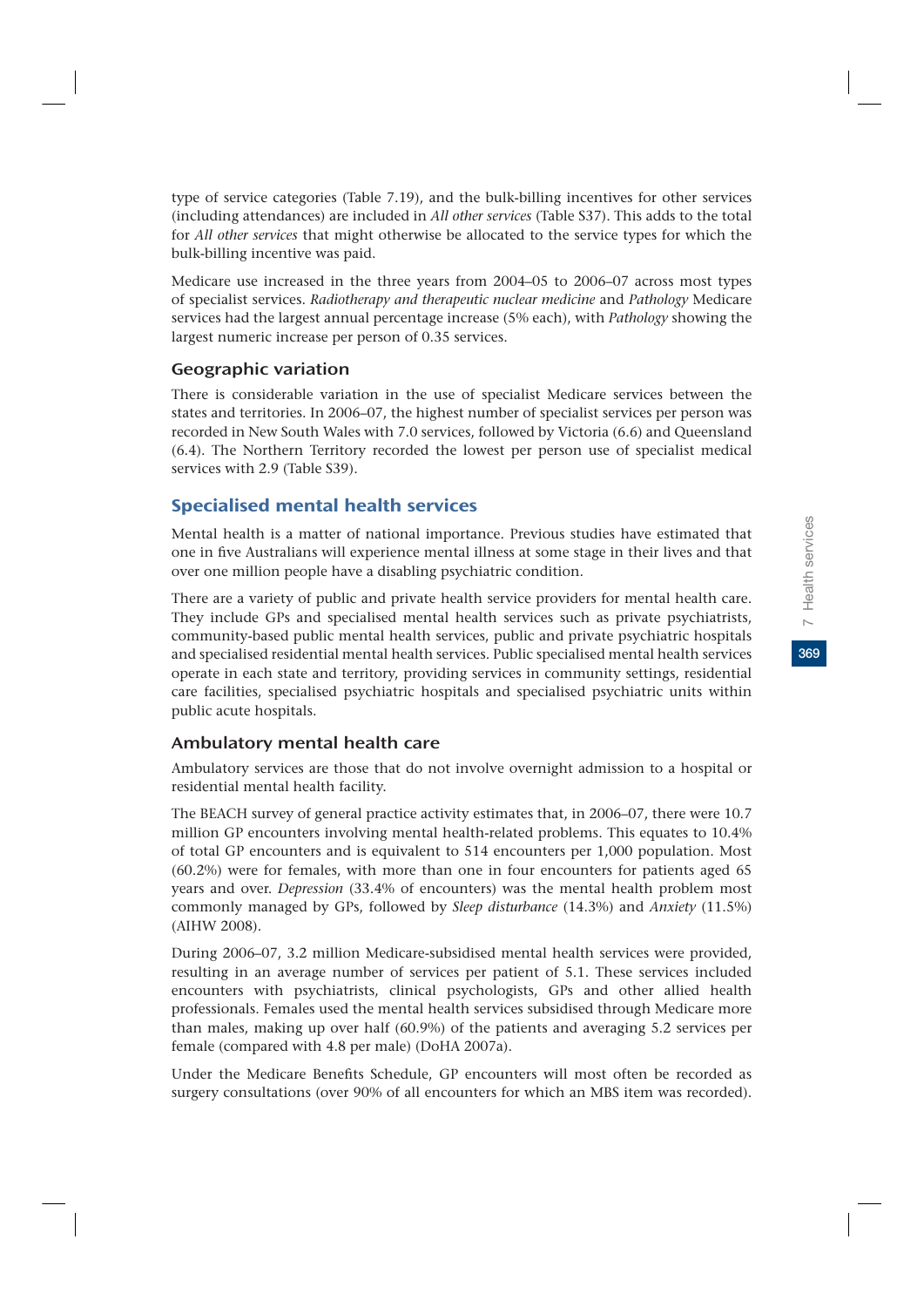type of service categories (Table 7.19), and the bulk-billing incentives for other services (including attendances) are included in *All other services* (Table S37). This adds to the total for *All other services* that might otherwise be allocated to the service types for which the bulk-billing incentive was paid.

Medicare use increased in the three years from 2004–05 to 2006–07 across most types of specialist services. *Radiotherapy and therapeutic nuclear medicine* and *Pathology* Medicare services had the largest annual percentage increase (5% each), with *Pathology* showing the largest numeric increase per person of 0.35 services.

### Geographic variation

There is considerable variation in the use of specialist Medicare services between the states and territories. In 2006–07, the highest number of specialist services per person was recorded in New South Wales with 7.0 services, followed by Victoria (6.6) and Queensland (6.4). The Northern Territory recorded the lowest per person use of specialist medical services with 2.9 (Table S39).

## Specialised mental health services

Mental health is a matter of national importance. Previous studies have estimated that one in five Australians will experience mental illness at some stage in their lives and that over one million people have a disabling psychiatric condition.

There are a variety of public and private health service providers for mental health care. They include GPs and specialised mental health services such as private psychiatrists, community-based public mental health services, public and private psychiatric hospitals and specialised residential mental health services. Public specialised mental health services operate in each state and territory, providing services in community settings, residential care facilities, specialised psychiatric hospitals and specialised psychiatric units within public acute hospitals.

### Ambulatory mental health care

Ambulatory services are those that do not involve overnight admission to a hospital or residential mental health facility.

The BEACH survey of general practice activity estimates that, in 2006–07, there were 10.7 million GP encounters involving mental health-related problems. This equates to 10.4% of total GP encounters and is equivalent to 514 encounters per 1,000 population. Most (60.2%) were for females, with more than one in four encounters for patients aged 65 years and over. *Depression* (33.4% of encounters) was the mental health problem most commonly managed by GPs, followed by *Sleep disturbance* (14.3%) and *Anxiety* (11.5%) (AIHW 2008).

During 2006–07, 3.2 million Medicare-subsidised mental health services were provided, resulting in an average number of services per patient of 5.1. These services included encounters with psychiatrists, clinical psychologists, GPs and other allied health professionals. Females used the mental health services subsidised through Medicare more than males, making up over half (60.9%) of the patients and averaging 5.2 services per female (compared with 4.8 per male) (DoHA 2007a).

Under the Medicare Benefits Schedule, GP encounters will most often be recorded as surgery consultations (over 90% of all encounters for which an MBS item was recorded).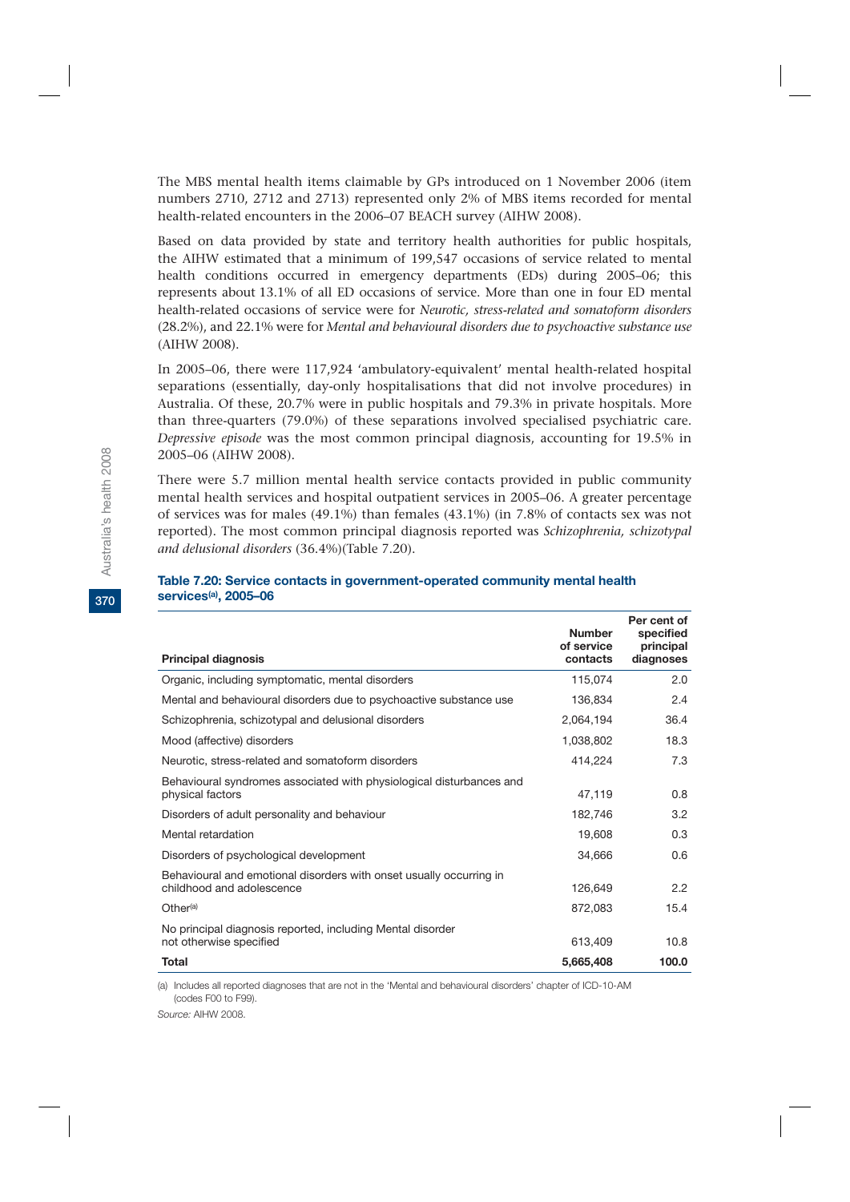The MBS mental health items claimable by GPs introduced on 1 November 2006 (item numbers 2710, 2712 and 2713) represented only 2% of MBS items recorded for mental health-related encounters in the 2006–07 BEACH survey (AIHW 2008).

Based on data provided by state and territory health authorities for public hospitals, the AIHW estimated that a minimum of 199,547 occasions of service related to mental health conditions occurred in emergency departments (EDs) during 2005–06; this represents about 13.1% of all ED occasions of service. More than one in four ED mental health-related occasions of service were for *Neurotic, stress-related and somatoform disorders* (28.2%), and 22.1% were for *Mental and behavioural disorders due to psychoactive substance use* (AIHW 2008).

In 2005–06, there were 117,924 'ambulatory-equivalent' mental health-related hospital separations (essentially, day-only hospitalisations that did not involve procedures) in Australia. Of these, 20.7% were in public hospitals and 79.3% in private hospitals. More than three-quarters (79.0%) of these separations involved specialised psychiatric care. *Depressive episode* was the most common principal diagnosis, accounting for 19.5% in 2005–06 (AIHW 2008).

There were 5.7 million mental health service contacts provided in public community mental health services and hospital outpatient services in 2005–06. A greater percentage of services was for males (49.1%) than females (43.1%) (in 7.8% of contacts sex was not reported). The most common principal diagnosis reported was *Schizophrenia, schizotypal and delusional disorders* (36.4%)(Table 7.20).

**Table 7.20: Service contacts in government-operated community mental health services[(a)], 2005–06**

| Principal diagnosis | Number of service contacts | Per cent of specified principal diagnoses |
|---|---|---|
| Organic, including symptomatic, mental disorders | 115,074 | 2.0 |
| Mental and behavioural disorders due to psychoactive substance use | 136,834 | 2.4 |
| Schizophrenia, schizotypal and delusional disorders | 2,064,194 | 36.4 |
| Mood (affective) disorders | 1,038,802 | 18.3 |
| Neurotic, stress-related and somatoform disorders | 414,224 | 7.3 |
| Behavioural syndromes associated with physiological disturbances and physical factors | 47,119 | 0.8 |
| Disorders of adult personality and behaviour | 182,746 | 3.2 |
| Mental retardation | 19,608 | 0.3 |
| Disorders of psychological development | 34,666 | 0.6 |
| Behavioural and emotional disorders with onset usually occurring in childhood and adolescence | 126,649 | 2.2 |
| Other[(a)] | 872,083 | 15.4 |
| No principal diagnosis reported, including Mental disorder not otherwise specified | 613,409 | 10.8 |
| **Total** | **5,665,408** | **100.0** |

(a) Includes all reported diagnoses that are not in the 'Mental and behavioural disorders' chapter of ICD-10-AM (codes F00 to F99).

*Source:* AIHW 2008.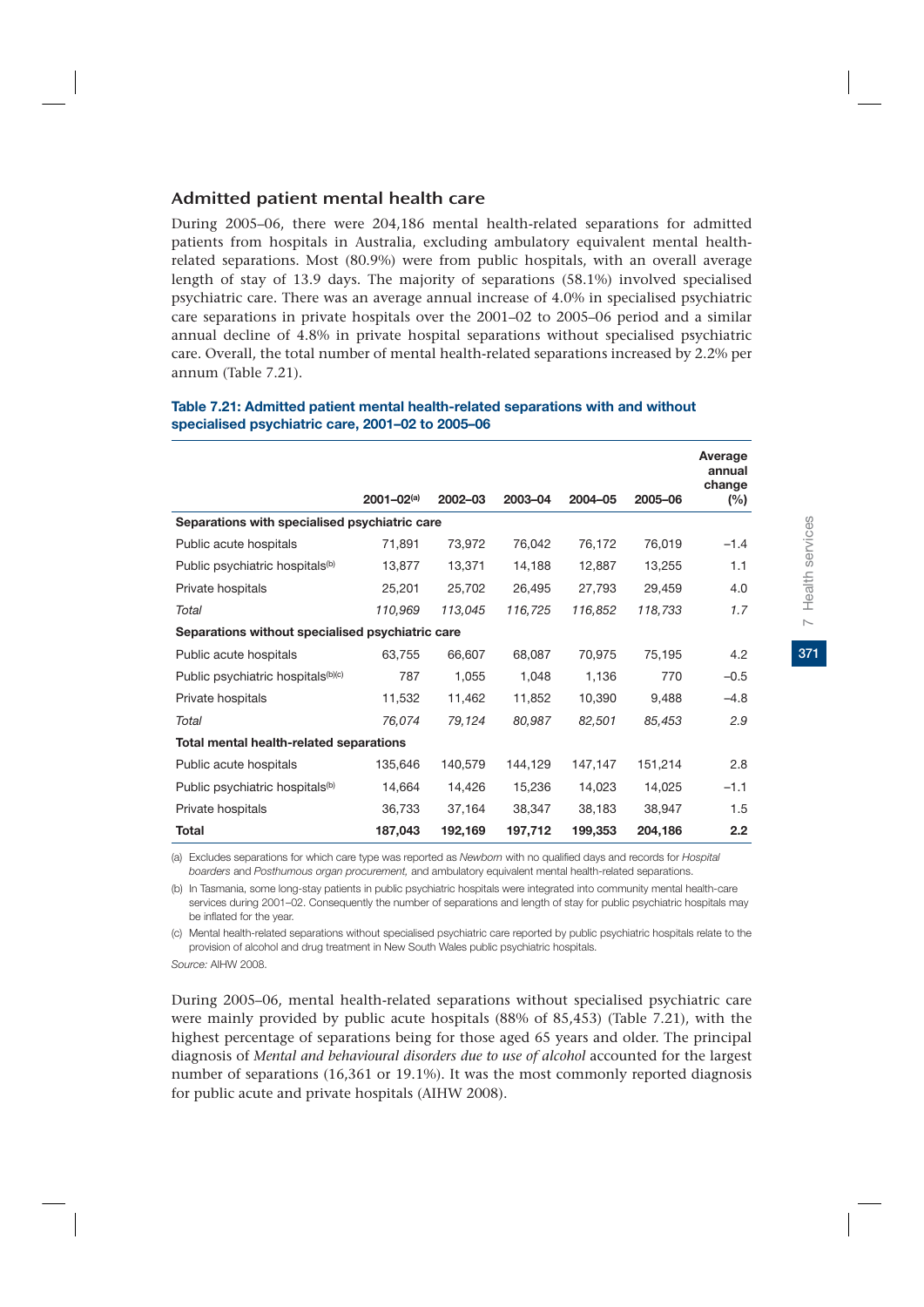## Admitted patient mental health care

During 2005–06, there were 204,186 mental health-related separations for admitted patients from hospitals in Australia, excluding ambulatory equivalent mental health-related separations. Most (80.9%) were from public hospitals, with an overall average length of stay of 13.9 days. The majority of separations (58.1%) involved specialised psychiatric care. There was an average annual increase of 4.0% in specialised psychiatric care separations in private hospitals over the 2001–02 to 2005–06 period and a similar annual decline of 4.8% in private hospital separations without specialised psychiatric care. Overall, the total number of mental health-related separations increased by 2.2% per annum (Table 7.21).

**Table 7.21: Admitted patient mental health-related separations with and without specialised psychiatric care, 2001–02 to 2005–06**

| | 2001–02[(a)] | 2002–03 | 2003–04 | 2004–05 | 2005–06 | Average annual change (%) |
|---|---|---|---|---|---|---|
| **Separations with specialised psychiatric care** | | | | | | |
| Public acute hospitals | 71,891 | 73,972 | 76,042 | 76,172 | 76,019 | −1.4 |
| Public psychiatric hospitals[(b)] | 13,877 | 13,371 | 14,188 | 12,887 | 13,255 | 1.1 |
| Private hospitals | 25,201 | 25,702 | 26,495 | 27,793 | 29,459 | 4.0 |
| *Total* | *110,969* | *113,045* | *116,725* | *116,852* | *118,733* | *1.7* |
| **Separations without specialised psychiatric care** | | | | | | |
| Public acute hospitals | 63,755 | 66,607 | 68,087 | 70,975 | 75,195 | 4.2 |
| Public psychiatric hospitals[(b)(c)] | 787 | 1,055 | 1,048 | 1,136 | 770 | −0.5 |
| Private hospitals | 11,532 | 11,462 | 11,852 | 10,390 | 9,488 | −4.8 |
| *Total* | *76,074* | *79,124* | *80,987* | *82,501* | *85,453* | *2.9* |
| **Total mental health-related separations** | | | | | | |
| Public acute hospitals | 135,646 | 140,579 | 144,129 | 147,147 | 151,214 | 2.8 |
| Public psychiatric hospitals[(b)] | 14,664 | 14,426 | 15,236 | 14,023 | 14,025 | −1.1 |
| Private hospitals | 36,733 | 37,164 | 38,347 | 38,183 | 38,947 | 1.5 |
| **Total** | **187,043** | **192,169** | **197,712** | **199,353** | **204,186** | **2.2** |

(a) Excludes separations for which care type was reported as *Newborn* with no qualified days and records for *Hospital boarders* and *Posthumous organ procurement,* and ambulatory equivalent mental health-related separations.

(b) In Tasmania, some long-stay patients in public psychiatric hospitals were integrated into community mental health-care services during 2001–02. Consequently the number of separations and length of stay for public psychiatric hospitals may be inflated for the year.

(c) Mental health-related separations without specialised psychiatric care reported by public psychiatric hospitals relate to the provision of alcohol and drug treatment in New South Wales public psychiatric hospitals.

*Source:* AIHW 2008.

During 2005–06, mental health-related separations without specialised psychiatric care were mainly provided by public acute hospitals (88% of 85,453) (Table 7.21), with the highest percentage of separations being for those aged 65 years and older. The principal diagnosis of *Mental and behavioural disorders due to use of alcohol* accounted for the largest number of separations (16,361 or 19.1%). It was the most commonly reported diagnosis for public acute and private hospitals (AIHW 2008).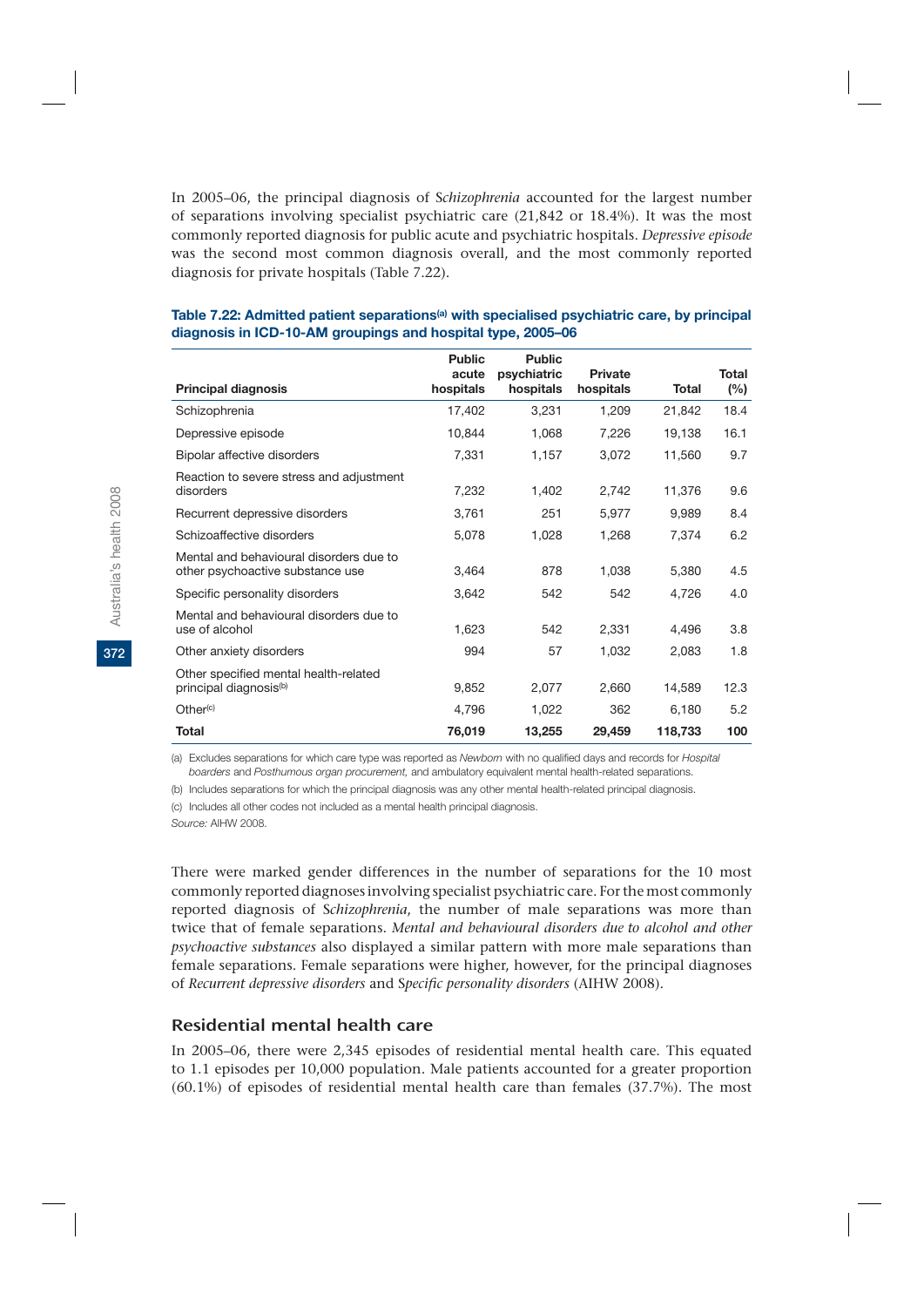In 2005–06, the principal diagnosis of S*chizophrenia* accounted for the largest number of separations involving specialist psychiatric care (21,842 or 18.4%). It was the most commonly reported diagnosis for public acute and psychiatric hospitals. *Depressive episode* was the second most common diagnosis overall, and the most commonly reported diagnosis for private hospitals (Table 7.22).

**Table 7.22: Admitted patient separations[(a)] with specialised psychiatric care, by principal diagnosis in ICD-10-AM groupings and hospital type, 2005–06**

| Principal diagnosis | Public acute hospitals | Public psychiatric hospitals | Private hospitals | Total | Total (%) |
|---|---|---|---|---|---|
| Schizophrenia | 17,402 | 3,231 | 1,209 | 21,842 | 18.4 |
| Depressive episode | 10,844 | 1,068 | 7,226 | 19,138 | 16.1 |
| Bipolar affective disorders | 7,331 | 1,157 | 3,072 | 11,560 | 9.7 |
| Reaction to severe stress and adjustment disorders | 7,232 | 1,402 | 2,742 | 11,376 | 9.6 |
| Recurrent depressive disorders | 3,761 | 251 | 5,977 | 9,989 | 8.4 |
| Schizoaffective disorders | 5,078 | 1,028 | 1,268 | 7,374 | 6.2 |
| Mental and behavioural disorders due to other psychoactive substance use | 3,464 | 878 | 1,038 | 5,380 | 4.5 |
| Specific personality disorders | 3,642 | 542 | 542 | 4,726 | 4.0 |
| Mental and behavioural disorders due to use of alcohol | 1,623 | 542 | 2,331 | 4,496 | 3.8 |
| Other anxiety disorders | 994 | 57 | 1,032 | 2,083 | 1.8 |
| Other specified mental health-related principal diagnosis[(b)] | 9,852 | 2,077 | 2,660 | 14,589 | 12.3 |
| Other[(c)] | 4,796 | 1,022 | 362 | 6,180 | 5.2 |
| **Total** | **76,019** | **13,255** | **29,459** | **118,733** | **100** |

(a) Excludes separations for which care type was reported as *Newborn* with no qualified days and records for *Hospital boarders* and *Posthumous organ procurement,* and ambulatory equivalent mental health-related separations.

(b) Includes separations for which the principal diagnosis was any other mental health-related principal diagnosis.

(c) Includes all other codes not included as a mental health principal diagnosis.

*Source:* AIHW 2008.

There were marked gender differences in the number of separations for the 10 most commonly reported diagnoses involving specialist psychiatric care. For the most commonly reported diagnosis of S*chizophrenia*, the number of male separations was more than twice that of female separations. *Mental and behavioural disorders due to alcohol and other psychoactive substances* also displayed a similar pattern with more male separations than female separations. Female separations were higher, however, for the principal diagnoses of *Recurrent depressive disorders* and S*pecific personality disorders* (AIHW 2008).

## Residential mental health care

In 2005–06, there were 2,345 episodes of residential mental health care. This equated to 1.1 episodes per 10,000 population. Male patients accounted for a greater proportion (60.1%) of episodes of residential mental health care than females (37.7%). The most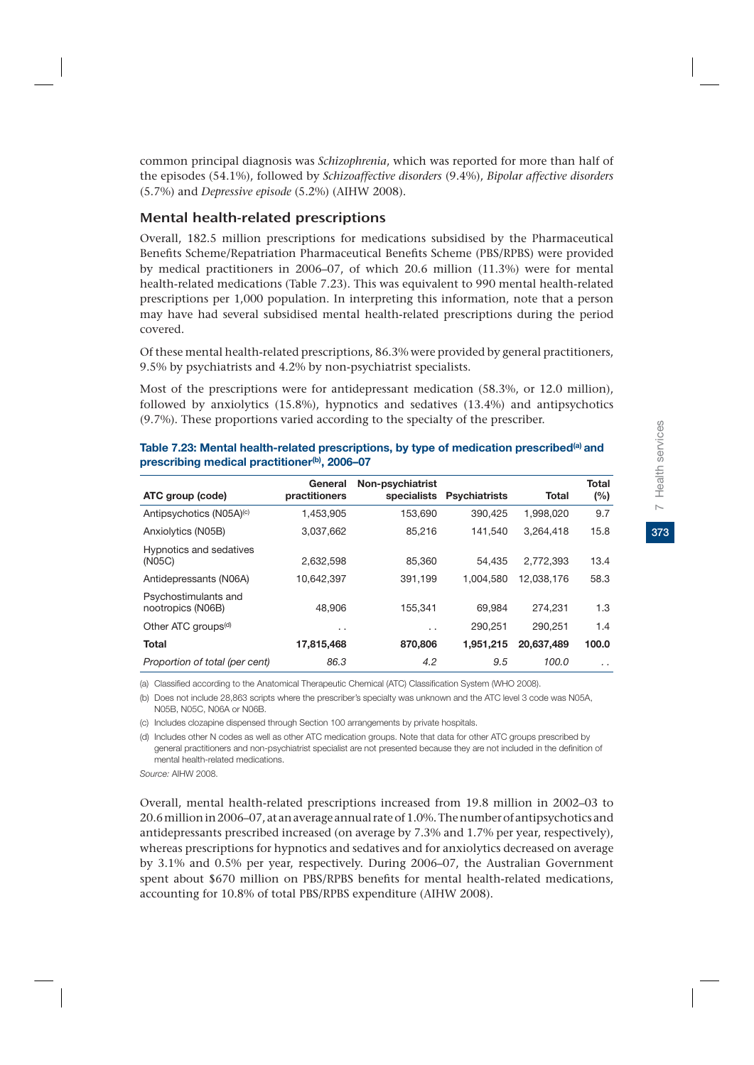common principal diagnosis was *Schizophrenia*, which was reported for more than half of the episodes (54.1%), followed by *Schizoaffective disorders* (9.4%), *Bipolar affective disorders* (5.7%) and *Depressive episode* (5.2%) (AIHW 2008).

## Mental health-related prescriptions

Overall, 182.5 million prescriptions for medications subsidised by the Pharmaceutical Benefits Scheme/Repatriation Pharmaceutical Benefits Scheme (PBS/RPBS) were provided by medical practitioners in 2006–07, of which 20.6 million (11.3%) were for mental health-related medications (Table 7.23). This was equivalent to 990 mental health-related prescriptions per 1,000 population. In interpreting this information, note that a person may have had several subsidised mental health-related prescriptions during the period covered.

Of these mental health-related prescriptions, 86.3% were provided by general practitioners, 9.5% by psychiatrists and 4.2% by non-psychiatrist specialists.

Most of the prescriptions were for antidepressant medication (58.3%, or 12.0 million), followed by anxiolytics (15.8%), hypnotics and sedatives (13.4%) and antipsychotics (9.7%). These proportions varied according to the specialty of the prescriber.

**Table 7.23: Mental health-related prescriptions, by type of medication prescribed[(a)] and prescribing medical practitioner[(b)], 2006–07**

| ATC group (code) | General practitioners | Non-psychiatrist specialists | Psychiatrists | Total | Total (%) |
|---|---|---|---|---|---|
| Antipsychotics (N05A)[(c)] | 1,453,905 | 153,690 | 390,425 | 1,998,020 | 9.7 |
| Anxiolytics (N05B) | 3,037,662 | 85,216 | 141,540 | 3,264,418 | 15.8 |
| Hypnotics and sedatives (N05C) | 2,632,598 | 85,360 | 54,435 | 2,772,393 | 13.4 |
| Antidepressants (N06A) | 10,642,397 | 391,199 | 1,004,580 | 12,038,176 | 58.3 |
| Psychostimulants and nootropics (N06B) | 48,906 | 155,341 | 69,984 | 274,231 | 1.3 |
| Other ATC groups[(d)] | . . | . . | 290,251 | 290,251 | 1.4 |
| **Total** | **17,815,468** | **870,806** | **1,951,215** | **20,637,489** | **100.0** |
| *Proportion of total (per cent)* | *86.3* | *4.2* | *9.5* | *100.0* | . . |

(a) Classified according to the Anatomical Therapeutic Chemical (ATC) Classification System (WHO 2008).

(b) Does not include 28,863 scripts where the prescriber's specialty was unknown and the ATC level 3 code was N05A, N05B, N05C, N06A or N06B.

(c) Includes clozapine dispensed through Section 100 arrangements by private hospitals.

(d) Includes other N codes as well as other ATC medication groups. Note that data for other ATC groups prescribed by general practitioners and non-psychiatrist specialist are not presented because they are not included in the definition of mental health-related medications.

*Source:* AIHW 2008.

Overall, mental health-related prescriptions increased from 19.8 million in 2002–03 to 20.6 million in 2006–07, at an average annual rate of 1.0%. The number of antipsychotics and antidepressants prescribed increased (on average by 7.3% and 1.7% per year, respectively), whereas prescriptions for hypnotics and sedatives and for anxiolytics decreased on average by 3.1% and 0.5% per year, respectively. During 2006–07, the Australian Government spent about $670 million on PBS/RPBS benefits for mental health-related medications, accounting for 10.8% of total PBS/RPBS expenditure (AIHW 2008).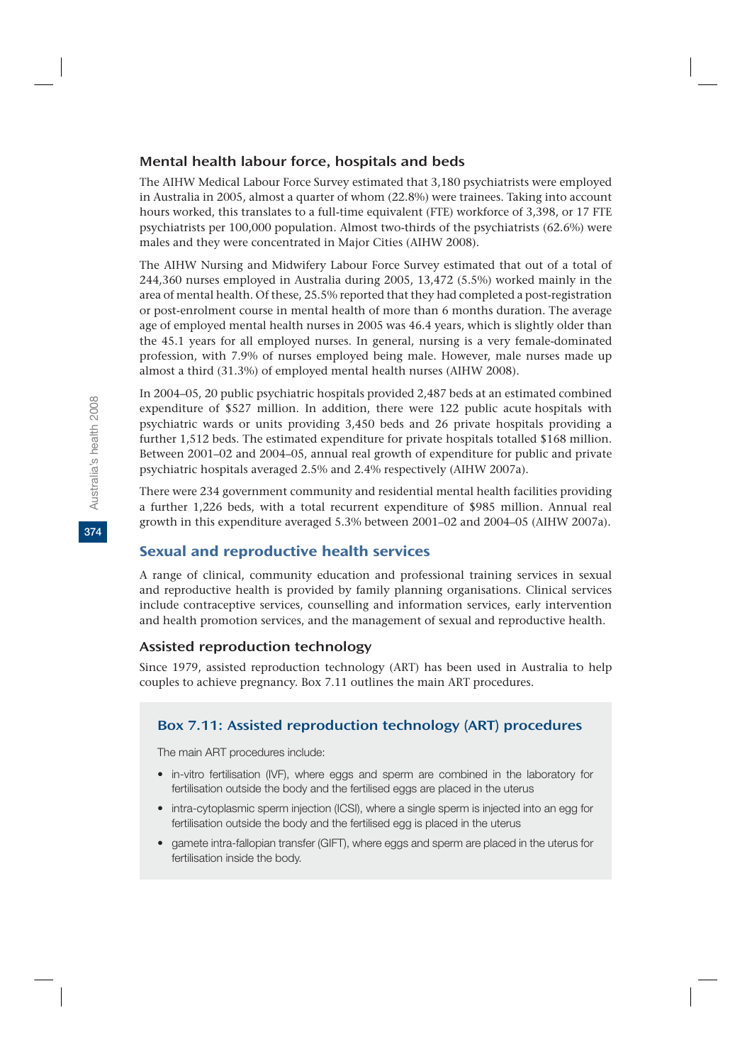### Mental health labour force, hospitals and beds

The AIHW Medical Labour Force Survey estimated that 3,180 psychiatrists were employed in Australia in 2005, almost a quarter of whom (22.8%) were trainees. Taking into account hours worked, this translates to a full-time equivalent (FTE) workforce of 3,398, or 17 FTE psychiatrists per 100,000 population. Almost two-thirds of the psychiatrists (62.6%) were males and they were concentrated in Major Cities (AIHW 2008).

The AIHW Nursing and Midwifery Labour Force Survey estimated that out of a total of 244,360 nurses employed in Australia during 2005, 13,472 (5.5%) worked mainly in the area of mental health. Of these, 25.5% reported that they had completed a post-registration or post-enrolment course in mental health of more than 6 months duration. The average age of employed mental health nurses in 2005 was 46.4 years, which is slightly older than the 45.1 years for all employed nurses. In general, nursing is a very female-dominated profession, with 7.9% of nurses employed being male. However, male nurses made up almost a third (31.3%) of employed mental health nurses (AIHW 2008).

In 2004–05, 20 public psychiatric hospitals provided 2,487 beds at an estimated combined expenditure of $527 million. In addition, there were 122 public acute hospitals with psychiatric wards or units providing 3,450 beds and 26 private hospitals providing a further 1,512 beds. The estimated expenditure for private hospitals totalled $168 million. Between 2001–02 and 2004–05, annual real growth of expenditure for public and private psychiatric hospitals averaged 2.5% and 2.4% respectively (AIHW 2007a).

There were 234 government community and residential mental health facilities providing a further 1,226 beds, with a total recurrent expenditure of $985 million. Annual real growth in this expenditure averaged 5.3% between 2001–02 and 2004–05 (AIHW 2007a).

## Sexual and reproductive health services

A range of clinical, community education and professional training services in sexual and reproductive health is provided by family planning organisations. Clinical services include contraceptive services, counselling and information services, early intervention and health promotion services, and the management of sexual and reproductive health.

### Assisted reproduction technology

Since 1979, assisted reproduction technology (ART) has been used in Australia to help couples to achieve pregnancy. Box 7.11 outlines the main ART procedures.

#### Box 7.11: Assisted reproduction technology (ART) procedures

The main ART procedures include:

- in-vitro fertilisation (IVF), where eggs and sperm are combined in the laboratory for fertilisation outside the body and the fertilised eggs are placed in the uterus
- intra-cytoplasmic sperm injection (ICSI), where a single sperm is injected into an egg for fertilisation outside the body and the fertilised egg is placed in the uterus
- gamete intra-fallopian transfer (GIFT), where eggs and sperm are placed in the uterus for fertilisation inside the body.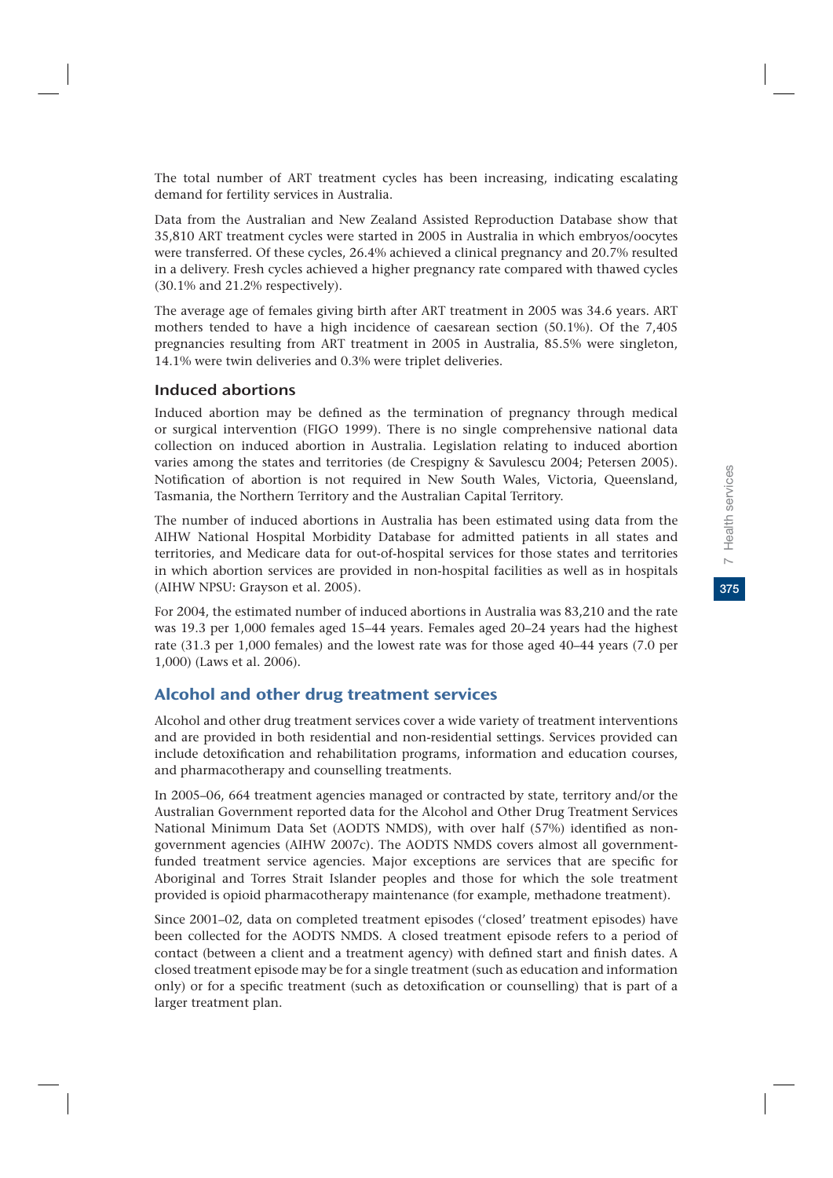The total number of ART treatment cycles has been increasing, indicating escalating demand for fertility services in Australia.

Data from the Australian and New Zealand Assisted Reproduction Database show that 35,810 ART treatment cycles were started in 2005 in Australia in which embryos/oocytes were transferred. Of these cycles, 26.4% achieved a clinical pregnancy and 20.7% resulted in a delivery. Fresh cycles achieved a higher pregnancy rate compared with thawed cycles (30.1% and 21.2% respectively).

The average age of females giving birth after ART treatment in 2005 was 34.6 years. ART mothers tended to have a high incidence of caesarean section (50.1%). Of the 7,405 pregnancies resulting from ART treatment in 2005 in Australia, 85.5% were singleton, 14.1% were twin deliveries and 0.3% were triplet deliveries.

### Induced abortions

Induced abortion may be defined as the termination of pregnancy through medical or surgical intervention (FIGO 1999). There is no single comprehensive national data collection on induced abortion in Australia. Legislation relating to induced abortion varies among the states and territories (de Crespigny & Savulescu 2004; Petersen 2005). Notification of abortion is not required in New South Wales, Victoria, Queensland, Tasmania, the Northern Territory and the Australian Capital Territory.

The number of induced abortions in Australia has been estimated using data from the AIHW National Hospital Morbidity Database for admitted patients in all states and territories, and Medicare data for out-of-hospital services for those states and territories in which abortion services are provided in non-hospital facilities as well as in hospitals (AIHW NPSU: Grayson et al. 2005).

For 2004, the estimated number of induced abortions in Australia was 83,210 and the rate was 19.3 per 1,000 females aged 15–44 years. Females aged 20–24 years had the highest rate (31.3 per 1,000 females) and the lowest rate was for those aged 40–44 years (7.0 per 1,000) (Laws et al. 2006).

## Alcohol and other drug treatment services

Alcohol and other drug treatment services cover a wide variety of treatment interventions and are provided in both residential and non-residential settings. Services provided can include detoxification and rehabilitation programs, information and education courses, and pharmacotherapy and counselling treatments.

In 2005–06, 664 treatment agencies managed or contracted by state, territory and/or the Australian Government reported data for the Alcohol and Other Drug Treatment Services National Minimum Data Set (AODTS NMDS), with over half (57%) identified as non-government agencies (AIHW 2007c). The AODTS NMDS covers almost all government-funded treatment service agencies. Major exceptions are services that are specific for Aboriginal and Torres Strait Islander peoples and those for which the sole treatment provided is opioid pharmacotherapy maintenance (for example, methadone treatment).

Since 2001–02, data on completed treatment episodes ('closed' treatment episodes) have been collected for the AODTS NMDS. A closed treatment episode refers to a period of contact (between a client and a treatment agency) with defined start and finish dates. A closed treatment episode may be for a single treatment (such as education and information only) or for a specific treatment (such as detoxification or counselling) that is part of a larger treatment plan.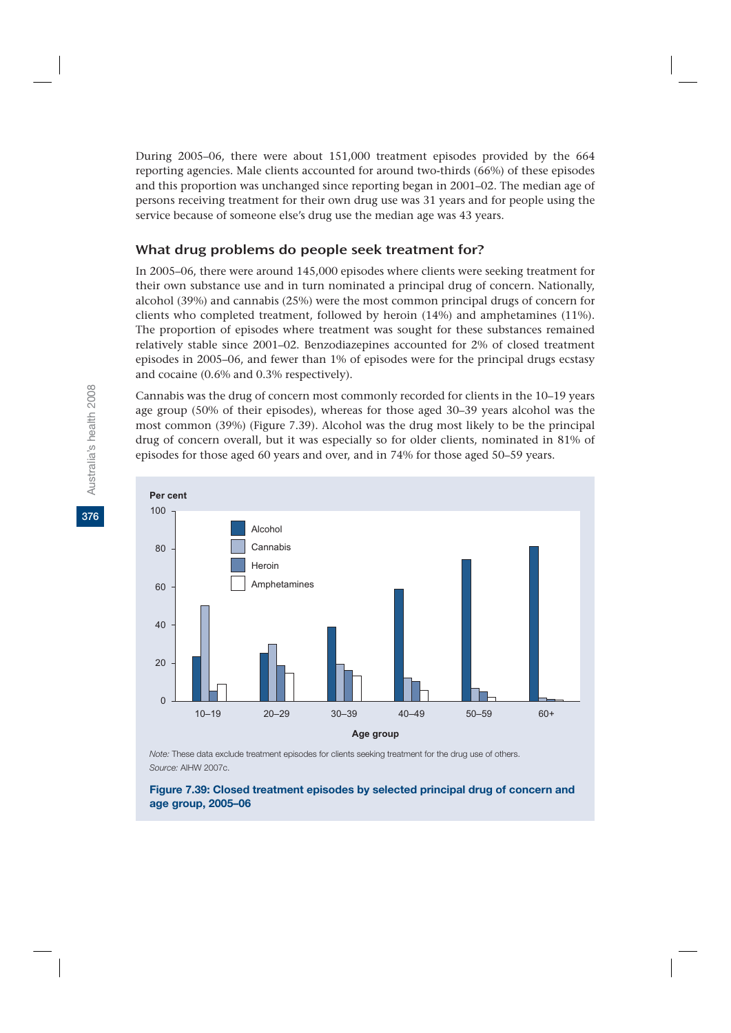During 2005–06, there were about 151,000 treatment episodes provided by the 664 reporting agencies. Male clients accounted for around two-thirds (66%) of these episodes and this proportion was unchanged since reporting began in 2001–02. The median age of persons receiving treatment for their own drug use was 31 years and for people using the service because of someone else's drug use the median age was 43 years.

### What drug problems do people seek treatment for?

In 2005–06, there were around 145,000 episodes where clients were seeking treatment for their own substance use and in turn nominated a principal drug of concern. Nationally, alcohol (39%) and cannabis (25%) were the most common principal drugs of concern for clients who completed treatment, followed by heroin (14%) and amphetamines (11%). The proportion of episodes where treatment was sought for these substances remained relatively stable since 2001–02. Benzodiazepines accounted for 2% of closed treatment episodes in 2005–06, and fewer than 1% of episodes were for the principal drugs ecstasy and cocaine (0.6% and 0.3% respectively).

Cannabis was the drug of concern most commonly recorded for clients in the 10–19 years age group (50% of their episodes), whereas for those aged 30–39 years alcohol was the most common (39%) (Figure 7.39). Alcohol was the drug most likely to be the principal drug of concern overall, but it was especially so for older clients, nominated in 81% of episodes for those aged 60 years and over, and in 74% for those aged 50–59 years.

*Note:* These data exclude treatment episodes for clients seeking treatment for the drug use of others.
*Source:* AIHW 2007c.

**Figure 7.39: Closed treatment episodes by selected principal drug of concern and age group, 2005–06**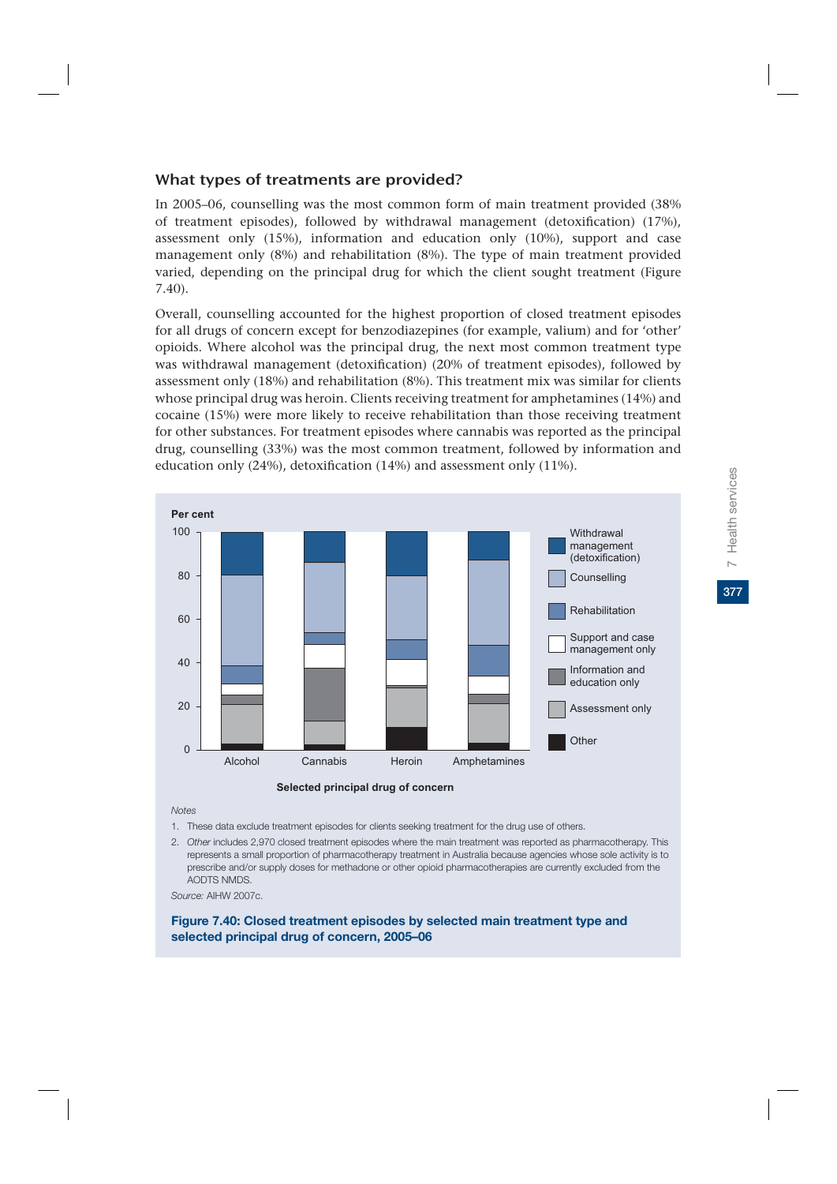### What types of treatments are provided?

In 2005–06, counselling was the most common form of main treatment provided (38% of treatment episodes), followed by withdrawal management (detoxification) (17%), assessment only (15%), information and education only (10%), support and case management only (8%) and rehabilitation (8%). The type of main treatment provided varied, depending on the principal drug for which the client sought treatment (Figure 7.40).

Overall, counselling accounted for the highest proportion of closed treatment episodes for all drugs of concern except for benzodiazepines (for example, valium) and for 'other' opioids. Where alcohol was the principal drug, the next most common treatment type was withdrawal management (detoxification) (20% of treatment episodes), followed by assessment only (18%) and rehabilitation (8%). This treatment mix was similar for clients whose principal drug was heroin. Clients receiving treatment for amphetamines (14%) and cocaine (15%) were more likely to receive rehabilitation than those receiving treatment for other substances. For treatment episodes where cannabis was reported as the principal drug, counselling (33%) was the most common treatment, followed by information and education only (24%), detoxification (14%) and assessment only (11%).

Per cent

Withdrawal management (detoxification) | Counselling | Rehabilitation | Support and case management only | Information and education only | Assessment only | Other

Alcohol | Cannabis | Heroin | Amphetamines

Selected principal drug of concern

*Notes*

1. These data exclude treatment episodes for clients seeking treatment for the drug use of others.
2. *Other* includes 2,970 closed treatment episodes where the main treatment was reported as pharmacotherapy. This represents a small proportion of pharmacotherapy treatment in Australia because agencies whose sole activity is to prescribe and/or supply doses for methadone or other opioid pharmacotherapies are currently excluded from the AODTS NMDS.

*Source:* AIHW 2007c.

**Figure 7.40: Closed treatment episodes by selected main treatment type and selected principal drug of concern, 2005–06**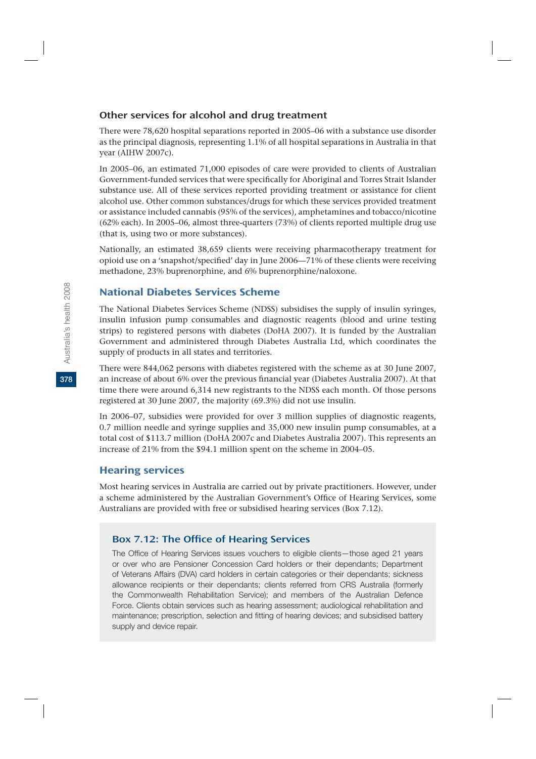### Other services for alcohol and drug treatment

There were 78,620 hospital separations reported in 2005–06 with a substance use disorder as the principal diagnosis, representing 1.1% of all hospital separations in Australia in that year (AIHW 2007c).

In 2005–06, an estimated 71,000 episodes of care were provided to clients of Australian Government-funded services that were specifically for Aboriginal and Torres Strait Islander substance use. All of these services reported providing treatment or assistance for client alcohol use. Other common substances/drugs for which these services provided treatment or assistance included cannabis (95% of the services), amphetamines and tobacco/nicotine (62% each). In 2005–06, almost three-quarters (73%) of clients reported multiple drug use (that is, using two or more substances).

Nationally, an estimated 38,659 clients were receiving pharmacotherapy treatment for opioid use on a 'snapshot/specified' day in June 2006—71% of these clients were receiving methadone, 23% buprenorphine, and 6% buprenorphine/naloxone.

## National Diabetes Services Scheme

The National Diabetes Services Scheme (NDSS) subsidises the supply of insulin syringes, insulin infusion pump consumables and diagnostic reagents (blood and urine testing strips) to registered persons with diabetes (DoHA 2007). It is funded by the Australian Government and administered through Diabetes Australia Ltd, which coordinates the supply of products in all states and territories.

There were 844,062 persons with diabetes registered with the scheme as at 30 June 2007, an increase of about 6% over the previous financial year (Diabetes Australia 2007). At that time there were around 6,314 new registrants to the NDSS each month. Of those persons registered at 30 June 2007, the majority (69.3%) did not use insulin.

In 2006–07, subsidies were provided for over 3 million supplies of diagnostic reagents, 0.7 million needle and syringe supplies and 35,000 new insulin pump consumables, at a total cost of $113.7 million (DoHA 2007c and Diabetes Australia 2007). This represents an increase of 21% from the $94.1 million spent on the scheme in 2004–05.

## Hearing services

Most hearing services in Australia are carried out by private practitioners. However, under a scheme administered by the Australian Government's Office of Hearing Services, some Australians are provided with free or subsidised hearing services (Box 7.12).

### Box 7.12: The Office of Hearing Services

The Office of Hearing Services issues vouchers to eligible clients—those aged 21 years or over who are Pensioner Concession Card holders or their dependants; Department of Veterans Affairs (DVA) card holders in certain categories or their dependants; sickness allowance recipients or their dependants; clients referred from CRS Australia (formerly the Commonwealth Rehabilitation Service); and members of the Australian Defence Force. Clients obtain services such as hearing assessment; audiological rehabilitation and maintenance; prescription, selection and fitting of hearing devices; and subsidised battery supply and device repair.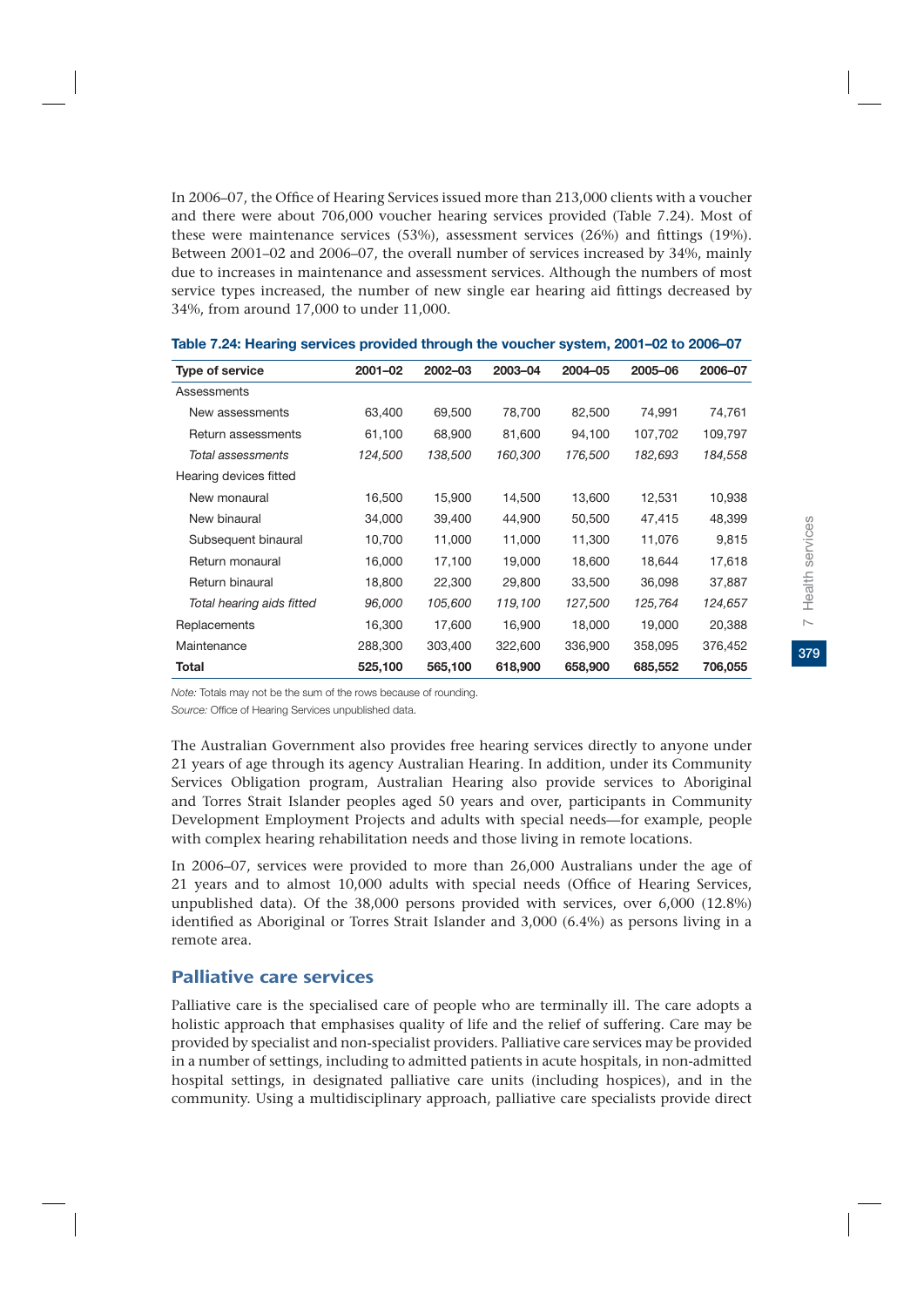In 2006–07, the Office of Hearing Services issued more than 213,000 clients with a voucher and there were about 706,000 voucher hearing services provided (Table 7.24). Most of these were maintenance services (53%), assessment services (26%) and fittings (19%). Between 2001–02 and 2006–07, the overall number of services increased by 34%, mainly due to increases in maintenance and assessment services. Although the numbers of most service types increased, the number of new single ear hearing aid fittings decreased by 34%, from around 17,000 to under 11,000.

**Table 7.24: Hearing services provided through the voucher system, 2001–02 to 2006–07**

| Type of service | 2001–02 | 2002–03 | 2003–04 | 2004–05 | 2005–06 | 2006–07 |
|---|---|---|---|---|---|---|
| Assessments | | | | | | |
| New assessments | 63,400 | 69,500 | 78,700 | 82,500 | 74,991 | 74,761 |
| Return assessments | 61,100 | 68,900 | 81,600 | 94,100 | 107,702 | 109,797 |
| *Total assessments* | *124,500* | *138,500* | *160,300* | *176,500* | *182,693* | *184,558* |
| Hearing devices fitted | | | | | | |
| New monaural | 16,500 | 15,900 | 14,500 | 13,600 | 12,531 | 10,938 |
| New binaural | 34,000 | 39,400 | 44,900 | 50,500 | 47,415 | 48,399 |
| Subsequent binaural | 10,700 | 11,000 | 11,000 | 11,300 | 11,076 | 9,815 |
| Return monaural | 16,000 | 17,100 | 19,000 | 18,600 | 18,644 | 17,618 |
| Return binaural | 18,800 | 22,300 | 29,800 | 33,500 | 36,098 | 37,887 |
| *Total hearing aids fitted* | *96,000* | *105,600* | *119,100* | *127,500* | *125,764* | *124,657* |
| Replacements | 16,300 | 17,600 | 16,900 | 18,000 | 19,000 | 20,388 |
| Maintenance | 288,300 | 303,400 | 322,600 | 336,900 | 358,095 | 376,452 |
| **Total** | **525,100** | **565,100** | **618,900** | **658,900** | **685,552** | **706,055** |

*Note:* Totals may not be the sum of the rows because of rounding.

*Source:* Office of Hearing Services unpublished data.

The Australian Government also provides free hearing services directly to anyone under 21 years of age through its agency Australian Hearing. In addition, under its Community Services Obligation program, Australian Hearing also provide services to Aboriginal and Torres Strait Islander peoples aged 50 years and over, participants in Community Development Employment Projects and adults with special needs—for example, people with complex hearing rehabilitation needs and those living in remote locations.

In 2006–07, services were provided to more than 26,000 Australians under the age of 21 years and to almost 10,000 adults with special needs (Office of Hearing Services, unpublished data). Of the 38,000 persons provided with services, over 6,000 (12.8%) identified as Aboriginal or Torres Strait Islander and 3,000 (6.4%) as persons living in a remote area.

## Palliative care services

Palliative care is the specialised care of people who are terminally ill. The care adopts a holistic approach that emphasises quality of life and the relief of suffering. Care may be provided by specialist and non-specialist providers. Palliative care services may be provided in a number of settings, including to admitted patients in acute hospitals, in non-admitted hospital settings, in designated palliative care units (including hospices), and in the community. Using a multidisciplinary approach, palliative care specialists provide direct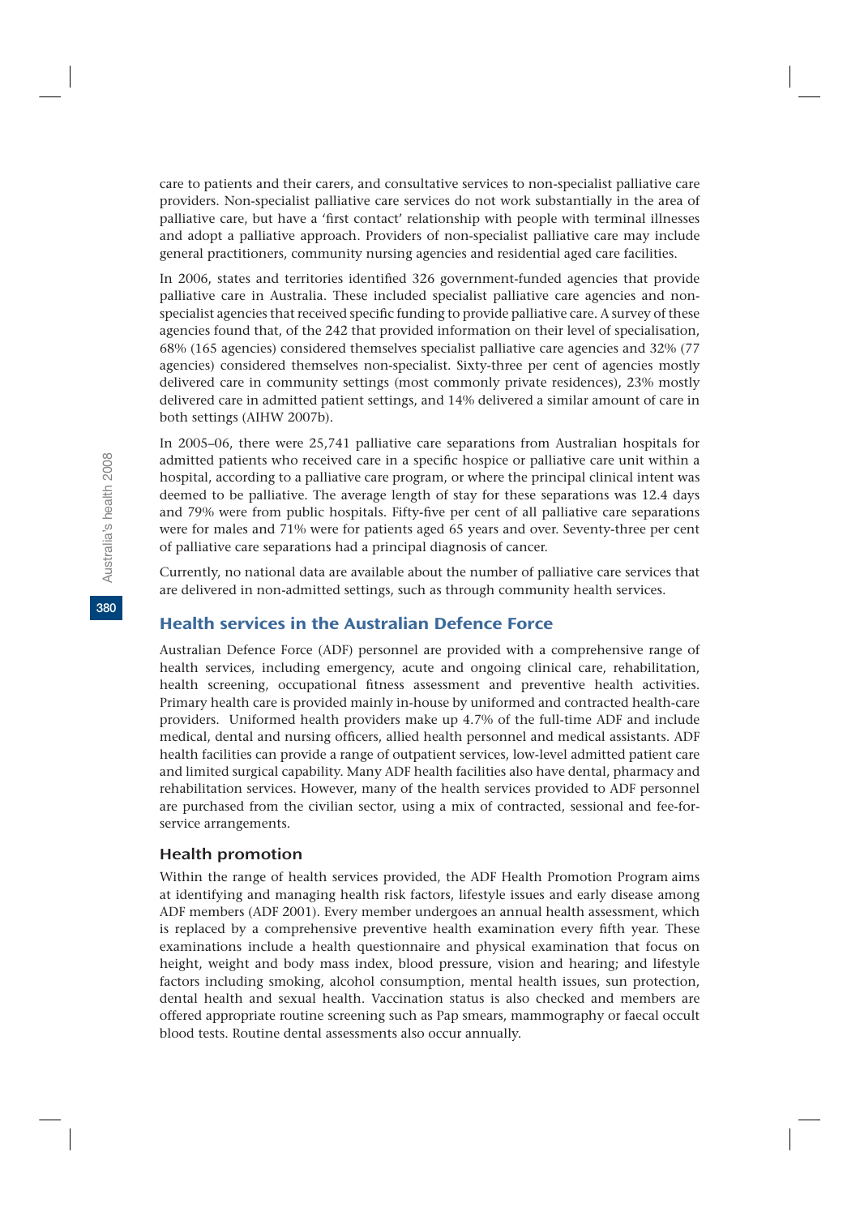care to patients and their carers, and consultative services to non-specialist palliative care providers. Non-specialist palliative care services do not work substantially in the area of palliative care, but have a 'first contact' relationship with people with terminal illnesses and adopt a palliative approach. Providers of non-specialist palliative care may include general practitioners, community nursing agencies and residential aged care facilities.

In 2006, states and territories identified 326 government-funded agencies that provide palliative care in Australia. These included specialist palliative care agencies and non-specialist agencies that received specific funding to provide palliative care. A survey of these agencies found that, of the 242 that provided information on their level of specialisation, 68% (165 agencies) considered themselves specialist palliative care agencies and 32% (77 agencies) considered themselves non-specialist. Sixty-three per cent of agencies mostly delivered care in community settings (most commonly private residences), 23% mostly delivered care in admitted patient settings, and 14% delivered a similar amount of care in both settings (AIHW 2007b).

In 2005–06, there were 25,741 palliative care separations from Australian hospitals for admitted patients who received care in a specific hospice or palliative care unit within a hospital, according to a palliative care program, or where the principal clinical intent was deemed to be palliative. The average length of stay for these separations was 12.4 days and 79% were from public hospitals. Fifty-five per cent of all palliative care separations were for males and 71% were for patients aged 65 years and over. Seventy-three per cent of palliative care separations had a principal diagnosis of cancer.

Currently, no national data are available about the number of palliative care services that are delivered in non-admitted settings, such as through community health services.

## Health services in the Australian Defence Force

Australian Defence Force (ADF) personnel are provided with a comprehensive range of health services, including emergency, acute and ongoing clinical care, rehabilitation, health screening, occupational fitness assessment and preventive health activities. Primary health care is provided mainly in-house by uniformed and contracted health-care providers. Uniformed health providers make up 4.7% of the full-time ADF and include medical, dental and nursing officers, allied health personnel and medical assistants. ADF health facilities can provide a range of outpatient services, low-level admitted patient care and limited surgical capability. Many ADF health facilities also have dental, pharmacy and rehabilitation services. However, many of the health services provided to ADF personnel are purchased from the civilian sector, using a mix of contracted, sessional and fee-for-service arrangements.

### Health promotion

Within the range of health services provided, the ADF Health Promotion Program aims at identifying and managing health risk factors, lifestyle issues and early disease among ADF members (ADF 2001). Every member undergoes an annual health assessment, which is replaced by a comprehensive preventive health examination every fifth year. These examinations include a health questionnaire and physical examination that focus on height, weight and body mass index, blood pressure, vision and hearing; and lifestyle factors including smoking, alcohol consumption, mental health issues, sun protection, dental health and sexual health. Vaccination status is also checked and members are offered appropriate routine screening such as Pap smears, mammography or faecal occult blood tests. Routine dental assessments also occur annually.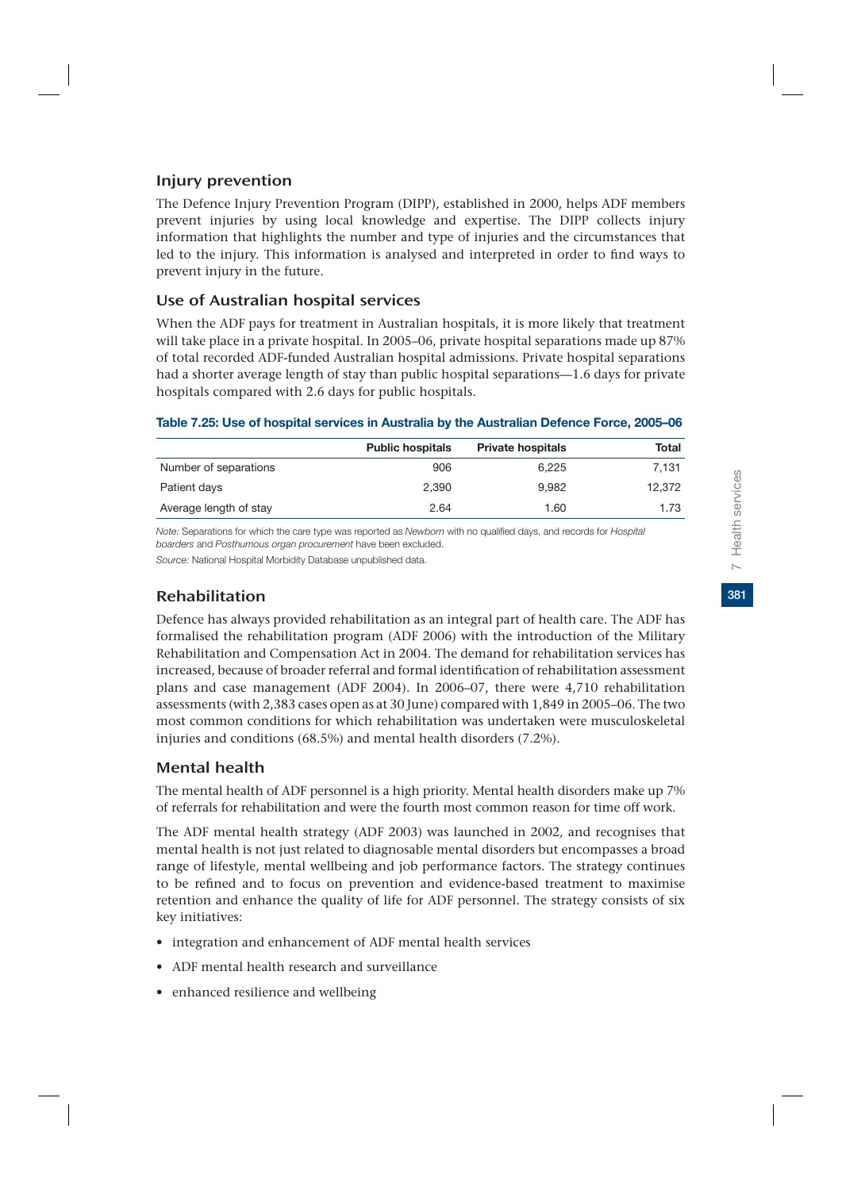### Injury prevention

The Defence Injury Prevention Program (DIPP), established in 2000, helps ADF members prevent injuries by using local knowledge and expertise. The DIPP collects injury information that highlights the number and type of injuries and the circumstances that led to the injury. This information is analysed and interpreted in order to find ways to prevent injury in the future.

### Use of Australian hospital services

When the ADF pays for treatment in Australian hospitals, it is more likely that treatment will take place in a private hospital. In 2005–06, private hospital separations made up 87% of total recorded ADF-funded Australian hospital admissions. Private hospital separations had a shorter average length of stay than public hospital separations—1.6 days for private hospitals compared with 2.6 days for public hospitals.

**Table 7.25: Use of hospital services in Australia by the Australian Defence Force, 2005–06**

| | Public hospitals | Private hospitals | Total |
|---|---|---|---|
| Number of separations | 906 | 6,225 | 7,131 |
| Patient days | 2,390 | 9,982 | 12,372 |
| Average length of stay | 2.64 | 1.60 | 1.73 |

*Note:* Separations for which the care type was reported as *Newborn* with no qualified days, and records for *Hospital boarders* and *Posthumous organ procurement* have been excluded.

*Source:* National Hospital Morbidity Database unpublished data.

### Rehabilitation

Defence has always provided rehabilitation as an integral part of health care. The ADF has formalised the rehabilitation program (ADF 2006) with the introduction of the Military Rehabilitation and Compensation Act in 2004. The demand for rehabilitation services has increased, because of broader referral and formal identification of rehabilitation assessment plans and case management (ADF 2004). In 2006–07, there were 4,710 rehabilitation assessments (with 2,383 cases open as at 30 June) compared with 1,849 in 2005–06. The two most common conditions for which rehabilitation was undertaken were musculoskeletal injuries and conditions (68.5%) and mental health disorders (7.2%).

### Mental health

The mental health of ADF personnel is a high priority. Mental health disorders make up 7% of referrals for rehabilitation and were the fourth most common reason for time off work.

The ADF mental health strategy (ADF 2003) was launched in 2002, and recognises that mental health is not just related to diagnosable mental disorders but encompasses a broad range of lifestyle, mental wellbeing and job performance factors. The strategy continues to be refined and to focus on prevention and evidence-based treatment to maximise retention and enhance the quality of life for ADF personnel. The strategy consists of six key initiatives:

- integration and enhancement of ADF mental health services
- ADF mental health research and surveillance
- enhanced resilience and wellbeing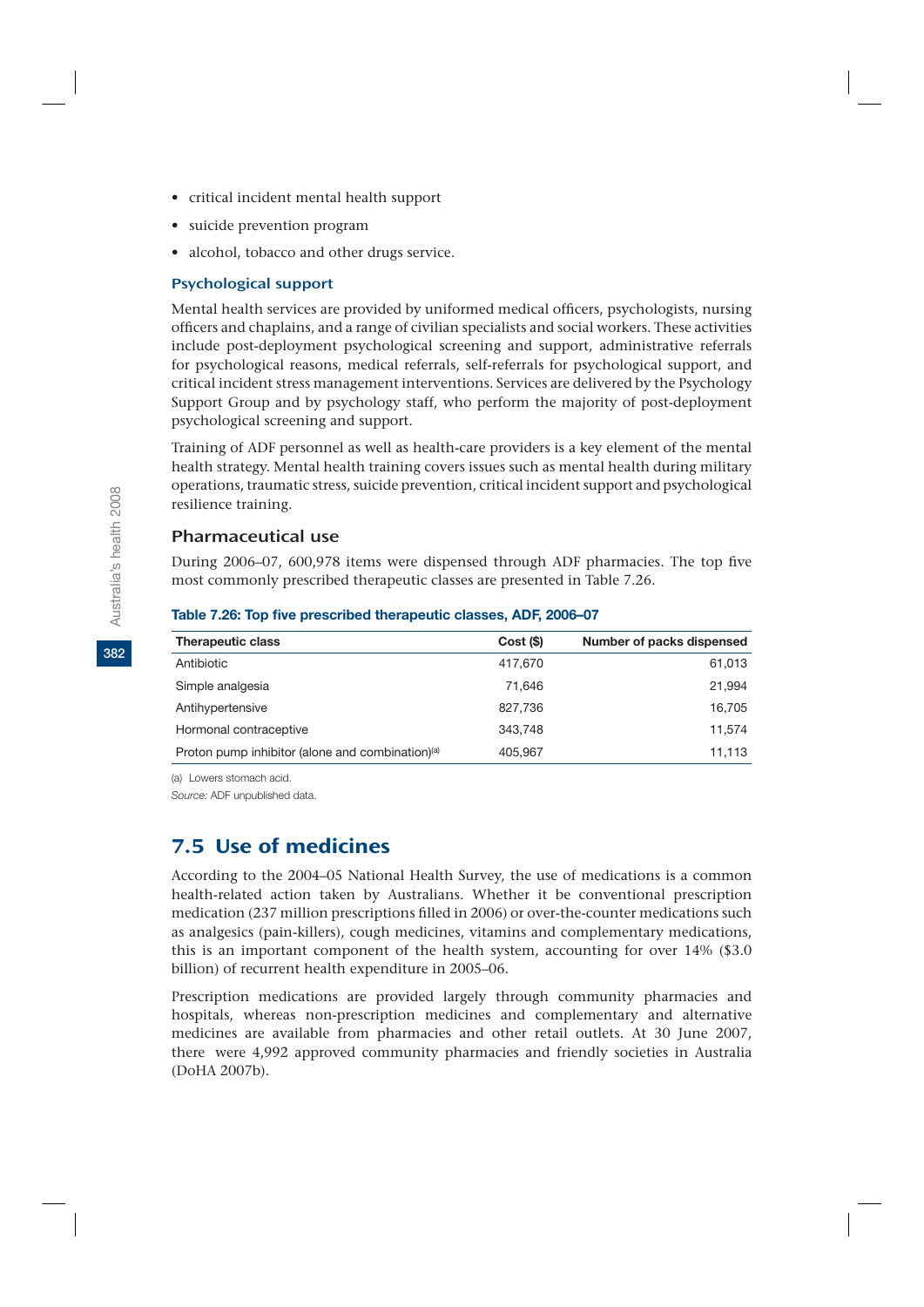- critical incident mental health support
- suicide prevention program
- alcohol, tobacco and other drugs service.

### Psychological support

Mental health services are provided by uniformed medical officers, psychologists, nursing officers and chaplains, and a range of civilian specialists and social workers. These activities include post-deployment psychological screening and support, administrative referrals for psychological reasons, medical referrals, self-referrals for psychological support, and critical incident stress management interventions. Services are delivered by the Psychology Support Group and by psychology staff, who perform the majority of post-deployment psychological screening and support.

Training of ADF personnel as well as health-care providers is a key element of the mental health strategy. Mental health training covers issues such as mental health during military operations, traumatic stress, suicide prevention, critical incident support and psychological resilience training.

## Pharmaceutical use

During 2006–07, 600,978 items were dispensed through ADF pharmacies. The top five most commonly prescribed therapeutic classes are presented in Table 7.26.

**Table 7.26: Top five prescribed therapeutic classes, ADF, 2006–07**

| Therapeutic class | Cost ($) | Number of packs dispensed |
|---|---|---|
| Antibiotic | 417,670 | 61,013 |
| Simple analgesia | 71,646 | 21,994 |
| Antihypertensive | 827,736 | 16,705 |
| Hormonal contraceptive | 343,748 | 11,574 |
| Proton pump inhibitor (alone and combination)[(a)] | 405,967 | 11,113 |

(a) Lowers stomach acid.

*Source:* ADF unpublished data.

# 7.5 Use of medicines

According to the 2004–05 National Health Survey, the use of medications is a common health-related action taken by Australians. Whether it be conventional prescription medication (237 million prescriptions filled in 2006) or over-the-counter medications such as analgesics (pain-killers), cough medicines, vitamins and complementary medications, this is an important component of the health system, accounting for over 14% ($3.0 billion) of recurrent health expenditure in 2005–06.

Prescription medications are provided largely through community pharmacies and hospitals, whereas non-prescription medicines and complementary and alternative medicines are available from pharmacies and other retail outlets. At 30 June 2007, there were 4,992 approved community pharmacies and friendly societies in Australia (DoHA 2007b).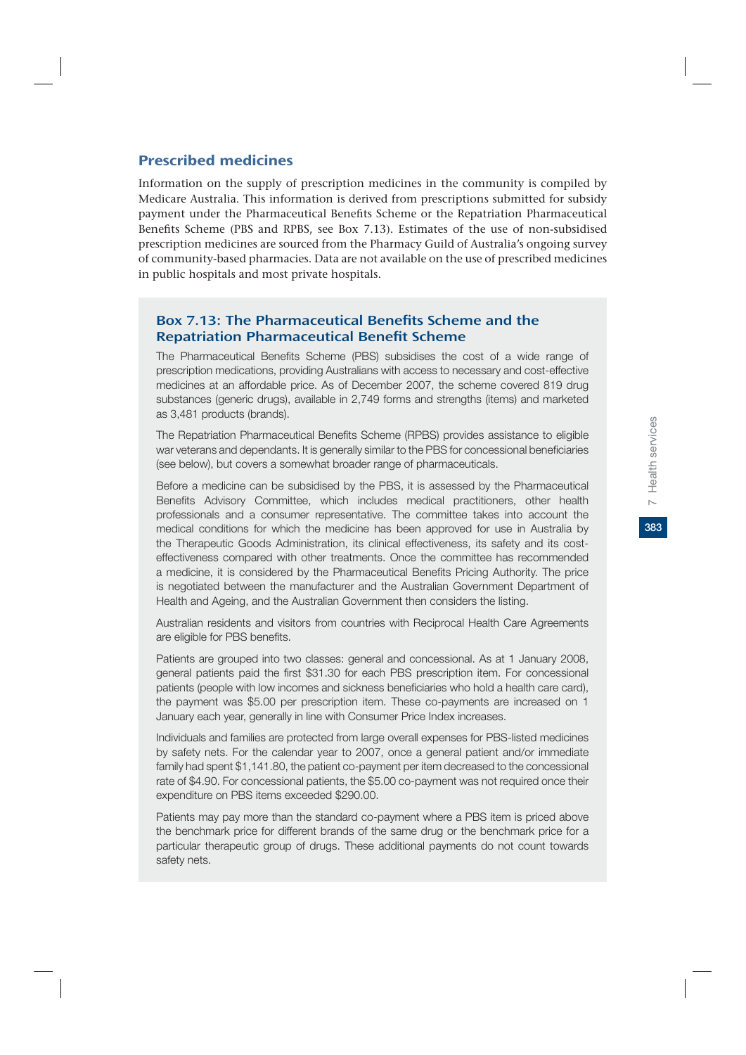## Prescribed medicines

Information on the supply of prescription medicines in the community is compiled by Medicare Australia. This information is derived from prescriptions submitted for subsidy payment under the Pharmaceutical Benefits Scheme or the Repatriation Pharmaceutical Benefits Scheme (PBS and RPBS, see Box 7.13). Estimates of the use of non-subsidised prescription medicines are sourced from the Pharmacy Guild of Australia's ongoing survey of community-based pharmacies. Data are not available on the use of prescribed medicines in public hospitals and most private hospitals.

### Box 7.13: The Pharmaceutical Benefits Scheme and the Repatriation Pharmaceutical Benefit Scheme

The Pharmaceutical Benefits Scheme (PBS) subsidises the cost of a wide range of prescription medications, providing Australians with access to necessary and cost-effective medicines at an affordable price. As of December 2007, the scheme covered 819 drug substances (generic drugs), available in 2,749 forms and strengths (items) and marketed as 3,481 products (brands).

The Repatriation Pharmaceutical Benefits Scheme (RPBS) provides assistance to eligible war veterans and dependants. It is generally similar to the PBS for concessional beneficiaries (see below), but covers a somewhat broader range of pharmaceuticals.

Before a medicine can be subsidised by the PBS, it is assessed by the Pharmaceutical Benefits Advisory Committee, which includes medical practitioners, other health professionals and a consumer representative. The committee takes into account the medical conditions for which the medicine has been approved for use in Australia by the Therapeutic Goods Administration, its clinical effectiveness, its safety and its cost-effectiveness compared with other treatments. Once the committee has recommended a medicine, it is considered by the Pharmaceutical Benefits Pricing Authority. The price is negotiated between the manufacturer and the Australian Government Department of Health and Ageing, and the Australian Government then considers the listing.

Australian residents and visitors from countries with Reciprocal Health Care Agreements are eligible for PBS benefits.

Patients are grouped into two classes: general and concessional. As at 1 January 2008, general patients paid the first $31.30 for each PBS prescription item. For concessional patients (people with low incomes and sickness beneficiaries who hold a health care card), the payment was $5.00 per prescription item. These co-payments are increased on 1 January each year, generally in line with Consumer Price Index increases.

Individuals and families are protected from large overall expenses for PBS-listed medicines by safety nets. For the calendar year to 2007, once a general patient and/or immediate family had spent $1,141.80, the patient co-payment per item decreased to the concessional rate of $4.90. For concessional patients, the $5.00 co-payment was not required once their expenditure on PBS items exceeded $290.00.

Patients may pay more than the standard co-payment where a PBS item is priced above the benchmark price for different brands of the same drug or the benchmark price for a particular therapeutic group of drugs. These additional payments do not count towards safety nets.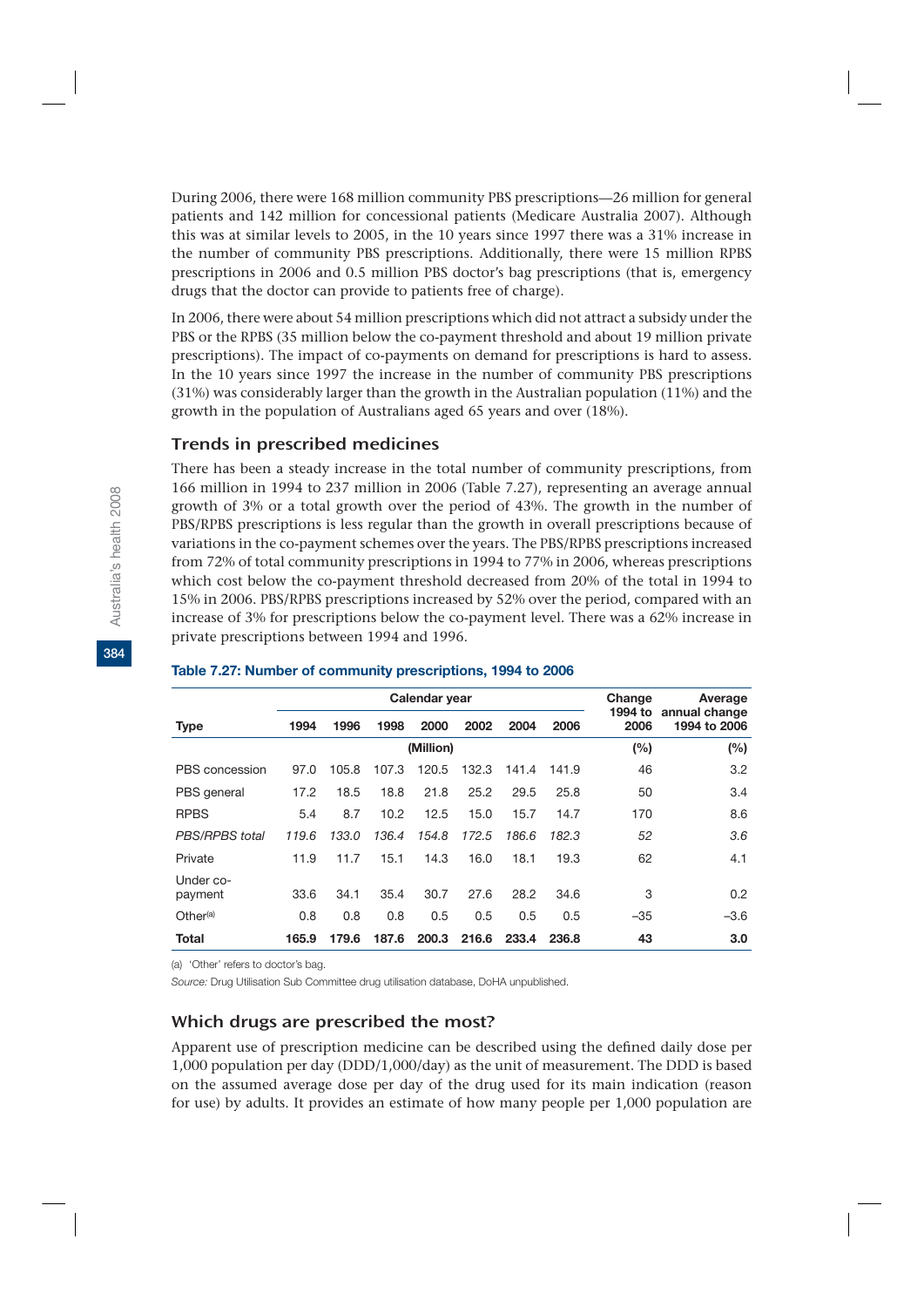During 2006, there were 168 million community PBS prescriptions—26 million for general patients and 142 million for concessional patients (Medicare Australia 2007). Although this was at similar levels to 2005, in the 10 years since 1997 there was a 31% increase in the number of community PBS prescriptions. Additionally, there were 15 million RPBS prescriptions in 2006 and 0.5 million PBS doctor's bag prescriptions (that is, emergency drugs that the doctor can provide to patients free of charge).

In 2006, there were about 54 million prescriptions which did not attract a subsidy under the PBS or the RPBS (35 million below the co-payment threshold and about 19 million private prescriptions). The impact of co-payments on demand for prescriptions is hard to assess. In the 10 years since 1997 the increase in the number of community PBS prescriptions (31%) was considerably larger than the growth in the Australian population (11%) and the growth in the population of Australians aged 65 years and over (18%).

## Trends in prescribed medicines

There has been a steady increase in the total number of community prescriptions, from 166 million in 1994 to 237 million in 2006 (Table 7.27), representing an average annual growth of 3% or a total growth over the period of 43%. The growth in the number of PBS/RPBS prescriptions is less regular than the growth in overall prescriptions because of variations in the co-payment schemes over the years. The PBS/RPBS prescriptions increased from 72% of total community prescriptions in 1994 to 77% in 2006, whereas prescriptions which cost below the co-payment threshold decreased from 20% of the total in 1994 to 15% in 2006. PBS/RPBS prescriptions increased by 52% over the period, compared with an increase of 3% for prescriptions below the co-payment level. There was a 62% increase in private prescriptions between 1994 and 1996.

**Table 7.27: Number of community prescriptions, 1994 to 2006**

| | Calendar year | | | | | | | Change | Average |
|---|---|---|---|---|---|---|---|---|---|
| Type | 1994 | 1996 | 1998 | 2000 | 2002 | 2004 | 2006 | 1994 to 2006 | annual change 1994 to 2006 |
| | (Million) | | | | | | | (%) | (%) |
| PBS concession | 97.0 | 105.8 | 107.3 | 120.5 | 132.3 | 141.4 | 141.9 | 46 | 3.2 |
| PBS general | 17.2 | 18.5 | 18.8 | 21.8 | 25.2 | 29.5 | 25.8 | 50 | 3.4 |
| RPBS | 5.4 | 8.7 | 10.2 | 12.5 | 15.0 | 15.7 | 14.7 | 170 | 8.6 |
| *PBS/RPBS total* | *119.6* | *133.0* | *136.4* | *154.8* | *172.5* | *186.6* | *182.3* | *52* | *3.6* |
| Private | 11.9 | 11.7 | 15.1 | 14.3 | 16.0 | 18.1 | 19.3 | 62 | 4.1 |
| Under co-payment | 33.6 | 34.1 | 35.4 | 30.7 | 27.6 | 28.2 | 34.6 | 3 | 0.2 |
| Other(a) | 0.8 | 0.8 | 0.8 | 0.5 | 0.5 | 0.5 | 0.5 | –35 | –3.6 |
| **Total** | **165.9** | **179.6** | **187.6** | **200.3** | **216.6** | **233.4** | **236.8** | **43** | **3.0** |

(a) 'Other' refers to doctor's bag.

*Source:* Drug Utilisation Sub Committee drug utilisation database, DoHA unpublished.

## Which drugs are prescribed the most?

Apparent use of prescription medicine can be described using the defined daily dose per 1,000 population per day (DDD/1,000/day) as the unit of measurement. The DDD is based on the assumed average dose per day of the drug used for its main indication (reason for use) by adults. It provides an estimate of how many people per 1,000 population are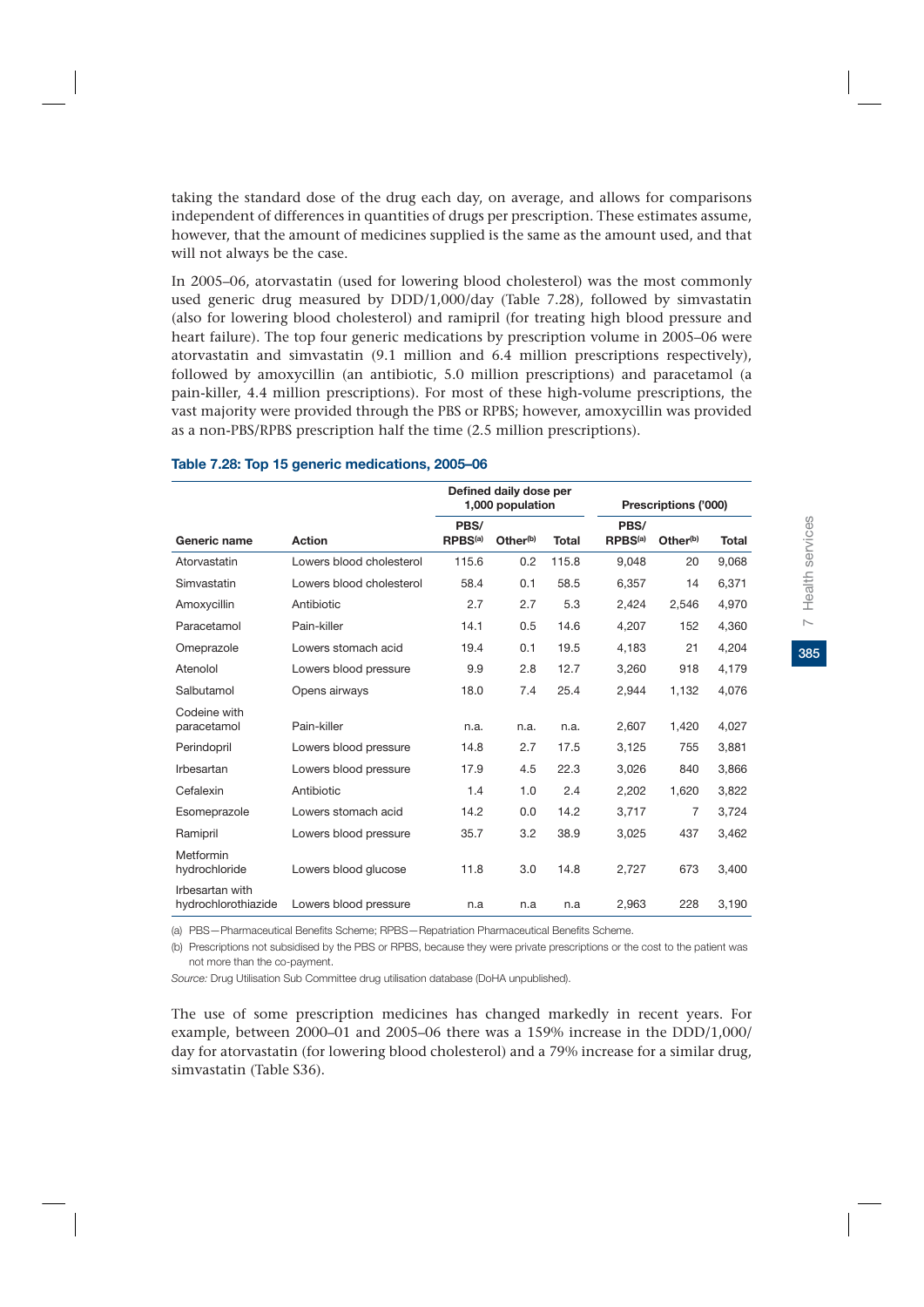taking the standard dose of the drug each day, on average, and allows for comparisons independent of differences in quantities of drugs per prescription. These estimates assume, however, that the amount of medicines supplied is the same as the amount used, and that will not always be the case.

In 2005–06, atorvastatin (used for lowering blood cholesterol) was the most commonly used generic drug measured by DDD/1,000/day (Table 7.28), followed by simvastatin (also for lowering blood cholesterol) and ramipril (for treating high blood pressure and heart failure). The top four generic medications by prescription volume in 2005–06 were atorvastatin and simvastatin (9.1 million and 6.4 million prescriptions respectively), followed by amoxycillin (an antibiotic, 5.0 million prescriptions) and paracetamol (a pain-killer, 4.4 million prescriptions). For most of these high-volume prescriptions, the vast majority were provided through the PBS or RPBS; however, amoxycillin was provided as a non-PBS/RPBS prescription half the time (2.5 million prescriptions).

### Table 7.28: Top 15 generic medications, 2005–06

| | | Defined daily dose per 1,000 population | | | Prescriptions ('000) | | |
|---|---|---|---|---|---|---|---|
| Generic name | Action | PBS/ RPBS[(a)] | Other[(b)] | Total | PBS/ RPBS[(a)] | Other[(b)] | Total |
| Atorvastatin | Lowers blood cholesterol | 115.6 | 0.2 | 115.8 | 9,048 | 20 | 9,068 |
| Simvastatin | Lowers blood cholesterol | 58.4 | 0.1 | 58.5 | 6,357 | 14 | 6,371 |
| Amoxycillin | Antibiotic | 2.7 | 2.7 | 5.3 | 2,424 | 2,546 | 4,970 |
| Paracetamol | Pain-killer | 14.1 | 0.5 | 14.6 | 4,207 | 152 | 4,360 |
| Omeprazole | Lowers stomach acid | 19.4 | 0.1 | 19.5 | 4,183 | 21 | 4,204 |
| Atenolol | Lowers blood pressure | 9.9 | 2.8 | 12.7 | 3,260 | 918 | 4,179 |
| Salbutamol | Opens airways | 18.0 | 7.4 | 25.4 | 2,944 | 1,132 | 4,076 |
| Codeine with paracetamol | Pain-killer | n.a. | n.a. | n.a. | 2,607 | 1,420 | 4,027 |
| Perindopril | Lowers blood pressure | 14.8 | 2.7 | 17.5 | 3,125 | 755 | 3,881 |
| Irbesartan | Lowers blood pressure | 17.9 | 4.5 | 22.3 | 3,026 | 840 | 3,866 |
| Cefalexin | Antibiotic | 1.4 | 1.0 | 2.4 | 2,202 | 1,620 | 3,822 |
| Esomeprazole | Lowers stomach acid | 14.2 | 0.0 | 14.2 | 3,717 | 7 | 3,724 |
| Ramipril | Lowers blood pressure | 35.7 | 3.2 | 38.9 | 3,025 | 437 | 3,462 |
| Metformin hydrochloride | Lowers blood glucose | 11.8 | 3.0 | 14.8 | 2,727 | 673 | 3,400 |
| Irbesartan with hydrochlorothiazide | Lowers blood pressure | n.a | n.a | n.a | 2,963 | 228 | 3,190 |

(a) PBS—Pharmaceutical Benefits Scheme; RPBS—Repatriation Pharmaceutical Benefits Scheme.

(b) Prescriptions not subsidised by the PBS or RPBS, because they were private prescriptions or the cost to the patient was not more than the co-payment.

*Source:* Drug Utilisation Sub Committee drug utilisation database (DoHA unpublished).

The use of some prescription medicines has changed markedly in recent years. For example, between 2000–01 and 2005–06 there was a 159% increase in the DDD/1,000/day for atorvastatin (for lowering blood cholesterol) and a 79% increase for a similar drug, simvastatin (Table S36).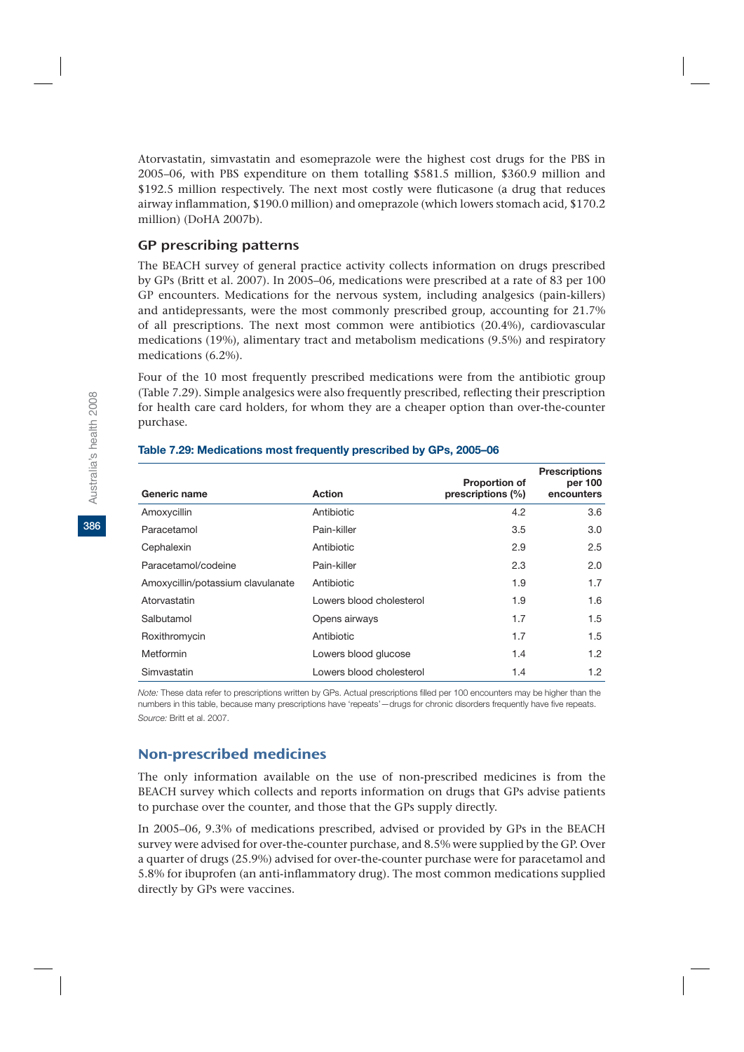Atorvastatin, simvastatin and esomeprazole were the highest cost drugs for the PBS in 2005–06, with PBS expenditure on them totalling $581.5 million, $360.9 million and $192.5 million respectively. The next most costly were fluticasone (a drug that reduces airway inflammation, $190.0 million) and omeprazole (which lowers stomach acid, $170.2 million) (DoHA 2007b).

### GP prescribing patterns

The BEACH survey of general practice activity collects information on drugs prescribed by GPs (Britt et al. 2007). In 2005–06, medications were prescribed at a rate of 83 per 100 GP encounters. Medications for the nervous system, including analgesics (pain-killers) and antidepressants, were the most commonly prescribed group, accounting for 21.7% of all prescriptions. The next most common were antibiotics (20.4%), cardiovascular medications (19%), alimentary tract and metabolism medications (9.5%) and respiratory medications (6.2%).

Four of the 10 most frequently prescribed medications were from the antibiotic group (Table 7.29). Simple analgesics were also frequently prescribed, reflecting their prescription for health care card holders, for whom they are a cheaper option than over-the-counter purchase.

**Table 7.29: Medications most frequently prescribed by GPs, 2005–06**

| Generic name | Action | Proportion of prescriptions (%) | Prescriptions per 100 encounters |
|---|---|---|---|
| Amoxycillin | Antibiotic | 4.2 | 3.6 |
| Paracetamol | Pain-killer | 3.5 | 3.0 |
| Cephalexin | Antibiotic | 2.9 | 2.5 |
| Paracetamol/codeine | Pain-killer | 2.3 | 2.0 |
| Amoxycillin/potassium clavulanate | Antibiotic | 1.9 | 1.7 |
| Atorvastatin | Lowers blood cholesterol | 1.9 | 1.6 |
| Salbutamol | Opens airways | 1.7 | 1.5 |
| Roxithromycin | Antibiotic | 1.7 | 1.5 |
| Metformin | Lowers blood glucose | 1.4 | 1.2 |
| Simvastatin | Lowers blood cholesterol | 1.4 | 1.2 |

*Note:* These data refer to prescriptions written by GPs. Actual prescriptions filled per 100 encounters may be higher than the numbers in this table, because many prescriptions have 'repeats'—drugs for chronic disorders frequently have five repeats.

*Source:* Britt et al. 2007.

## Non-prescribed medicines

The only information available on the use of non-prescribed medicines is from the BEACH survey which collects and reports information on drugs that GPs advise patients to purchase over the counter, and those that the GPs supply directly.

In 2005–06, 9.3% of medications prescribed, advised or provided by GPs in the BEACH survey were advised for over-the-counter purchase, and 8.5% were supplied by the GP. Over a quarter of drugs (25.9%) advised for over-the-counter purchase were for paracetamol and 5.8% for ibuprofen (an anti-inflammatory drug). The most common medications supplied directly by GPs were vaccines.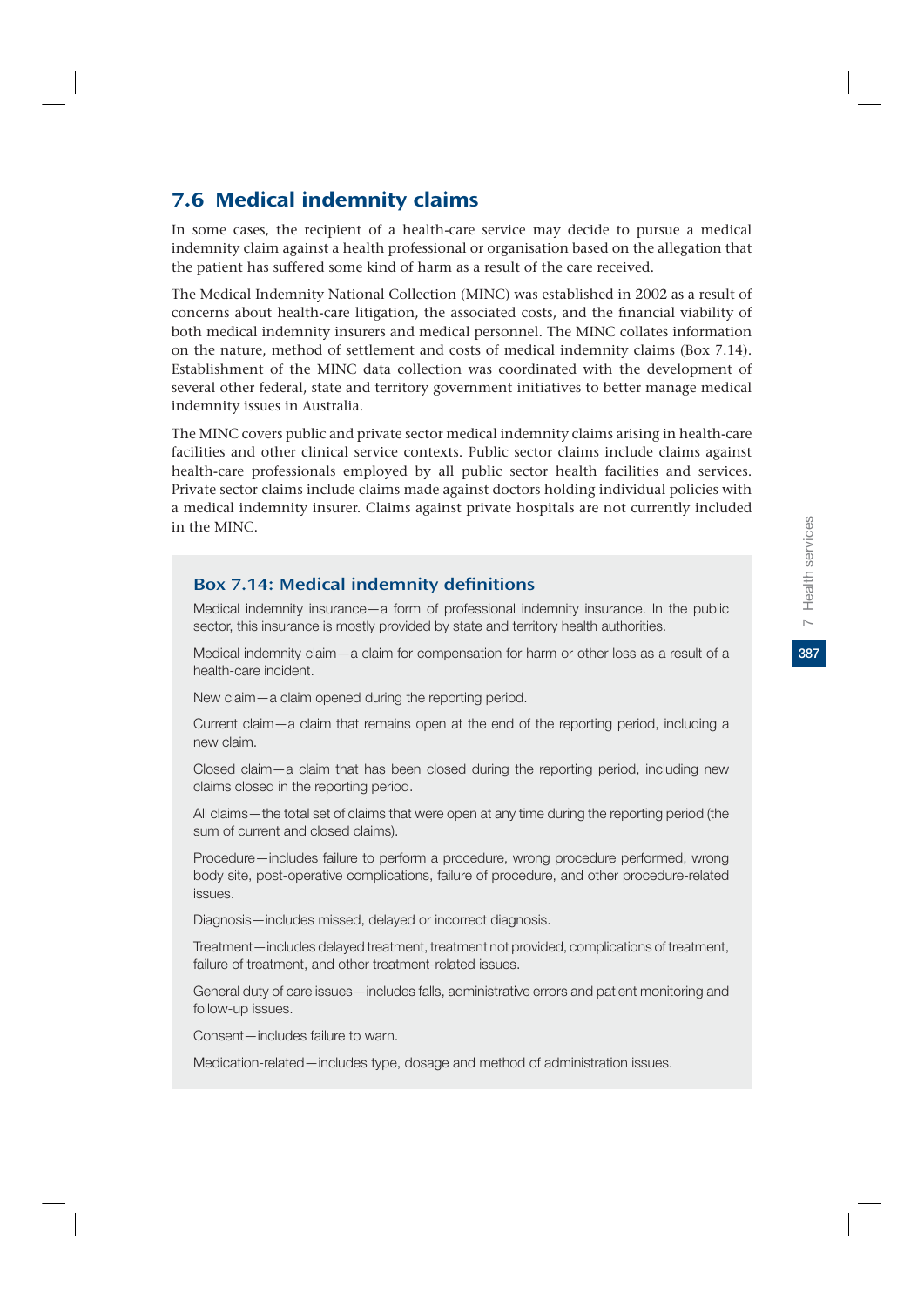## 7.6 Medical indemnity claims

In some cases, the recipient of a health-care service may decide to pursue a medical indemnity claim against a health professional or organisation based on the allegation that the patient has suffered some kind of harm as a result of the care received.

The Medical Indemnity National Collection (MINC) was established in 2002 as a result of concerns about health-care litigation, the associated costs, and the financial viability of both medical indemnity insurers and medical personnel. The MINC collates information on the nature, method of settlement and costs of medical indemnity claims (Box 7.14). Establishment of the MINC data collection was coordinated with the development of several other federal, state and territory government initiatives to better manage medical indemnity issues in Australia.

The MINC covers public and private sector medical indemnity claims arising in health-care facilities and other clinical service contexts. Public sector claims include claims against health-care professionals employed by all public sector health facilities and services. Private sector claims include claims made against doctors holding individual policies with a medical indemnity insurer. Claims against private hospitals are not currently included in the MINC.

### Box 7.14: Medical indemnity definitions

Medical indemnity insurance—a form of professional indemnity insurance. In the public sector, this insurance is mostly provided by state and territory health authorities.

Medical indemnity claim—a claim for compensation for harm or other loss as a result of a health-care incident.

New claim—a claim opened during the reporting period.

Current claim—a claim that remains open at the end of the reporting period, including a new claim.

Closed claim—a claim that has been closed during the reporting period, including new claims closed in the reporting period.

All claims—the total set of claims that were open at any time during the reporting period (the sum of current and closed claims).

Procedure—includes failure to perform a procedure, wrong procedure performed, wrong body site, post-operative complications, failure of procedure, and other procedure-related issues.

Diagnosis—includes missed, delayed or incorrect diagnosis.

Treatment—includes delayed treatment, treatment not provided, complications of treatment, failure of treatment, and other treatment-related issues.

General duty of care issues—includes falls, administrative errors and patient monitoring and follow-up issues.

Consent—includes failure to warn.

Medication-related—includes type, dosage and method of administration issues.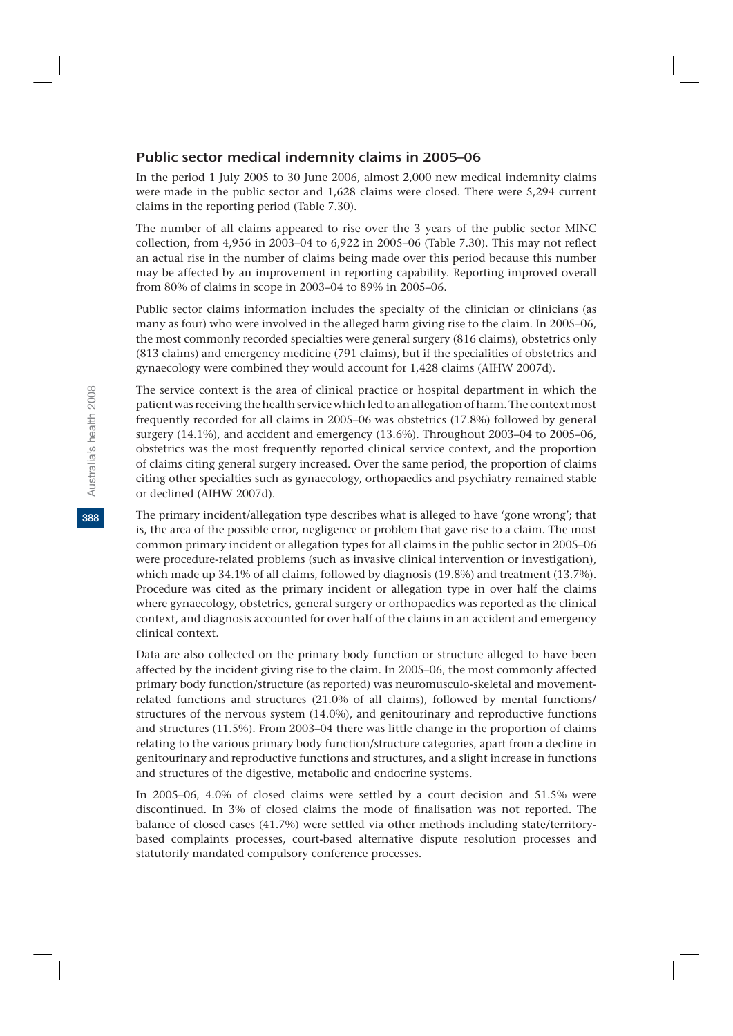## Public sector medical indemnity claims in 2005–06

In the period 1 July 2005 to 30 June 2006, almost 2,000 new medical indemnity claims were made in the public sector and 1,628 claims were closed. There were 5,294 current claims in the reporting period (Table 7.30).

The number of all claims appeared to rise over the 3 years of the public sector MINC collection, from 4,956 in 2003–04 to 6,922 in 2005–06 (Table 7.30). This may not reflect an actual rise in the number of claims being made over this period because this number may be affected by an improvement in reporting capability. Reporting improved overall from 80% of claims in scope in 2003–04 to 89% in 2005–06.

Public sector claims information includes the specialty of the clinician or clinicians (as many as four) who were involved in the alleged harm giving rise to the claim. In 2005–06, the most commonly recorded specialties were general surgery (816 claims), obstetrics only (813 claims) and emergency medicine (791 claims), but if the specialities of obstetrics and gynaecology were combined they would account for 1,428 claims (AIHW 2007d).

The service context is the area of clinical practice or hospital department in which the patient was receiving the health service which led to an allegation of harm. The context most frequently recorded for all claims in 2005–06 was obstetrics (17.8%) followed by general surgery (14.1%), and accident and emergency (13.6%). Throughout 2003–04 to 2005–06, obstetrics was the most frequently reported clinical service context, and the proportion of claims citing general surgery increased. Over the same period, the proportion of claims citing other specialties such as gynaecology, orthopaedics and psychiatry remained stable or declined (AIHW 2007d).

The primary incident/allegation type describes what is alleged to have 'gone wrong'; that is, the area of the possible error, negligence or problem that gave rise to a claim. The most common primary incident or allegation types for all claims in the public sector in 2005–06 were procedure-related problems (such as invasive clinical intervention or investigation), which made up 34.1% of all claims, followed by diagnosis (19.8%) and treatment (13.7%). Procedure was cited as the primary incident or allegation type in over half the claims where gynaecology, obstetrics, general surgery or orthopaedics was reported as the clinical context, and diagnosis accounted for over half of the claims in an accident and emergency clinical context.

Data are also collected on the primary body function or structure alleged to have been affected by the incident giving rise to the claim. In 2005–06, the most commonly affected primary body function/structure (as reported) was neuromusculo-skeletal and movement-related functions and structures (21.0% of all claims), followed by mental functions/structures of the nervous system (14.0%), and genitourinary and reproductive functions and structures (11.5%). From 2003–04 there was little change in the proportion of claims relating to the various primary body function/structure categories, apart from a decline in genitourinary and reproductive functions and structures, and a slight increase in functions and structures of the digestive, metabolic and endocrine systems.

In 2005–06, 4.0% of closed claims were settled by a court decision and 51.5% were discontinued. In 3% of closed claims the mode of finalisation was not reported. The balance of closed cases (41.7%) were settled via other methods including state/territory-based complaints processes, court-based alternative dispute resolution processes and statutorily mandated compulsory conference processes.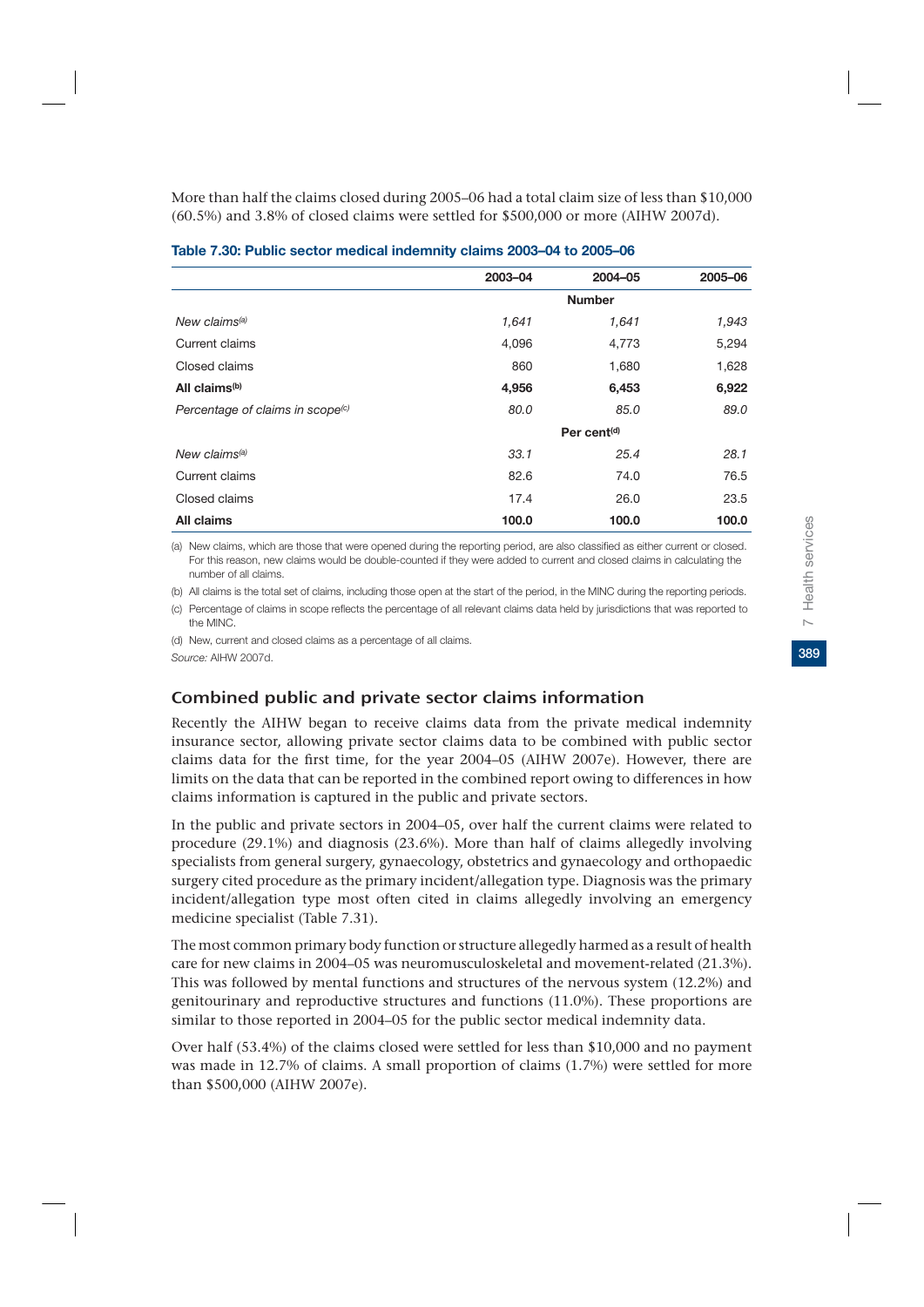More than half the claims closed during 2005–06 had a total claim size of less than $10,000 (60.5%) and 3.8% of closed claims were settled for $500,000 or more (AIHW 2007d).

**Table 7.30: Public sector medical indemnity claims 2003–04 to 2005–06**

| | 2003–04 | 2004–05 | 2005–06 |
|---|---|---|---|
| | | **Number** | |
| *New claims[(a)]* | *1,641* | *1,641* | *1,943* |
| Current claims | 4,096 | 4,773 | 5,294 |
| Closed claims | 860 | 1,680 | 1,628 |
| **All claims[(b)]** | **4,956** | **6,453** | **6,922** |
| *Percentage of claims in scope[(c)]* | *80.0* | *85.0* | *89.0* |
| | | **Per cent[(d)]** | |
| *New claims[(a)]* | *33.1* | *25.4* | *28.1* |
| Current claims | 82.6 | 74.0 | 76.5 |
| Closed claims | 17.4 | 26.0 | 23.5 |
| **All claims** | **100.0** | **100.0** | **100.0** |

(a) New claims, which are those that were opened during the reporting period, are also classified as either current or closed. For this reason, new claims would be double-counted if they were added to current and closed claims in calculating the number of all claims.

(b) All claims is the total set of claims, including those open at the start of the period, in the MINC during the reporting periods.

(c) Percentage of claims in scope reflects the percentage of all relevant claims data held by jurisdictions that was reported to the MINC.

(d) New, current and closed claims as a percentage of all claims.

*Source:* AIHW 2007d.

## Combined public and private sector claims information

Recently the AIHW began to receive claims data from the private medical indemnity insurance sector, allowing private sector claims data to be combined with public sector claims data for the first time, for the year 2004–05 (AIHW 2007e). However, there are limits on the data that can be reported in the combined report owing to differences in how claims information is captured in the public and private sectors.

In the public and private sectors in 2004–05, over half the current claims were related to procedure (29.1%) and diagnosis (23.6%). More than half of claims allegedly involving specialists from general surgery, gynaecology, obstetrics and gynaecology and orthopaedic surgery cited procedure as the primary incident/allegation type. Diagnosis was the primary incident/allegation type most often cited in claims allegedly involving an emergency medicine specialist (Table 7.31).

The most common primary body function or structure allegedly harmed as a result of health care for new claims in 2004–05 was neuromusculoskeletal and movement-related (21.3%). This was followed by mental functions and structures of the nervous system (12.2%) and genitourinary and reproductive structures and functions (11.0%). These proportions are similar to those reported in 2004–05 for the public sector medical indemnity data.

Over half (53.4%) of the claims closed were settled for less than $10,000 and no payment was made in 12.7% of claims. A small proportion of claims (1.7%) were settled for more than $500,000 (AIHW 2007e).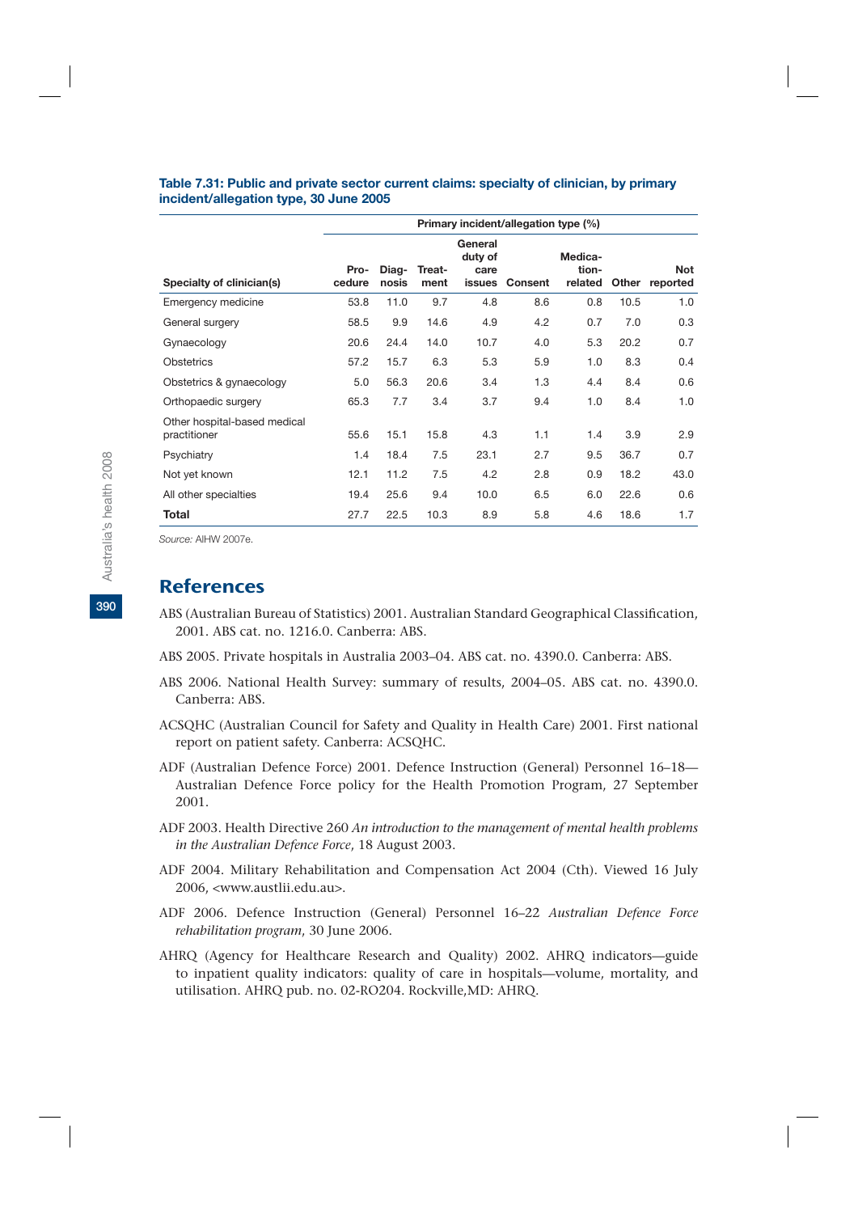**Table 7.31: Public and private sector current claims: specialty of clinician, by primary incident/allegation type, 30 June 2005**

| | Primary incident/allegation type (%) | | | | | | | |
|---|---|---|---|---|---|---|---|---|
| Specialty of clinician(s) | Procedure | Diagnosis | Treatment | General duty of care issues | Consent | Medication-related | Other | Not reported |
| Emergency medicine | 53.8 | 11.0 | 9.7 | 4.8 | 8.6 | 0.8 | 10.5 | 1.0 |
| General surgery | 58.5 | 9.9 | 14.6 | 4.9 | 4.2 | 0.7 | 7.0 | 0.3 |
| Gynaecology | 20.6 | 24.4 | 14.0 | 10.7 | 4.0 | 5.3 | 20.2 | 0.7 |
| Obstetrics | 57.2 | 15.7 | 6.3 | 5.3 | 5.9 | 1.0 | 8.3 | 0.4 |
| Obstetrics & gynaecology | 5.0 | 56.3 | 20.6 | 3.4 | 1.3 | 4.4 | 8.4 | 0.6 |
| Orthopaedic surgery | 65.3 | 7.7 | 3.4 | 3.7 | 9.4 | 1.0 | 8.4 | 1.0 |
| Other hospital-based medical practitioner | 55.6 | 15.1 | 15.8 | 4.3 | 1.1 | 1.4 | 3.9 | 2.9 |
| Psychiatry | 1.4 | 18.4 | 7.5 | 23.1 | 2.7 | 9.5 | 36.7 | 0.7 |
| Not yet known | 12.1 | 11.2 | 7.5 | 4.2 | 2.8 | 0.9 | 18.2 | 43.0 |
| All other specialties | 19.4 | 25.6 | 9.4 | 10.0 | 6.5 | 6.0 | 22.6 | 0.6 |
| **Total** | 27.7 | 22.5 | 10.3 | 8.9 | 5.8 | 4.6 | 18.6 | 1.7 |

*Source:* AIHW 2007e.

## References

ABS (Australian Bureau of Statistics) 2001. Australian Standard Geographical Classification, 2001. ABS cat. no. 1216.0. Canberra: ABS.

ABS 2005. Private hospitals in Australia 2003–04. ABS cat. no. 4390.0. Canberra: ABS.

ABS 2006. National Health Survey: summary of results, 2004–05. ABS cat. no. 4390.0. Canberra: ABS.

ACSQHC (Australian Council for Safety and Quality in Health Care) 2001. First national report on patient safety. Canberra: ACSQHC.

ADF (Australian Defence Force) 2001. Defence Instruction (General) Personnel 16–18—Australian Defence Force policy for the Health Promotion Program, 27 September 2001.

ADF 2003. Health Directive 260 *An introduction to the management of mental health problems in the Australian Defence Force*, 18 August 2003.

ADF 2004. Military Rehabilitation and Compensation Act 2004 (Cth). Viewed 16 July 2006, <www.austlii.edu.au>.

ADF 2006. Defence Instruction (General) Personnel 16–22 *Australian Defence Force rehabilitation program*, 30 June 2006.

AHRQ (Agency for Healthcare Research and Quality) 2002. AHRQ indicators—guide to inpatient quality indicators: quality of care in hospitals—volume, mortality, and utilisation. AHRQ pub. no. 02-RO204. Rockville,MD: AHRQ.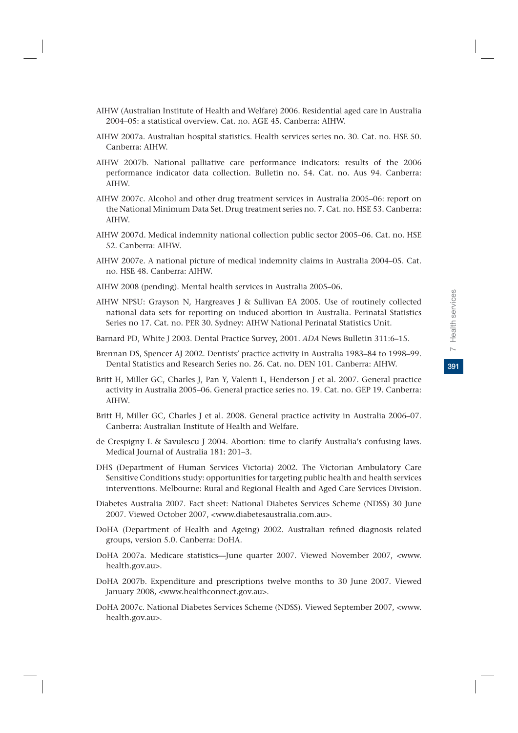AIHW (Australian Institute of Health and Welfare) 2006. Residential aged care in Australia 2004–05: a statistical overview. Cat. no. AGE 45. Canberra: AIHW.

AIHW 2007a. Australian hospital statistics. Health services series no. 30. Cat. no. HSE 50. Canberra: AIHW.

AIHW 2007b. National palliative care performance indicators: results of the 2006 performance indicator data collection. Bulletin no. 54. Cat. no. Aus 94. Canberra: AIHW.

AIHW 2007c. Alcohol and other drug treatment services in Australia 2005–06: report on the National Minimum Data Set. Drug treatment series no. 7. Cat. no. HSE 53. Canberra: AIHW.

AIHW 2007d. Medical indemnity national collection public sector 2005–06. Cat. no. HSE 52. Canberra: AIHW.

AIHW 2007e. A national picture of medical indemnity claims in Australia 2004–05. Cat. no. HSE 48. Canberra: AIHW.

AIHW 2008 (pending). Mental health services in Australia 2005–06.

AIHW NPSU: Grayson N, Hargreaves J & Sullivan EA 2005. Use of routinely collected national data sets for reporting on induced abortion in Australia. Perinatal Statistics Series no 17. Cat. no. PER 30. Sydney: AIHW National Perinatal Statistics Unit.

Barnard PD, White J 2003. Dental Practice Survey, 2001. *ADA* News Bulletin 311:6–15.

Brennan DS, Spencer AJ 2002. Dentists' practice activity in Australia 1983–84 to 1998–99. Dental Statistics and Research Series no. 26. Cat. no. DEN 101. Canberra: AIHW.

Britt H, Miller GC, Charles J, Pan Y, Valenti L, Henderson J et al. 2007. General practice activity in Australia 2005–06. General practice series no. 19. Cat. no. GEP 19. Canberra: AIHW.

Britt H, Miller GC, Charles J et al. 2008. General practice activity in Australia 2006–07. Canberra: Australian Institute of Health and Welfare.

de Crespigny L & Savulescu J 2004. Abortion: time to clarify Australia's confusing laws. Medical Journal of Australia 181: 201–3.

DHS (Department of Human Services Victoria) 2002. The Victorian Ambulatory Care Sensitive Conditions study: opportunities for targeting public health and health services interventions. Melbourne: Rural and Regional Health and Aged Care Services Division.

Diabetes Australia 2007. Fact sheet: National Diabetes Services Scheme (NDSS) 30 June 2007. Viewed October 2007, <www.diabetesaustralia.com.au>.

DoHA (Department of Health and Ageing) 2002. Australian refined diagnosis related groups, version 5.0. Canberra: DoHA.

DoHA 2007a. Medicare statistics—June quarter 2007. Viewed November 2007, <www.health.gov.au>.

DoHA 2007b. Expenditure and prescriptions twelve months to 30 June 2007. Viewed January 2008, <www.healthconnect.gov.au>.

DoHA 2007c. National Diabetes Services Scheme (NDSS). Viewed September 2007, <www.health.gov.au>.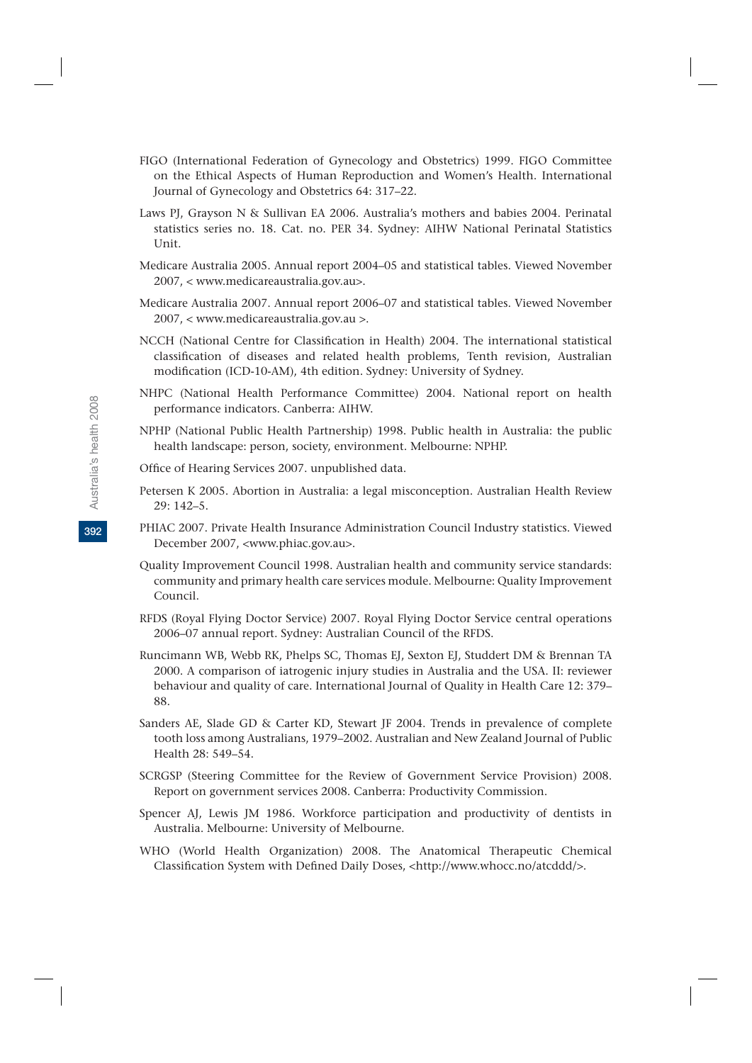FIGO (International Federation of Gynecology and Obstetrics) 1999. FIGO Committee on the Ethical Aspects of Human Reproduction and Women's Health. International Journal of Gynecology and Obstetrics 64: 317–22.

Laws PJ, Grayson N & Sullivan EA 2006. Australia's mothers and babies 2004. Perinatal statistics series no. 18. Cat. no. PER 34. Sydney: AIHW National Perinatal Statistics Unit.

Medicare Australia 2005. Annual report 2004–05 and statistical tables. Viewed November 2007, < www.medicareaustralia.gov.au>.

Medicare Australia 2007. Annual report 2006–07 and statistical tables. Viewed November 2007, < www.medicareaustralia.gov.au >.

NCCH (National Centre for Classification in Health) 2004. The international statistical classification of diseases and related health problems, Tenth revision, Australian modification (ICD-10-AM), 4th edition. Sydney: University of Sydney.

NHPC (National Health Performance Committee) 2004. National report on health performance indicators. Canberra: AIHW.

NPHP (National Public Health Partnership) 1998. Public health in Australia: the public health landscape: person, society, environment. Melbourne: NPHP.

Office of Hearing Services 2007. unpublished data.

Petersen K 2005. Abortion in Australia: a legal misconception. Australian Health Review 29: 142–5.

PHIAC 2007. Private Health Insurance Administration Council Industry statistics. Viewed December 2007, <www.phiac.gov.au>.

Quality Improvement Council 1998. Australian health and community service standards: community and primary health care services module. Melbourne: Quality Improvement Council.

RFDS (Royal Flying Doctor Service) 2007. Royal Flying Doctor Service central operations 2006–07 annual report. Sydney: Australian Council of the RFDS.

Runcimann WB, Webb RK, Phelps SC, Thomas EJ, Sexton EJ, Studdert DM & Brennan TA 2000. A comparison of iatrogenic injury studies in Australia and the USA. II: reviewer behaviour and quality of care. International Journal of Quality in Health Care 12: 379–88.

Sanders AE, Slade GD & Carter KD, Stewart JF 2004. Trends in prevalence of complete tooth loss among Australians, 1979–2002. Australian and New Zealand Journal of Public Health 28: 549–54.

SCRGSP (Steering Committee for the Review of Government Service Provision) 2008. Report on government services 2008. Canberra: Productivity Commission.

Spencer AJ, Lewis JM 1986. Workforce participation and productivity of dentists in Australia. Melbourne: University of Melbourne.

WHO (World Health Organization) 2008. The Anatomical Therapeutic Chemical Classification System with Defined Daily Doses, <http://www.whocc.no/atcddd/>.